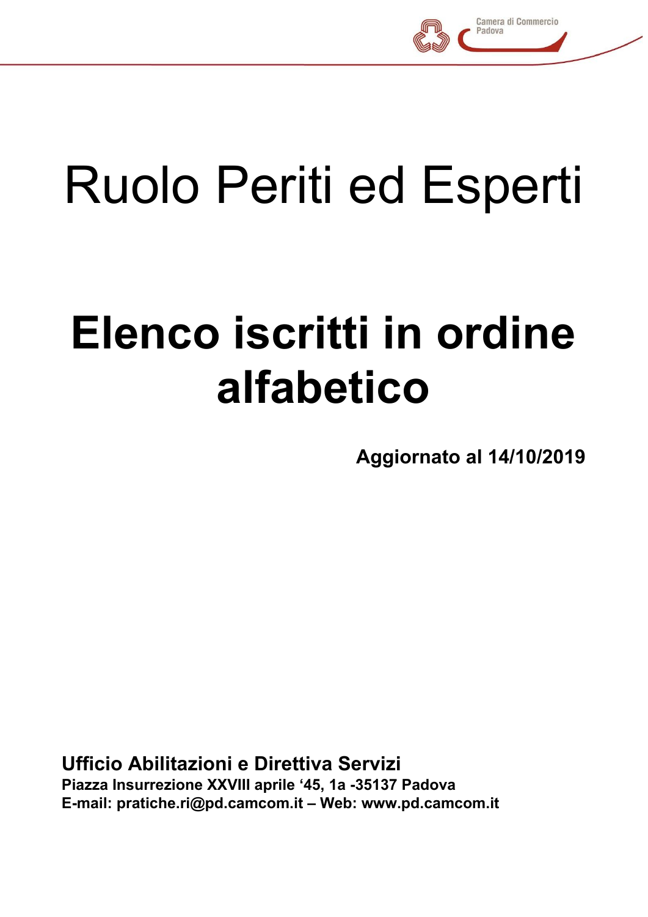# Ruolo Periti ed Esperti

# Elenco iscritti in ordine alfabetico

**Aggiornato al 14/10/2019**

**Ufficio Abilitazioni e Direttiva Servizi**
**Piazza Insurrezione XXVIII aprile '45, 1a -35137 Padova**
**E-mail: pratiche.ri@pd.camcom.it – Web: www.pd.camcom.it**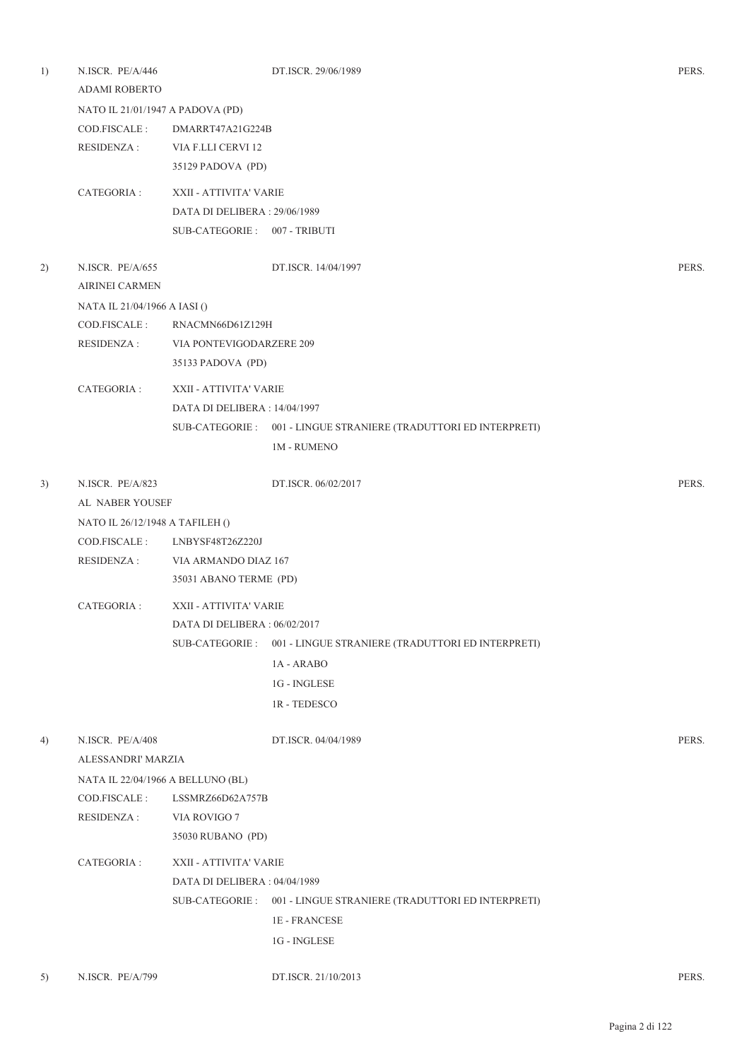1) N.ISCR. PE/A/446 DT.ISCR. 29/06/1989 PERS.

ADAMI ROBERTO

NATO IL 21/01/1947 A PADOVA (PD)

COD.FISCALE : DMARRT47A21G224B

RESIDENZA : VIA F.LLI CERVI 12
35129 PADOVA (PD)

CATEGORIA : XXII - ATTIVITA' VARIE
DATA DI DELIBERA : 29/06/1989
SUB-CATEGORIE : 007 - TRIBUTI

2) N.ISCR. PE/A/655 DT.ISCR. 14/04/1997 PERS.

AIRINEI CARMEN

NATA IL 21/04/1966 A IASI ()

COD.FISCALE : RNACMN66D61Z129H

RESIDENZA : VIA PONTEVIGODARZERE 209
35133 PADOVA (PD)

CATEGORIA : XXII - ATTIVITA' VARIE
DATA DI DELIBERA : 14/04/1997
SUB-CATEGORIE : 001 - LINGUE STRANIERE (TRADUTTORI ED INTERPRETI)
1M - RUMENO

3) N.ISCR. PE/A/823 DT.ISCR. 06/02/2017 PERS.

AL NABER YOUSEF

NATO IL 26/12/1948 A TAFILEH ()

COD.FISCALE : LNBYSF48T26Z220J

RESIDENZA : VIA ARMANDO DIAZ 167
35031 ABANO TERME (PD)

CATEGORIA : XXII - ATTIVITA' VARIE
DATA DI DELIBERA : 06/02/2017
SUB-CATEGORIE : 001 - LINGUE STRANIERE (TRADUTTORI ED INTERPRETI)
1A - ARABO
1G - INGLESE
1R - TEDESCO

4) N.ISCR. PE/A/408 DT.ISCR. 04/04/1989 PERS.

ALESSANDRI' MARZIA

NATA IL 22/04/1966 A BELLUNO (BL)

COD.FISCALE : LSSMRZ66D62A757B

RESIDENZA : VIA ROVIGO 7
35030 RUBANO (PD)

CATEGORIA : XXII - ATTIVITA' VARIE
DATA DI DELIBERA : 04/04/1989
SUB-CATEGORIE : 001 - LINGUE STRANIERE (TRADUTTORI ED INTERPRETI)
1E - FRANCESE
1G - INGLESE

5) N.ISCR. PE/A/799 DT.ISCR. 21/10/2013 PERS.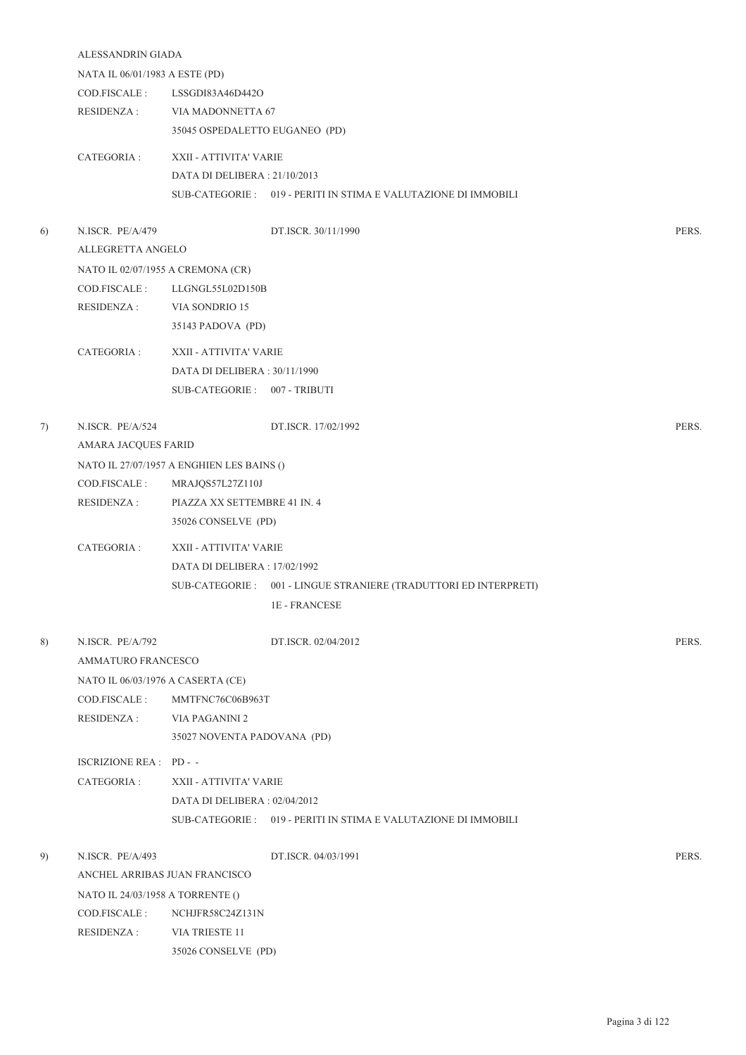ALESSANDRIN GIADA

NATA IL 06/01/1983 A ESTE (PD)

COD.FISCALE : LSSGDI83A46D442O

RESIDENZA : VIA MADONNETTA 67
35045 OSPEDALETTO EUGANEO (PD)

CATEGORIA : XXII - ATTIVITA' VARIE
DATA DI DELIBERA : 21/10/2013
SUB-CATEGORIE : 019 - PERITI IN STIMA E VALUTAZIONE DI IMMOBILI

6) N.ISCR. PE/A/479 DT.ISCR. 30/11/1990 PERS.

ALLEGRETTA ANGELO

NATO IL 02/07/1955 A CREMONA (CR)

COD.FISCALE : LLGNGL55L02D150B

RESIDENZA : VIA SONDRIO 15
35143 PADOVA (PD)

CATEGORIA : XXII - ATTIVITA' VARIE
DATA DI DELIBERA : 30/11/1990
SUB-CATEGORIE : 007 - TRIBUTI

7) N.ISCR. PE/A/524 DT.ISCR. 17/02/1992 PERS.

AMARA JACQUES FARID

NATO IL 27/07/1957 A ENGHIEN LES BAINS ()

COD.FISCALE : MRAJQS57L27Z110J

RESIDENZA : PIAZZA XX SETTEMBRE 41 IN. 4
35026 CONSELVE (PD)

CATEGORIA : XXII - ATTIVITA' VARIE
DATA DI DELIBERA : 17/02/1992
SUB-CATEGORIE : 001 - LINGUE STRANIERE (TRADUTTORI ED INTERPRETI)
1E - FRANCESE

8) N.ISCR. PE/A/792 DT.ISCR. 02/04/2012 PERS.

AMMATURO FRANCESCO

NATO IL 06/03/1976 A CASERTA (CE)

COD.FISCALE : MMTFNC76C06B963T

RESIDENZA : VIA PAGANINI 2
35027 NOVENTA PADOVANA (PD)

ISCRIZIONE REA : PD - -

CATEGORIA : XXII - ATTIVITA' VARIE
DATA DI DELIBERA : 02/04/2012
SUB-CATEGORIE : 019 - PERITI IN STIMA E VALUTAZIONE DI IMMOBILI

9) N.ISCR. PE/A/493 DT.ISCR. 04/03/1991 PERS.

ANCHEL ARRIBAS JUAN FRANCISCO

NATO IL 24/03/1958 A TORRENTE ()

COD.FISCALE : NCHJFR58C24Z131N

RESIDENZA : VIA TRIESTE 11
35026 CONSELVE (PD)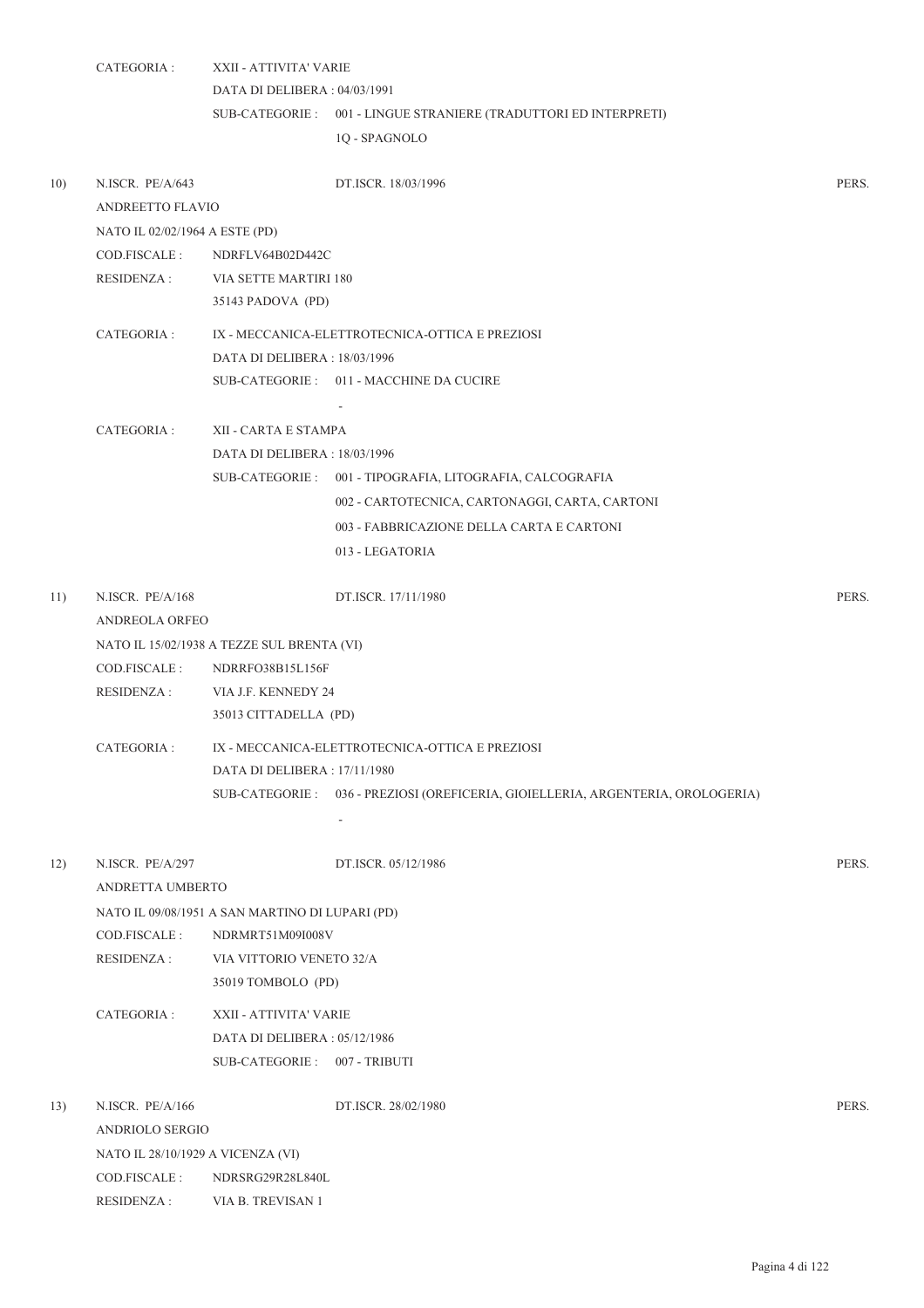CATEGORIA : XXII - ATTIVITA' VARIE
DATA DI DELIBERA : 04/03/1991
SUB-CATEGORIE : 001 - LINGUE STRANIERE (TRADUTTORI ED INTERPRETI)
1Q - SPAGNOLO

10) N.ISCR. PE/A/643 DT.ISCR. 18/03/1996 PERS.

ANDREETTO FLAVIO
NATO IL 02/02/1964 A ESTE (PD)
COD.FISCALE : NDRFLV64B02D442C
RESIDENZA : VIA SETTE MARTIRI 180
35143 PADOVA (PD)

CATEGORIA : IX - MECCANICA-ELETTROTECNICA-OTTICA E PREZIOSI
DATA DI DELIBERA : 18/03/1996
SUB-CATEGORIE : 011 - MACCHINE DA CUCIRE
-

CATEGORIA : XII - CARTA E STAMPA
DATA DI DELIBERA : 18/03/1996
SUB-CATEGORIE : 001 - TIPOGRAFIA, LITOGRAFIA, CALCOGRAFIA
002 - CARTOTECNICA, CARTONAGGI, CARTA, CARTONI
003 - FABBRICAZIONE DELLA CARTA E CARTONI
013 - LEGATORIA

11) N.ISCR. PE/A/168 DT.ISCR. 17/11/1980 PERS.

ANDREOLA ORFEO
NATO IL 15/02/1938 A TEZZE SUL BRENTA (VI)
COD.FISCALE : NDRRFO38B15L156F
RESIDENZA : VIA J.F. KENNEDY 24
35013 CITTADELLA (PD)

CATEGORIA : IX - MECCANICA-ELETTROTECNICA-OTTICA E PREZIOSI
DATA DI DELIBERA : 17/11/1980
SUB-CATEGORIE : 036 - PREZIOSI (OREFICERIA, GIOIELLERIA, ARGENTERIA, OROLOGERIA)
-

12) N.ISCR. PE/A/297 DT.ISCR. 05/12/1986 PERS.

ANDRETTA UMBERTO
NATO IL 09/08/1951 A SAN MARTINO DI LUPARI (PD)
COD.FISCALE : NDRMRT51M09I008V
RESIDENZA : VIA VITTORIO VENETO 32/A
35019 TOMBOLO (PD)

CATEGORIA : XXII - ATTIVITA' VARIE
DATA DI DELIBERA : 05/12/1986
SUB-CATEGORIE : 007 - TRIBUTI

13) N.ISCR. PE/A/166 DT.ISCR. 28/02/1980 PERS.

ANDRIOLO SERGIO
NATO IL 28/10/1929 A VICENZA (VI)
COD.FISCALE : NDRSRG29R28L840L
RESIDENZA : VIA B. TREVISAN 1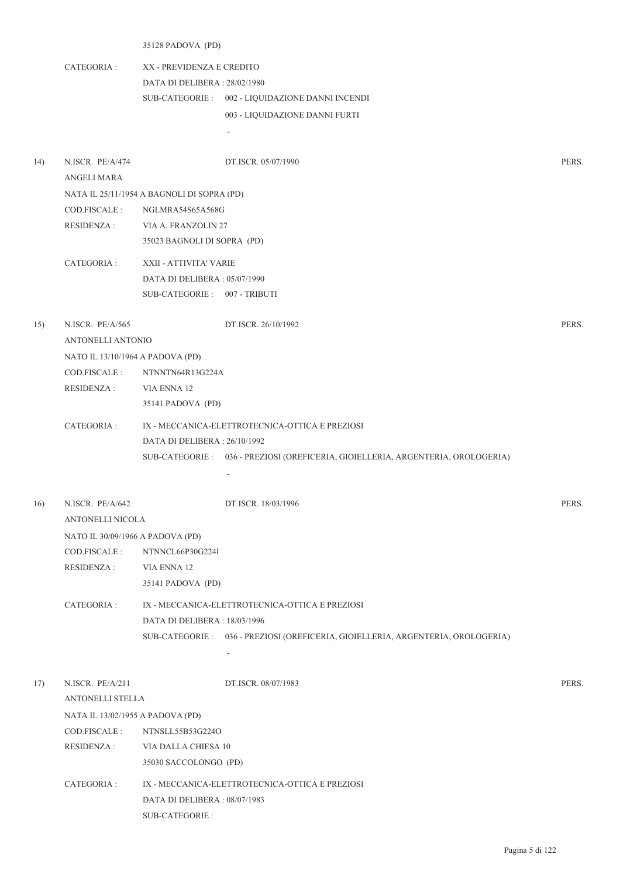35128 PADOVA (PD)

CATEGORIA : XX - PREVIDENZA E CREDITO
DATA DI DELIBERA : 28/02/1980
SUB-CATEGORIE : 002 - LIQUIDAZIONE DANNI INCENDI
003 - LIQUIDAZIONE DANNI FURTI
-

14) N.ISCR. PE/A/474 DT.ISCR. 05/07/1990 PERS.
ANGELI MARA
NATA IL 25/11/1954 A BAGNOLI DI SOPRA (PD)
COD.FISCALE : NGLMRA54S65A568G
RESIDENZA : VIA A. FRANZOLIN 27
35023 BAGNOLI DI SOPRA (PD)

CATEGORIA : XXII - ATTIVITA' VARIE
DATA DI DELIBERA : 05/07/1990
SUB-CATEGORIE : 007 - TRIBUTI

15) N.ISCR. PE/A/565 DT.ISCR. 26/10/1992 PERS.
ANTONELLI ANTONIO
NATO IL 13/10/1964 A PADOVA (PD)
COD.FISCALE : NTNNTN64R13G224A
RESIDENZA : VIA ENNA 12
35141 PADOVA (PD)

CATEGORIA : IX - MECCANICA-ELETTROTECNICA-OTTICA E PREZIOSI
DATA DI DELIBERA : 26/10/1992
SUB-CATEGORIE : 036 - PREZIOSI (OREFICERIA, GIOIELLERIA, ARGENTERIA, OROLOGERIA)
-

16) N.ISCR. PE/A/642 DT.ISCR. 18/03/1996 PERS.
ANTONELLI NICOLA
NATO IL 30/09/1966 A PADOVA (PD)
COD.FISCALE : NTNNCL66P30G224I
RESIDENZA : VIA ENNA 12
35141 PADOVA (PD)

CATEGORIA : IX - MECCANICA-ELETTROTECNICA-OTTICA E PREZIOSI
DATA DI DELIBERA : 18/03/1996
SUB-CATEGORIE : 036 - PREZIOSI (OREFICERIA, GIOIELLERIA, ARGENTERIA, OROLOGERIA)
-

17) N.ISCR. PE/A/211 DT.ISCR. 08/07/1983 PERS.
ANTONELLI STELLA
NATA IL 13/02/1955 A PADOVA (PD)
COD.FISCALE : NTNSLL55B53G224O
RESIDENZA : VIA DALLA CHIESA 10
35030 SACCOLONGO (PD)

CATEGORIA : IX - MECCANICA-ELETTROTECNICA-OTTICA E PREZIOSI
DATA DI DELIBERA : 08/07/1983
SUB-CATEGORIE :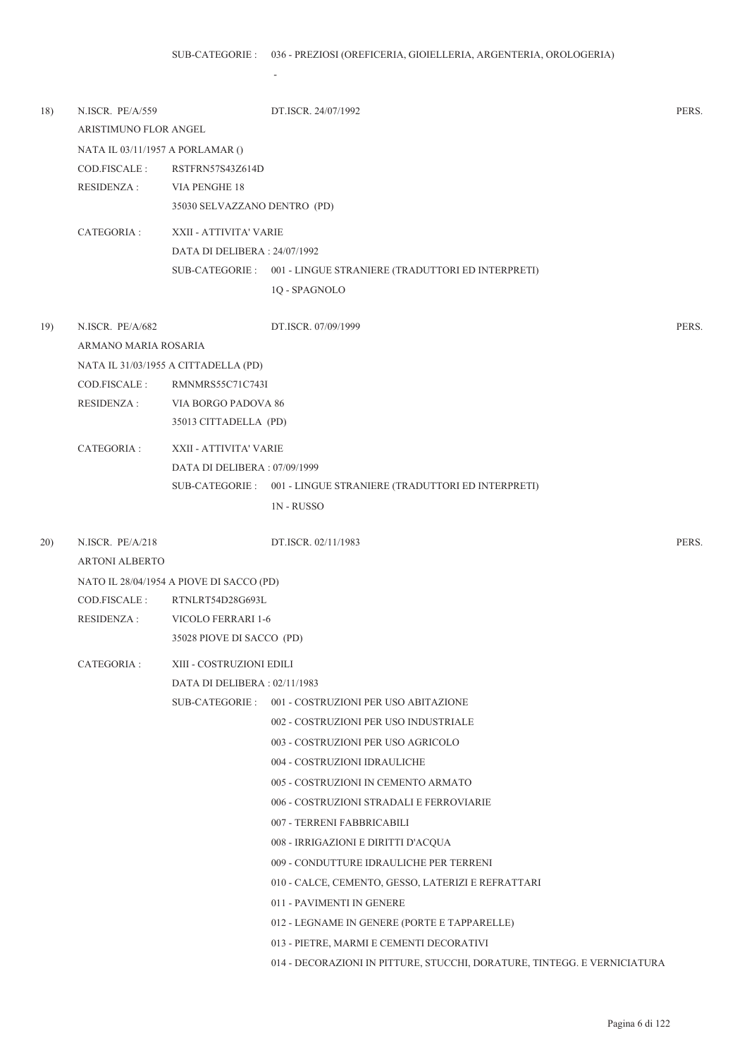SUB-CATEGORIE : 036 - PREZIOSI (OREFICERIA, GIOIELLERIA, ARGENTERIA, OROLOGERIA)

-

18) N.ISCR. PE/A/559 DT.ISCR. 24/07/1992 PERS.

ARISTIMUNO FLOR ANGEL

NATA IL 03/11/1957 A PORLAMAR ()

COD.FISCALE : RSTFRN57S43Z614D

RESIDENZA : VIA PENGHE 18

35030 SELVAZZANO DENTRO (PD)

CATEGORIA : XXII - ATTIVITA' VARIE

DATA DI DELIBERA : 24/07/1992

SUB-CATEGORIE : 001 - LINGUE STRANIERE (TRADUTTORI ED INTERPRETI)

1Q - SPAGNOLO

19) N.ISCR. PE/A/682 DT.ISCR. 07/09/1999 PERS.

ARMANO MARIA ROSARIA

NATA IL 31/03/1955 A CITTADELLA (PD)

COD.FISCALE : RMNMRS55C71C743I

RESIDENZA : VIA BORGO PADOVA 86

35013 CITTADELLA (PD)

CATEGORIA : XXII - ATTIVITA' VARIE

DATA DI DELIBERA : 07/09/1999

SUB-CATEGORIE : 001 - LINGUE STRANIERE (TRADUTTORI ED INTERPRETI)

1N - RUSSO

20) N.ISCR. PE/A/218 DT.ISCR. 02/11/1983 PERS.

ARTONI ALBERTO

NATO IL 28/04/1954 A PIOVE DI SACCO (PD)

COD.FISCALE : RTNLRT54D28G693L

RESIDENZA : VICOLO FERRARI 1-6

35028 PIOVE DI SACCO (PD)

CATEGORIA : XIII - COSTRUZIONI EDILI

DATA DI DELIBERA : 02/11/1983

SUB-CATEGORIE : 001 - COSTRUZIONI PER USO ABITAZIONE

002 - COSTRUZIONI PER USO INDUSTRIALE

003 - COSTRUZIONI PER USO AGRICOLO

004 - COSTRUZIONI IDRAULICHE

005 - COSTRUZIONI IN CEMENTO ARMATO

006 - COSTRUZIONI STRADALI E FERROVIARIE

007 - TERRENI FABBRICABILI

008 - IRRIGAZIONI E DIRITTI D'ACQUA

009 - CONDUTTURE IDRAULICHE PER TERRENI

010 - CALCE, CEMENTO, GESSO, LATERIZI E REFRATTARI

011 - PAVIMENTI IN GENERE

012 - LEGNAME IN GENERE (PORTE E TAPPARELLE)

013 - PIETRE, MARMI E CEMENTI DECORATIVI

014 - DECORAZIONI IN PITTURE, STUCCHI, DORATURE, TINTEGG. E VERNICIATURA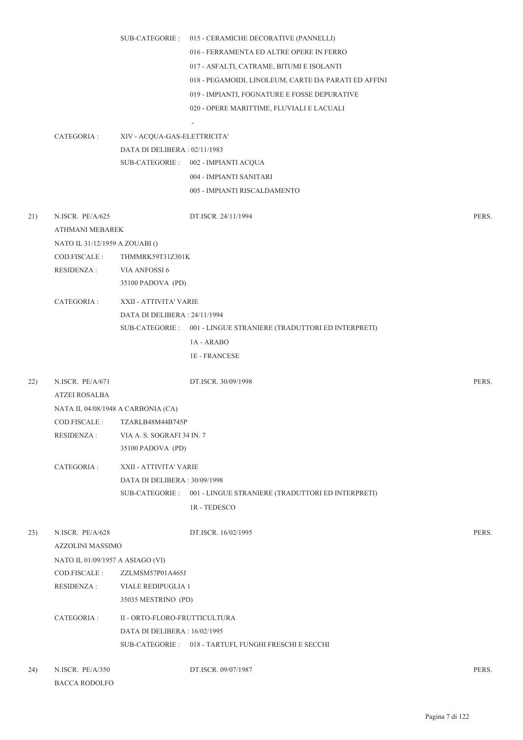SUB-CATEGORIE : 015 - CERAMICHE DECORATIVE (PANNELLI)
016 - FERRAMENTA ED ALTRE OPERE IN FERRO
017 - ASFALTI, CATRAME, BITUMI E ISOLANTI
018 - PEGAMOIDI, LINOLEUM, CARTE DA PARATI ED AFFINI
019 - IMPIANTI, FOGNATURE E FOSSE DEPURATIVE
020 - OPERE MARITTIME, FLUVIALI E LACUALI
-

CATEGORIA : XIV - ACQUA-GAS-ELETTRICITA'
DATA DI DELIBERA : 02/11/1983
SUB-CATEGORIE : 002 - IMPIANTI ACQUA
004 - IMPIANTI SANITARI
005 - IMPIANTI RISCALDAMENTO

21) N.ISCR. PE/A/625 DT.ISCR. 24/11/1994 PERS.
ATHMANI MEBAREK
NATO IL 31/12/1959 A ZOUABI ()
COD.FISCALE : THMMRK59T31Z301K
RESIDENZA : VIA ANFOSSI 6
35100 PADOVA (PD)

CATEGORIA : XXII - ATTIVITA' VARIE
DATA DI DELIBERA : 24/11/1994
SUB-CATEGORIE : 001 - LINGUE STRANIERE (TRADUTTORI ED INTERPRETI)
1A - ARABO
1E - FRANCESE

22) N.ISCR. PE/A/671 DT.ISCR. 30/09/1998 PERS.
ATZEI ROSALBA
NATA IL 04/08/1948 A CARBONIA (CA)
COD.FISCALE : TZARLB48M44B745P
RESIDENZA : VIA A. S. SOGRAFI 34 IN. 7
35100 PADOVA (PD)

CATEGORIA : XXII - ATTIVITA' VARIE
DATA DI DELIBERA : 30/09/1998
SUB-CATEGORIE : 001 - LINGUE STRANIERE (TRADUTTORI ED INTERPRETI)
1R - TEDESCO

23) N.ISCR. PE/A/628 DT.ISCR. 16/02/1995 PERS.
AZZOLINI MASSIMO
NATO IL 01/09/1957 A ASIAGO (VI)
COD.FISCALE : ZZLMSM57P01A465J
RESIDENZA : VIALE REDIPUGLIA 1
35035 MESTRINO (PD)

CATEGORIA : II - ORTO-FLORO-FRUTTICULTURA
DATA DI DELIBERA : 16/02/1995
SUB-CATEGORIE : 018 - TARTUFI, FUNGHI FRESCHI E SECCHI

24) N.ISCR. PE/A/350 DT.ISCR. 09/07/1987 PERS.
BACCA RODOLFO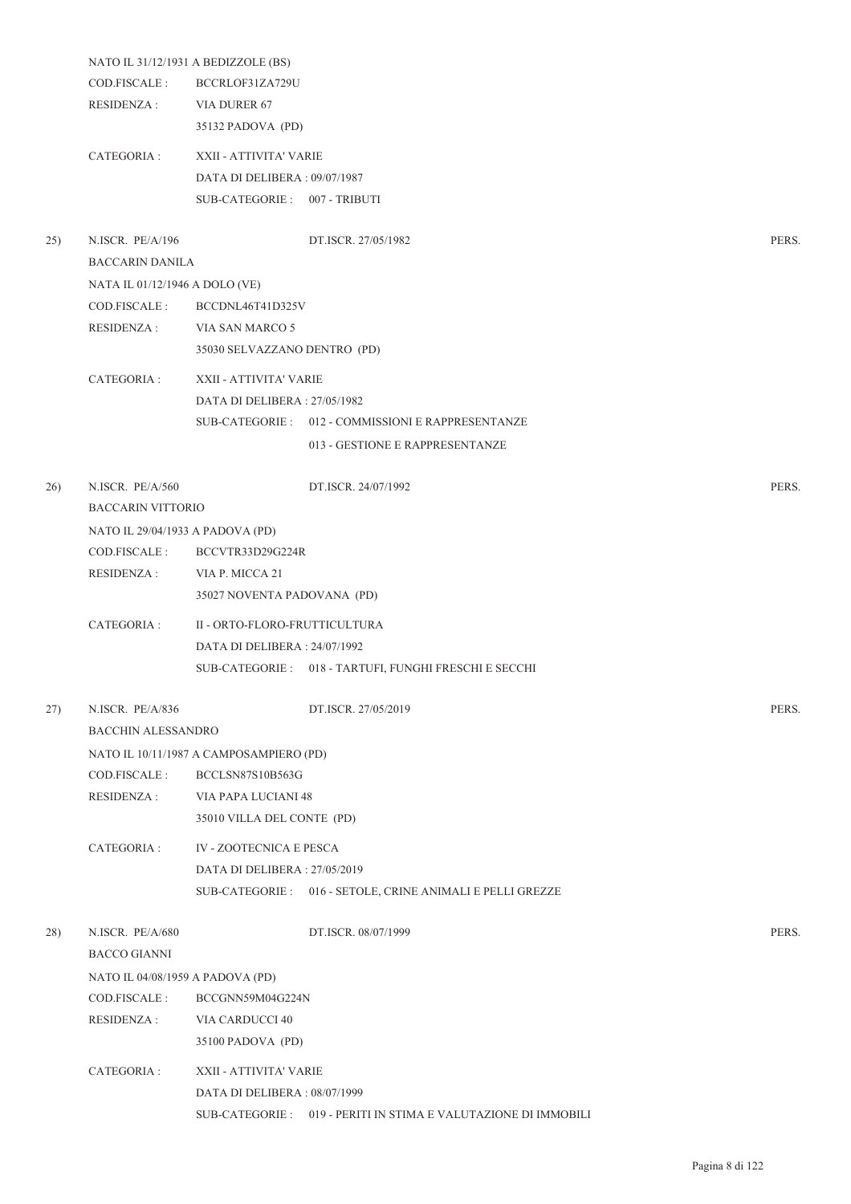NATO IL 31/12/1931 A BEDIZZOLE (BS)

COD.FISCALE : BCCRLOF31ZA729U

RESIDENZA : VIA DURER 67

35132 PADOVA (PD)

CATEGORIA : XXII - ATTIVITA' VARIE

DATA DI DELIBERA : 09/07/1987

SUB-CATEGORIE : 007 - TRIBUTI

25) N.ISCR. PE/A/196 DT.ISCR. 27/05/1982 PERS.

BACCARIN DANILA

NATA IL 01/12/1946 A DOLO (VE)

COD.FISCALE : BCCDNL46T41D325V

RESIDENZA : VIA SAN MARCO 5

35030 SELVAZZANO DENTRO (PD)

CATEGORIA : XXII - ATTIVITA' VARIE

DATA DI DELIBERA : 27/05/1982

SUB-CATEGORIE : 012 - COMMISSIONI E RAPPRESENTANZE

013 - GESTIONE E RAPPRESENTANZE

26) N.ISCR. PE/A/560 DT.ISCR. 24/07/1992 PERS.

BACCARIN VITTORIO

NATO IL 29/04/1933 A PADOVA (PD)

COD.FISCALE : BCCVTR33D29G224R

RESIDENZA : VIA P. MICCA 21

35027 NOVENTA PADOVANA (PD)

CATEGORIA : II - ORTO-FLORO-FRUTTICULTURA

DATA DI DELIBERA : 24/07/1992

SUB-CATEGORIE : 018 - TARTUFI, FUNGHI FRESCHI E SECCHI

27) N.ISCR. PE/A/836 DT.ISCR. 27/05/2019 PERS.

BACCHIN ALESSANDRO

NATO IL 10/11/1987 A CAMPOSAMPIERO (PD)

COD.FISCALE : BCCLSN87S10B563G

RESIDENZA : VIA PAPA LUCIANI 48

35010 VILLA DEL CONTE (PD)

CATEGORIA : IV - ZOOTECNICA E PESCA

DATA DI DELIBERA : 27/05/2019

SUB-CATEGORIE : 016 - SETOLE, CRINE ANIMALI E PELLI GREZZE

28) N.ISCR. PE/A/680 DT.ISCR. 08/07/1999 PERS.

BACCO GIANNI

NATO IL 04/08/1959 A PADOVA (PD)

COD.FISCALE : BCCGNN59M04G224N

RESIDENZA : VIA CARDUCCI 40

35100 PADOVA (PD)

CATEGORIA : XXII - ATTIVITA' VARIE

DATA DI DELIBERA : 08/07/1999

SUB-CATEGORIE : 019 - PERITI IN STIMA E VALUTAZIONE DI IMMOBILI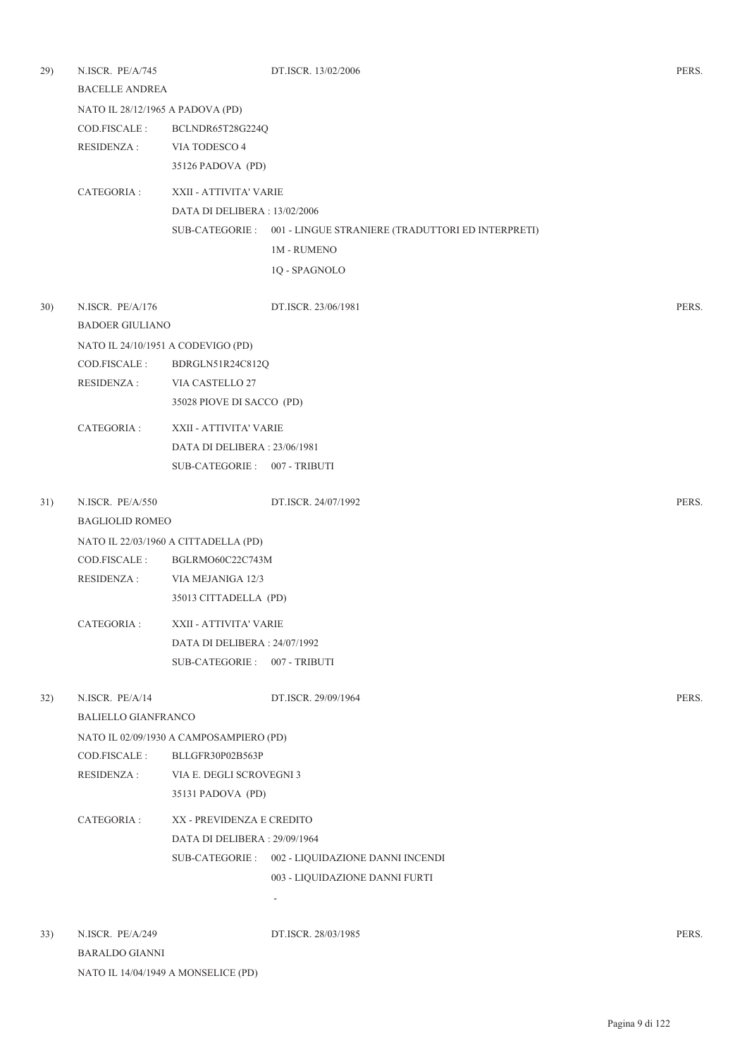29) N.ISCR. PE/A/745 DT.ISCR. 13/02/2006 PERS.

BACELLE ANDREA

NATO IL 28/12/1965 A PADOVA (PD)

COD.FISCALE : BCLNDR65T28G224Q

RESIDENZA : VIA TODESCO 4
35126 PADOVA (PD)

CATEGORIA : XXII - ATTIVITA' VARIE
DATA DI DELIBERA : 13/02/2006
SUB-CATEGORIE : 001 - LINGUE STRANIERE (TRADUTTORI ED INTERPRETI)
1M - RUMENO
1Q - SPAGNOLO

30) N.ISCR. PE/A/176 DT.ISCR. 23/06/1981 PERS.

BADOER GIULIANO

NATO IL 24/10/1951 A CODEVIGO (PD)

COD.FISCALE : BDRGLN51R24C812Q

RESIDENZA : VIA CASTELLO 27
35028 PIOVE DI SACCO (PD)

CATEGORIA : XXII - ATTIVITA' VARIE
DATA DI DELIBERA : 23/06/1981
SUB-CATEGORIE : 007 - TRIBUTI

31) N.ISCR. PE/A/550 DT.ISCR. 24/07/1992 PERS.

BAGLIOLID ROMEO

NATO IL 22/03/1960 A CITTADELLA (PD)

COD.FISCALE : BGLRMO60C22C743M

RESIDENZA : VIA MEJANIGA 12/3
35013 CITTADELLA (PD)

CATEGORIA : XXII - ATTIVITA' VARIE
DATA DI DELIBERA : 24/07/1992
SUB-CATEGORIE : 007 - TRIBUTI

32) N.ISCR. PE/A/14 DT.ISCR. 29/09/1964 PERS.

BALIELLO GIANFRANCO

NATO IL 02/09/1930 A CAMPOSAMPIERO (PD)

COD.FISCALE : BLLGFR30P02B563P

RESIDENZA : VIA E. DEGLI SCROVEGNI 3
35131 PADOVA (PD)

CATEGORIA : XX - PREVIDENZA E CREDITO
DATA DI DELIBERA : 29/09/1964
SUB-CATEGORIE : 002 - LIQUIDAZIONE DANNI INCENDI
003 - LIQUIDAZIONE DANNI FURTI
-

33) N.ISCR. PE/A/249 DT.ISCR. 28/03/1985 PERS.

BARALDO GIANNI

NATO IL 14/04/1949 A MONSELICE (PD)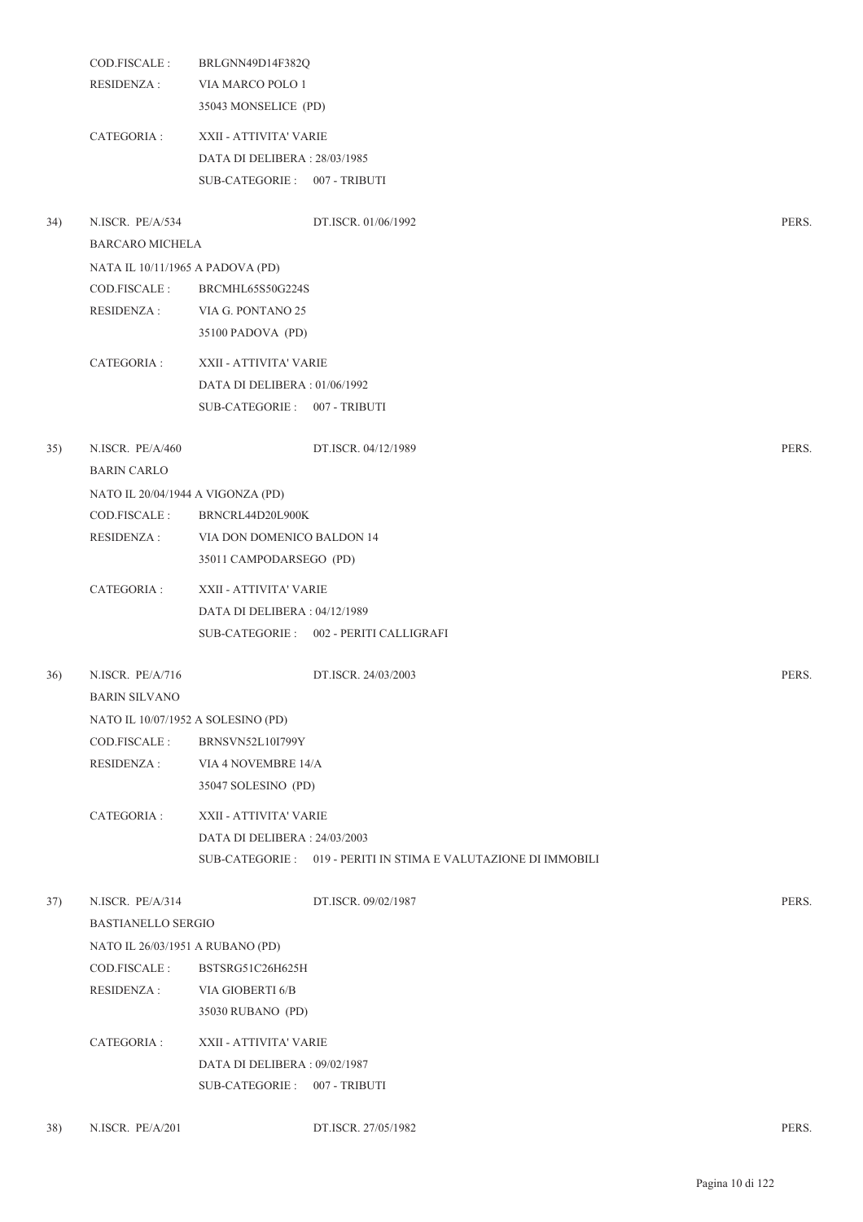COD.FISCALE : BRLGNN49D14F382Q
RESIDENZA : VIA MARCO POLO 1
35043 MONSELICE (PD)

CATEGORIA : XXII - ATTIVITA' VARIE
DATA DI DELIBERA : 28/03/1985
SUB-CATEGORIE : 007 - TRIBUTI

34) N.ISCR. PE/A/534 DT.ISCR. 01/06/1992 PERS.
BARCARO MICHELA
NATA IL 10/11/1965 A PADOVA (PD)
COD.FISCALE : BRCMHL65S50G224S
RESIDENZA : VIA G. PONTANO 25
35100 PADOVA (PD)

CATEGORIA : XXII - ATTIVITA' VARIE
DATA DI DELIBERA : 01/06/1992
SUB-CATEGORIE : 007 - TRIBUTI

35) N.ISCR. PE/A/460 DT.ISCR. 04/12/1989 PERS.
BARIN CARLO
NATO IL 20/04/1944 A VIGONZA (PD)
COD.FISCALE : BRNCRL44D20L900K
RESIDENZA : VIA DON DOMENICO BALDON 14
35011 CAMPODARSEGO (PD)

CATEGORIA : XXII - ATTIVITA' VARIE
DATA DI DELIBERA : 04/12/1989
SUB-CATEGORIE : 002 - PERITI CALLIGRAFI

36) N.ISCR. PE/A/716 DT.ISCR. 24/03/2003 PERS.
BARIN SILVANO
NATO IL 10/07/1952 A SOLESINO (PD)
COD.FISCALE : BRNSVN52L10I799Y
RESIDENZA : VIA 4 NOVEMBRE 14/A
35047 SOLESINO (PD)

CATEGORIA : XXII - ATTIVITA' VARIE
DATA DI DELIBERA : 24/03/2003
SUB-CATEGORIE : 019 - PERITI IN STIMA E VALUTAZIONE DI IMMOBILI

37) N.ISCR. PE/A/314 DT.ISCR. 09/02/1987 PERS.
BASTIANELLO SERGIO
NATO IL 26/03/1951 A RUBANO (PD)
COD.FISCALE : BSTSRG51C26H625H
RESIDENZA : VIA GIOBERTI 6/B
35030 RUBANO (PD)

CATEGORIA : XXII - ATTIVITA' VARIE
DATA DI DELIBERA : 09/02/1987
SUB-CATEGORIE : 007 - TRIBUTI

38) N.ISCR. PE/A/201 DT.ISCR. 27/05/1982 PERS.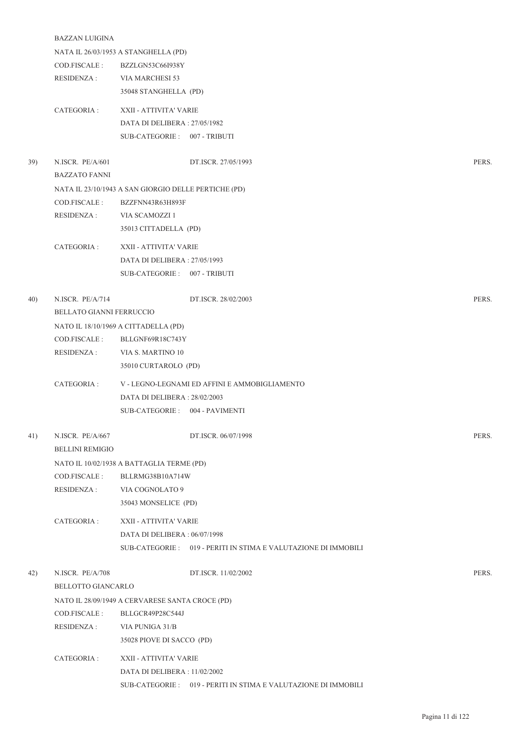BAZZAN LUIGINA

NATA IL 26/03/1953 A STANGHELLA (PD)

COD.FISCALE : BZZLGN53C66I938Y

RESIDENZA : VIA MARCHESI 53
35048 STANGHELLA (PD)

CATEGORIA : XXII - ATTIVITA' VARIE
DATA DI DELIBERA : 27/05/1982
SUB-CATEGORIE : 007 - TRIBUTI

39) N.ISCR. PE/A/601 DT.ISCR. 27/05/1993 PERS.

BAZZATO FANNI

NATA IL 23/10/1943 A SAN GIORGIO DELLE PERTICHE (PD)

COD.FISCALE : BZZFNN43R63H893F

RESIDENZA : VIA SCAMOZZI 1
35013 CITTADELLA (PD)

CATEGORIA : XXII - ATTIVITA' VARIE
DATA DI DELIBERA : 27/05/1993
SUB-CATEGORIE : 007 - TRIBUTI

40) N.ISCR. PE/A/714 DT.ISCR. 28/02/2003 PERS.

BELLATO GIANNI FERRUCCIO

NATO IL 18/10/1969 A CITTADELLA (PD)

COD.FISCALE : BLLGNF69R18C743Y

RESIDENZA : VIA S. MARTINO 10
35010 CURTAROLO (PD)

CATEGORIA : V - LEGNO-LEGNAMI ED AFFINI E AMMOBIGLIAMENTO
DATA DI DELIBERA : 28/02/2003
SUB-CATEGORIE : 004 - PAVIMENTI

41) N.ISCR. PE/A/667 DT.ISCR. 06/07/1998 PERS.

BELLINI REMIGIO

NATO IL 10/02/1938 A BATTAGLIA TERME (PD)

COD.FISCALE : BLLRMG38B10A714W

RESIDENZA : VIA COGNOLATO 9
35043 MONSELICE (PD)

CATEGORIA : XXII - ATTIVITA' VARIE
DATA DI DELIBERA : 06/07/1998
SUB-CATEGORIE : 019 - PERITI IN STIMA E VALUTAZIONE DI IMMOBILI

42) N.ISCR. PE/A/708 DT.ISCR. 11/02/2002 PERS.

BELLOTTO GIANCARLO

NATO IL 28/09/1949 A CERVARESE SANTA CROCE (PD)

COD.FISCALE : BLLGCR49P28C544J

RESIDENZA : VIA PUNIGA 31/B
35028 PIOVE DI SACCO (PD)

CATEGORIA : XXII - ATTIVITA' VARIE
DATA DI DELIBERA : 11/02/2002
SUB-CATEGORIE : 019 - PERITI IN STIMA E VALUTAZIONE DI IMMOBILI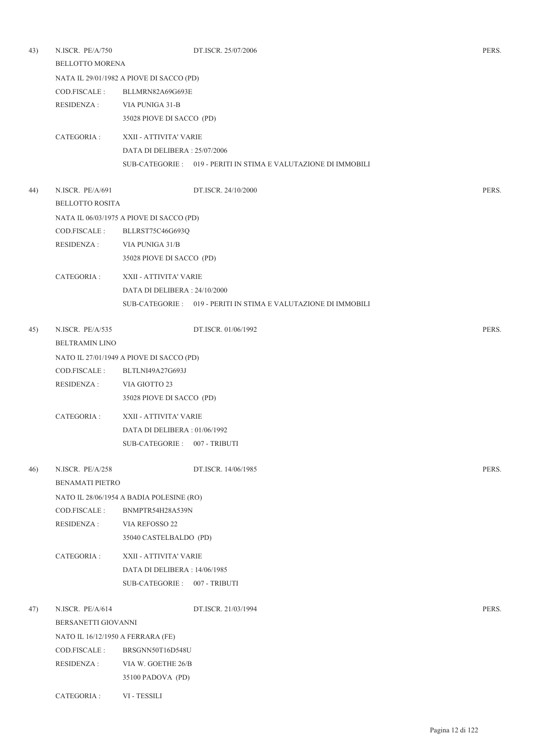43) N.ISCR. PE/A/750 DT.ISCR. 25/07/2006 PERS.

BELLOTTO MORENA

NATA IL 29/01/1982 A PIOVE DI SACCO (PD)

COD.FISCALE : BLLMRN82A69G693E

RESIDENZA : VIA PUNIGA 31-B

35028 PIOVE DI SACCO (PD)

CATEGORIA : XXII - ATTIVITA' VARIE

DATA DI DELIBERA : 25/07/2006

SUB-CATEGORIE : 019 - PERITI IN STIMA E VALUTAZIONE DI IMMOBILI

44) N.ISCR. PE/A/691 DT.ISCR. 24/10/2000 PERS.

BELLOTTO ROSITA

NATA IL 06/03/1975 A PIOVE DI SACCO (PD)

COD.FISCALE : BLLRST75C46G693Q

RESIDENZA : VIA PUNIGA 31/B

35028 PIOVE DI SACCO (PD)

CATEGORIA : XXII - ATTIVITA' VARIE

DATA DI DELIBERA : 24/10/2000

SUB-CATEGORIE : 019 - PERITI IN STIMA E VALUTAZIONE DI IMMOBILI

45) N.ISCR. PE/A/535 DT.ISCR. 01/06/1992 PERS.

BELTRAMIN LINO

NATO IL 27/01/1949 A PIOVE DI SACCO (PD)

COD.FISCALE : BLTLNI49A27G693J

RESIDENZA : VIA GIOTTO 23

35028 PIOVE DI SACCO (PD)

CATEGORIA : XXII - ATTIVITA' VARIE

DATA DI DELIBERA : 01/06/1992

SUB-CATEGORIE : 007 - TRIBUTI

46) N.ISCR. PE/A/258 DT.ISCR. 14/06/1985 PERS.

BENAMATI PIETRO

NATO IL 28/06/1954 A BADIA POLESINE (RO)

COD.FISCALE : BNMPTR54H28A539N

RESIDENZA : VIA REFOSSO 22

35040 CASTELBALDO (PD)

CATEGORIA : XXII - ATTIVITA' VARIE

DATA DI DELIBERA : 14/06/1985

SUB-CATEGORIE : 007 - TRIBUTI

47) N.ISCR. PE/A/614 DT.ISCR. 21/03/1994 PERS.

BERSANETTI GIOVANNI

NATO IL 16/12/1950 A FERRARA (FE)

COD.FISCALE : BRSGNN50T16D548U

RESIDENZA : VIA W. GOETHE 26/B

35100 PADOVA (PD)

CATEGORIA : VI - TESSILI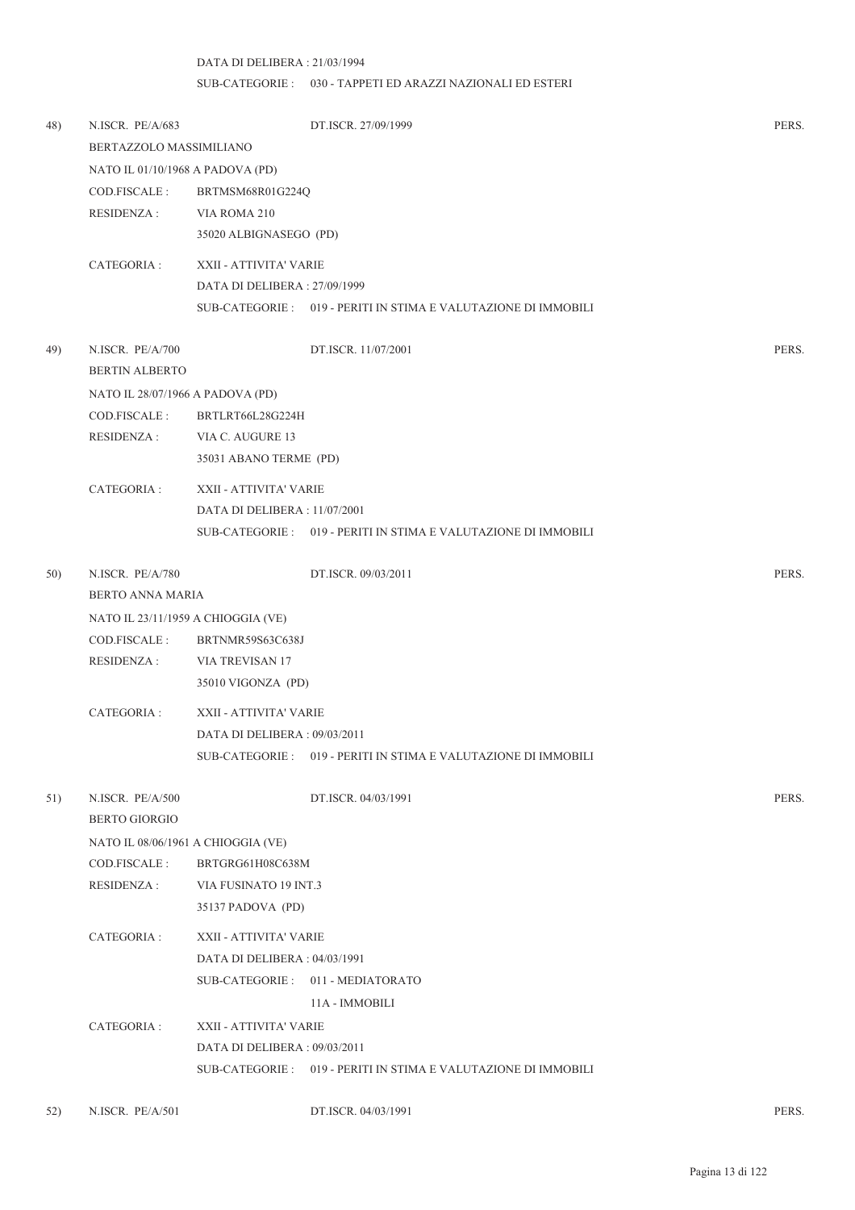DATA DI DELIBERA : 21/03/1994

SUB-CATEGORIE : 030 - TAPPETI ED ARAZZI NAZIONALI ED ESTERI

48) N.ISCR. PE/A/683 DT.ISCR. 27/09/1999 PERS.

BERTAZZOLO MASSIMILIANO

NATO IL 01/10/1968 A PADOVA (PD)

COD.FISCALE : BRTMSM68R01G224Q

RESIDENZA : VIA ROMA 210
35020 ALBIGNASEGO (PD)

CATEGORIA : XXII - ATTIVITA' VARIE
DATA DI DELIBERA : 27/09/1999
SUB-CATEGORIE : 019 - PERITI IN STIMA E VALUTAZIONE DI IMMOBILI

49) N.ISCR. PE/A/700 DT.ISCR. 11/07/2001 PERS.

BERTIN ALBERTO

NATO IL 28/07/1966 A PADOVA (PD)

COD.FISCALE : BRTLRT66L28G224H

RESIDENZA : VIA C. AUGURE 13
35031 ABANO TERME (PD)

CATEGORIA : XXII - ATTIVITA' VARIE
DATA DI DELIBERA : 11/07/2001
SUB-CATEGORIE : 019 - PERITI IN STIMA E VALUTAZIONE DI IMMOBILI

50) N.ISCR. PE/A/780 DT.ISCR. 09/03/2011 PERS.

BERTO ANNA MARIA

NATO IL 23/11/1959 A CHIOGGIA (VE)

COD.FISCALE : BRTNMR59S63C638J

RESIDENZA : VIA TREVISAN 17
35010 VIGONZA (PD)

CATEGORIA : XXII - ATTIVITA' VARIE
DATA DI DELIBERA : 09/03/2011
SUB-CATEGORIE : 019 - PERITI IN STIMA E VALUTAZIONE DI IMMOBILI

51) N.ISCR. PE/A/500 DT.ISCR. 04/03/1991 PERS.

BERTO GIORGIO

NATO IL 08/06/1961 A CHIOGGIA (VE)

COD.FISCALE : BRTGRG61H08C638M

RESIDENZA : VIA FUSINATO 19 INT.3
35137 PADOVA (PD)

CATEGORIA : XXII - ATTIVITA' VARIE
DATA DI DELIBERA : 04/03/1991
SUB-CATEGORIE : 011 - MEDIATORATO
11A - IMMOBILI

CATEGORIA : XXII - ATTIVITA' VARIE
DATA DI DELIBERA : 09/03/2011
SUB-CATEGORIE : 019 - PERITI IN STIMA E VALUTAZIONE DI IMMOBILI

52) N.ISCR. PE/A/501 DT.ISCR. 04/03/1991 PERS.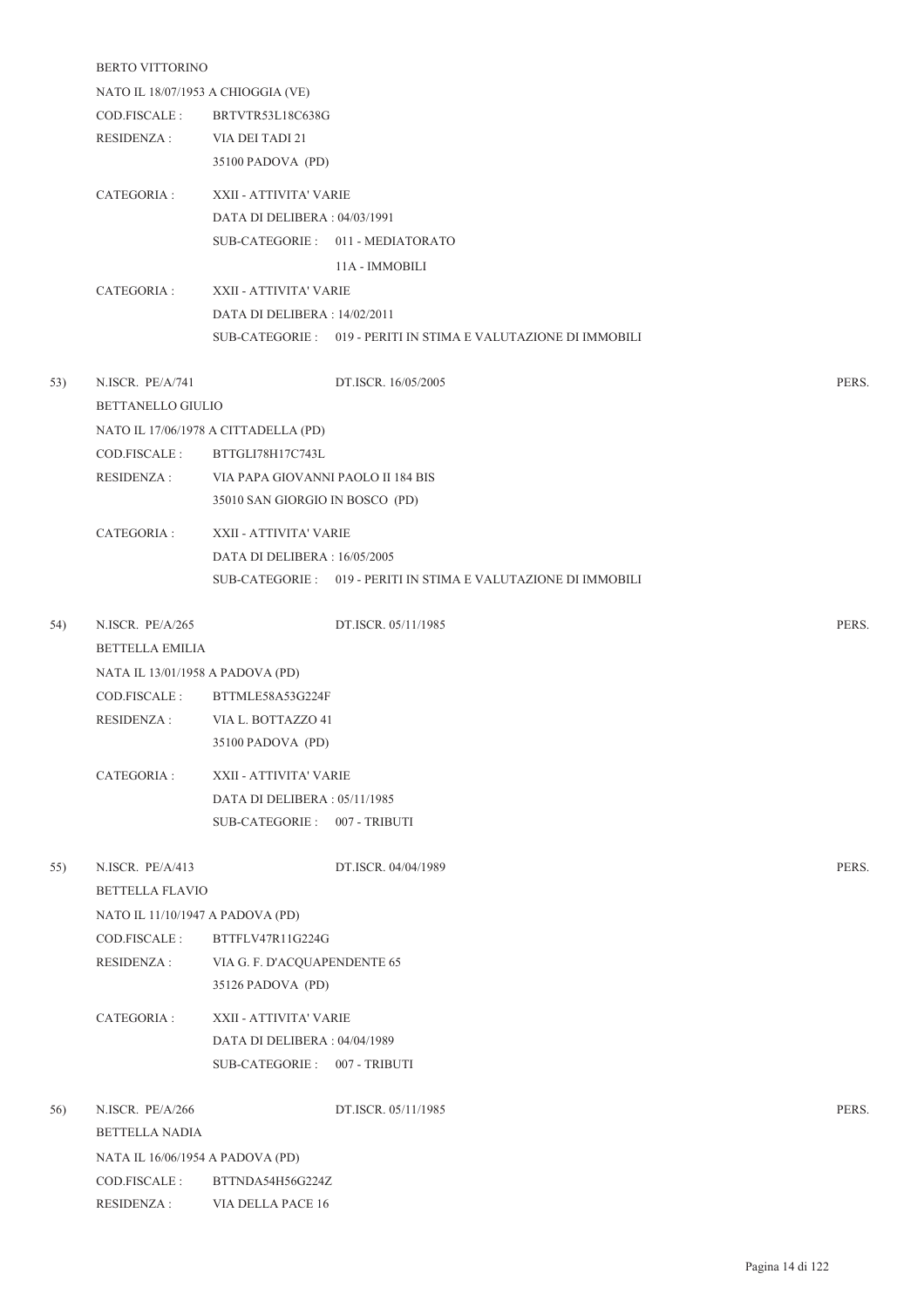BERTO VITTORINO

NATO IL 18/07/1953 A CHIOGGIA (VE)

COD.FISCALE : BRTVTR53L18C638G

RESIDENZA : VIA DEI TADI 21
35100 PADOVA (PD)

CATEGORIA : XXII - ATTIVITA' VARIE
DATA DI DELIBERA : 04/03/1991
SUB-CATEGORIE : 011 - MEDIATORATO
11A - IMMOBILI

CATEGORIA : XXII - ATTIVITA' VARIE
DATA DI DELIBERA : 14/02/2011
SUB-CATEGORIE : 019 - PERITI IN STIMA E VALUTAZIONE DI IMMOBILI

53) N.ISCR. PE/A/741 DT.ISCR. 16/05/2005 PERS.

BETTANELLO GIULIO

NATO IL 17/06/1978 A CITTADELLA (PD)

COD.FISCALE : BTTGLI78H17C743L

RESIDENZA : VIA PAPA GIOVANNI PAOLO II 184 BIS
35010 SAN GIORGIO IN BOSCO (PD)

CATEGORIA : XXII - ATTIVITA' VARIE
DATA DI DELIBERA : 16/05/2005
SUB-CATEGORIE : 019 - PERITI IN STIMA E VALUTAZIONE DI IMMOBILI

54) N.ISCR. PE/A/265 DT.ISCR. 05/11/1985 PERS.

BETTELLA EMILIA

NATA IL 13/01/1958 A PADOVA (PD)

COD.FISCALE : BTTMLE58A53G224F

RESIDENZA : VIA L. BOTTAZZO 41
35100 PADOVA (PD)

CATEGORIA : XXII - ATTIVITA' VARIE
DATA DI DELIBERA : 05/11/1985
SUB-CATEGORIE : 007 - TRIBUTI

55) N.ISCR. PE/A/413 DT.ISCR. 04/04/1989 PERS.

BETTELLA FLAVIO

NATO IL 11/10/1947 A PADOVA (PD)

COD.FISCALE : BTTFLV47R11G224G

RESIDENZA : VIA G. F. D'ACQUAPENDENTE 65
35126 PADOVA (PD)

CATEGORIA : XXII - ATTIVITA' VARIE
DATA DI DELIBERA : 04/04/1989
SUB-CATEGORIE : 007 - TRIBUTI

56) N.ISCR. PE/A/266 DT.ISCR. 05/11/1985 PERS.

BETTELLA NADIA

NATA IL 16/06/1954 A PADOVA (PD)

COD.FISCALE : BTTNDA54H56G224Z

RESIDENZA : VIA DELLA PACE 16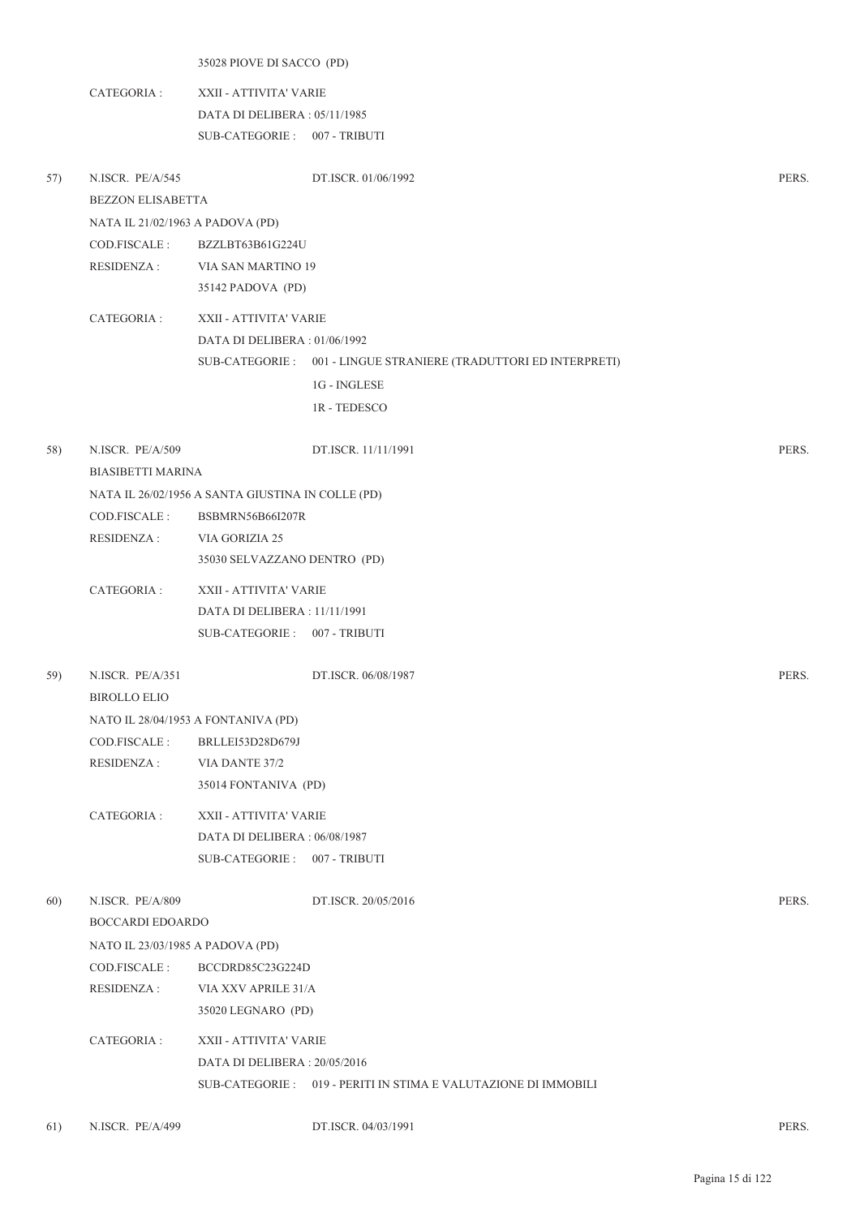35028 PIOVE DI SACCO (PD)

CATEGORIA : XXII - ATTIVITA' VARIE
DATA DI DELIBERA : 05/11/1985
SUB-CATEGORIE : 007 - TRIBUTI

57) N.ISCR. PE/A/545 DT.ISCR. 01/06/1992 PERS.

BEZZON ELISABETTA
NATA IL 21/02/1963 A PADOVA (PD)
COD.FISCALE : BZZLBT63B61G224U
RESIDENZA : VIA SAN MARTINO 19
35142 PADOVA (PD)

CATEGORIA : XXII - ATTIVITA' VARIE
DATA DI DELIBERA : 01/06/1992
SUB-CATEGORIE : 001 - LINGUE STRANIERE (TRADUTTORI ED INTERPRETI)
1G - INGLESE
1R - TEDESCO

58) N.ISCR. PE/A/509 DT.ISCR. 11/11/1991 PERS.

BIASIBETTI MARINA
NATA IL 26/02/1956 A SANTA GIUSTINA IN COLLE (PD)
COD.FISCALE : BSBMRN56B66I207R
RESIDENZA : VIA GORIZIA 25
35030 SELVAZZANO DENTRO (PD)

CATEGORIA : XXII - ATTIVITA' VARIE
DATA DI DELIBERA : 11/11/1991
SUB-CATEGORIE : 007 - TRIBUTI

59) N.ISCR. PE/A/351 DT.ISCR. 06/08/1987 PERS.

BIROLLO ELIO
NATO IL 28/04/1953 A FONTANIVA (PD)
COD.FISCALE : BRLLEI53D28D679J
RESIDENZA : VIA DANTE 37/2
35014 FONTANIVA (PD)

CATEGORIA : XXII - ATTIVITA' VARIE
DATA DI DELIBERA : 06/08/1987
SUB-CATEGORIE : 007 - TRIBUTI

60) N.ISCR. PE/A/809 DT.ISCR. 20/05/2016 PERS.

BOCCARDI EDOARDO
NATO IL 23/03/1985 A PADOVA (PD)
COD.FISCALE : BCCDRD85C23G224D
RESIDENZA : VIA XXV APRILE 31/A
35020 LEGNARO (PD)

CATEGORIA : XXII - ATTIVITA' VARIE
DATA DI DELIBERA : 20/05/2016
SUB-CATEGORIE : 019 - PERITI IN STIMA E VALUTAZIONE DI IMMOBILI

61) N.ISCR. PE/A/499 DT.ISCR. 04/03/1991 PERS.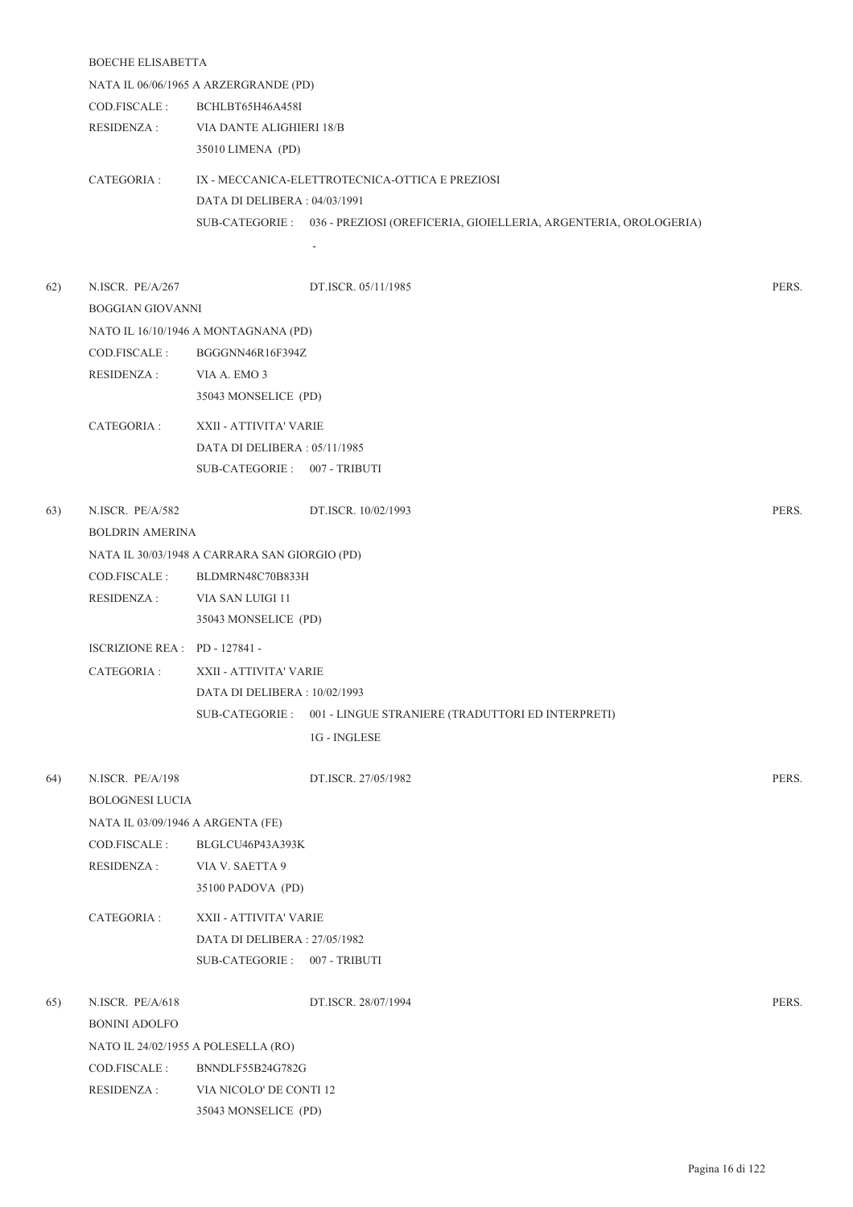BOECHE ELISABETTA

NATA IL 06/06/1965 A ARZERGRANDE (PD)

COD.FISCALE : BCHLBT65H46A458I

RESIDENZA : VIA DANTE ALIGHIERI 18/B
35010 LIMENA (PD)

CATEGORIA : IX - MECCANICA-ELETTROTECNICA-OTTICA E PREZIOSI
DATA DI DELIBERA : 04/03/1991
SUB-CATEGORIE : 036 - PREZIOSI (OREFICERIA, GIOIELLERIA, ARGENTERIA, OROLOGERIA)
-

62) N.ISCR. PE/A/267 DT.ISCR. 05/11/1985 PERS.

BOGGIAN GIOVANNI

NATO IL 16/10/1946 A MONTAGNANA (PD)

COD.FISCALE : BGGGNN46R16F394Z

RESIDENZA : VIA A. EMO 3
35043 MONSELICE (PD)

CATEGORIA : XXII - ATTIVITA' VARIE
DATA DI DELIBERA : 05/11/1985
SUB-CATEGORIE : 007 - TRIBUTI

63) N.ISCR. PE/A/582 DT.ISCR. 10/02/1993 PERS.

BOLDRIN AMERINA

NATA IL 30/03/1948 A CARRARA SAN GIORGIO (PD)

COD.FISCALE : BLDMRN48C70B833H

RESIDENZA : VIA SAN LUIGI 11
35043 MONSELICE (PD)

ISCRIZIONE REA : PD - 127841 -

CATEGORIA : XXII - ATTIVITA' VARIE
DATA DI DELIBERA : 10/02/1993
SUB-CATEGORIE : 001 - LINGUE STRANIERE (TRADUTTORI ED INTERPRETI)
1G - INGLESE

64) N.ISCR. PE/A/198 DT.ISCR. 27/05/1982 PERS.

BOLOGNESI LUCIA

NATA IL 03/09/1946 A ARGENTA (FE)

COD.FISCALE : BLGLCU46P43A393K

RESIDENZA : VIA V. SAETTA 9
35100 PADOVA (PD)

CATEGORIA : XXII - ATTIVITA' VARIE
DATA DI DELIBERA : 27/05/1982
SUB-CATEGORIE : 007 - TRIBUTI

65) N.ISCR. PE/A/618 DT.ISCR. 28/07/1994 PERS.

BONINI ADOLFO

NATO IL 24/02/1955 A POLESELLA (RO)

COD.FISCALE : BNNDLF55B24G782G

RESIDENZA : VIA NICOLO' DE CONTI 12
35043 MONSELICE (PD)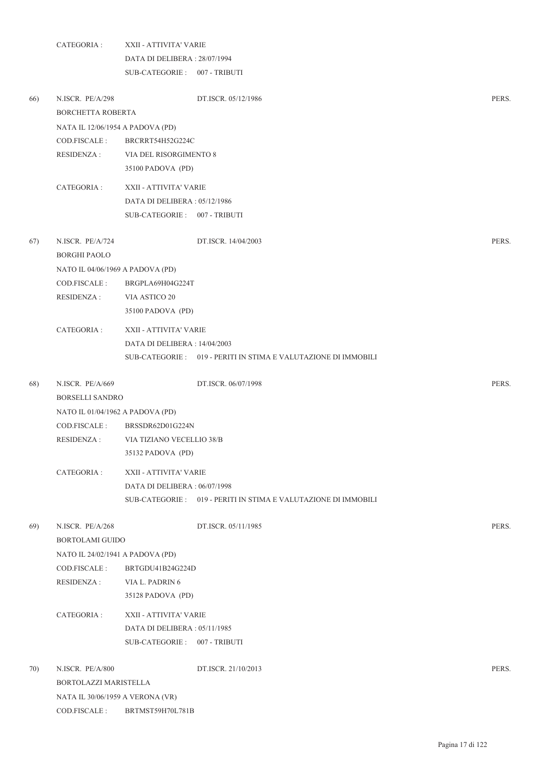CATEGORIA : XXII - ATTIVITA' VARIE
DATA DI DELIBERA : 28/07/1994
SUB-CATEGORIE : 007 - TRIBUTI

66) N.ISCR. PE/A/298 DT.ISCR. 05/12/1986 PERS.

BORCHETTA ROBERTA
NATA IL 12/06/1954 A PADOVA (PD)
COD.FISCALE : BRCRRT54H52G224C
RESIDENZA : VIA DEL RISORGIMENTO 8
35100 PADOVA (PD)

CATEGORIA : XXII - ATTIVITA' VARIE
DATA DI DELIBERA : 05/12/1986
SUB-CATEGORIE : 007 - TRIBUTI

67) N.ISCR. PE/A/724 DT.ISCR. 14/04/2003 PERS.

BORGHI PAOLO
NATO IL 04/06/1969 A PADOVA (PD)
COD.FISCALE : BRGPLA69H04G224T
RESIDENZA : VIA ASTICO 20
35100 PADOVA (PD)

CATEGORIA : XXII - ATTIVITA' VARIE
DATA DI DELIBERA : 14/04/2003
SUB-CATEGORIE : 019 - PERITI IN STIMA E VALUTAZIONE DI IMMOBILI

68) N.ISCR. PE/A/669 DT.ISCR. 06/07/1998 PERS.

BORSELLI SANDRO
NATO IL 01/04/1962 A PADOVA (PD)
COD.FISCALE : BRSSDR62D01G224N
RESIDENZA : VIA TIZIANO VECELLIO 38/B
35132 PADOVA (PD)

CATEGORIA : XXII - ATTIVITA' VARIE
DATA DI DELIBERA : 06/07/1998
SUB-CATEGORIE : 019 - PERITI IN STIMA E VALUTAZIONE DI IMMOBILI

69) N.ISCR. PE/A/268 DT.ISCR. 05/11/1985 PERS.

BORTOLAMI GUIDO
NATO IL 24/02/1941 A PADOVA (PD)
COD.FISCALE : BRTGDU41B24G224D
RESIDENZA : VIA L. PADRIN 6
35128 PADOVA (PD)

CATEGORIA : XXII - ATTIVITA' VARIE
DATA DI DELIBERA : 05/11/1985
SUB-CATEGORIE : 007 - TRIBUTI

70) N.ISCR. PE/A/800 DT.ISCR. 21/10/2013 PERS.

BORTOLAZZI MARISTELLA
NATA IL 30/06/1959 A VERONA (VR)
COD.FISCALE : BRTMST59H70L781B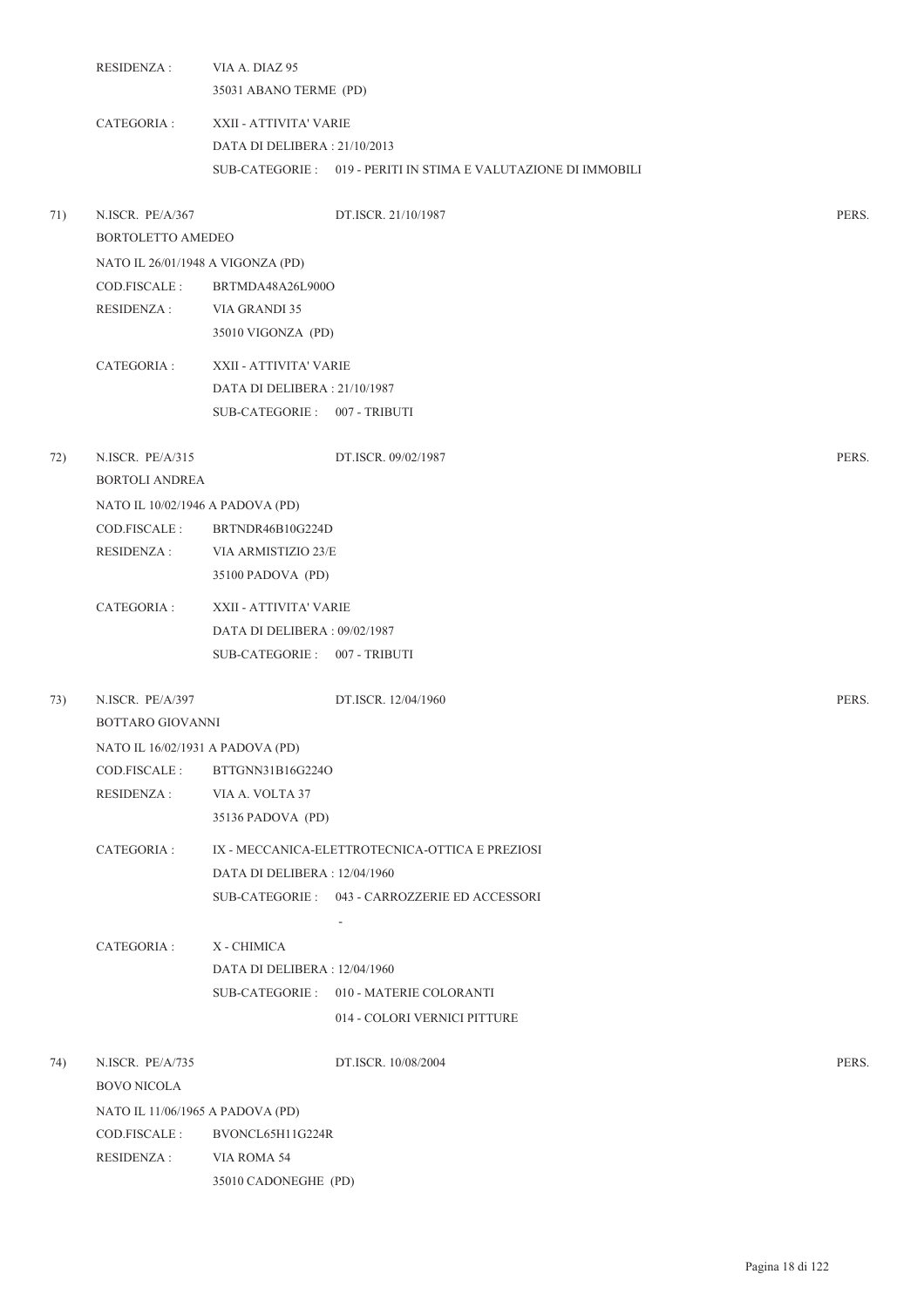RESIDENZA : VIA A. DIAZ 95
35031 ABANO TERME (PD)

CATEGORIA : XXII - ATTIVITA' VARIE
DATA DI DELIBERA : 21/10/2013
SUB-CATEGORIE : 019 - PERITI IN STIMA E VALUTAZIONE DI IMMOBILI

71) N.ISCR. PE/A/367 DT.ISCR. 21/10/1987 PERS.
BORTOLETTO AMEDEO
NATO IL 26/01/1948 A VIGONZA (PD)
COD.FISCALE : BRTMDA48A26L900O
RESIDENZA : VIA GRANDI 35
35010 VIGONZA (PD)

CATEGORIA : XXII - ATTIVITA' VARIE
DATA DI DELIBERA : 21/10/1987
SUB-CATEGORIE : 007 - TRIBUTI

72) N.ISCR. PE/A/315 DT.ISCR. 09/02/1987 PERS.
BORTOLI ANDREA
NATO IL 10/02/1946 A PADOVA (PD)
COD.FISCALE : BRTNDR46B10G224D
RESIDENZA : VIA ARMISTIZIO 23/E
35100 PADOVA (PD)

CATEGORIA : XXII - ATTIVITA' VARIE
DATA DI DELIBERA : 09/02/1987
SUB-CATEGORIE : 007 - TRIBUTI

73) N.ISCR. PE/A/397 DT.ISCR. 12/04/1960 PERS.
BOTTARO GIOVANNI
NATO IL 16/02/1931 A PADOVA (PD)
COD.FISCALE : BTTGNN31B16G224O
RESIDENZA : VIA A. VOLTA 37
35136 PADOVA (PD)

CATEGORIA : IX - MECCANICA-ELETTROTECNICA-OTTICA E PREZIOSI
DATA DI DELIBERA : 12/04/1960
SUB-CATEGORIE : 043 - CARROZZERIE ED ACCESSORI
-

CATEGORIA : X - CHIMICA
DATA DI DELIBERA : 12/04/1960
SUB-CATEGORIE : 010 - MATERIE COLORANTI
014 - COLORI VERNICI PITTURE

74) N.ISCR. PE/A/735 DT.ISCR. 10/08/2004 PERS.
BOVO NICOLA
NATO IL 11/06/1965 A PADOVA (PD)
COD.FISCALE : BVONCL65H11G224R
RESIDENZA : VIA ROMA 54
35010 CADONEGHE (PD)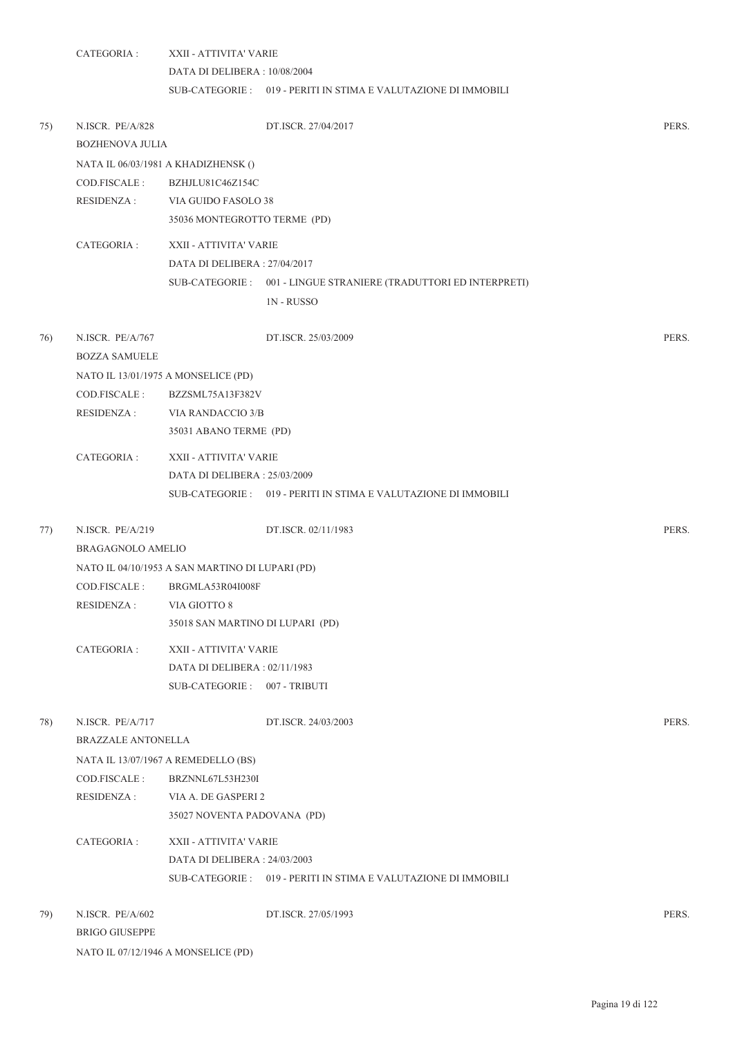CATEGORIA : XXII - ATTIVITA' VARIE
DATA DI DELIBERA : 10/08/2004
SUB-CATEGORIE : 019 - PERITI IN STIMA E VALUTAZIONE DI IMMOBILI

75) N.ISCR. PE/A/828 DT.ISCR. 27/04/2017 PERS.

BOZHENOVA JULIA

NATA IL 06/03/1981 A KHADIZHENSK ()

COD.FISCALE : BZHJLU81C46Z154C

RESIDENZA : VIA GUIDO FASOLO 38
35036 MONTEGROTTO TERME (PD)

CATEGORIA : XXII - ATTIVITA' VARIE
DATA DI DELIBERA : 27/04/2017
SUB-CATEGORIE : 001 - LINGUE STRANIERE (TRADUTTORI ED INTERPRETI)
1N - RUSSO

76) N.ISCR. PE/A/767 DT.ISCR. 25/03/2009 PERS.

BOZZA SAMUELE

NATO IL 13/01/1975 A MONSELICE (PD)

COD.FISCALE : BZZSML75A13F382V

RESIDENZA : VIA RANDACCIO 3/B
35031 ABANO TERME (PD)

CATEGORIA : XXII - ATTIVITA' VARIE
DATA DI DELIBERA : 25/03/2009
SUB-CATEGORIE : 019 - PERITI IN STIMA E VALUTAZIONE DI IMMOBILI

77) N.ISCR. PE/A/219 DT.ISCR. 02/11/1983 PERS.

BRAGAGNOLO AMELIO

NATO IL 04/10/1953 A SAN MARTINO DI LUPARI (PD)

COD.FISCALE : BRGMLA53R04I008F

RESIDENZA : VIA GIOTTO 8
35018 SAN MARTINO DI LUPARI (PD)

CATEGORIA : XXII - ATTIVITA' VARIE
DATA DI DELIBERA : 02/11/1983
SUB-CATEGORIE : 007 - TRIBUTI

78) N.ISCR. PE/A/717 DT.ISCR. 24/03/2003 PERS.

BRAZZALE ANTONELLA

NATA IL 13/07/1967 A REMEDELLO (BS)

COD.FISCALE : BRZNNL67L53H230I

RESIDENZA : VIA A. DE GASPERI 2
35027 NOVENTA PADOVANA (PD)

CATEGORIA : XXII - ATTIVITA' VARIE
DATA DI DELIBERA : 24/03/2003
SUB-CATEGORIE : 019 - PERITI IN STIMA E VALUTAZIONE DI IMMOBILI

79) N.ISCR. PE/A/602 DT.ISCR. 27/05/1993 PERS.

BRIGO GIUSEPPE

NATO IL 07/12/1946 A MONSELICE (PD)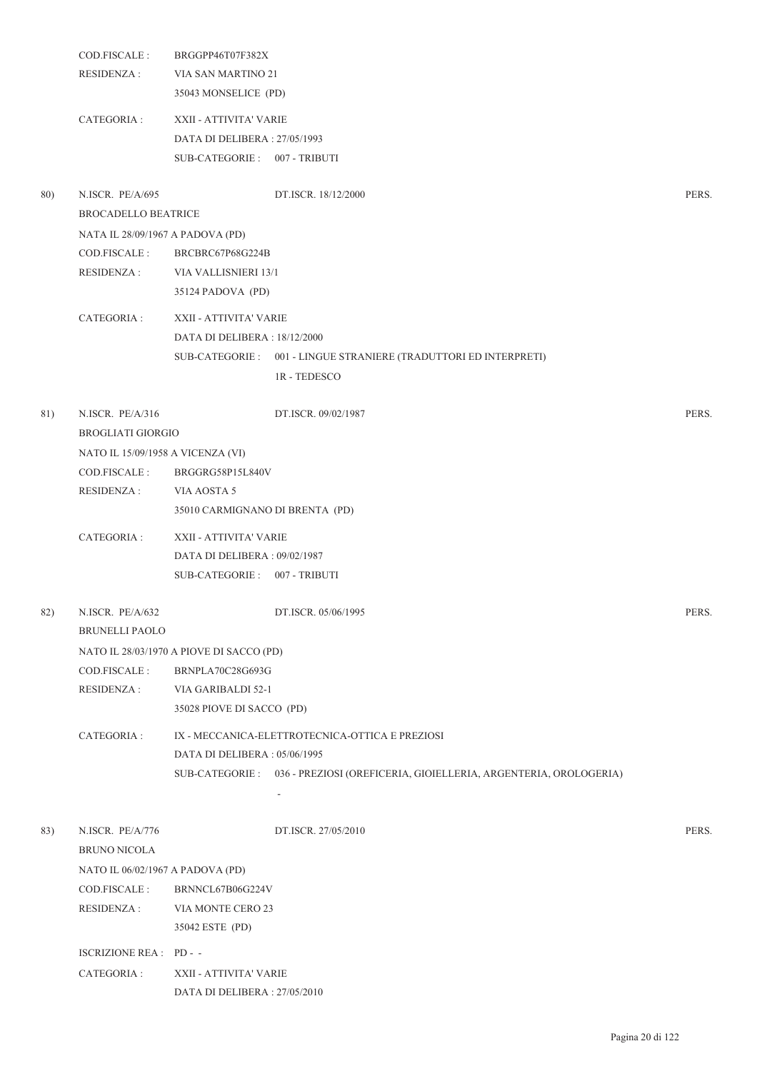COD.FISCALE : BRGGPP46T07F382X
RESIDENZA : VIA SAN MARTINO 21
35043 MONSELICE (PD)

CATEGORIA : XXII - ATTIVITA' VARIE
DATA DI DELIBERA : 27/05/1993
SUB-CATEGORIE : 007 - TRIBUTI

80) N.ISCR. PE/A/695 DT.ISCR. 18/12/2000 PERS.
BROCADELLO BEATRICE
NATA IL 28/09/1967 A PADOVA (PD)
COD.FISCALE : BRCBRC67P68G224B
RESIDENZA : VIA VALLISNIERI 13/1
35124 PADOVA (PD)

CATEGORIA : XXII - ATTIVITA' VARIE
DATA DI DELIBERA : 18/12/2000
SUB-CATEGORIE : 001 - LINGUE STRANIERE (TRADUTTORI ED INTERPRETI)
1R - TEDESCO

81) N.ISCR. PE/A/316 DT.ISCR. 09/02/1987 PERS.
BROGLIATI GIORGIO
NATO IL 15/09/1958 A VICENZA (VI)
COD.FISCALE : BRGGRG58P15L840V
RESIDENZA : VIA AOSTA 5
35010 CARMIGNANO DI BRENTA (PD)

CATEGORIA : XXII - ATTIVITA' VARIE
DATA DI DELIBERA : 09/02/1987
SUB-CATEGORIE : 007 - TRIBUTI

82) N.ISCR. PE/A/632 DT.ISCR. 05/06/1995 PERS.
BRUNELLI PAOLO
NATO IL 28/03/1970 A PIOVE DI SACCO (PD)
COD.FISCALE : BRNPLA70C28G693G
RESIDENZA : VIA GARIBALDI 52-1
35028 PIOVE DI SACCO (PD)

CATEGORIA : IX - MECCANICA-ELETTROTECNICA-OTTICA E PREZIOSI
DATA DI DELIBERA : 05/06/1995
SUB-CATEGORIE : 036 - PREZIOSI (OREFICERIA, GIOIELLERIA, ARGENTERIA, OROLOGERIA)
-

83) N.ISCR. PE/A/776 DT.ISCR. 27/05/2010 PERS.
BRUNO NICOLA
NATO IL 06/02/1967 A PADOVA (PD)
COD.FISCALE : BRNNCL67B06G224V
RESIDENZA : VIA MONTE CERO 23
35042 ESTE (PD)

ISCRIZIONE REA : PD - -
CATEGORIA : XXII - ATTIVITA' VARIE
DATA DI DELIBERA : 27/05/2010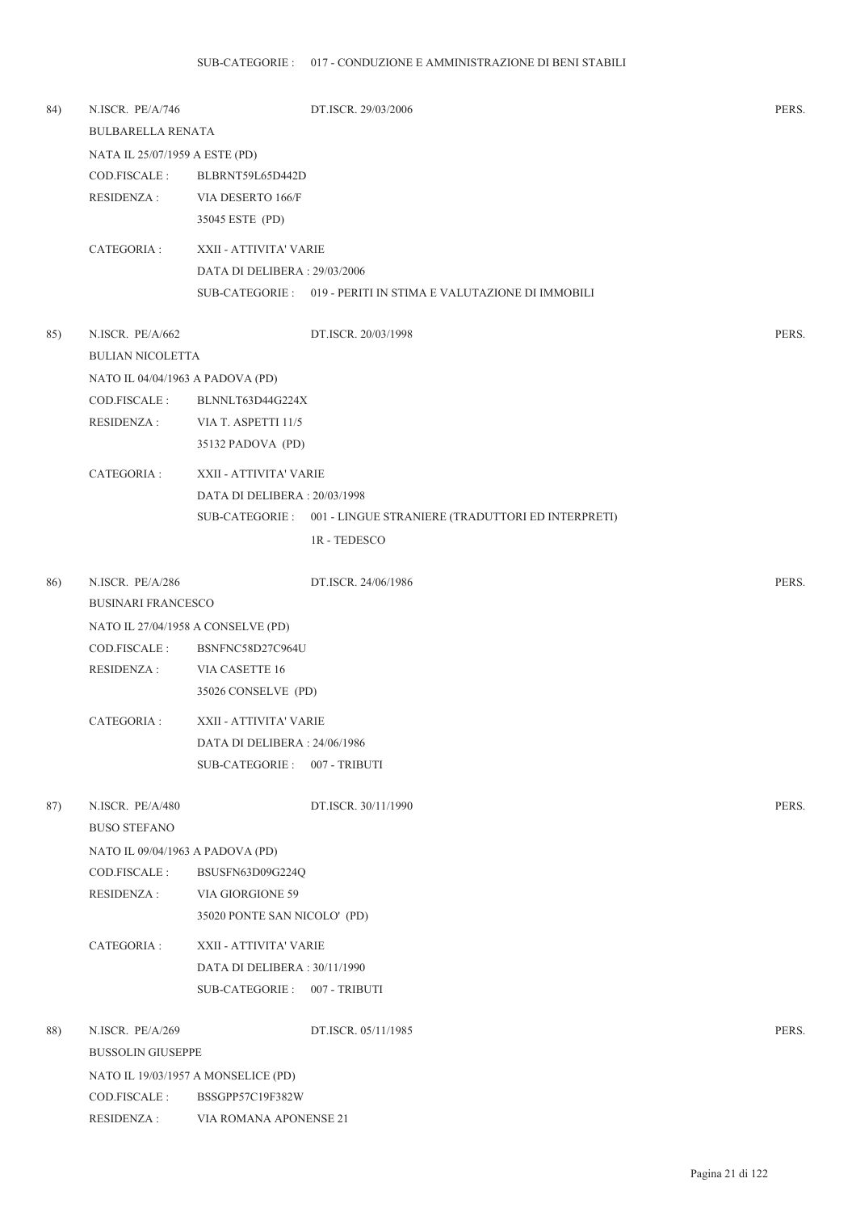SUB-CATEGORIE : 017 - CONDUZIONE E AMMINISTRAZIONE DI BENI STABILI

84) N.ISCR. PE/A/746 DT.ISCR. 29/03/2006 PERS.

BULBARELLA RENATA

NATA IL 25/07/1959 A ESTE (PD)

COD.FISCALE : BLBRNT59L65D442D

RESIDENZA : VIA DESERTO 166/F

35045 ESTE (PD)

CATEGORIA : XXII - ATTIVITA' VARIE

DATA DI DELIBERA : 29/03/2006

SUB-CATEGORIE : 019 - PERITI IN STIMA E VALUTAZIONE DI IMMOBILI

85) N.ISCR. PE/A/662 DT.ISCR. 20/03/1998 PERS.

BULIAN NICOLETTA

NATO IL 04/04/1963 A PADOVA (PD)

COD.FISCALE : BLNNLT63D44G224X

RESIDENZA : VIA T. ASPETTI 11/5

35132 PADOVA (PD)

CATEGORIA : XXII - ATTIVITA' VARIE

DATA DI DELIBERA : 20/03/1998

SUB-CATEGORIE : 001 - LINGUE STRANIERE (TRADUTTORI ED INTERPRETI)

1R - TEDESCO

86) N.ISCR. PE/A/286 DT.ISCR. 24/06/1986 PERS.

BUSINARI FRANCESCO

NATO IL 27/04/1958 A CONSELVE (PD)

COD.FISCALE : BSNFNC58D27C964U

RESIDENZA : VIA CASETTE 16

35026 CONSELVE (PD)

CATEGORIA : XXII - ATTIVITA' VARIE

DATA DI DELIBERA : 24/06/1986

SUB-CATEGORIE : 007 - TRIBUTI

87) N.ISCR. PE/A/480 DT.ISCR. 30/11/1990 PERS.

BUSO STEFANO

NATO IL 09/04/1963 A PADOVA (PD)

COD.FISCALE : BSUSFN63D09G224Q

RESIDENZA : VIA GIORGIONE 59

35020 PONTE SAN NICOLO' (PD)

CATEGORIA : XXII - ATTIVITA' VARIE

DATA DI DELIBERA : 30/11/1990

SUB-CATEGORIE : 007 - TRIBUTI

88) N.ISCR. PE/A/269 DT.ISCR. 05/11/1985 PERS.

BUSSOLIN GIUSEPPE

NATO IL 19/03/1957 A MONSELICE (PD)

COD.FISCALE : BSSGPP57C19F382W

RESIDENZA : VIA ROMANA APONENSE 21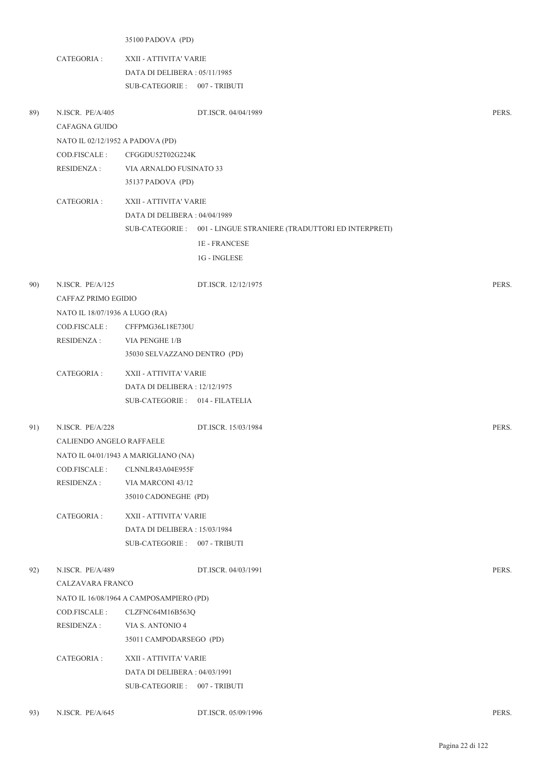35100 PADOVA (PD)

CATEGORIA : XXII - ATTIVITA' VARIE
DATA DI DELIBERA : 05/11/1985
SUB-CATEGORIE : 007 - TRIBUTI

89) N.ISCR. PE/A/405 DT.ISCR. 04/04/1989 PERS.

CAFAGNA GUIDO
NATO IL 02/12/1952 A PADOVA (PD)
COD.FISCALE : CFGGDU52T02G224K
RESIDENZA : VIA ARNALDO FUSINATO 33
35137 PADOVA (PD)

CATEGORIA : XXII - ATTIVITA' VARIE
DATA DI DELIBERA : 04/04/1989
SUB-CATEGORIE : 001 - LINGUE STRANIERE (TRADUTTORI ED INTERPRETI)
1E - FRANCESE
1G - INGLESE

90) N.ISCR. PE/A/125 DT.ISCR. 12/12/1975 PERS.

CAFFAZ PRIMO EGIDIO
NATO IL 18/07/1936 A LUGO (RA)
COD.FISCALE : CFFPMG36L18E730U
RESIDENZA : VIA PENGHE 1/B
35030 SELVAZZANO DENTRO (PD)

CATEGORIA : XXII - ATTIVITA' VARIE
DATA DI DELIBERA : 12/12/1975
SUB-CATEGORIE : 014 - FILATELIA

91) N.ISCR. PE/A/228 DT.ISCR. 15/03/1984 PERS.

CALIENDO ANGELO RAFFAELE
NATO IL 04/01/1943 A MARIGLIANO (NA)
COD.FISCALE : CLNNLR43A04E955F
RESIDENZA : VIA MARCONI 43/12
35010 CADONEGHE (PD)

CATEGORIA : XXII - ATTIVITA' VARIE
DATA DI DELIBERA : 15/03/1984
SUB-CATEGORIE : 007 - TRIBUTI

92) N.ISCR. PE/A/489 DT.ISCR. 04/03/1991 PERS.

CALZAVARA FRANCO
NATO IL 16/08/1964 A CAMPOSAMPIERO (PD)
COD.FISCALE : CLZFNC64M16B563Q
RESIDENZA : VIA S. ANTONIO 4
35011 CAMPODARSEGO (PD)

CATEGORIA : XXII - ATTIVITA' VARIE
DATA DI DELIBERA : 04/03/1991
SUB-CATEGORIE : 007 - TRIBUTI

93) N.ISCR. PE/A/645 DT.ISCR. 05/09/1996 PERS.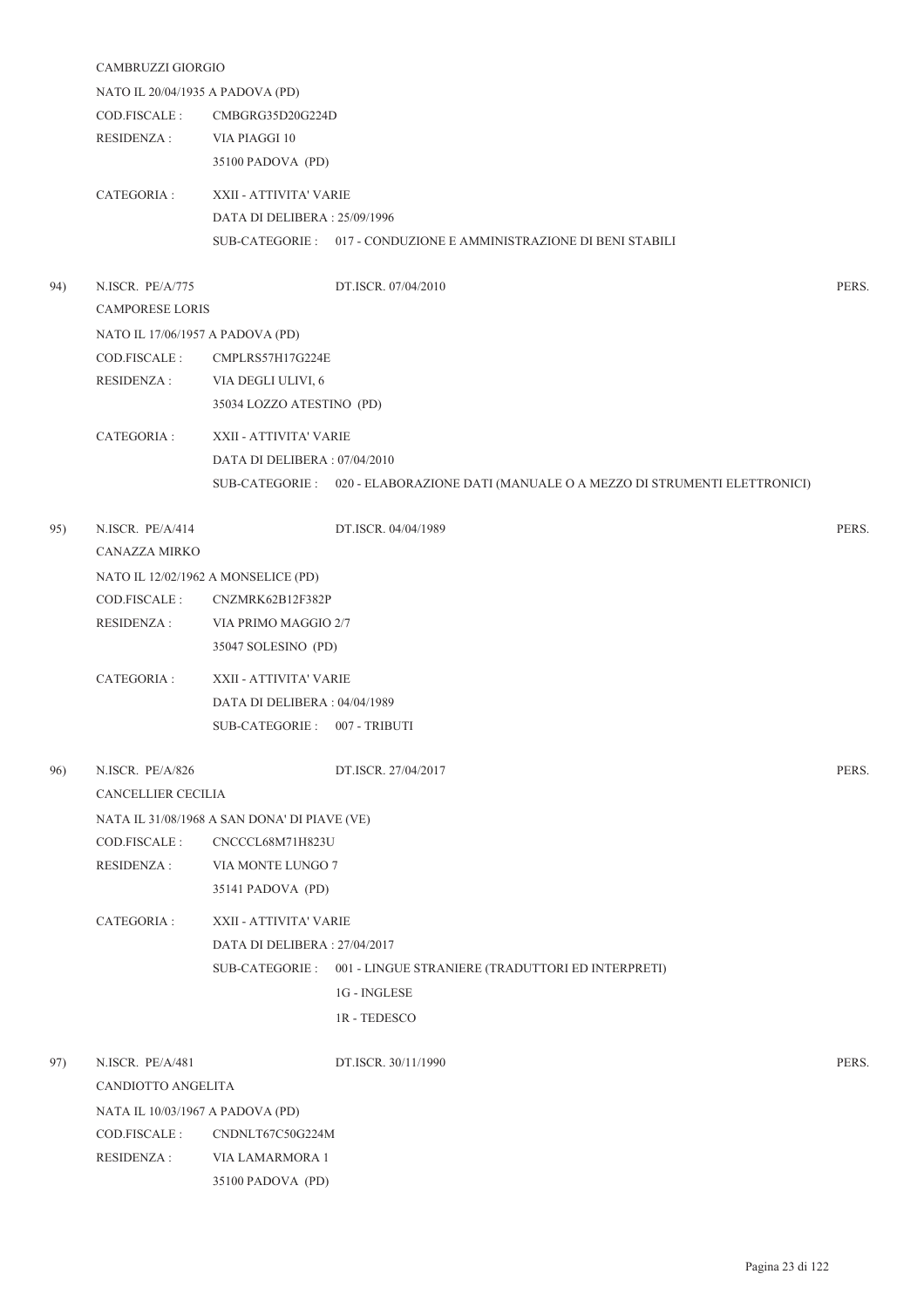CAMBRUZZI GIORGIO

NATO IL 20/04/1935 A PADOVA (PD)

COD.FISCALE : CMBGRG35D20G224D

RESIDENZA : VIA PIAGGI 10
35100 PADOVA (PD)

CATEGORIA : XXII - ATTIVITA' VARIE
DATA DI DELIBERA : 25/09/1996
SUB-CATEGORIE : 017 - CONDUZIONE E AMMINISTRAZIONE DI BENI STABILI

94) N.ISCR. PE/A/775 DT.ISCR. 07/04/2010 PERS.

CAMPORESE LORIS

NATO IL 17/06/1957 A PADOVA (PD)

COD.FISCALE : CMPLRS57H17G224E

RESIDENZA : VIA DEGLI ULIVI, 6
35034 LOZZO ATESTINO (PD)

CATEGORIA : XXII - ATTIVITA' VARIE
DATA DI DELIBERA : 07/04/2010
SUB-CATEGORIE : 020 - ELABORAZIONE DATI (MANUALE O A MEZZO DI STRUMENTI ELETTRONICI)

95) N.ISCR. PE/A/414 DT.ISCR. 04/04/1989 PERS.

CANAZZA MIRKO

NATO IL 12/02/1962 A MONSELICE (PD)

COD.FISCALE : CNZMRK62B12F382P

RESIDENZA : VIA PRIMO MAGGIO 2/7
35047 SOLESINO (PD)

CATEGORIA : XXII - ATTIVITA' VARIE
DATA DI DELIBERA : 04/04/1989
SUB-CATEGORIE : 007 - TRIBUTI

96) N.ISCR. PE/A/826 DT.ISCR. 27/04/2017 PERS.

CANCELLIER CECILIA

NATA IL 31/08/1968 A SAN DONA' DI PIAVE (VE)

COD.FISCALE : CNCCCL68M71H823U

RESIDENZA : VIA MONTE LUNGO 7
35141 PADOVA (PD)

CATEGORIA : XXII - ATTIVITA' VARIE
DATA DI DELIBERA : 27/04/2017
SUB-CATEGORIE : 001 - LINGUE STRANIERE (TRADUTTORI ED INTERPRETI)
1G - INGLESE
1R - TEDESCO

97) N.ISCR. PE/A/481 DT.ISCR. 30/11/1990 PERS.

CANDIOTTO ANGELITA

NATA IL 10/03/1967 A PADOVA (PD)

COD.FISCALE : CNDNLT67C50G224M

RESIDENZA : VIA LAMARMORA 1
35100 PADOVA (PD)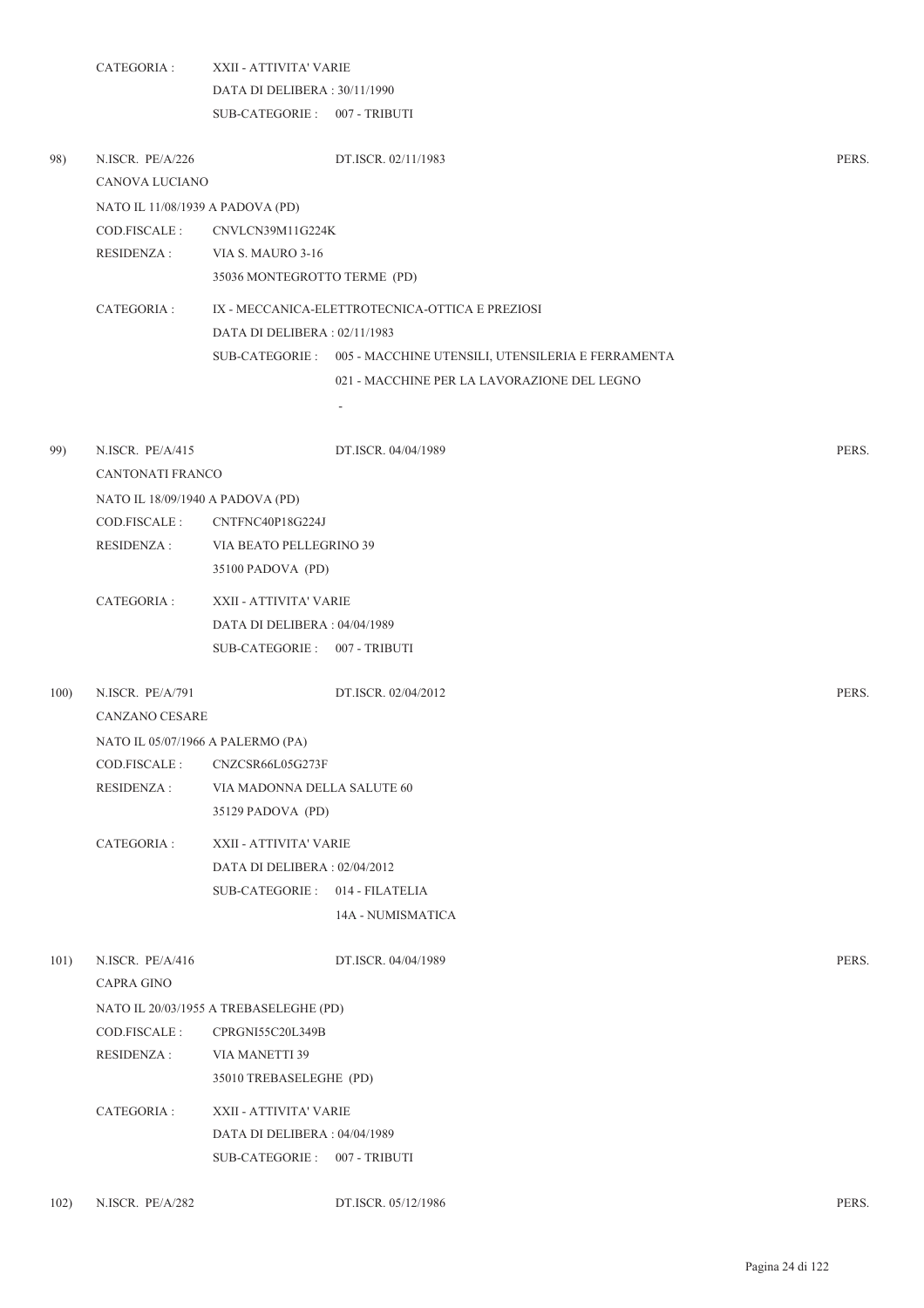CATEGORIA : XXII - ATTIVITA' VARIE
DATA DI DELIBERA : 30/11/1990
SUB-CATEGORIE : 007 - TRIBUTI

98) N.ISCR. PE/A/226 DT.ISCR. 02/11/1983 PERS.

CANOVA LUCIANO
NATO IL 11/08/1939 A PADOVA (PD)
COD.FISCALE : CNVLCN39M11G224K
RESIDENZA : VIA S. MAURO 3-16
35036 MONTEGROTTO TERME (PD)

CATEGORIA : IX - MECCANICA-ELETTROTECNICA-OTTICA E PREZIOSI
DATA DI DELIBERA : 02/11/1983
SUB-CATEGORIE : 005 - MACCHINE UTENSILI, UTENSILERIA E FERRAMENTA
021 - MACCHINE PER LA LAVORAZIONE DEL LEGNO
-

99) N.ISCR. PE/A/415 DT.ISCR. 04/04/1989 PERS.

CANTONATI FRANCO
NATO IL 18/09/1940 A PADOVA (PD)
COD.FISCALE : CNTFNC40P18G224J
RESIDENZA : VIA BEATO PELLEGRINO 39
35100 PADOVA (PD)

CATEGORIA : XXII - ATTIVITA' VARIE
DATA DI DELIBERA : 04/04/1989
SUB-CATEGORIE : 007 - TRIBUTI

100) N.ISCR. PE/A/791 DT.ISCR. 02/04/2012 PERS.

CANZANO CESARE
NATO IL 05/07/1966 A PALERMO (PA)
COD.FISCALE : CNZCSR66L05G273F
RESIDENZA : VIA MADONNA DELLA SALUTE 60
35129 PADOVA (PD)

CATEGORIA : XXII - ATTIVITA' VARIE
DATA DI DELIBERA : 02/04/2012
SUB-CATEGORIE : 014 - FILATELIA
14A - NUMISMATICA

101) N.ISCR. PE/A/416 DT.ISCR. 04/04/1989 PERS.

CAPRA GINO
NATO IL 20/03/1955 A TREBASELEGHE (PD)
COD.FISCALE : CPRGNI55C20L349B
RESIDENZA : VIA MANETTI 39
35010 TREBASELEGHE (PD)

CATEGORIA : XXII - ATTIVITA' VARIE
DATA DI DELIBERA : 04/04/1989
SUB-CATEGORIE : 007 - TRIBUTI

102) N.ISCR. PE/A/282 DT.ISCR. 05/12/1986 PERS.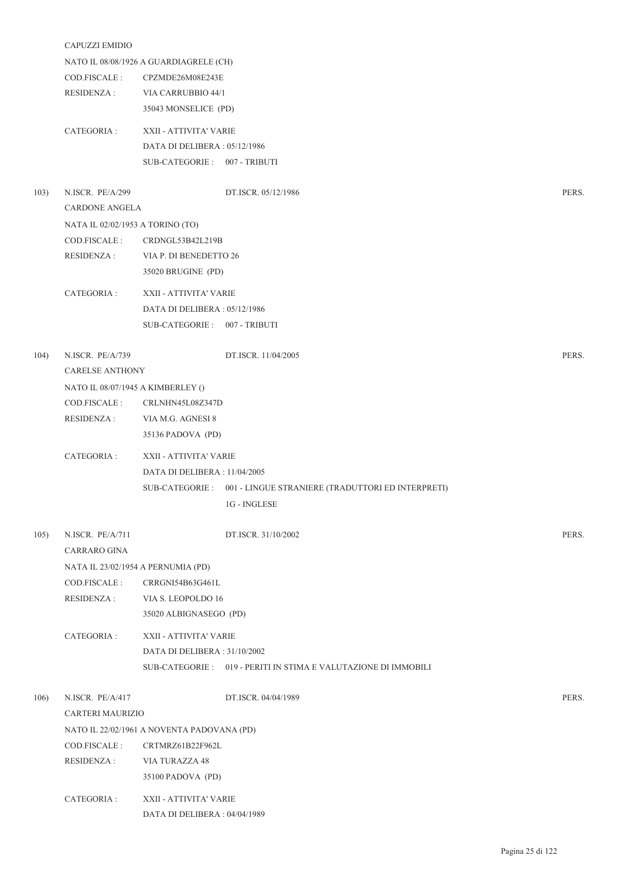CAPUZZI EMIDIO

NATO IL 08/08/1926 A GUARDIAGRELE (CH)

COD.FISCALE : CPZMDE26M08E243E

RESIDENZA : VIA CARRUBBIO 44/1

35043 MONSELICE (PD)

CATEGORIA : XXII - ATTIVITA' VARIE

DATA DI DELIBERA : 05/12/1986

SUB-CATEGORIE : 007 - TRIBUTI

103) N.ISCR. PE/A/299 DT.ISCR. 05/12/1986 PERS.

CARDONE ANGELA

NATA IL 02/02/1953 A TORINO (TO)

COD.FISCALE : CRDNGL53B42L219B

RESIDENZA : VIA P. DI BENEDETTO 26

35020 BRUGINE (PD)

CATEGORIA : XXII - ATTIVITA' VARIE

DATA DI DELIBERA : 05/12/1986

SUB-CATEGORIE : 007 - TRIBUTI

104) N.ISCR. PE/A/739 DT.ISCR. 11/04/2005 PERS.

CARELSE ANTHONY

NATO IL 08/07/1945 A KIMBERLEY ()

COD.FISCALE : CRLNHN45L08Z347D

RESIDENZA : VIA M.G. AGNESI 8

35136 PADOVA (PD)

CATEGORIA : XXII - ATTIVITA' VARIE

DATA DI DELIBERA : 11/04/2005

SUB-CATEGORIE : 001 - LINGUE STRANIERE (TRADUTTORI ED INTERPRETI)

1G - INGLESE

105) N.ISCR. PE/A/711 DT.ISCR. 31/10/2002 PERS.

CARRARO GINA

NATA IL 23/02/1954 A PERNUMIA (PD)

COD.FISCALE : CRRGNI54B63G461L

RESIDENZA : VIA S. LEOPOLDO 16

35020 ALBIGNASEGO (PD)

CATEGORIA : XXII - ATTIVITA' VARIE

DATA DI DELIBERA : 31/10/2002

SUB-CATEGORIE : 019 - PERITI IN STIMA E VALUTAZIONE DI IMMOBILI

106) N.ISCR. PE/A/417 DT.ISCR. 04/04/1989 PERS.

CARTERI MAURIZIO

NATO IL 22/02/1961 A NOVENTA PADOVANA (PD)

COD.FISCALE : CRTMRZ61B22F962L

RESIDENZA : VIA TURAZZA 48

35100 PADOVA (PD)

CATEGORIA : XXII - ATTIVITA' VARIE

DATA DI DELIBERA : 04/04/1989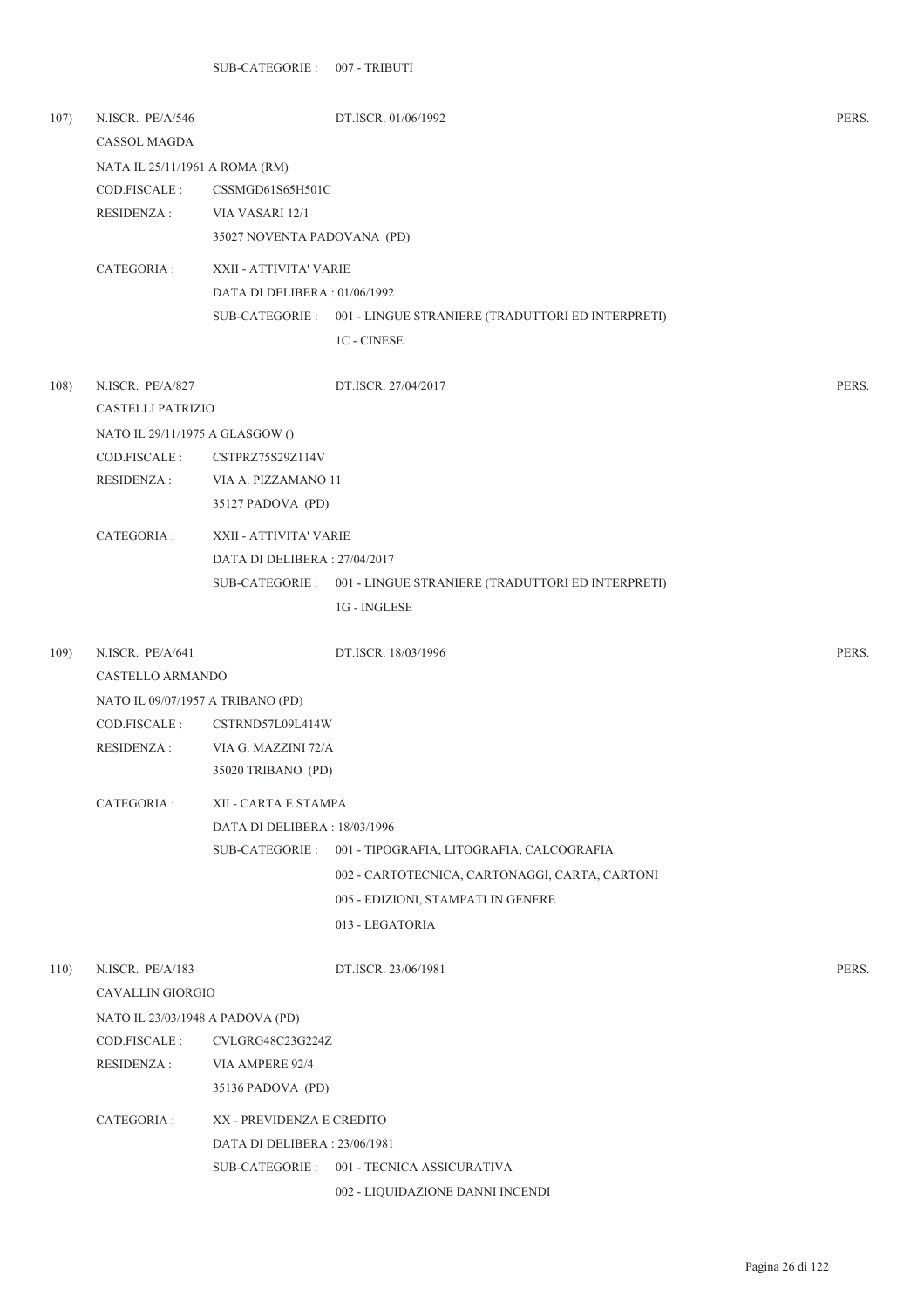SUB-CATEGORIE : 007 - TRIBUTI

107) N.ISCR. PE/A/546 DT.ISCR. 01/06/1992 PERS.

CASSOL MAGDA

NATA IL 25/11/1961 A ROMA (RM)

COD.FISCALE : CSSMGD61S65H501C

RESIDENZA : VIA VASARI 12/1

35027 NOVENTA PADOVANA (PD)

CATEGORIA : XXII - ATTIVITA' VARIE

DATA DI DELIBERA : 01/06/1992

SUB-CATEGORIE : 001 - LINGUE STRANIERE (TRADUTTORI ED INTERPRETI)

1C - CINESE

108) N.ISCR. PE/A/827 DT.ISCR. 27/04/2017 PERS.

CASTELLI PATRIZIO

NATO IL 29/11/1975 A GLASGOW ()

COD.FISCALE : CSTPRZ75S29Z114V

RESIDENZA : VIA A. PIZZAMANO 11

35127 PADOVA (PD)

CATEGORIA : XXII - ATTIVITA' VARIE

DATA DI DELIBERA : 27/04/2017

SUB-CATEGORIE : 001 - LINGUE STRANIERE (TRADUTTORI ED INTERPRETI)

1G - INGLESE

109) N.ISCR. PE/A/641 DT.ISCR. 18/03/1996 PERS.

CASTELLO ARMANDO

NATO IL 09/07/1957 A TRIBANO (PD)

COD.FISCALE : CSTRND57L09L414W

RESIDENZA : VIA G. MAZZINI 72/A

35020 TRIBANO (PD)

CATEGORIA : XII - CARTA E STAMPA

DATA DI DELIBERA : 18/03/1996

SUB-CATEGORIE : 001 - TIPOGRAFIA, LITOGRAFIA, CALCOGRAFIA

002 - CARTOTECNICA, CARTONAGGI, CARTA, CARTONI

005 - EDIZIONI, STAMPATI IN GENERE

013 - LEGATORIA

110) N.ISCR. PE/A/183 DT.ISCR. 23/06/1981 PERS.

CAVALLIN GIORGIO

NATO IL 23/03/1948 A PADOVA (PD)

COD.FISCALE : CVLGRG48C23G224Z

RESIDENZA : VIA AMPERE 92/4

35136 PADOVA (PD)

CATEGORIA : XX - PREVIDENZA E CREDITO

DATA DI DELIBERA : 23/06/1981

SUB-CATEGORIE : 001 - TECNICA ASSICURATIVA

002 - LIQUIDAZIONE DANNI INCENDI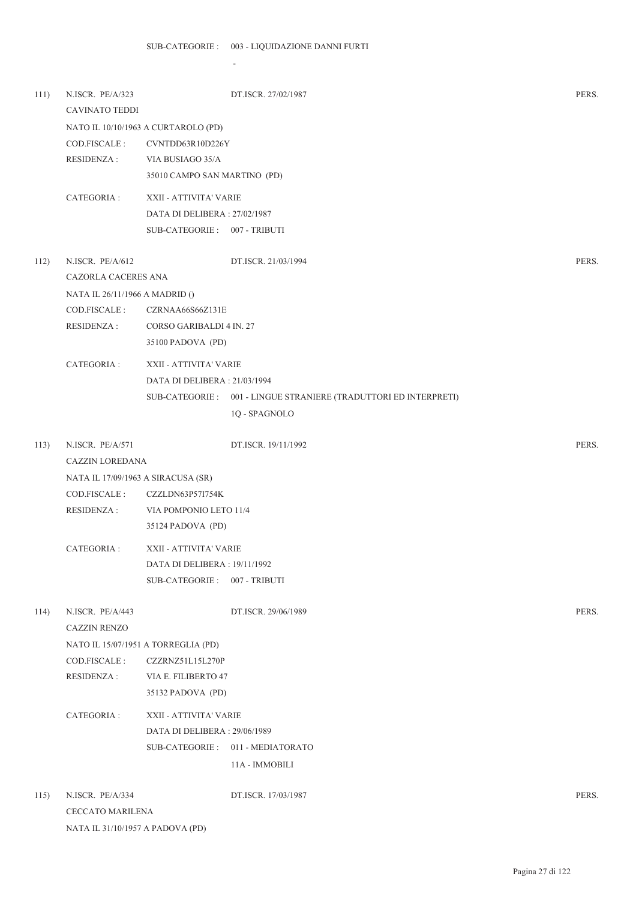SUB-CATEGORIE : 003 - LIQUIDAZIONE DANNI FURTI

-

111) N.ISCR. PE/A/323 DT.ISCR. 27/02/1987 PERS.

CAVINATO TEDDI

NATO IL 10/10/1963 A CURTAROLO (PD)

COD.FISCALE : CVNTDD63R10D226Y

RESIDENZA : VIA BUSIAGO 35/A

35010 CAMPO SAN MARTINO (PD)

CATEGORIA : XXII - ATTIVITA' VARIE

DATA DI DELIBERA : 27/02/1987

SUB-CATEGORIE : 007 - TRIBUTI

112) N.ISCR. PE/A/612 DT.ISCR. 21/03/1994 PERS.

CAZORLA CACERES ANA

NATA IL 26/11/1966 A MADRID ()

COD.FISCALE : CZRNAA66S66Z131E

RESIDENZA : CORSO GARIBALDI 4 IN. 27

35100 PADOVA (PD)

CATEGORIA : XXII - ATTIVITA' VARIE

DATA DI DELIBERA : 21/03/1994

SUB-CATEGORIE : 001 - LINGUE STRANIERE (TRADUTTORI ED INTERPRETI)

1Q - SPAGNOLO

113) N.ISCR. PE/A/571 DT.ISCR. 19/11/1992 PERS.

CAZZIN LOREDANA

NATA IL 17/09/1963 A SIRACUSA (SR)

COD.FISCALE : CZZLDN63P57I754K

RESIDENZA : VIA POMPONIO LETO 11/4

35124 PADOVA (PD)

CATEGORIA : XXII - ATTIVITA' VARIE

DATA DI DELIBERA : 19/11/1992

SUB-CATEGORIE : 007 - TRIBUTI

114) N.ISCR. PE/A/443 DT.ISCR. 29/06/1989 PERS.

CAZZIN RENZO

NATO IL 15/07/1951 A TORREGLIA (PD)

COD.FISCALE : CZZRNZ51L15L270P

RESIDENZA : VIA E. FILIBERTO 47

35132 PADOVA (PD)

CATEGORIA : XXII - ATTIVITA' VARIE

DATA DI DELIBERA : 29/06/1989

SUB-CATEGORIE : 011 - MEDIATORATO

11A - IMMOBILI

115) N.ISCR. PE/A/334 DT.ISCR. 17/03/1987 PERS.

CECCATO MARILENA

NATA IL 31/10/1957 A PADOVA (PD)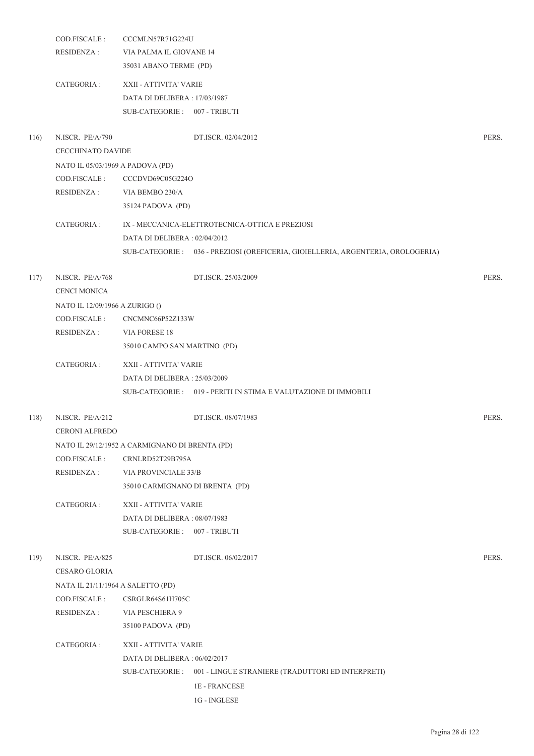COD.FISCALE : CCCMLN57R71G224U
RESIDENZA : VIA PALMA IL GIOVANE 14
35031 ABANO TERME (PD)

CATEGORIA : XXII - ATTIVITA' VARIE
DATA DI DELIBERA : 17/03/1987
SUB-CATEGORIE : 007 - TRIBUTI

116) N.ISCR. PE/A/790 DT.ISCR. 02/04/2012 PERS.

CECCHINATO DAVIDE
NATO IL 05/03/1969 A PADOVA (PD)
COD.FISCALE : CCCDVD69C05G224O
RESIDENZA : VIA BEMBO 230/A
35124 PADOVA (PD)

CATEGORIA : IX - MECCANICA-ELETTROTECNICA-OTTICA E PREZIOSI
DATA DI DELIBERA : 02/04/2012
SUB-CATEGORIE : 036 - PREZIOSI (OREFICERIA, GIOIELLERIA, ARGENTERIA, OROLOGERIA)

117) N.ISCR. PE/A/768 DT.ISCR. 25/03/2009 PERS.

CENCI MONICA
NATO IL 12/09/1966 A ZURIGO ()
COD.FISCALE : CNCMNC66P52Z133W
RESIDENZA : VIA FORESE 18
35010 CAMPO SAN MARTINO (PD)

CATEGORIA : XXII - ATTIVITA' VARIE
DATA DI DELIBERA : 25/03/2009
SUB-CATEGORIE : 019 - PERITI IN STIMA E VALUTAZIONE DI IMMOBILI

118) N.ISCR. PE/A/212 DT.ISCR. 08/07/1983 PERS.

CERONI ALFREDO
NATO IL 29/12/1952 A CARMIGNANO DI BRENTA (PD)
COD.FISCALE : CRNLRD52T29B795A
RESIDENZA : VIA PROVINCIALE 33/B
35010 CARMIGNANO DI BRENTA (PD)

CATEGORIA : XXII - ATTIVITA' VARIE
DATA DI DELIBERA : 08/07/1983
SUB-CATEGORIE : 007 - TRIBUTI

119) N.ISCR. PE/A/825 DT.ISCR. 06/02/2017 PERS.

CESARO GLORIA
NATA IL 21/11/1964 A SALETTO (PD)
COD.FISCALE : CSRGLR64S61H705C
RESIDENZA : VIA PESCHIERA 9
35100 PADOVA (PD)

CATEGORIA : XXII - ATTIVITA' VARIE
DATA DI DELIBERA : 06/02/2017
SUB-CATEGORIE : 001 - LINGUE STRANIERE (TRADUTTORI ED INTERPRETI)
1E - FRANCESE
1G - INGLESE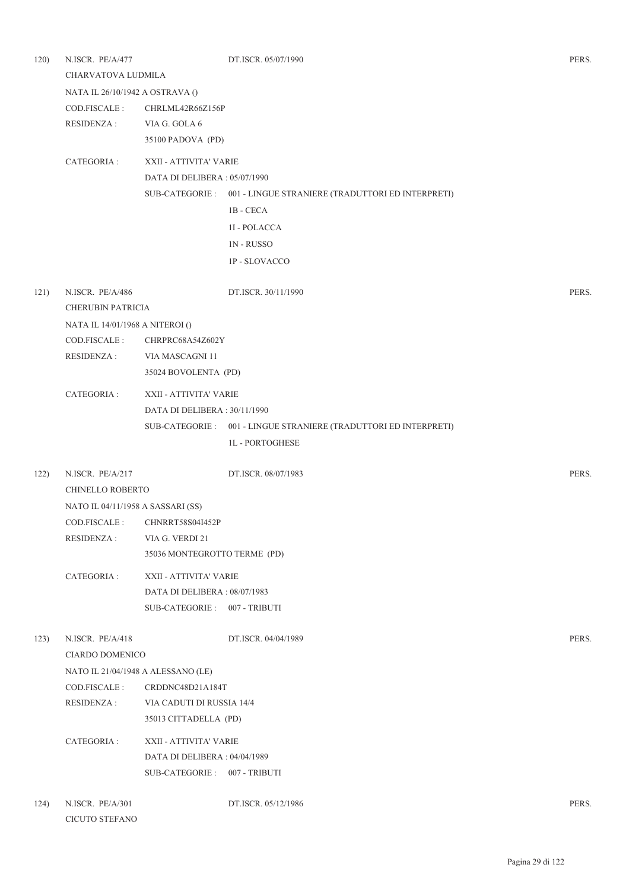120) N.ISCR. PE/A/477 DT.ISCR. 05/07/1990 PERS.

CHARVATOVA LUDMILA

NATA IL 26/10/1942 A OSTRAVA ()

COD.FISCALE : CHRLML42R66Z156P

RESIDENZA : VIA G. GOLA 6

35100 PADOVA (PD)

CATEGORIA : XXII - ATTIVITA' VARIE

DATA DI DELIBERA : 05/07/1990

SUB-CATEGORIE : 001 - LINGUE STRANIERE (TRADUTTORI ED INTERPRETI)

1B - CECA

1I - POLACCA

1N - RUSSO

1P - SLOVACCO

121) N.ISCR. PE/A/486 DT.ISCR. 30/11/1990 PERS.

CHERUBIN PATRICIA

NATA IL 14/01/1968 A NITEROI ()

COD.FISCALE : CHRPRC68A54Z602Y

RESIDENZA : VIA MASCAGNI 11

35024 BOVOLENTA (PD)

CATEGORIA : XXII - ATTIVITA' VARIE

DATA DI DELIBERA : 30/11/1990

SUB-CATEGORIE : 001 - LINGUE STRANIERE (TRADUTTORI ED INTERPRETI)

1L - PORTOGHESE

122) N.ISCR. PE/A/217 DT.ISCR. 08/07/1983 PERS.

CHINELLO ROBERTO

NATO IL 04/11/1958 A SASSARI (SS)

COD.FISCALE : CHNRRT58S04I452P

RESIDENZA : VIA G. VERDI 21

35036 MONTEGROTTO TERME (PD)

CATEGORIA : XXII - ATTIVITA' VARIE

DATA DI DELIBERA : 08/07/1983

SUB-CATEGORIE : 007 - TRIBUTI

123) N.ISCR. PE/A/418 DT.ISCR. 04/04/1989 PERS.

CIARDO DOMENICO

NATO IL 21/04/1948 A ALESSANO (LE)

COD.FISCALE : CRDDNC48D21A184T

RESIDENZA : VIA CADUTI DI RUSSIA 14/4

35013 CITTADELLA (PD)

CATEGORIA : XXII - ATTIVITA' VARIE

DATA DI DELIBERA : 04/04/1989

SUB-CATEGORIE : 007 - TRIBUTI

124) N.ISCR. PE/A/301 DT.ISCR. 05/12/1986 PERS.

CICUTO STEFANO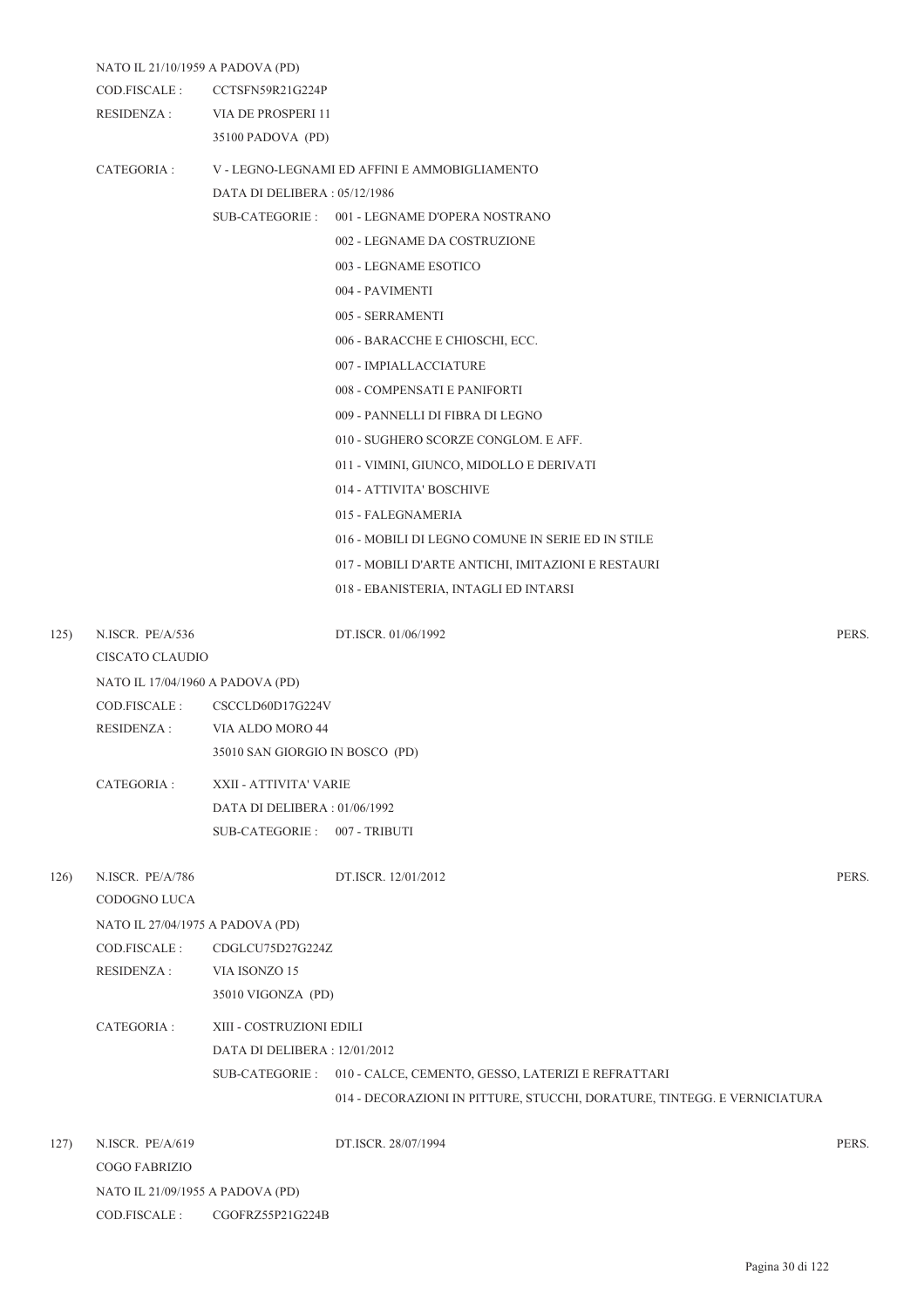NATO IL 21/10/1959 A PADOVA (PD)

COD.FISCALE : CCTSFN59R21G224P

RESIDENZA : VIA DE PROSPERI 11
35100 PADOVA (PD)

CATEGORIA : V - LEGNO-LEGNAMI ED AFFINI E AMMOBIGLIAMENTO
DATA DI DELIBERA : 05/12/1986
SUB-CATEGORIE : 001 - LEGNAME D'OPERA NOSTRANO
002 - LEGNAME DA COSTRUZIONE
003 - LEGNAME ESOTICO
004 - PAVIMENTI
005 - SERRAMENTI
006 - BARACCHE E CHIOSCHI, ECC.
007 - IMPIALLACCIATURE
008 - COMPENSATI E PANIFORTI
009 - PANNELLI DI FIBRA DI LEGNO
010 - SUGHERO SCORZE CONGLOM. E AFF.
011 - VIMINI, GIUNCO, MIDOLLO E DERIVATI
014 - ATTIVITA' BOSCHIVE
015 - FALEGNAMERIA
016 - MOBILI DI LEGNO COMUNE IN SERIE ED IN STILE
017 - MOBILI D'ARTE ANTICHI, IMITAZIONI E RESTAURI
018 - EBANISTERIA, INTAGLI ED INTARSI

125) N.ISCR. PE/A/536 DT.ISCR. 01/06/1992 PERS.

CISCATO CLAUDIO

NATO IL 17/04/1960 A PADOVA (PD)

COD.FISCALE : CSCCLD60D17G224V

RESIDENZA : VIA ALDO MORO 44
35010 SAN GIORGIO IN BOSCO (PD)

CATEGORIA : XXII - ATTIVITA' VARIE
DATA DI DELIBERA : 01/06/1992
SUB-CATEGORIE : 007 - TRIBUTI

126) N.ISCR. PE/A/786 DT.ISCR. 12/01/2012 PERS.

CODOGNO LUCA

NATO IL 27/04/1975 A PADOVA (PD)

COD.FISCALE : CDGLCU75D27G224Z

RESIDENZA : VIA ISONZO 15
35010 VIGONZA (PD)

CATEGORIA : XIII - COSTRUZIONI EDILI
DATA DI DELIBERA : 12/01/2012
SUB-CATEGORIE : 010 - CALCE, CEMENTO, GESSO, LATERIZI E REFRATTARI
014 - DECORAZIONI IN PITTURE, STUCCHI, DORATURE, TINTEGG. E VERNICIATURA

127) N.ISCR. PE/A/619 DT.ISCR. 28/07/1994 PERS.

COGO FABRIZIO

NATO IL 21/09/1955 A PADOVA (PD)

COD.FISCALE : CGOFRZ55P21G224B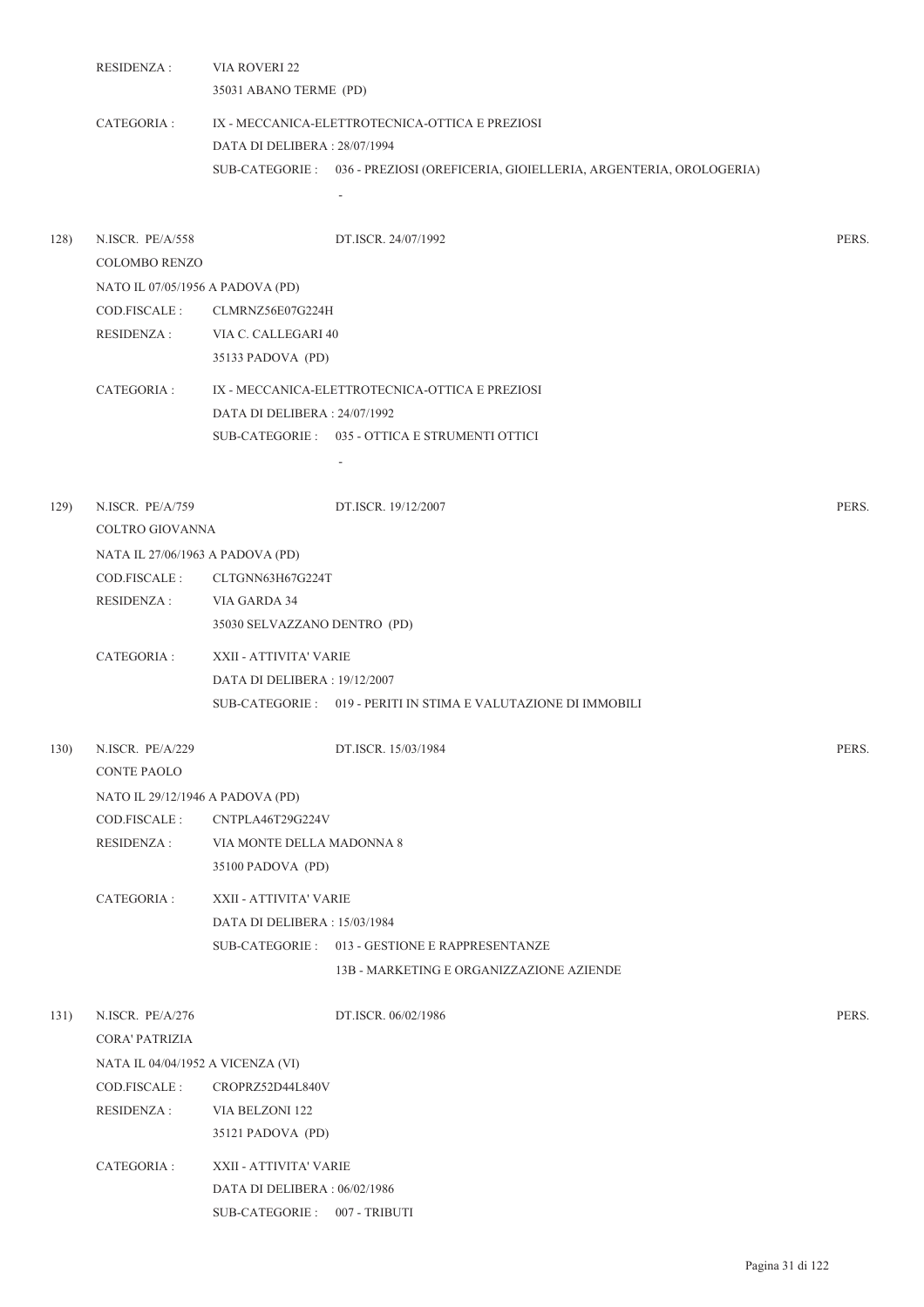RESIDENZA : VIA ROVERI 22
35031 ABANO TERME (PD)

CATEGORIA : IX - MECCANICA-ELETTROTECNICA-OTTICA E PREZIOSI
DATA DI DELIBERA : 28/07/1994
SUB-CATEGORIE : 036 - PREZIOSI (OREFICERIA, GIOIELLERIA, ARGENTERIA, OROLOGERIA)
-

128) N.ISCR. PE/A/558 DT.ISCR. 24/07/1992 PERS.
COLOMBO RENZO
NATO IL 07/05/1956 A PADOVA (PD)
COD.FISCALE : CLMRNZ56E07G224H
RESIDENZA : VIA C. CALLEGARI 40
35133 PADOVA (PD)

CATEGORIA : IX - MECCANICA-ELETTROTECNICA-OTTICA E PREZIOSI
DATA DI DELIBERA : 24/07/1992
SUB-CATEGORIE : 035 - OTTICA E STRUMENTI OTTICI
-

129) N.ISCR. PE/A/759 DT.ISCR. 19/12/2007 PERS.
COLTRO GIOVANNA
NATA IL 27/06/1963 A PADOVA (PD)
COD.FISCALE : CLTGNN63H67G224T
RESIDENZA : VIA GARDA 34
35030 SELVAZZANO DENTRO (PD)

CATEGORIA : XXII - ATTIVITA' VARIE
DATA DI DELIBERA : 19/12/2007
SUB-CATEGORIE : 019 - PERITI IN STIMA E VALUTAZIONE DI IMMOBILI

130) N.ISCR. PE/A/229 DT.ISCR. 15/03/1984 PERS.
CONTE PAOLO
NATO IL 29/12/1946 A PADOVA (PD)
COD.FISCALE : CNTPLA46T29G224V
RESIDENZA : VIA MONTE DELLA MADONNA 8
35100 PADOVA (PD)

CATEGORIA : XXII - ATTIVITA' VARIE
DATA DI DELIBERA : 15/03/1984
SUB-CATEGORIE : 013 - GESTIONE E RAPPRESENTANZE
13B - MARKETING E ORGANIZZAZIONE AZIENDE

131) N.ISCR. PE/A/276 DT.ISCR. 06/02/1986 PERS.
CORA' PATRIZIA
NATA IL 04/04/1952 A VICENZA (VI)
COD.FISCALE : CROPRZ52D44L840V
RESIDENZA : VIA BELZONI 122
35121 PADOVA (PD)

CATEGORIA : XXII - ATTIVITA' VARIE
DATA DI DELIBERA : 06/02/1986
SUB-CATEGORIE : 007 - TRIBUTI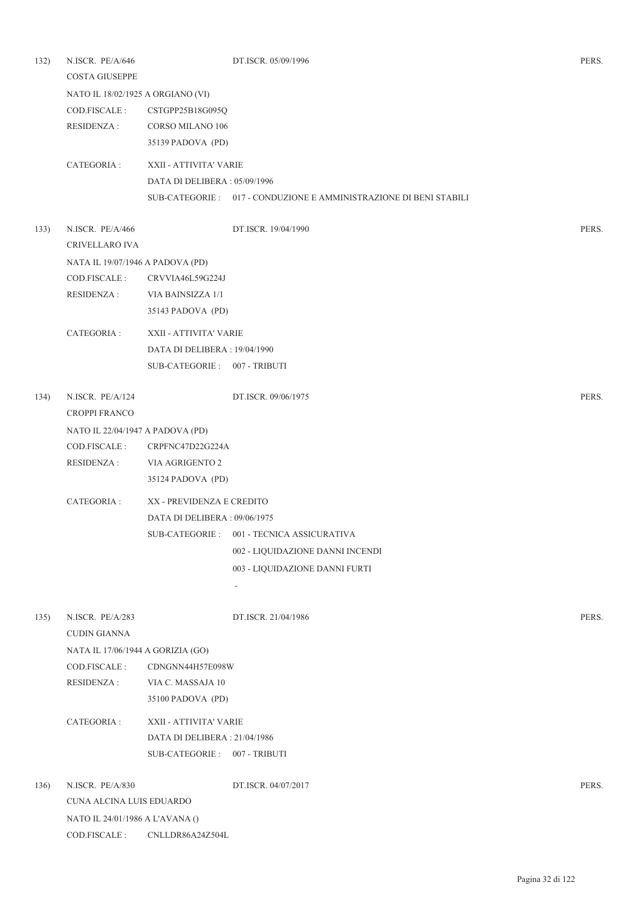132) N.ISCR. PE/A/646 DT.ISCR. 05/09/1996 PERS.

COSTA GIUSEPPE

NATO IL 18/02/1925 A ORGIANO (VI)

COD.FISCALE : CSTGPP25B18G095Q

RESIDENZA : CORSO MILANO 106
35139 PADOVA (PD)

CATEGORIA : XXII - ATTIVITA' VARIE
DATA DI DELIBERA : 05/09/1996
SUB-CATEGORIE : 017 - CONDUZIONE E AMMINISTRAZIONE DI BENI STABILI

133) N.ISCR. PE/A/466 DT.ISCR. 19/04/1990 PERS.

CRIVELLARO IVA

NATA IL 19/07/1946 A PADOVA (PD)

COD.FISCALE : CRVVIA46L59G224J

RESIDENZA : VIA BAINSIZZA 1/1
35143 PADOVA (PD)

CATEGORIA : XXII - ATTIVITA' VARIE
DATA DI DELIBERA : 19/04/1990
SUB-CATEGORIE : 007 - TRIBUTI

134) N.ISCR. PE/A/124 DT.ISCR. 09/06/1975 PERS.

CROPPI FRANCO

NATO IL 22/04/1947 A PADOVA (PD)

COD.FISCALE : CRPFNC47D22G224A

RESIDENZA : VIA AGRIGENTO 2
35124 PADOVA (PD)

CATEGORIA : XX - PREVIDENZA E CREDITO
DATA DI DELIBERA : 09/06/1975
SUB-CATEGORIE : 001 - TECNICA ASSICURATIVA
002 - LIQUIDAZIONE DANNI INCENDI
003 - LIQUIDAZIONE DANNI FURTI
-

135) N.ISCR. PE/A/283 DT.ISCR. 21/04/1986 PERS.

CUDIN GIANNA

NATA IL 17/06/1944 A GORIZIA (GO)

COD.FISCALE : CDNGNN44H57E098W

RESIDENZA : VIA C. MASSAJA 10
35100 PADOVA (PD)

CATEGORIA : XXII - ATTIVITA' VARIE
DATA DI DELIBERA : 21/04/1986
SUB-CATEGORIE : 007 - TRIBUTI

136) N.ISCR. PE/A/830 DT.ISCR. 04/07/2017 PERS.

CUNA ALCINA LUIS EDUARDO

NATO IL 24/01/1986 A L'AVANA ()

COD.FISCALE : CNLLDR86A24Z504L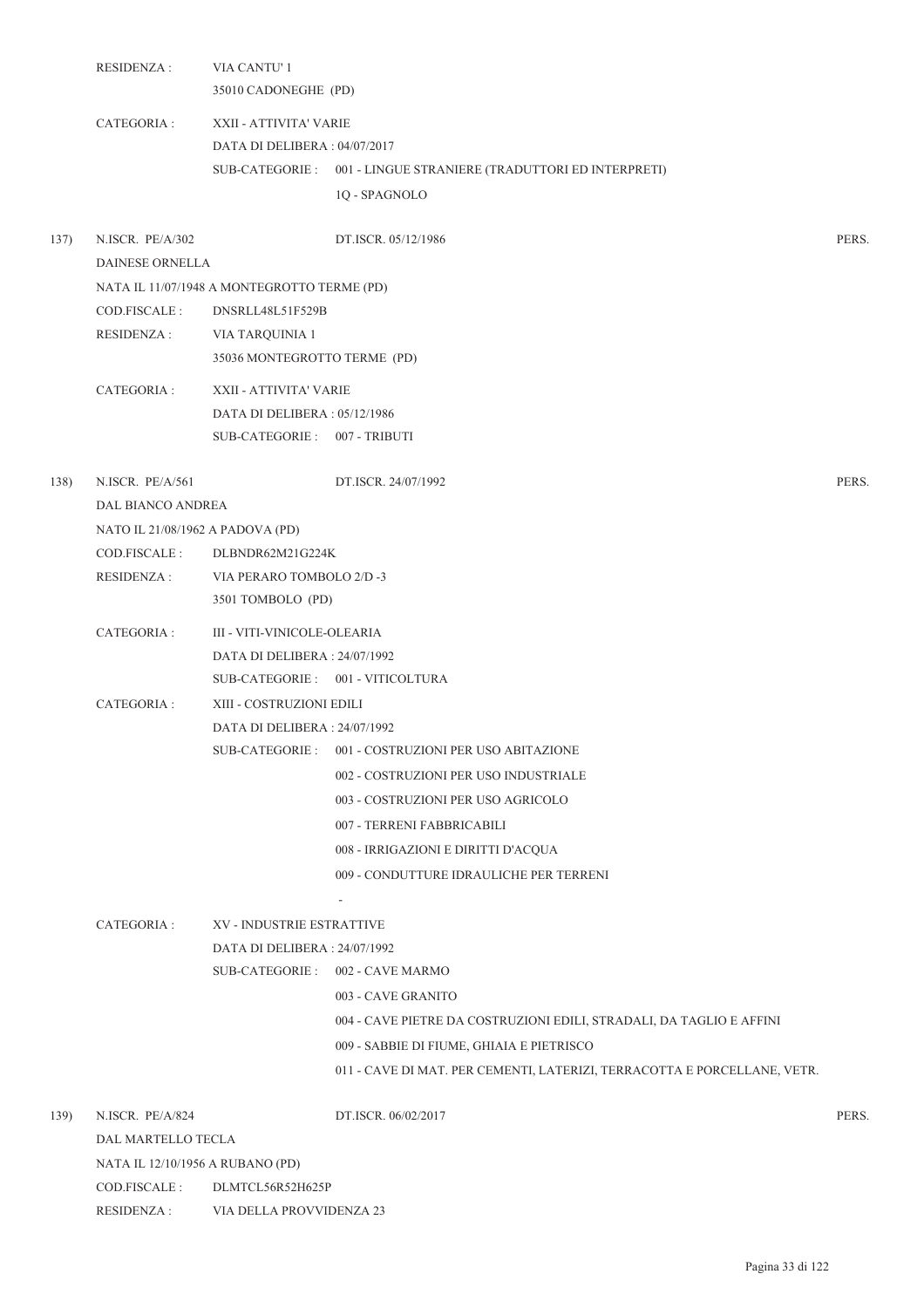RESIDENZA : VIA CANTU' 1
35010 CADONEGHE (PD)

CATEGORIA : XXII - ATTIVITA' VARIE
DATA DI DELIBERA : 04/07/2017
SUB-CATEGORIE : 001 - LINGUE STRANIERE (TRADUTTORI ED INTERPRETI)
1Q - SPAGNOLO

137) N.ISCR. PE/A/302 DT.ISCR. 05/12/1986 PERS.
DAINESE ORNELLA
NATA IL 11/07/1948 A MONTEGROTTO TERME (PD)
COD.FISCALE : DNSRLL48L51F529B
RESIDENZA : VIA TARQUINIA 1
35036 MONTEGROTTO TERME (PD)

CATEGORIA : XXII - ATTIVITA' VARIE
DATA DI DELIBERA : 05/12/1986
SUB-CATEGORIE : 007 - TRIBUTI

138) N.ISCR. PE/A/561 DT.ISCR. 24/07/1992 PERS.
DAL BIANCO ANDREA
NATO IL 21/08/1962 A PADOVA (PD)
COD.FISCALE : DLBNDR62M21G224K
RESIDENZA : VIA PERARO TOMBOLO 2/D -3
3501 TOMBOLO (PD)

CATEGORIA : III - VITI-VINICOLE-OLEARIA
DATA DI DELIBERA : 24/07/1992
SUB-CATEGORIE : 001 - VITICOLTURA

CATEGORIA : XIII - COSTRUZIONI EDILI
DATA DI DELIBERA : 24/07/1992
SUB-CATEGORIE : 001 - COSTRUZIONI PER USO ABITAZIONE
002 - COSTRUZIONI PER USO INDUSTRIALE
003 - COSTRUZIONI PER USO AGRICOLO
007 - TERRENI FABBRICABILI
008 - IRRIGAZIONI E DIRITTI D'ACQUA
009 - CONDUTTURE IDRAULICHE PER TERRENI
-

CATEGORIA : XV - INDUSTRIE ESTRATTIVE
DATA DI DELIBERA : 24/07/1992
SUB-CATEGORIE : 002 - CAVE MARMO
003 - CAVE GRANITO
004 - CAVE PIETRE DA COSTRUZIONI EDILI, STRADALI, DA TAGLIO E AFFINI
009 - SABBIE DI FIUME, GHIAIA E PIETRISCO
011 - CAVE DI MAT. PER CEMENTI, LATERIZI, TERRACOTTA E PORCELLANE, VETR.

139) N.ISCR. PE/A/824 DT.ISCR. 06/02/2017 PERS.
DAL MARTELLO TECLA
NATA IL 12/10/1956 A RUBANO (PD)
COD.FISCALE : DLMTCL56R52H625P
RESIDENZA : VIA DELLA PROVVIDENZA 23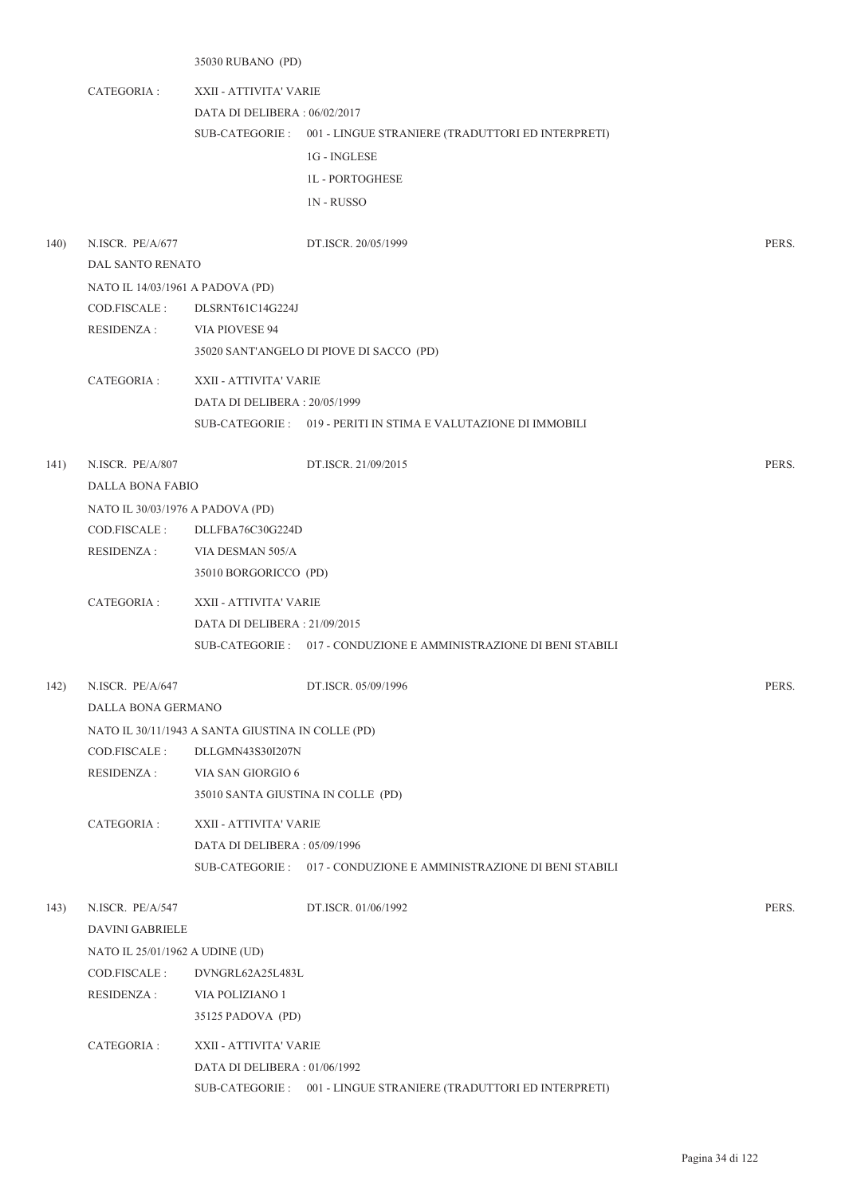35030 RUBANO (PD)

CATEGORIA : XXII - ATTIVITA' VARIE
DATA DI DELIBERA : 06/02/2017
SUB-CATEGORIE : 001 - LINGUE STRANIERE (TRADUTTORI ED INTERPRETI)
1G - INGLESE
1L - PORTOGHESE
1N - RUSSO

140) N.ISCR. PE/A/677 DT.ISCR. 20/05/1999 PERS.
DAL SANTO RENATO
NATO IL 14/03/1961 A PADOVA (PD)
COD.FISCALE : DLSRNT61C14G224J
RESIDENZA : VIA PIOVESE 94
35020 SANT'ANGELO DI PIOVE DI SACCO (PD)

CATEGORIA : XXII - ATTIVITA' VARIE
DATA DI DELIBERA : 20/05/1999
SUB-CATEGORIE : 019 - PERITI IN STIMA E VALUTAZIONE DI IMMOBILI

141) N.ISCR. PE/A/807 DT.ISCR. 21/09/2015 PERS.
DALLA BONA FABIO
NATO IL 30/03/1976 A PADOVA (PD)
COD.FISCALE : DLLFBA76C30G224D
RESIDENZA : VIA DESMAN 505/A
35010 BORGORICCO (PD)

CATEGORIA : XXII - ATTIVITA' VARIE
DATA DI DELIBERA : 21/09/2015
SUB-CATEGORIE : 017 - CONDUZIONE E AMMINISTRAZIONE DI BENI STABILI

142) N.ISCR. PE/A/647 DT.ISCR. 05/09/1996 PERS.
DALLA BONA GERMANO
NATO IL 30/11/1943 A SANTA GIUSTINA IN COLLE (PD)
COD.FISCALE : DLLGMN43S30I207N
RESIDENZA : VIA SAN GIORGIO 6
35010 SANTA GIUSTINA IN COLLE (PD)

CATEGORIA : XXII - ATTIVITA' VARIE
DATA DI DELIBERA : 05/09/1996
SUB-CATEGORIE : 017 - CONDUZIONE E AMMINISTRAZIONE DI BENI STABILI

143) N.ISCR. PE/A/547 DT.ISCR. 01/06/1992 PERS.
DAVINI GABRIELE
NATO IL 25/01/1962 A UDINE (UD)
COD.FISCALE : DVNGRL62A25L483L
RESIDENZA : VIA POLIZIANO 1
35125 PADOVA (PD)

CATEGORIA : XXII - ATTIVITA' VARIE
DATA DI DELIBERA : 01/06/1992
SUB-CATEGORIE : 001 - LINGUE STRANIERE (TRADUTTORI ED INTERPRETI)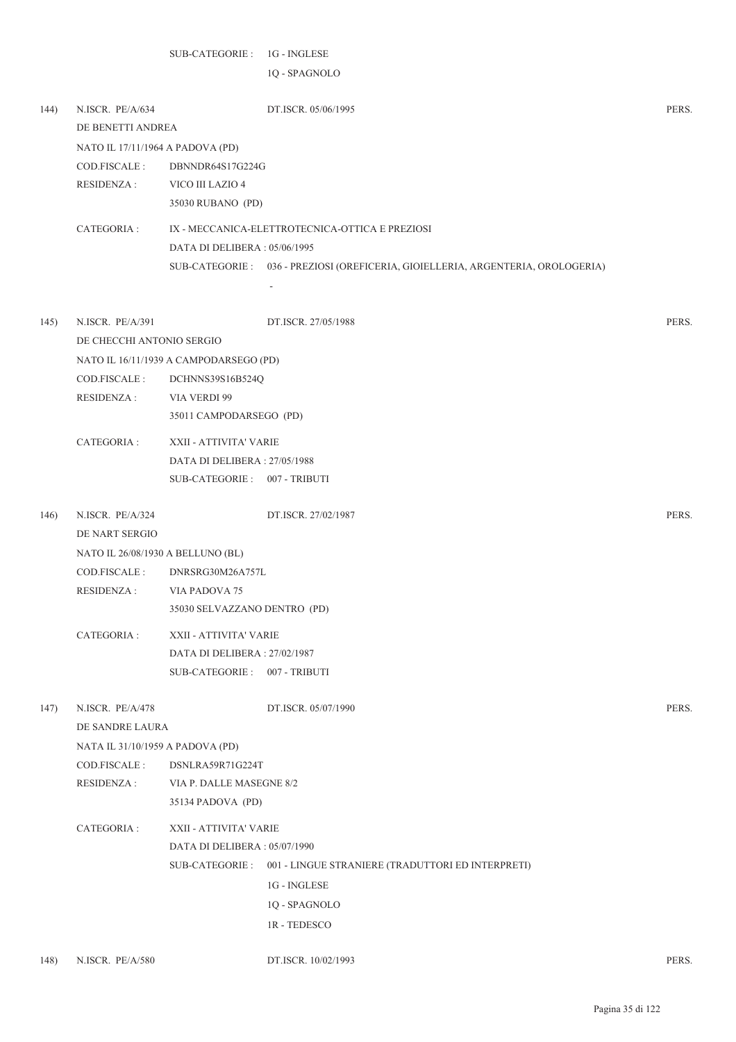SUB-CATEGORIE : 1G - INGLESE
1Q - SPAGNOLO

144) N.ISCR. PE/A/634 DT.ISCR. 05/06/1995 PERS.

DE BENETTI ANDREA

NATO IL 17/11/1964 A PADOVA (PD)

COD.FISCALE : DBNNDR64S17G224G

RESIDENZA : VICO III LAZIO 4
35030 RUBANO (PD)

CATEGORIA : IX - MECCANICA-ELETTROTECNICA-OTTICA E PREZIOSI

DATA DI DELIBERA : 05/06/1995

SUB-CATEGORIE : 036 - PREZIOSI (OREFICERIA, GIOIELLERIA, ARGENTERIA, OROLOGERIA)
-

145) N.ISCR. PE/A/391 DT.ISCR. 27/05/1988 PERS.

DE CHECCHI ANTONIO SERGIO

NATO IL 16/11/1939 A CAMPODARSEGO (PD)

COD.FISCALE : DCHNNS39S16B524Q

RESIDENZA : VIA VERDI 99
35011 CAMPODARSEGO (PD)

CATEGORIA : XXII - ATTIVITA' VARIE

DATA DI DELIBERA : 27/05/1988

SUB-CATEGORIE : 007 - TRIBUTI

146) N.ISCR. PE/A/324 DT.ISCR. 27/02/1987 PERS.

DE NART SERGIO

NATO IL 26/08/1930 A BELLUNO (BL)

COD.FISCALE : DNRSRG30M26A757L

RESIDENZA : VIA PADOVA 75
35030 SELVAZZANO DENTRO (PD)

CATEGORIA : XXII - ATTIVITA' VARIE

DATA DI DELIBERA : 27/02/1987

SUB-CATEGORIE : 007 - TRIBUTI

147) N.ISCR. PE/A/478 DT.ISCR. 05/07/1990 PERS.

DE SANDRE LAURA

NATA IL 31/10/1959 A PADOVA (PD)

COD.FISCALE : DSNLRA59R71G224T

RESIDENZA : VIA P. DALLE MASEGNE 8/2
35134 PADOVA (PD)

CATEGORIA : XXII - ATTIVITA' VARIE

DATA DI DELIBERA : 05/07/1990

SUB-CATEGORIE : 001 - LINGUE STRANIERE (TRADUTTORI ED INTERPRETI)
1G - INGLESE
1Q - SPAGNOLO
1R - TEDESCO

148) N.ISCR. PE/A/580 DT.ISCR. 10/02/1993 PERS.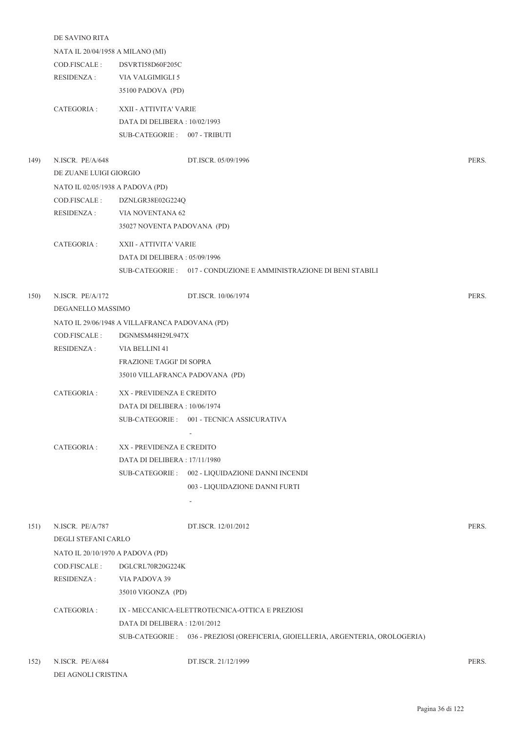DE SAVINO RITA

NATA IL 20/04/1958 A MILANO (MI)

COD.FISCALE : DSVRTI58D60F205C

RESIDENZA : VIA VALGIMIGLI 5
35100 PADOVA (PD)

CATEGORIA : XXII - ATTIVITA' VARIE
DATA DI DELIBERA : 10/02/1993
SUB-CATEGORIE : 007 - TRIBUTI

149) N.ISCR. PE/A/648 DT.ISCR. 05/09/1996 PERS.

DE ZUANE LUIGI GIORGIO

NATO IL 02/05/1938 A PADOVA (PD)

COD.FISCALE : DZNLGR38E02G224Q

RESIDENZA : VIA NOVENTANA 62
35027 NOVENTA PADOVANA (PD)

CATEGORIA : XXII - ATTIVITA' VARIE
DATA DI DELIBERA : 05/09/1996
SUB-CATEGORIE : 017 - CONDUZIONE E AMMINISTRAZIONE DI BENI STABILI

150) N.ISCR. PE/A/172 DT.ISCR. 10/06/1974 PERS.

DEGANELLO MASSIMO

NATO IL 29/06/1948 A VILLAFRANCA PADOVANA (PD)

COD.FISCALE : DGNMSM48H29L947X

RESIDENZA : VIA BELLINI 41
FRAZIONE TAGGI' DI SOPRA
35010 VILLAFRANCA PADOVANA (PD)

CATEGORIA : XX - PREVIDENZA E CREDITO
DATA DI DELIBERA : 10/06/1974
SUB-CATEGORIE : 001 - TECNICA ASSICURATIVA
-

CATEGORIA : XX - PREVIDENZA E CREDITO
DATA DI DELIBERA : 17/11/1980
SUB-CATEGORIE : 002 - LIQUIDAZIONE DANNI INCENDI
003 - LIQUIDAZIONE DANNI FURTI
-

151) N.ISCR. PE/A/787 DT.ISCR. 12/01/2012 PERS.

DEGLI STEFANI CARLO

NATO IL 20/10/1970 A PADOVA (PD)

COD.FISCALE : DGLCRL70R20G224K

RESIDENZA : VIA PADOVA 39
35010 VIGONZA (PD)

CATEGORIA : IX - MECCANICA-ELETTROTECNICA-OTTICA E PREZIOSI
DATA DI DELIBERA : 12/01/2012
SUB-CATEGORIE : 036 - PREZIOSI (OREFICERIA, GIOIELLERIA, ARGENTERIA, OROLOGERIA)

152) N.ISCR. PE/A/684 DT.ISCR. 21/12/1999 PERS.

DEI AGNOLI CRISTINA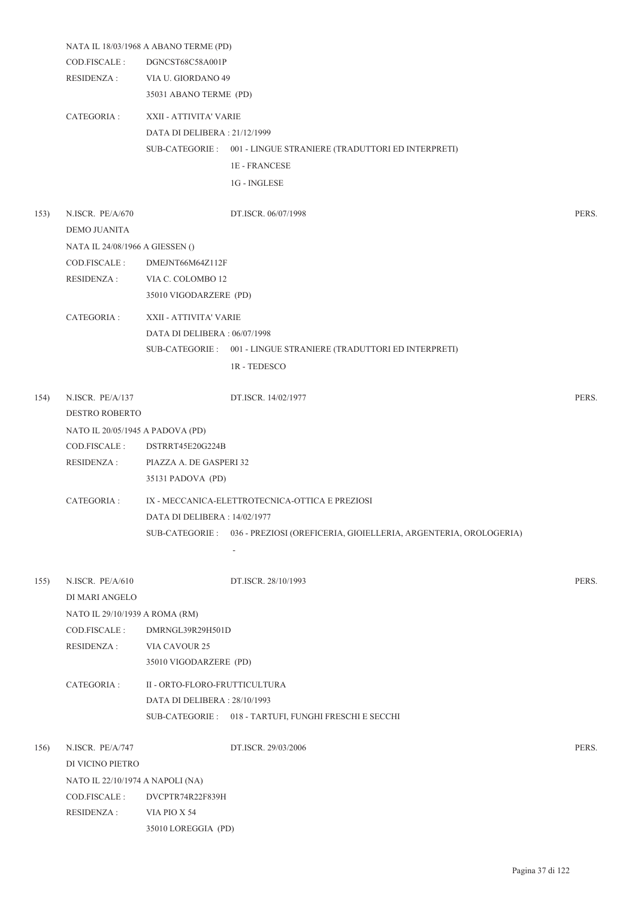NATA IL 18/03/1968 A ABANO TERME (PD)
COD.FISCALE : DGNCST68C58A001P
RESIDENZA : VIA U. GIORDANO 49
35031 ABANO TERME (PD)

CATEGORIA : XXII - ATTIVITA' VARIE
DATA DI DELIBERA : 21/12/1999
SUB-CATEGORIE : 001 - LINGUE STRANIERE (TRADUTTORI ED INTERPRETI)
1E - FRANCESE
1G - INGLESE

153) N.ISCR. PE/A/670 DT.ISCR. 06/07/1998 PERS.
DEMO JUANITA
NATA IL 24/08/1966 A GIESSEN ()
COD.FISCALE : DMEJNT66M64Z112F
RESIDENZA : VIA C. COLOMBO 12
35010 VIGODARZERE (PD)

CATEGORIA : XXII - ATTIVITA' VARIE
DATA DI DELIBERA : 06/07/1998
SUB-CATEGORIE : 001 - LINGUE STRANIERE (TRADUTTORI ED INTERPRETI)
1R - TEDESCO

154) N.ISCR. PE/A/137 DT.ISCR. 14/02/1977 PERS.
DESTRO ROBERTO
NATO IL 20/05/1945 A PADOVA (PD)
COD.FISCALE : DSTRRT45E20G224B
RESIDENZA : PIAZZA A. DE GASPERI 32
35131 PADOVA (PD)

CATEGORIA : IX - MECCANICA-ELETTROTECNICA-OTTICA E PREZIOSI
DATA DI DELIBERA : 14/02/1977
SUB-CATEGORIE : 036 - PREZIOSI (OREFICERIA, GIOIELLERIA, ARGENTERIA, OROLOGERIA)
-

155) N.ISCR. PE/A/610 DT.ISCR. 28/10/1993 PERS.
DI MARI ANGELO
NATO IL 29/10/1939 A ROMA (RM)
COD.FISCALE : DMRNGL39R29H501D
RESIDENZA : VIA CAVOUR 25
35010 VIGODARZERE (PD)

CATEGORIA : II - ORTO-FLORO-FRUTTICULTURA
DATA DI DELIBERA : 28/10/1993
SUB-CATEGORIE : 018 - TARTUFI, FUNGHI FRESCHI E SECCHI

156) N.ISCR. PE/A/747 DT.ISCR. 29/03/2006 PERS.
DI VICINO PIETRO
NATO IL 22/10/1974 A NAPOLI (NA)
COD.FISCALE : DVCPTR74R22F839H
RESIDENZA : VIA PIO X 54
35010 LOREGGIA (PD)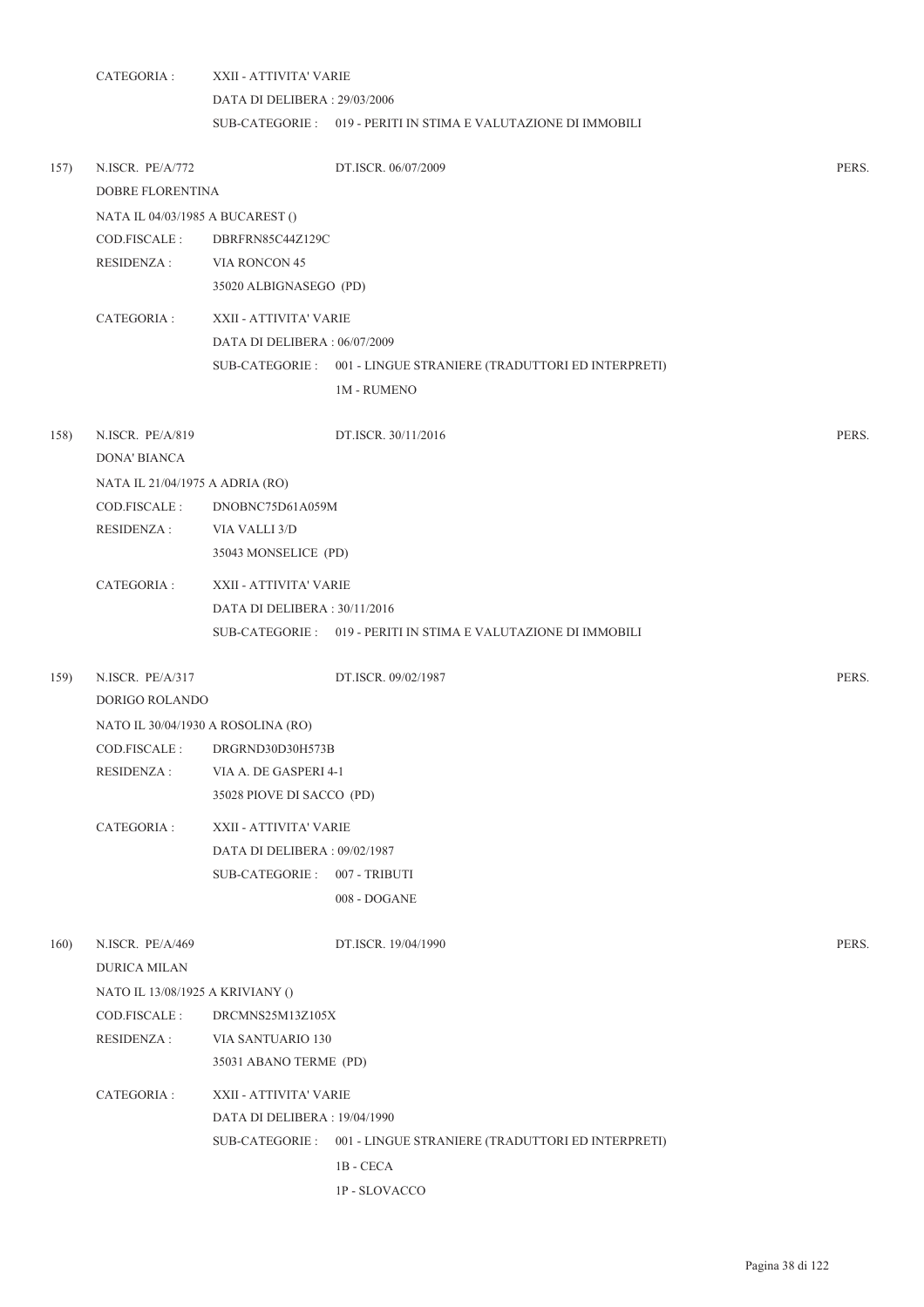CATEGORIA : XXII - ATTIVITA' VARIE
DATA DI DELIBERA : 29/03/2006
SUB-CATEGORIE : 019 - PERITI IN STIMA E VALUTAZIONE DI IMMOBILI

157) N.ISCR. PE/A/772 DT.ISCR. 06/07/2009 PERS.
DOBRE FLORENTINA
NATA IL 04/03/1985 A BUCAREST ()
COD.FISCALE : DBRFRN85C44Z129C
RESIDENZA : VIA RONCON 45
35020 ALBIGNASEGO (PD)

CATEGORIA : XXII - ATTIVITA' VARIE
DATA DI DELIBERA : 06/07/2009
SUB-CATEGORIE : 001 - LINGUE STRANIERE (TRADUTTORI ED INTERPRETI)
1M - RUMENO

158) N.ISCR. PE/A/819 DT.ISCR. 30/11/2016 PERS.
DONA' BIANCA
NATA IL 21/04/1975 A ADRIA (RO)
COD.FISCALE : DNOBNC75D61A059M
RESIDENZA : VIA VALLI 3/D
35043 MONSELICE (PD)

CATEGORIA : XXII - ATTIVITA' VARIE
DATA DI DELIBERA : 30/11/2016
SUB-CATEGORIE : 019 - PERITI IN STIMA E VALUTAZIONE DI IMMOBILI

159) N.ISCR. PE/A/317 DT.ISCR. 09/02/1987 PERS.
DORIGO ROLANDO
NATO IL 30/04/1930 A ROSOLINA (RO)
COD.FISCALE : DRGRND30D30H573B
RESIDENZA : VIA A. DE GASPERI 4-1
35028 PIOVE DI SACCO (PD)

CATEGORIA : XXII - ATTIVITA' VARIE
DATA DI DELIBERA : 09/02/1987
SUB-CATEGORIE : 007 - TRIBUTI
008 - DOGANE

160) N.ISCR. PE/A/469 DT.ISCR. 19/04/1990 PERS.
DURICA MILAN
NATO IL 13/08/1925 A KRIVIANY ()
COD.FISCALE : DRCMNS25M13Z105X
RESIDENZA : VIA SANTUARIO 130
35031 ABANO TERME (PD)

CATEGORIA : XXII - ATTIVITA' VARIE
DATA DI DELIBERA : 19/04/1990
SUB-CATEGORIE : 001 - LINGUE STRANIERE (TRADUTTORI ED INTERPRETI)
1B - CECA
1P - SLOVACCO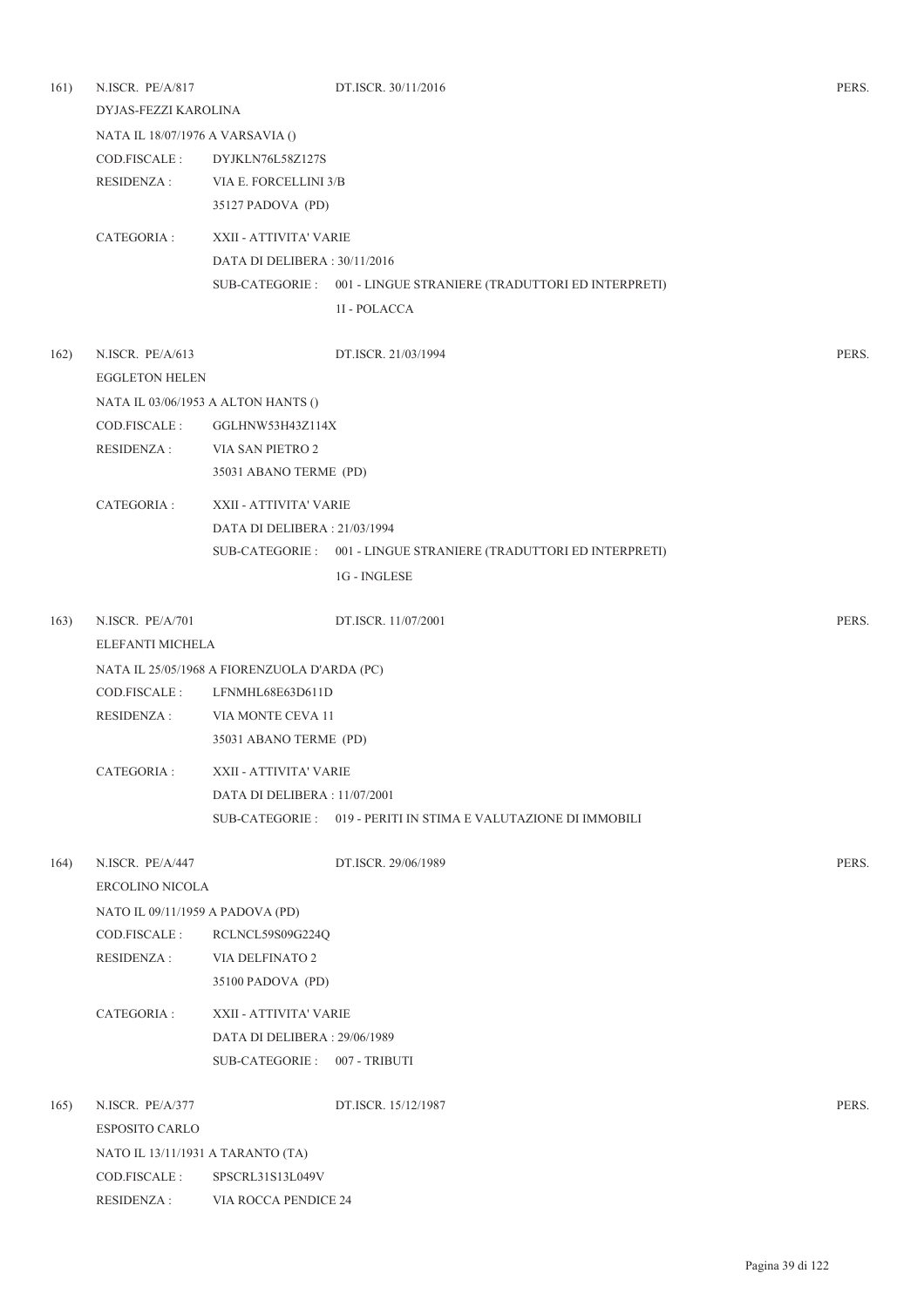161) N.ISCR. PE/A/817 DT.ISCR. 30/11/2016 PERS.

DYJAS-FEZZI KAROLINA

NATA IL 18/07/1976 A VARSAVIA ()

COD.FISCALE : DYJKLN76L58Z127S

RESIDENZA : VIA E. FORCELLINI 3/B
35127 PADOVA (PD)

CATEGORIA : XXII - ATTIVITA' VARIE
DATA DI DELIBERA : 30/11/2016
SUB-CATEGORIE : 001 - LINGUE STRANIERE (TRADUTTORI ED INTERPRETI)
1I - POLACCA

162) N.ISCR. PE/A/613 DT.ISCR. 21/03/1994 PERS.

EGGLETON HELEN

NATA IL 03/06/1953 A ALTON HANTS ()

COD.FISCALE : GGLHNW53H43Z114X

RESIDENZA : VIA SAN PIETRO 2
35031 ABANO TERME (PD)

CATEGORIA : XXII - ATTIVITA' VARIE
DATA DI DELIBERA : 21/03/1994
SUB-CATEGORIE : 001 - LINGUE STRANIERE (TRADUTTORI ED INTERPRETI)
1G - INGLESE

163) N.ISCR. PE/A/701 DT.ISCR. 11/07/2001 PERS.

ELEFANTI MICHELA

NATA IL 25/05/1968 A FIORENZUOLA D'ARDA (PC)

COD.FISCALE : LFNMHL68E63D611D

RESIDENZA : VIA MONTE CEVA 11
35031 ABANO TERME (PD)

CATEGORIA : XXII - ATTIVITA' VARIE
DATA DI DELIBERA : 11/07/2001
SUB-CATEGORIE : 019 - PERITI IN STIMA E VALUTAZIONE DI IMMOBILI

164) N.ISCR. PE/A/447 DT.ISCR. 29/06/1989 PERS.

ERCOLINO NICOLA

NATO IL 09/11/1959 A PADOVA (PD)

COD.FISCALE : RCLNCL59S09G224Q

RESIDENZA : VIA DELFINATO 2
35100 PADOVA (PD)

CATEGORIA : XXII - ATTIVITA' VARIE
DATA DI DELIBERA : 29/06/1989
SUB-CATEGORIE : 007 - TRIBUTI

165) N.ISCR. PE/A/377 DT.ISCR. 15/12/1987 PERS.

ESPOSITO CARLO

NATO IL 13/11/1931 A TARANTO (TA)

COD.FISCALE : SPSCRL31S13L049V

RESIDENZA : VIA ROCCA PENDICE 24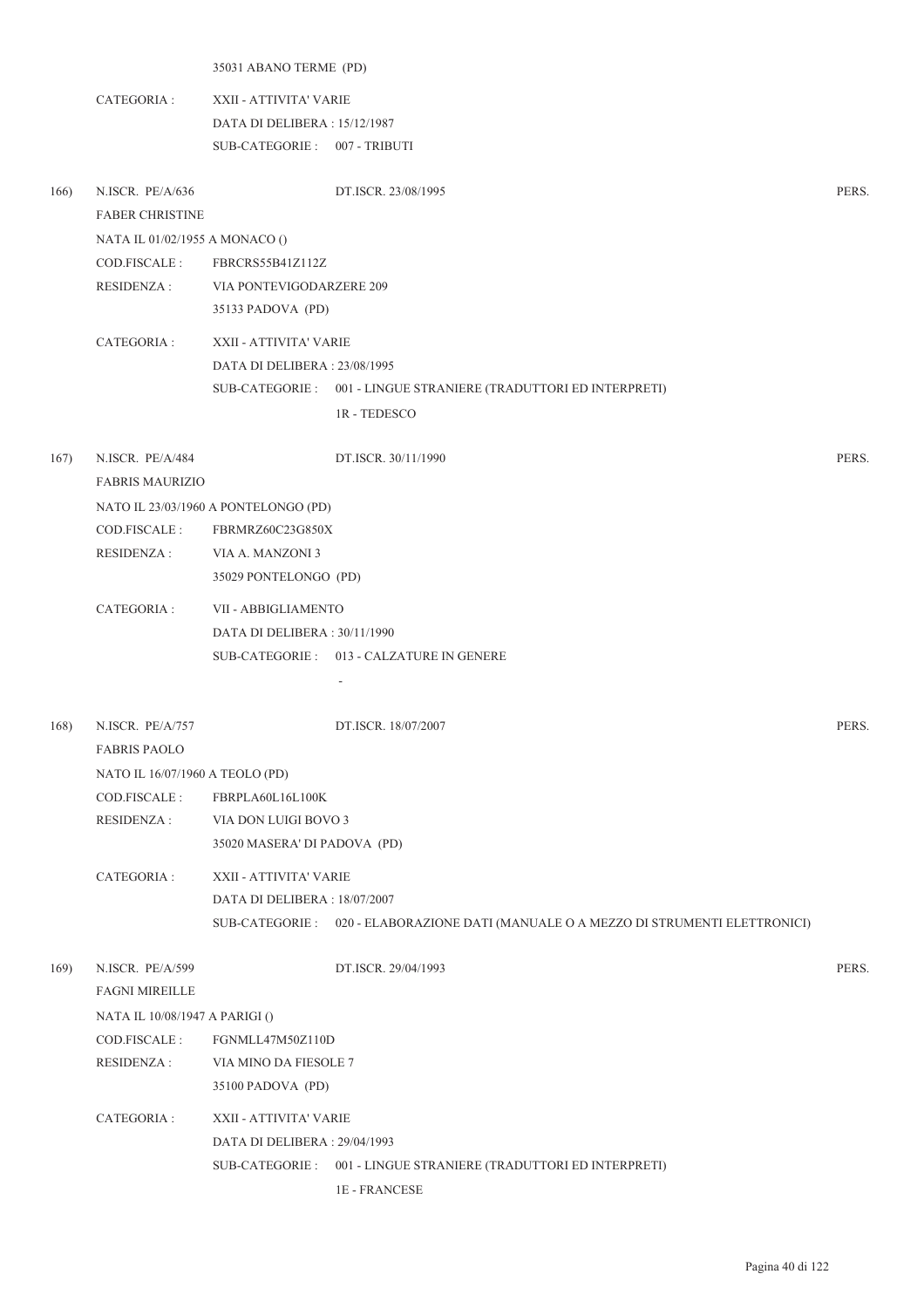35031 ABANO TERME (PD)

CATEGORIA : XXII - ATTIVITA' VARIE
DATA DI DELIBERA : 15/12/1987
SUB-CATEGORIE : 007 - TRIBUTI

166) N.ISCR. PE/A/636 DT.ISCR. 23/08/1995 PERS.
FABER CHRISTINE
NATA IL 01/02/1955 A MONACO ()
COD.FISCALE : FBRCRS55B41Z112Z
RESIDENZA : VIA PONTEVIGODARZERE 209
35133 PADOVA (PD)

CATEGORIA : XXII - ATTIVITA' VARIE
DATA DI DELIBERA : 23/08/1995
SUB-CATEGORIE : 001 - LINGUE STRANIERE (TRADUTTORI ED INTERPRETI)
1R - TEDESCO

167) N.ISCR. PE/A/484 DT.ISCR. 30/11/1990 PERS.
FABRIS MAURIZIO
NATO IL 23/03/1960 A PONTELONGO (PD)
COD.FISCALE : FBRMRZ60C23G850X
RESIDENZA : VIA A. MANZONI 3
35029 PONTELONGO (PD)

CATEGORIA : VII - ABBIGLIAMENTO
DATA DI DELIBERA : 30/11/1990
SUB-CATEGORIE : 013 - CALZATURE IN GENERE
-

168) N.ISCR. PE/A/757 DT.ISCR. 18/07/2007 PERS.
FABRIS PAOLO
NATO IL 16/07/1960 A TEOLO (PD)
COD.FISCALE : FBRPLA60L16L100K
RESIDENZA : VIA DON LUIGI BOVO 3
35020 MASERA' DI PADOVA (PD)

CATEGORIA : XXII - ATTIVITA' VARIE
DATA DI DELIBERA : 18/07/2007
SUB-CATEGORIE : 020 - ELABORAZIONE DATI (MANUALE O A MEZZO DI STRUMENTI ELETTRONICI)

169) N.ISCR. PE/A/599 DT.ISCR. 29/04/1993 PERS.
FAGNI MIREILLE
NATA IL 10/08/1947 A PARIGI ()
COD.FISCALE : FGNMLL47M50Z110D
RESIDENZA : VIA MINO DA FIESOLE 7
35100 PADOVA (PD)

CATEGORIA : XXII - ATTIVITA' VARIE
DATA DI DELIBERA : 29/04/1993
SUB-CATEGORIE : 001 - LINGUE STRANIERE (TRADUTTORI ED INTERPRETI)
1E - FRANCESE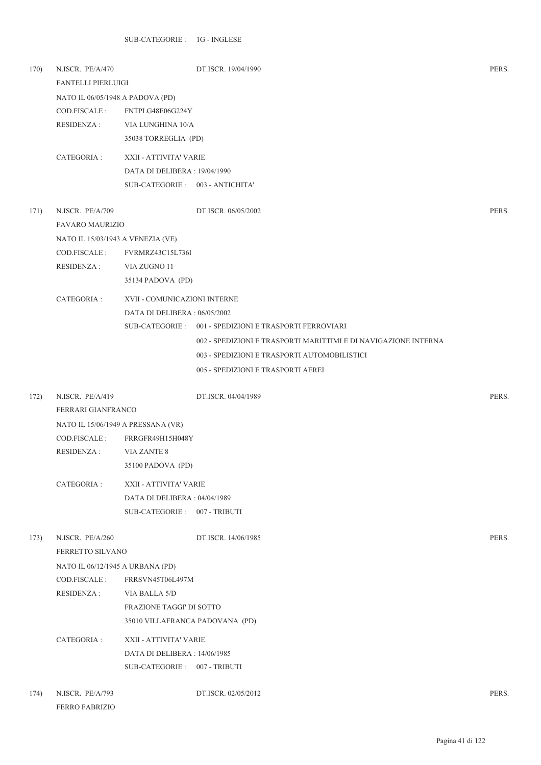SUB-CATEGORIE : 1G - INGLESE

170) N.ISCR. PE/A/470 DT.ISCR. 19/04/1990 PERS.

FANTELLI PIERLUIGI

NATO IL 06/05/1948 A PADOVA (PD)

COD.FISCALE : FNTPLG48E06G224Y

RESIDENZA : VIA LUNGHINA 10/A

35038 TORREGLIA (PD)

CATEGORIA : XXII - ATTIVITA' VARIE

DATA DI DELIBERA : 19/04/1990

SUB-CATEGORIE : 003 - ANTICHITA'

171) N.ISCR. PE/A/709 DT.ISCR. 06/05/2002 PERS.

FAVARO MAURIZIO

NATO IL 15/03/1943 A VENEZIA (VE)

COD.FISCALE : FVRMRZ43C15L736I

RESIDENZA : VIA ZUGNO 11

35134 PADOVA (PD)

CATEGORIA : XVII - COMUNICAZIONI INTERNE

DATA DI DELIBERA : 06/05/2002

SUB-CATEGORIE : 001 - SPEDIZIONI E TRASPORTI FERROVIARI

002 - SPEDIZIONI E TRASPORTI MARITTIMI E DI NAVIGAZIONE INTERNA

003 - SPEDIZIONI E TRASPORTI AUTOMOBILISTICI

005 - SPEDIZIONI E TRASPORTI AEREI

172) N.ISCR. PE/A/419 DT.ISCR. 04/04/1989 PERS.

FERRARI GIANFRANCO

NATO IL 15/06/1949 A PRESSANA (VR)

COD.FISCALE : FRRGFR49H15H048Y

RESIDENZA : VIA ZANTE 8

35100 PADOVA (PD)

CATEGORIA : XXII - ATTIVITA' VARIE

DATA DI DELIBERA : 04/04/1989

SUB-CATEGORIE : 007 - TRIBUTI

173) N.ISCR. PE/A/260 DT.ISCR. 14/06/1985 PERS.

FERRETTO SILVANO

NATO IL 06/12/1945 A URBANA (PD)

COD.FISCALE : FRRSVN45T06L497M

RESIDENZA : VIA BALLA 5/D

FRAZIONE TAGGI' DI SOTTO

35010 VILLAFRANCA PADOVANA (PD)

CATEGORIA : XXII - ATTIVITA' VARIE

DATA DI DELIBERA : 14/06/1985

SUB-CATEGORIE : 007 - TRIBUTI

174) N.ISCR. PE/A/793 DT.ISCR. 02/05/2012 PERS.

FERRO FABRIZIO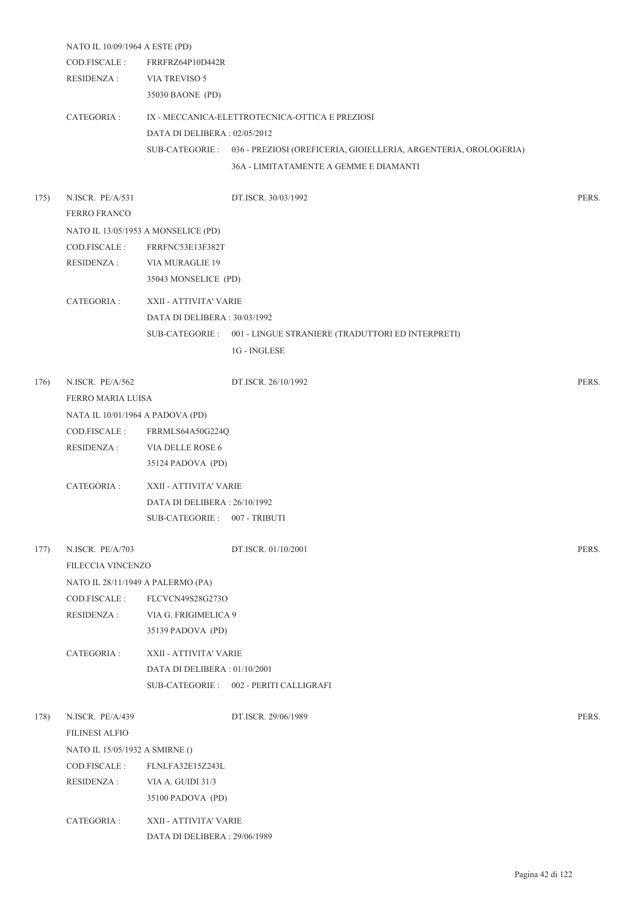NATO IL 10/09/1964 A ESTE (PD)
COD.FISCALE : FRRFRZ64P10D442R
RESIDENZA : VIA TREVISO 5
35030 BAONE (PD)

CATEGORIA : IX - MECCANICA-ELETTROTECNICA-OTTICA E PREZIOSI
DATA DI DELIBERA : 02/05/2012
SUB-CATEGORIE : 036 - PREZIOSI (OREFICERIA, GIOIELLERIA, ARGENTERIA, OROLOGERIA)
36A - LIMITATAMENTE A GEMME E DIAMANTI

175) N.ISCR. PE/A/531 DT.ISCR. 30/03/1992 PERS.
FERRO FRANCO
NATO IL 13/05/1953 A MONSELICE (PD)
COD.FISCALE : FRRFNC53E13F382T
RESIDENZA : VIA MURAGLIE 19
35043 MONSELICE (PD)

CATEGORIA : XXII - ATTIVITA' VARIE
DATA DI DELIBERA : 30/03/1992
SUB-CATEGORIE : 001 - LINGUE STRANIERE (TRADUTTORI ED INTERPRETI)
1G - INGLESE

176) N.ISCR. PE/A/562 DT.ISCR. 26/10/1992 PERS.
FERRO MARIA LUISA
NATA IL 10/01/1964 A PADOVA (PD)
COD.FISCALE : FRRMLS64A50G224Q
RESIDENZA : VIA DELLE ROSE 6
35124 PADOVA (PD)

CATEGORIA : XXII - ATTIVITA' VARIE
DATA DI DELIBERA : 26/10/1992
SUB-CATEGORIE : 007 - TRIBUTI

177) N.ISCR. PE/A/703 DT.ISCR. 01/10/2001 PERS.
FILECCIA VINCENZO
NATO IL 28/11/1949 A PALERMO (PA)
COD.FISCALE : FLCVCN49S28G273O
RESIDENZA : VIA G. FRIGIMELICA 9
35139 PADOVA (PD)

CATEGORIA : XXII - ATTIVITA' VARIE
DATA DI DELIBERA : 01/10/2001
SUB-CATEGORIE : 002 - PERITI CALLIGRAFI

178) N.ISCR. PE/A/439 DT.ISCR. 29/06/1989 PERS.
FILINESI ALFIO
NATO IL 15/05/1932 A SMIRNE ()
COD.FISCALE : FLNLFA32E15Z243L
RESIDENZA : VIA A. GUIDI 31/3
35100 PADOVA (PD)

CATEGORIA : XXII - ATTIVITA' VARIE
DATA DI DELIBERA : 29/06/1989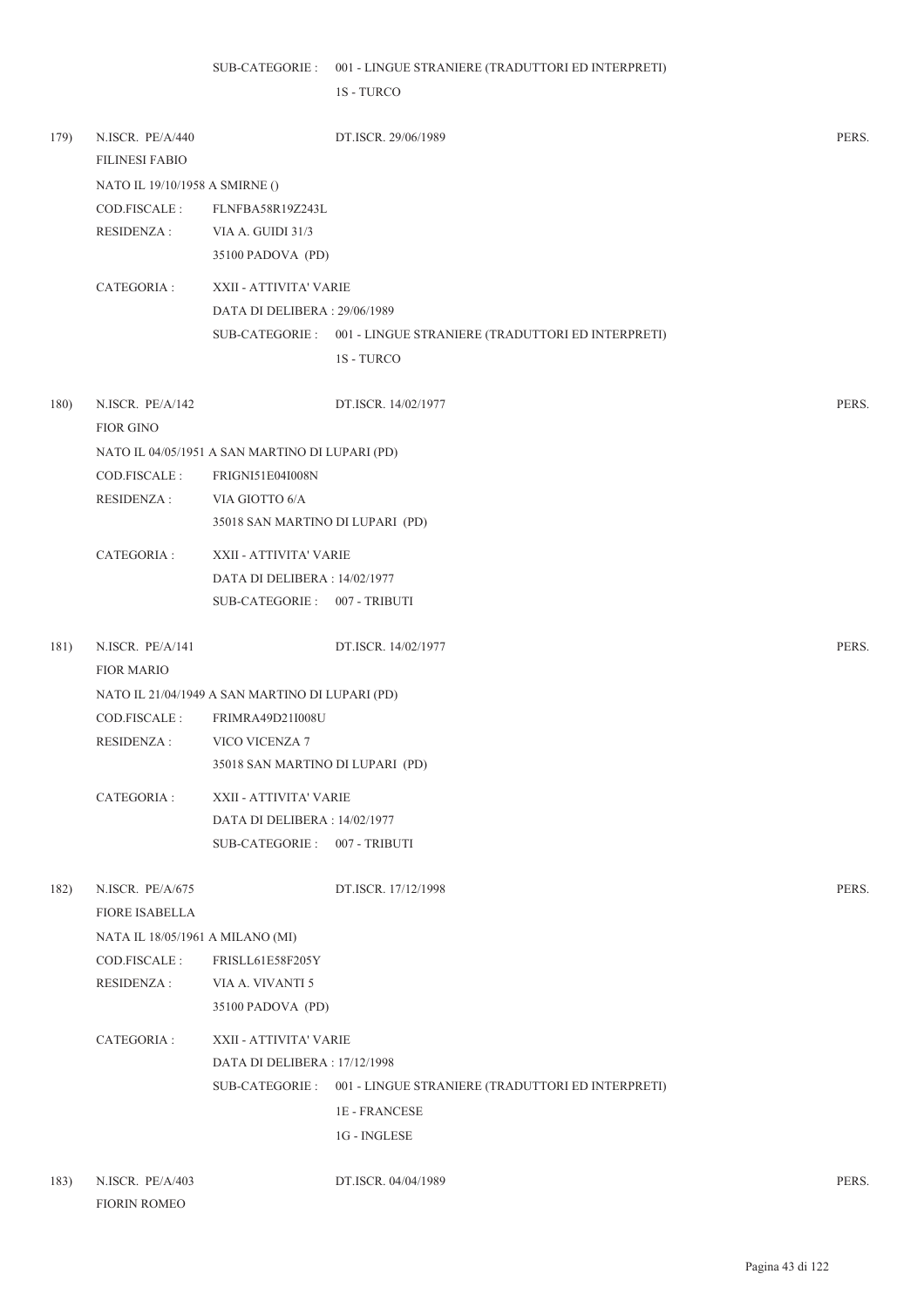SUB-CATEGORIE : 001 - LINGUE STRANIERE (TRADUTTORI ED INTERPRETI)

1S - TURCO

179) N.ISCR. PE/A/440 DT.ISCR. 29/06/1989 PERS.

FILINESI FABIO

NATO IL 19/10/1958 A SMIRNE ()

COD.FISCALE : FLNFBA58R19Z243L

RESIDENZA : VIA A. GUIDI 31/3

35100 PADOVA (PD)

CATEGORIA : XXII - ATTIVITA' VARIE

DATA DI DELIBERA : 29/06/1989

SUB-CATEGORIE : 001 - LINGUE STRANIERE (TRADUTTORI ED INTERPRETI)

1S - TURCO

180) N.ISCR. PE/A/142 DT.ISCR. 14/02/1977 PERS.

FIOR GINO

NATO IL 04/05/1951 A SAN MARTINO DI LUPARI (PD)

COD.FISCALE : FRIGNI51E04I008N

RESIDENZA : VIA GIOTTO 6/A

35018 SAN MARTINO DI LUPARI (PD)

CATEGORIA : XXII - ATTIVITA' VARIE

DATA DI DELIBERA : 14/02/1977

SUB-CATEGORIE : 007 - TRIBUTI

181) N.ISCR. PE/A/141 DT.ISCR. 14/02/1977 PERS.

FIOR MARIO

NATO IL 21/04/1949 A SAN MARTINO DI LUPARI (PD)

COD.FISCALE : FRIMRA49D21I008U

RESIDENZA : VICO VICENZA 7

35018 SAN MARTINO DI LUPARI (PD)

CATEGORIA : XXII - ATTIVITA' VARIE

DATA DI DELIBERA : 14/02/1977

SUB-CATEGORIE : 007 - TRIBUTI

182) N.ISCR. PE/A/675 DT.ISCR. 17/12/1998 PERS.

FIORE ISABELLA

NATA IL 18/05/1961 A MILANO (MI)

COD.FISCALE : FRISLL61E58F205Y

RESIDENZA : VIA A. VIVANTI 5

35100 PADOVA (PD)

CATEGORIA : XXII - ATTIVITA' VARIE

DATA DI DELIBERA : 17/12/1998

SUB-CATEGORIE : 001 - LINGUE STRANIERE (TRADUTTORI ED INTERPRETI)

1E - FRANCESE

1G - INGLESE

183) N.ISCR. PE/A/403 DT.ISCR. 04/04/1989 PERS.

FIORIN ROMEO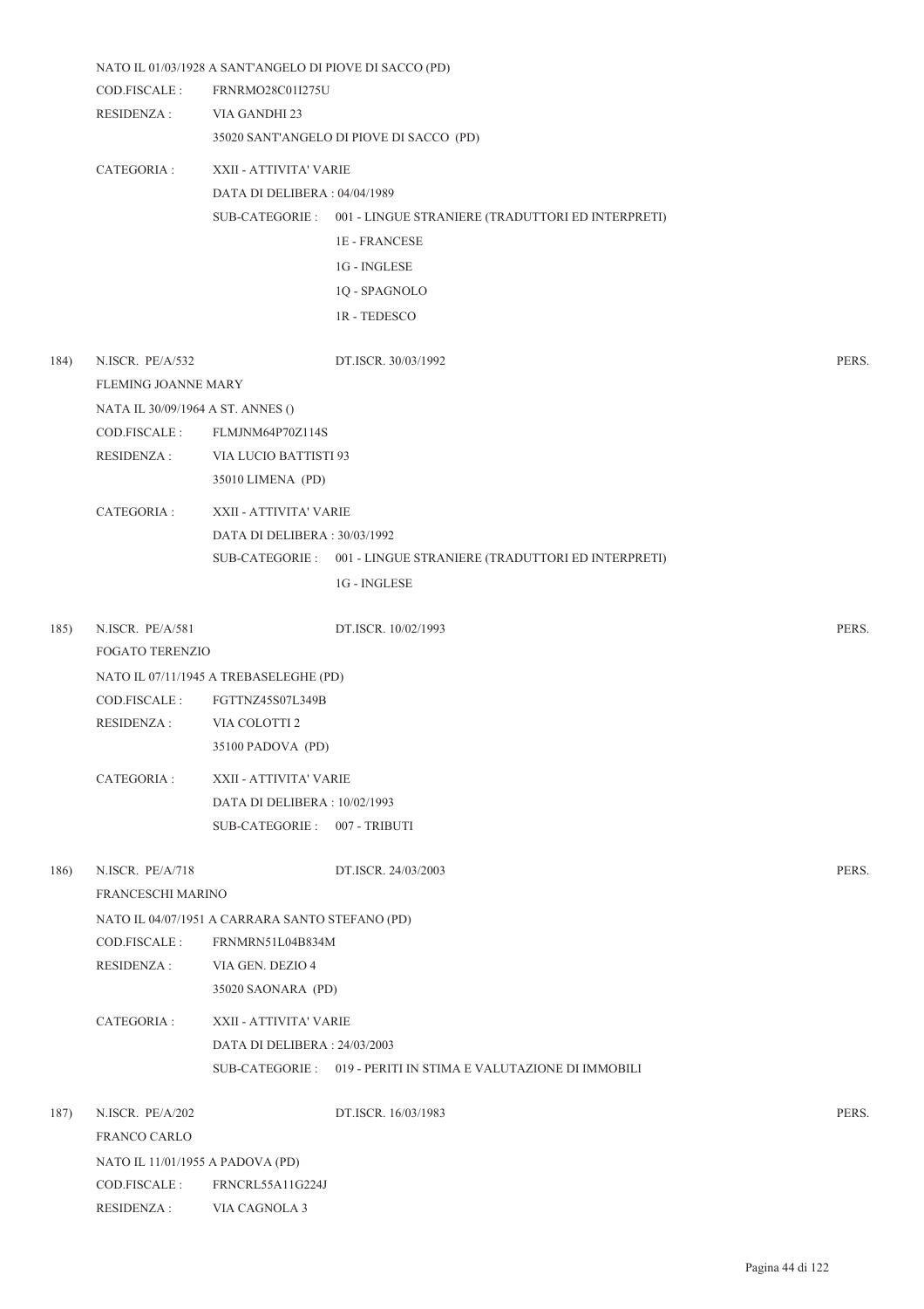NATO IL 01/03/1928 A SANT'ANGELO DI PIOVE DI SACCO (PD)

COD.FISCALE : FRNRMO28C01I275U

RESIDENZA : VIA GANDHI 23

35020 SANT'ANGELO DI PIOVE DI SACCO (PD)

CATEGORIA : XXII - ATTIVITA' VARIE

DATA DI DELIBERA : 04/04/1989

SUB-CATEGORIE : 001 - LINGUE STRANIERE (TRADUTTORI ED INTERPRETI)

1E - FRANCESE

1G - INGLESE

1Q - SPAGNOLO

1R - TEDESCO

184) N.ISCR. PE/A/532 DT.ISCR. 30/03/1992 PERS.

FLEMING JOANNE MARY

NATA IL 30/09/1964 A ST. ANNES ()

COD.FISCALE : FLMJNM64P70Z114S

RESIDENZA : VIA LUCIO BATTISTI 93

35010 LIMENA (PD)

CATEGORIA : XXII - ATTIVITA' VARIE

DATA DI DELIBERA : 30/03/1992

SUB-CATEGORIE : 001 - LINGUE STRANIERE (TRADUTTORI ED INTERPRETI)

1G - INGLESE

185) N.ISCR. PE/A/581 DT.ISCR. 10/02/1993 PERS.

FOGATO TERENZIO

NATO IL 07/11/1945 A TREBASELEGHE (PD)

COD.FISCALE : FGTTNZ45S07L349B

RESIDENZA : VIA COLOTTI 2

35100 PADOVA (PD)

CATEGORIA : XXII - ATTIVITA' VARIE

DATA DI DELIBERA : 10/02/1993

SUB-CATEGORIE : 007 - TRIBUTI

186) N.ISCR. PE/A/718 DT.ISCR. 24/03/2003 PERS.

FRANCESCHI MARINO

NATO IL 04/07/1951 A CARRARA SANTO STEFANO (PD)

COD.FISCALE : FRNMRN51L04B834M

RESIDENZA : VIA GEN. DEZIO 4

35020 SAONARA (PD)

CATEGORIA : XXII - ATTIVITA' VARIE

DATA DI DELIBERA : 24/03/2003

SUB-CATEGORIE : 019 - PERITI IN STIMA E VALUTAZIONE DI IMMOBILI

187) N.ISCR. PE/A/202 DT.ISCR. 16/03/1983 PERS.

FRANCO CARLO

NATO IL 11/01/1955 A PADOVA (PD)

COD.FISCALE : FRNCRL55A11G224J

RESIDENZA : VIA CAGNOLA 3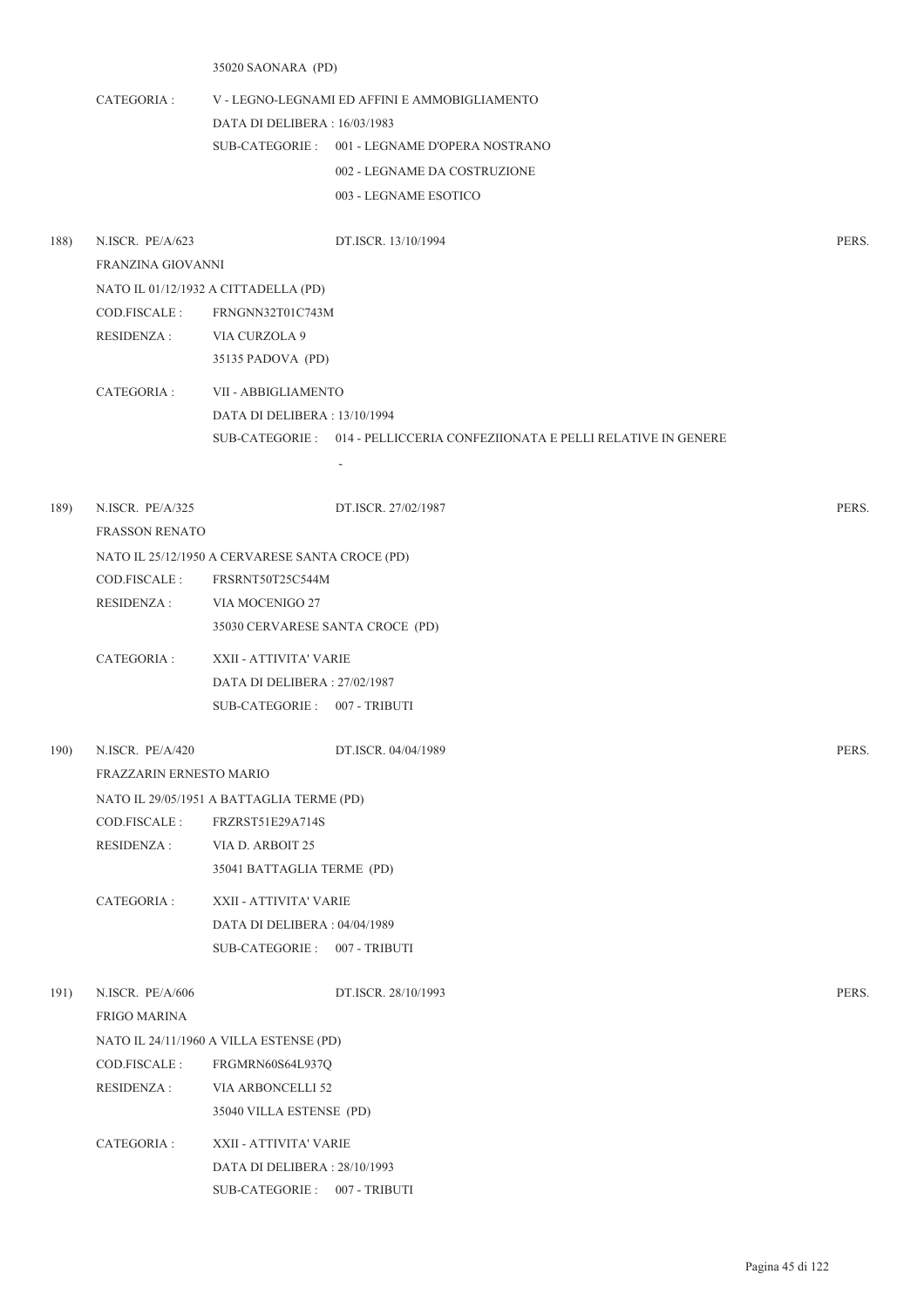35020 SAONARA (PD)

CATEGORIA : V - LEGNO-LEGNAMI ED AFFINI E AMMOBIGLIAMENTO

DATA DI DELIBERA : 16/03/1983

SUB-CATEGORIE : 001 - LEGNAME D'OPERA NOSTRANO

002 - LEGNAME DA COSTRUZIONE

003 - LEGNAME ESOTICO

188) N.ISCR. PE/A/623 DT.ISCR. 13/10/1994 PERS.

FRANZINA GIOVANNI

NATO IL 01/12/1932 A CITTADELLA (PD)

COD.FISCALE : FRNGNN32T01C743M

RESIDENZA : VIA CURZOLA 9

35135 PADOVA (PD)

CATEGORIA : VII - ABBIGLIAMENTO

DATA DI DELIBERA : 13/10/1994

SUB-CATEGORIE : 014 - PELLICCERIA CONFEZIIONATA E PELLI RELATIVE IN GENERE

-

189) N.ISCR. PE/A/325 DT.ISCR. 27/02/1987 PERS.

FRASSON RENATO

NATO IL 25/12/1950 A CERVARESE SANTA CROCE (PD)

COD.FISCALE : FRSRNT50T25C544M

RESIDENZA : VIA MOCENIGO 27

35030 CERVARESE SANTA CROCE (PD)

CATEGORIA : XXII - ATTIVITA' VARIE

DATA DI DELIBERA : 27/02/1987

SUB-CATEGORIE : 007 - TRIBUTI

190) N.ISCR. PE/A/420 DT.ISCR. 04/04/1989 PERS.

FRAZZARIN ERNESTO MARIO

NATO IL 29/05/1951 A BATTAGLIA TERME (PD)

COD.FISCALE : FRZRST51E29A714S

RESIDENZA : VIA D. ARBOIT 25

35041 BATTAGLIA TERME (PD)

CATEGORIA : XXII - ATTIVITA' VARIE

DATA DI DELIBERA : 04/04/1989

SUB-CATEGORIE : 007 - TRIBUTI

191) N.ISCR. PE/A/606 DT.ISCR. 28/10/1993 PERS.

FRIGO MARINA

NATO IL 24/11/1960 A VILLA ESTENSE (PD)

COD.FISCALE : FRGMRN60S64L937Q

RESIDENZA : VIA ARBONCELLI 52

35040 VILLA ESTENSE (PD)

CATEGORIA : XXII - ATTIVITA' VARIE

DATA DI DELIBERA : 28/10/1993

SUB-CATEGORIE : 007 - TRIBUTI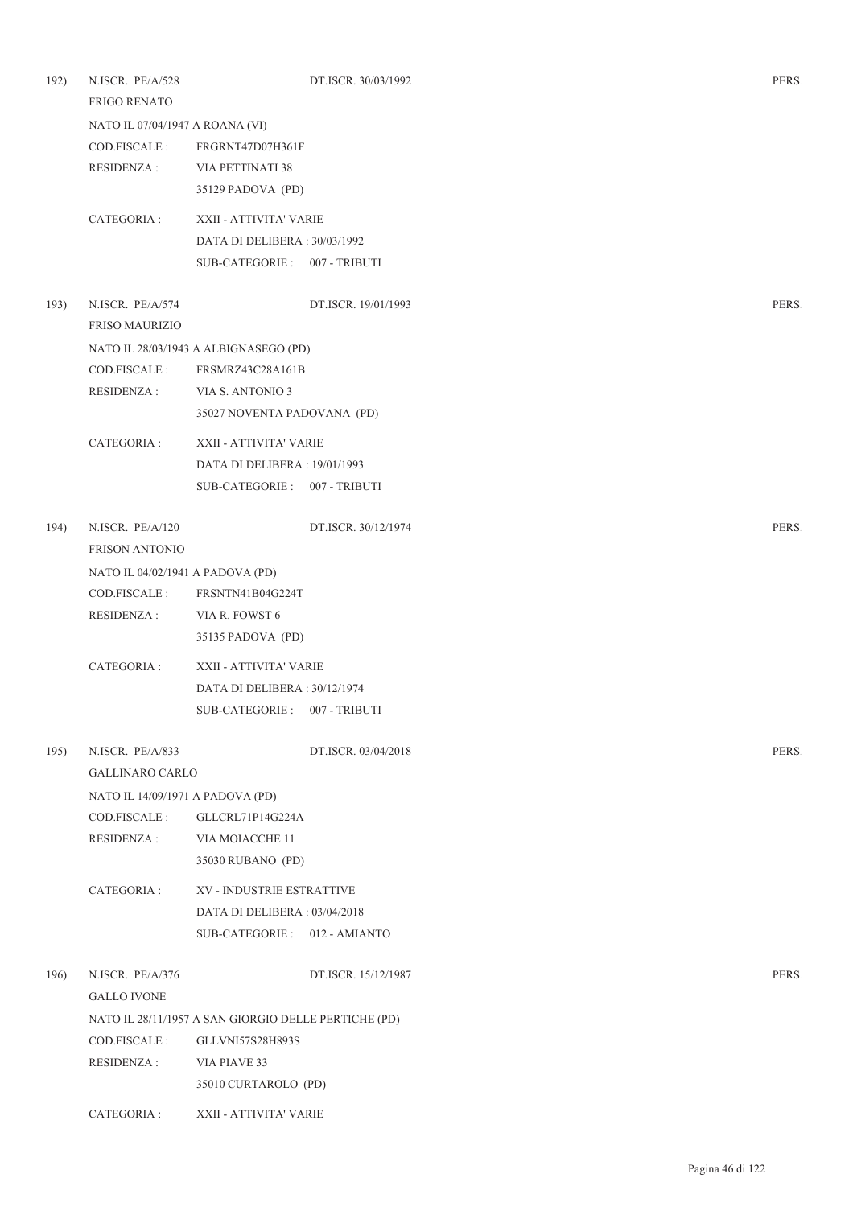192) N.ISCR. PE/A/528 DT.ISCR. 30/03/1992 PERS.

FRIGO RENATO

NATO IL 07/04/1947 A ROANA (VI)

COD.FISCALE : FRGRNT47D07H361F

RESIDENZA : VIA PETTINATI 38

35129 PADOVA (PD)

CATEGORIA : XXII - ATTIVITA' VARIE

DATA DI DELIBERA : 30/03/1992

SUB-CATEGORIE : 007 - TRIBUTI

193) N.ISCR. PE/A/574 DT.ISCR. 19/01/1993 PERS.

FRISO MAURIZIO

NATO IL 28/03/1943 A ALBIGNASEGO (PD)

COD.FISCALE : FRSMRZ43C28A161B

RESIDENZA : VIA S. ANTONIO 3

35027 NOVENTA PADOVANA (PD)

CATEGORIA : XXII - ATTIVITA' VARIE

DATA DI DELIBERA : 19/01/1993

SUB-CATEGORIE : 007 - TRIBUTI

194) N.ISCR. PE/A/120 DT.ISCR. 30/12/1974 PERS.

FRISON ANTONIO

NATO IL 04/02/1941 A PADOVA (PD)

COD.FISCALE : FRSNTN41B04G224T

RESIDENZA : VIA R. FOWST 6

35135 PADOVA (PD)

CATEGORIA : XXII - ATTIVITA' VARIE

DATA DI DELIBERA : 30/12/1974

SUB-CATEGORIE : 007 - TRIBUTI

195) N.ISCR. PE/A/833 DT.ISCR. 03/04/2018 PERS.

GALLINARO CARLO

NATO IL 14/09/1971 A PADOVA (PD)

COD.FISCALE : GLLCRL71P14G224A

RESIDENZA : VIA MOIACCHE 11

35030 RUBANO (PD)

CATEGORIA : XV - INDUSTRIE ESTRATTIVE

DATA DI DELIBERA : 03/04/2018

SUB-CATEGORIE : 012 - AMIANTO

196) N.ISCR. PE/A/376 DT.ISCR. 15/12/1987 PERS.

GALLO IVONE

NATO IL 28/11/1957 A SAN GIORGIO DELLE PERTICHE (PD)

COD.FISCALE : GLLVNI57S28H893S

RESIDENZA : VIA PIAVE 33

35010 CURTAROLO (PD)

CATEGORIA : XXII - ATTIVITA' VARIE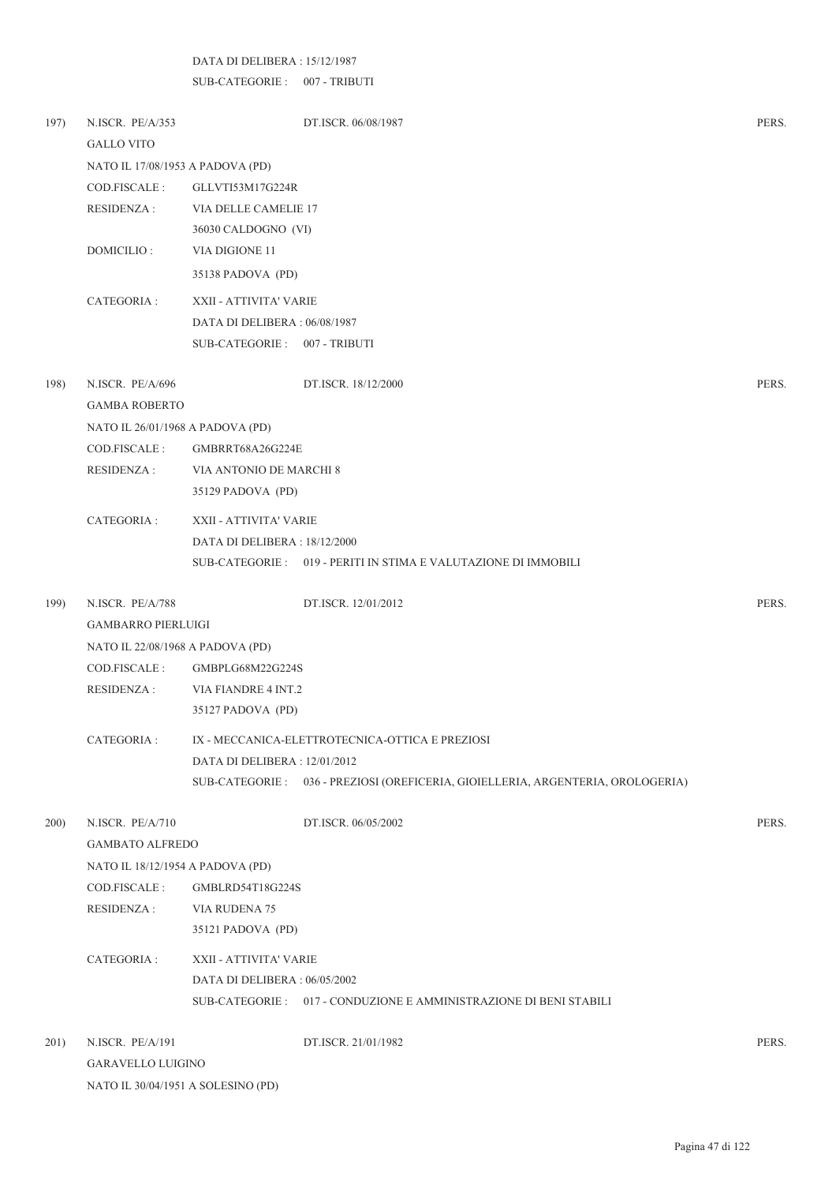DATA DI DELIBERA : 15/12/1987
SUB-CATEGORIE : 007 - TRIBUTI

197) N.ISCR. PE/A/353 DT.ISCR. 06/08/1987 PERS.

GALLO VITO
NATO IL 17/08/1953 A PADOVA (PD)
COD.FISCALE : GLLVTI53M17G224R
RESIDENZA : VIA DELLE CAMELIE 17
36030 CALDOGNO (VI)
DOMICILIO : VIA DIGIONE 11
35138 PADOVA (PD)
CATEGORIA : XXII - ATTIVITA' VARIE
DATA DI DELIBERA : 06/08/1987
SUB-CATEGORIE : 007 - TRIBUTI

198) N.ISCR. PE/A/696 DT.ISCR. 18/12/2000 PERS.

GAMBA ROBERTO
NATO IL 26/01/1968 A PADOVA (PD)
COD.FISCALE : GMBRRT68A26G224E
RESIDENZA : VIA ANTONIO DE MARCHI 8
35129 PADOVA (PD)
CATEGORIA : XXII - ATTIVITA' VARIE
DATA DI DELIBERA : 18/12/2000
SUB-CATEGORIE : 019 - PERITI IN STIMA E VALUTAZIONE DI IMMOBILI

199) N.ISCR. PE/A/788 DT.ISCR. 12/01/2012 PERS.

GAMBARRO PIERLUIGI
NATO IL 22/08/1968 A PADOVA (PD)
COD.FISCALE : GMBPLG68M22G224S
RESIDENZA : VIA FIANDRE 4 INT.2
35127 PADOVA (PD)
CATEGORIA : IX - MECCANICA-ELETTROTECNICA-OTTICA E PREZIOSI
DATA DI DELIBERA : 12/01/2012
SUB-CATEGORIE : 036 - PREZIOSI (OREFICERIA, GIOIELLERIA, ARGENTERIA, OROLOGERIA)

200) N.ISCR. PE/A/710 DT.ISCR. 06/05/2002 PERS.

GAMBATO ALFREDO
NATO IL 18/12/1954 A PADOVA (PD)
COD.FISCALE : GMBLRD54T18G224S
RESIDENZA : VIA RUDENA 75
35121 PADOVA (PD)
CATEGORIA : XXII - ATTIVITA' VARIE
DATA DI DELIBERA : 06/05/2002
SUB-CATEGORIE : 017 - CONDUZIONE E AMMINISTRAZIONE DI BENI STABILI

201) N.ISCR. PE/A/191 DT.ISCR. 21/01/1982 PERS.

GARAVELLO LUIGINO
NATO IL 30/04/1951 A SOLESINO (PD)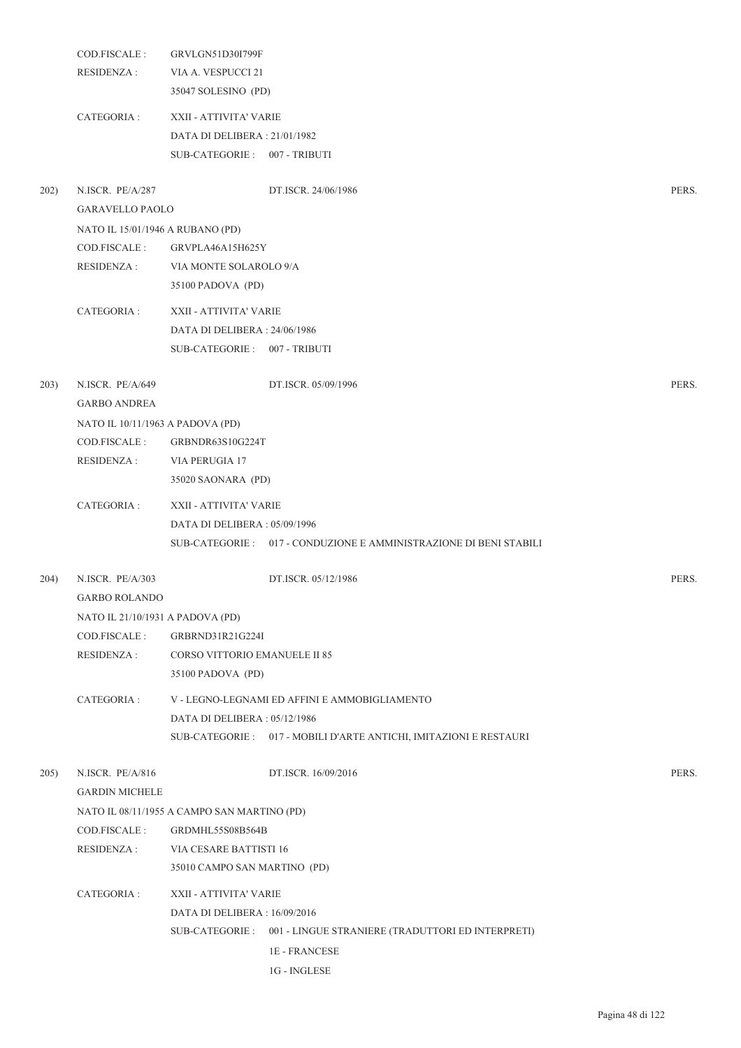COD.FISCALE : GRVLGN51D30I799F
RESIDENZA : VIA A. VESPUCCI 21
35047 SOLESINO (PD)

CATEGORIA : XXII - ATTIVITA' VARIE
DATA DI DELIBERA : 21/01/1982
SUB-CATEGORIE : 007 - TRIBUTI

202) N.ISCR. PE/A/287 DT.ISCR. 24/06/1986 PERS.
GARAVELLO PAOLO
NATO IL 15/01/1946 A RUBANO (PD)
COD.FISCALE : GRVPLA46A15H625Y
RESIDENZA : VIA MONTE SOLAROLO 9/A
35100 PADOVA (PD)

CATEGORIA : XXII - ATTIVITA' VARIE
DATA DI DELIBERA : 24/06/1986
SUB-CATEGORIE : 007 - TRIBUTI

203) N.ISCR. PE/A/649 DT.ISCR. 05/09/1996 PERS.
GARBO ANDREA
NATO IL 10/11/1963 A PADOVA (PD)
COD.FISCALE : GRBNDR63S10G224T
RESIDENZA : VIA PERUGIA 17
35020 SAONARA (PD)

CATEGORIA : XXII - ATTIVITA' VARIE
DATA DI DELIBERA : 05/09/1996
SUB-CATEGORIE : 017 - CONDUZIONE E AMMINISTRAZIONE DI BENI STABILI

204) N.ISCR. PE/A/303 DT.ISCR. 05/12/1986 PERS.
GARBO ROLANDO
NATO IL 21/10/1931 A PADOVA (PD)
COD.FISCALE : GRBRND31R21G224I
RESIDENZA : CORSO VITTORIO EMANUELE II 85
35100 PADOVA (PD)

CATEGORIA : V - LEGNO-LEGNAMI ED AFFINI E AMMOBIGLIAMENTO
DATA DI DELIBERA : 05/12/1986
SUB-CATEGORIE : 017 - MOBILI D'ARTE ANTICHI, IMITAZIONI E RESTAURI

205) N.ISCR. PE/A/816 DT.ISCR. 16/09/2016 PERS.
GARDIN MICHELE
NATO IL 08/11/1955 A CAMPO SAN MARTINO (PD)
COD.FISCALE : GRDMHL55S08B564B
RESIDENZA : VIA CESARE BATTISTI 16
35010 CAMPO SAN MARTINO (PD)

CATEGORIA : XXII - ATTIVITA' VARIE
DATA DI DELIBERA : 16/09/2016
SUB-CATEGORIE : 001 - LINGUE STRANIERE (TRADUTTORI ED INTERPRETI)
1E - FRANCESE
1G - INGLESE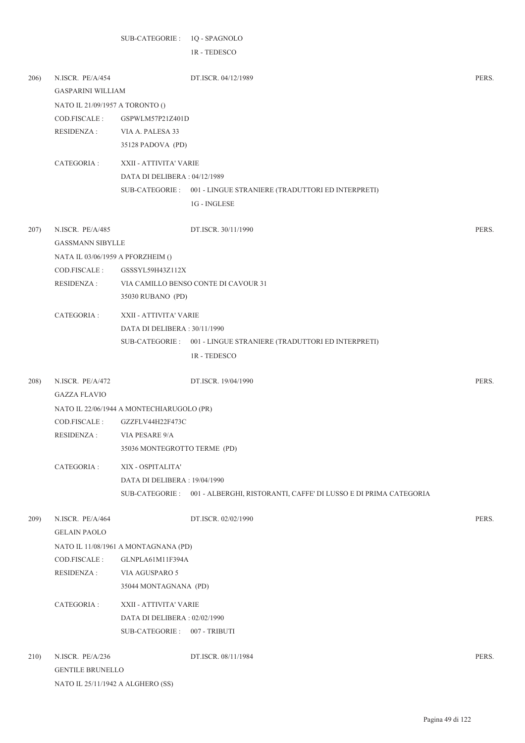SUB-CATEGORIE : 1Q - SPAGNOLO
1R - TEDESCO

206) N.ISCR. PE/A/454 DT.ISCR. 04/12/1989 PERS.

GASPARINI WILLIAM

NATO IL 21/09/1957 A TORONTO ()

COD.FISCALE : GSPWLM57P21Z401D

RESIDENZA : VIA A. PALESA 33
35128 PADOVA (PD)

CATEGORIA : XXII - ATTIVITA' VARIE
DATA DI DELIBERA : 04/12/1989
SUB-CATEGORIE : 001 - LINGUE STRANIERE (TRADUTTORI ED INTERPRETI)
1G - INGLESE

207) N.ISCR. PE/A/485 DT.ISCR. 30/11/1990 PERS.

GASSMANN SIBYLLE

NATA IL 03/06/1959 A PFORZHEIM ()

COD.FISCALE : GSSSYL59H43Z112X

RESIDENZA : VIA CAMILLO BENSO CONTE DI CAVOUR 31
35030 RUBANO (PD)

CATEGORIA : XXII - ATTIVITA' VARIE
DATA DI DELIBERA : 30/11/1990
SUB-CATEGORIE : 001 - LINGUE STRANIERE (TRADUTTORI ED INTERPRETI)
1R - TEDESCO

208) N.ISCR. PE/A/472 DT.ISCR. 19/04/1990 PERS.

GAZZA FLAVIO

NATO IL 22/06/1944 A MONTECHIARUGOLO (PR)

COD.FISCALE : GZZFLV44H22F473C

RESIDENZA : VIA PESARE 9/A
35036 MONTEGROTTO TERME (PD)

CATEGORIA : XIX - OSPITALITA'
DATA DI DELIBERA : 19/04/1990
SUB-CATEGORIE : 001 - ALBERGHI, RISTORANTI, CAFFE' DI LUSSO E DI PRIMA CATEGORIA

209) N.ISCR. PE/A/464 DT.ISCR. 02/02/1990 PERS.

GELAIN PAOLO

NATO IL 11/08/1961 A MONTAGNANA (PD)

COD.FISCALE : GLNPLA61M11F394A

RESIDENZA : VIA AGUSPARO 5
35044 MONTAGNANA (PD)

CATEGORIA : XXII - ATTIVITA' VARIE
DATA DI DELIBERA : 02/02/1990
SUB-CATEGORIE : 007 - TRIBUTI

210) N.ISCR. PE/A/236 DT.ISCR. 08/11/1984 PERS.

GENTILE BRUNELLO

NATO IL 25/11/1942 A ALGHERO (SS)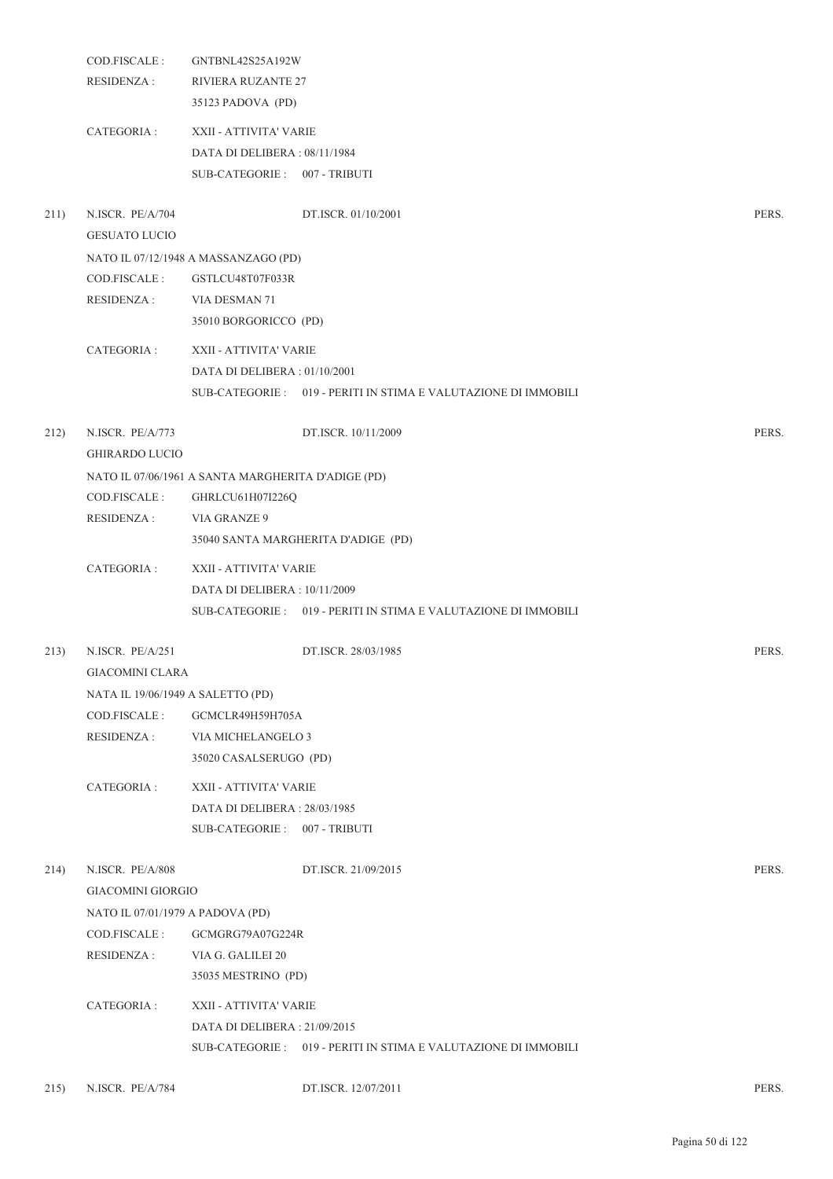COD.FISCALE : GNTBNL42S25A192W
RESIDENZA : RIVIERA RUZANTE 27
35123 PADOVA (PD)

CATEGORIA : XXII - ATTIVITA' VARIE
DATA DI DELIBERA : 08/11/1984
SUB-CATEGORIE : 007 - TRIBUTI

211) N.ISCR. PE/A/704 DT.ISCR. 01/10/2001 PERS.
GESUATO LUCIO
NATO IL 07/12/1948 A MASSANZAGO (PD)
COD.FISCALE : GSTLCU48T07F033R
RESIDENZA : VIA DESMAN 71
35010 BORGORICCO (PD)

CATEGORIA : XXII - ATTIVITA' VARIE
DATA DI DELIBERA : 01/10/2001
SUB-CATEGORIE : 019 - PERITI IN STIMA E VALUTAZIONE DI IMMOBILI

212) N.ISCR. PE/A/773 DT.ISCR. 10/11/2009 PERS.
GHIRARDO LUCIO
NATO IL 07/06/1961 A SANTA MARGHERITA D'ADIGE (PD)
COD.FISCALE : GHRLCU61H07I226Q
RESIDENZA : VIA GRANZE 9
35040 SANTA MARGHERITA D'ADIGE (PD)

CATEGORIA : XXII - ATTIVITA' VARIE
DATA DI DELIBERA : 10/11/2009
SUB-CATEGORIE : 019 - PERITI IN STIMA E VALUTAZIONE DI IMMOBILI

213) N.ISCR. PE/A/251 DT.ISCR. 28/03/1985 PERS.
GIACOMINI CLARA
NATA IL 19/06/1949 A SALETTO (PD)
COD.FISCALE : GCMCLR49H59H705A
RESIDENZA : VIA MICHELANGELO 3
35020 CASALSERUGO (PD)

CATEGORIA : XXII - ATTIVITA' VARIE
DATA DI DELIBERA : 28/03/1985
SUB-CATEGORIE : 007 - TRIBUTI

214) N.ISCR. PE/A/808 DT.ISCR. 21/09/2015 PERS.
GIACOMINI GIORGIO
NATO IL 07/01/1979 A PADOVA (PD)
COD.FISCALE : GCMGRG79A07G224R
RESIDENZA : VIA G. GALILEI 20
35035 MESTRINO (PD)

CATEGORIA : XXII - ATTIVITA' VARIE
DATA DI DELIBERA : 21/09/2015
SUB-CATEGORIE : 019 - PERITI IN STIMA E VALUTAZIONE DI IMMOBILI

215) N.ISCR. PE/A/784 DT.ISCR. 12/07/2011 PERS.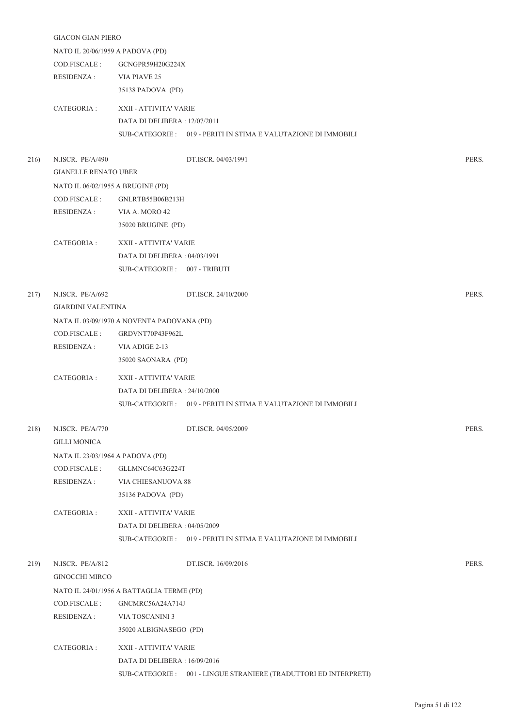GIACON GIAN PIERO

NATO IL 20/06/1959 A PADOVA (PD)

COD.FISCALE : GCNGPR59H20G224X

RESIDENZA : VIA PIAVE 25
35138 PADOVA (PD)

CATEGORIA : XXII - ATTIVITA' VARIE
DATA DI DELIBERA : 12/07/2011
SUB-CATEGORIE : 019 - PERITI IN STIMA E VALUTAZIONE DI IMMOBILI

216) N.ISCR. PE/A/490 DT.ISCR. 04/03/1991 PERS.

GIANELLE RENATO UBER

NATO IL 06/02/1955 A BRUGINE (PD)

COD.FISCALE : GNLRTB55B06B213H

RESIDENZA : VIA A. MORO 42
35020 BRUGINE (PD)

CATEGORIA : XXII - ATTIVITA' VARIE
DATA DI DELIBERA : 04/03/1991
SUB-CATEGORIE : 007 - TRIBUTI

217) N.ISCR. PE/A/692 DT.ISCR. 24/10/2000 PERS.

GIARDINI VALENTINA

NATA IL 03/09/1970 A NOVENTA PADOVANA (PD)

COD.FISCALE : GRDVNT70P43F962L

RESIDENZA : VIA ADIGE 2-13
35020 SAONARA (PD)

CATEGORIA : XXII - ATTIVITA' VARIE
DATA DI DELIBERA : 24/10/2000
SUB-CATEGORIE : 019 - PERITI IN STIMA E VALUTAZIONE DI IMMOBILI

218) N.ISCR. PE/A/770 DT.ISCR. 04/05/2009 PERS.

GILLI MONICA

NATA IL 23/03/1964 A PADOVA (PD)

COD.FISCALE : GLLMNC64C63G224T

RESIDENZA : VIA CHIESANUOVA 88
35136 PADOVA (PD)

CATEGORIA : XXII - ATTIVITA' VARIE
DATA DI DELIBERA : 04/05/2009
SUB-CATEGORIE : 019 - PERITI IN STIMA E VALUTAZIONE DI IMMOBILI

219) N.ISCR. PE/A/812 DT.ISCR. 16/09/2016 PERS.

GINOCCHI MIRCO

NATO IL 24/01/1956 A BATTAGLIA TERME (PD)

COD.FISCALE : GNCMRC56A24A714J

RESIDENZA : VIA TOSCANINI 3
35020 ALBIGNASEGO (PD)

CATEGORIA : XXII - ATTIVITA' VARIE
DATA DI DELIBERA : 16/09/2016
SUB-CATEGORIE : 001 - LINGUE STRANIERE (TRADUTTORI ED INTERPRETI)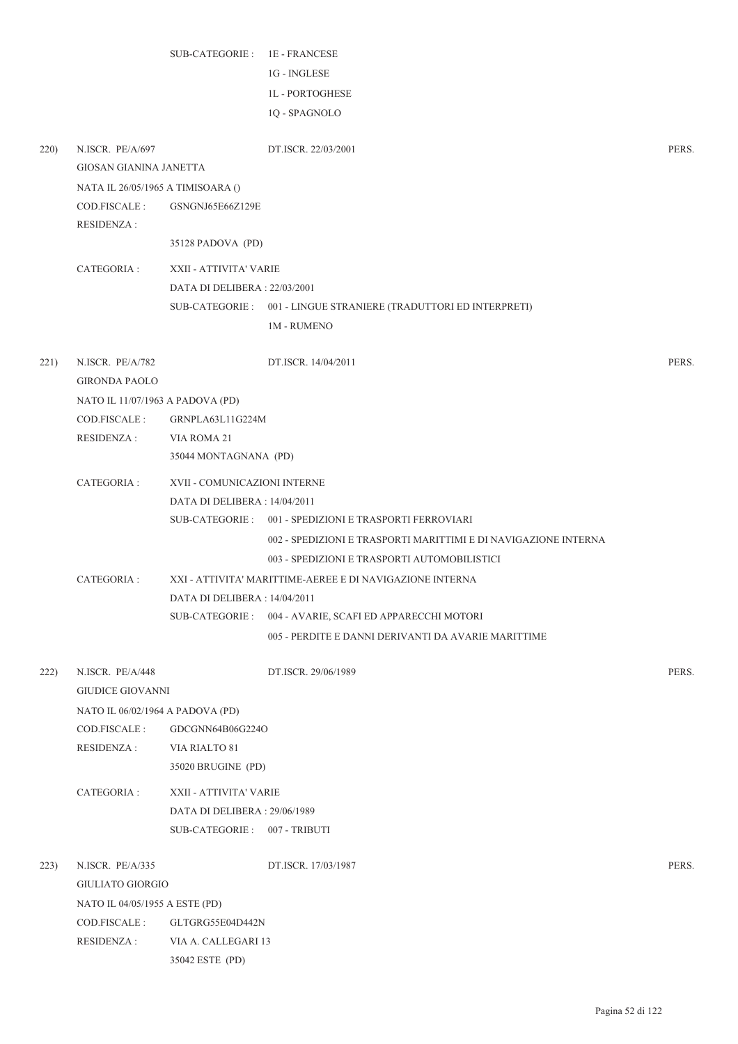SUB-CATEGORIE : 1E - FRANCESE

1G - INGLESE

1L - PORTOGHESE

1Q - SPAGNOLO

220) N.ISCR. PE/A/697 DT.ISCR. 22/03/2001 PERS.

GIOSAN GIANINA JANETTA

NATA IL 26/05/1965 A TIMISOARA ()

COD.FISCALE : GSNGNJ65E66Z129E

RESIDENZA :

35128 PADOVA (PD)

CATEGORIA : XXII - ATTIVITA' VARIE

DATA DI DELIBERA : 22/03/2001

SUB-CATEGORIE : 001 - LINGUE STRANIERE (TRADUTTORI ED INTERPRETI)

1M - RUMENO

221) N.ISCR. PE/A/782 DT.ISCR. 14/04/2011 PERS.

GIRONDA PAOLO

NATO IL 11/07/1963 A PADOVA (PD)

COD.FISCALE : GRNPLA63L11G224M

RESIDENZA : VIA ROMA 21

35044 MONTAGNANA (PD)

CATEGORIA : XVII - COMUNICAZIONI INTERNE

DATA DI DELIBERA : 14/04/2011

SUB-CATEGORIE : 001 - SPEDIZIONI E TRASPORTI FERROVIARI

002 - SPEDIZIONI E TRASPORTI MARITTIMI E DI NAVIGAZIONE INTERNA

003 - SPEDIZIONI E TRASPORTI AUTOMOBILISTICI

CATEGORIA : XXI - ATTIVITA' MARITTIME-AEREE E DI NAVIGAZIONE INTERNA

DATA DI DELIBERA : 14/04/2011

SUB-CATEGORIE : 004 - AVARIE, SCAFI ED APPARECCHI MOTORI

005 - PERDITE E DANNI DERIVANTI DA AVARIE MARITTIME

222) N.ISCR. PE/A/448 DT.ISCR. 29/06/1989 PERS.

GIUDICE GIOVANNI

NATO IL 06/02/1964 A PADOVA (PD)

COD.FISCALE : GDCGNN64B06G224O

RESIDENZA : VIA RIALTO 81

35020 BRUGINE (PD)

CATEGORIA : XXII - ATTIVITA' VARIE

DATA DI DELIBERA : 29/06/1989

SUB-CATEGORIE : 007 - TRIBUTI

223) N.ISCR. PE/A/335 DT.ISCR. 17/03/1987 PERS.

GIULIATO GIORGIO

NATO IL 04/05/1955 A ESTE (PD)

COD.FISCALE : GLTGRG55E04D442N

RESIDENZA : VIA A. CALLEGARI 13

35042 ESTE (PD)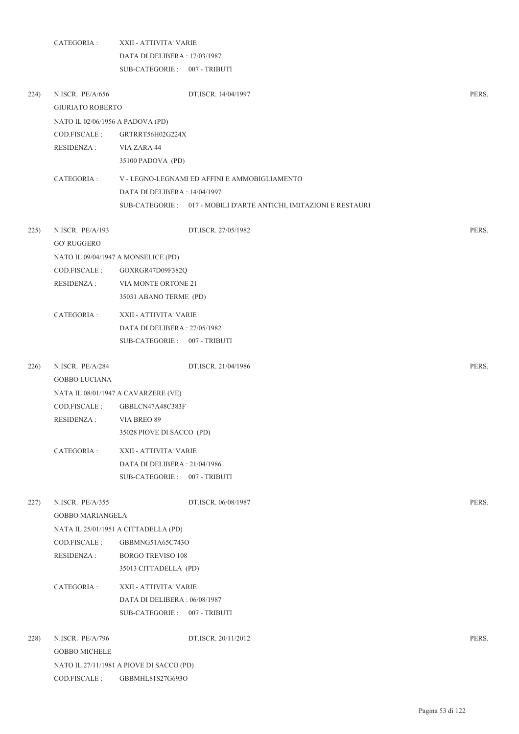CATEGORIA : XXII - ATTIVITA' VARIE
DATA DI DELIBERA : 17/03/1987
SUB-CATEGORIE : 007 - TRIBUTI

224) N.ISCR. PE/A/656 DT.ISCR. 14/04/1997 PERS.

GIURIATO ROBERTO

NATO IL 02/06/1956 A PADOVA (PD)

COD.FISCALE : GRTRRT56H02G224X

RESIDENZA : VIA ZARA 44
35100 PADOVA (PD)

CATEGORIA : V - LEGNO-LEGNAMI ED AFFINI E AMMOBIGLIAMENTO
DATA DI DELIBERA : 14/04/1997
SUB-CATEGORIE : 017 - MOBILI D'ARTE ANTICHI, IMITAZIONI E RESTAURI

225) N.ISCR. PE/A/193 DT.ISCR. 27/05/1982 PERS.

GO' RUGGERO

NATO IL 09/04/1947 A MONSELICE (PD)

COD.FISCALE : GOXRGR47D09F382Q

RESIDENZA : VIA MONTE ORTONE 21
35031 ABANO TERME (PD)

CATEGORIA : XXII - ATTIVITA' VARIE
DATA DI DELIBERA : 27/05/1982
SUB-CATEGORIE : 007 - TRIBUTI

226) N.ISCR. PE/A/284 DT.ISCR. 21/04/1986 PERS.

GOBBO LUCIANA

NATA IL 08/01/1947 A CAVARZERE (VE)

COD.FISCALE : GBBLCN47A48C383F

RESIDENZA : VIA BREO 89
35028 PIOVE DI SACCO (PD)

CATEGORIA : XXII - ATTIVITA' VARIE
DATA DI DELIBERA : 21/04/1986
SUB-CATEGORIE : 007 - TRIBUTI

227) N.ISCR. PE/A/355 DT.ISCR. 06/08/1987 PERS.

GOBBO MARIANGELA

NATA IL 25/01/1951 A CITTADELLA (PD)

COD.FISCALE : GBBMNG51A65C743O

RESIDENZA : BORGO TREVISO 108
35013 CITTADELLA (PD)

CATEGORIA : XXII - ATTIVITA' VARIE
DATA DI DELIBERA : 06/08/1987
SUB-CATEGORIE : 007 - TRIBUTI

228) N.ISCR. PE/A/796 DT.ISCR. 20/11/2012 PERS.

GOBBO MICHELE

NATO IL 27/11/1981 A PIOVE DI SACCO (PD)

COD.FISCALE : GBBMHL81S27G693O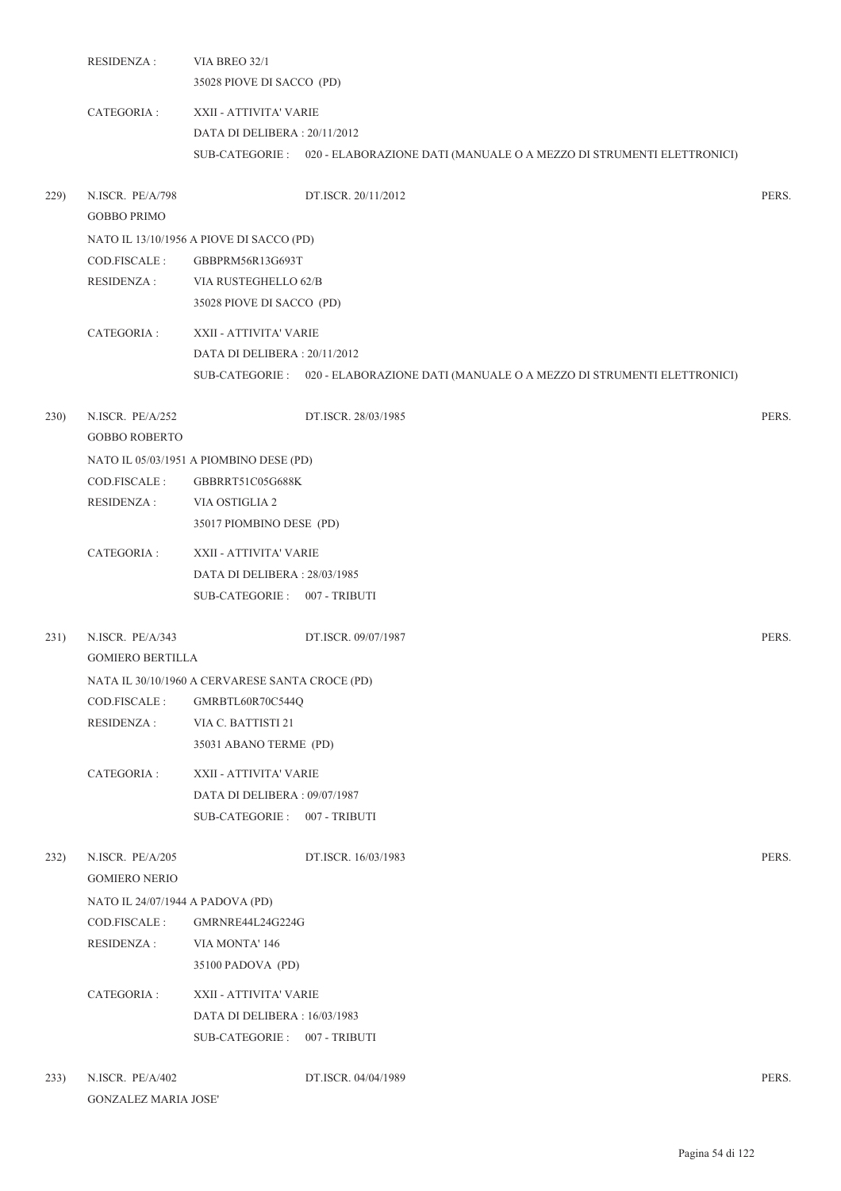RESIDENZA : VIA BREO 32/1
35028 PIOVE DI SACCO (PD)

CATEGORIA : XXII - ATTIVITA' VARIE
DATA DI DELIBERA : 20/11/2012
SUB-CATEGORIE : 020 - ELABORAZIONE DATI (MANUALE O A MEZZO DI STRUMENTI ELETTRONICI)

229) N.ISCR. PE/A/798 DT.ISCR. 20/11/2012 PERS.
GOBBO PRIMO
NATO IL 13/10/1956 A PIOVE DI SACCO (PD)
COD.FISCALE : GBBPRM56R13G693T
RESIDENZA : VIA RUSTEGHELLO 62/B
35028 PIOVE DI SACCO (PD)

CATEGORIA : XXII - ATTIVITA' VARIE
DATA DI DELIBERA : 20/11/2012
SUB-CATEGORIE : 020 - ELABORAZIONE DATI (MANUALE O A MEZZO DI STRUMENTI ELETTRONICI)

230) N.ISCR. PE/A/252 DT.ISCR. 28/03/1985 PERS.
GOBBO ROBERTO
NATO IL 05/03/1951 A PIOMBINO DESE (PD)
COD.FISCALE : GBBRRT51C05G688K
RESIDENZA : VIA OSTIGLIA 2
35017 PIOMBINO DESE (PD)

CATEGORIA : XXII - ATTIVITA' VARIE
DATA DI DELIBERA : 28/03/1985
SUB-CATEGORIE : 007 - TRIBUTI

231) N.ISCR. PE/A/343 DT.ISCR. 09/07/1987 PERS.
GOMIERO BERTILLA
NATA IL 30/10/1960 A CERVARESE SANTA CROCE (PD)
COD.FISCALE : GMRBTL60R70C544Q
RESIDENZA : VIA C. BATTISTI 21
35031 ABANO TERME (PD)

CATEGORIA : XXII - ATTIVITA' VARIE
DATA DI DELIBERA : 09/07/1987
SUB-CATEGORIE : 007 - TRIBUTI

232) N.ISCR. PE/A/205 DT.ISCR. 16/03/1983 PERS.
GOMIERO NERIO
NATO IL 24/07/1944 A PADOVA (PD)
COD.FISCALE : GMRNRE44L24G224G
RESIDENZA : VIA MONTA' 146
35100 PADOVA (PD)

CATEGORIA : XXII - ATTIVITA' VARIE
DATA DI DELIBERA : 16/03/1983
SUB-CATEGORIE : 007 - TRIBUTI

233) N.ISCR. PE/A/402 DT.ISCR. 04/04/1989 PERS.
GONZALEZ MARIA JOSE'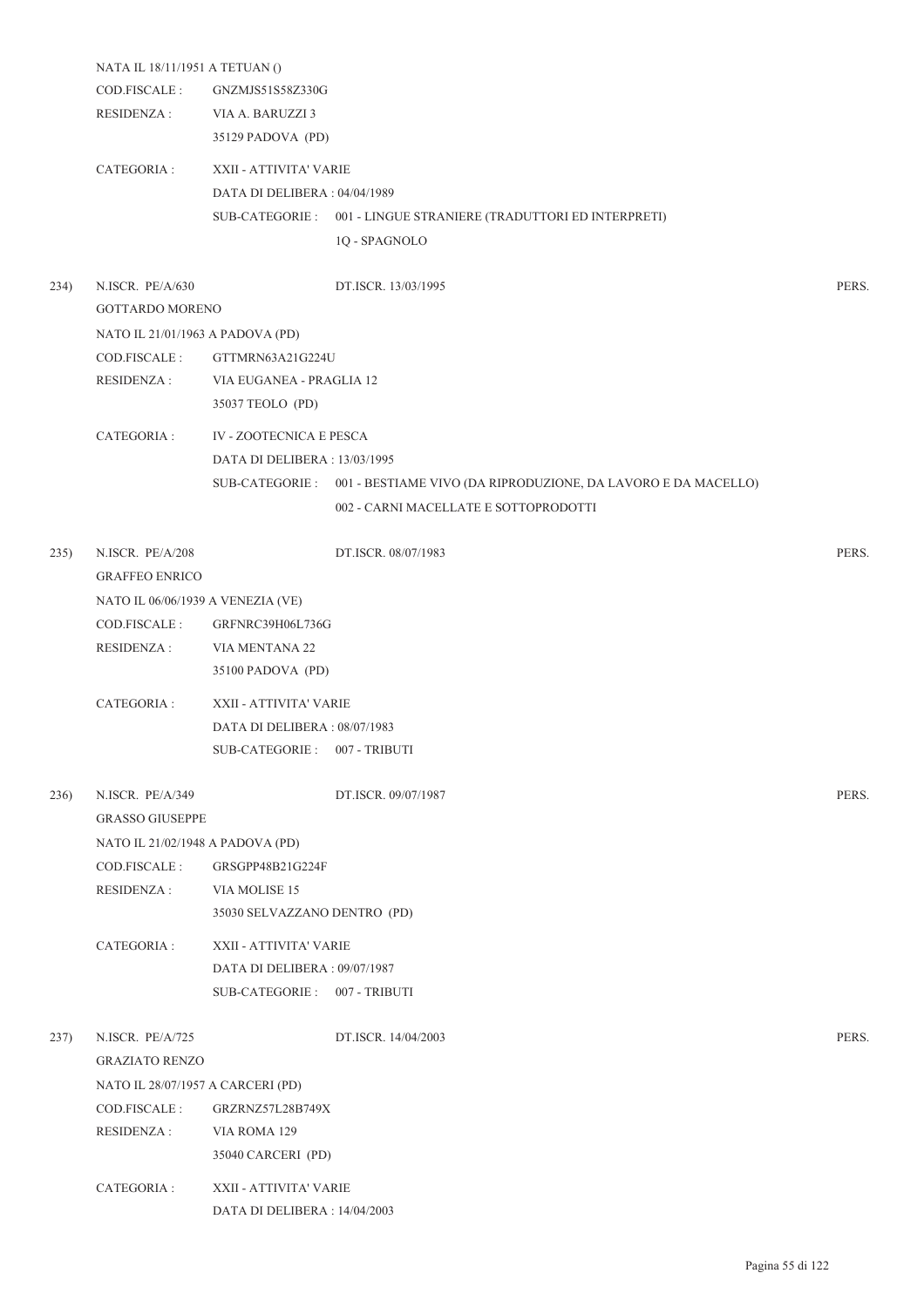NATA IL 18/11/1951 A TETUAN ()

COD.FISCALE : GNZMJS51S58Z330G

RESIDENZA : VIA A. BARUZZI 3
35129 PADOVA (PD)

CATEGORIA : XXII - ATTIVITA' VARIE
DATA DI DELIBERA : 04/04/1989
SUB-CATEGORIE : 001 - LINGUE STRANIERE (TRADUTTORI ED INTERPRETI)
1Q - SPAGNOLO

234) N.ISCR. PE/A/630 DT.ISCR. 13/03/1995 PERS.

GOTTARDO MORENO

NATO IL 21/01/1963 A PADOVA (PD)

COD.FISCALE : GTTMRN63A21G224U

RESIDENZA : VIA EUGANEA - PRAGLIA 12
35037 TEOLO (PD)

CATEGORIA : IV - ZOOTECNICA E PESCA
DATA DI DELIBERA : 13/03/1995
SUB-CATEGORIE : 001 - BESTIAME VIVO (DA RIPRODUZIONE, DA LAVORO E DA MACELLO)
002 - CARNI MACELLATE E SOTTOPRODOTTI

235) N.ISCR. PE/A/208 DT.ISCR. 08/07/1983 PERS.

GRAFFEO ENRICO

NATO IL 06/06/1939 A VENEZIA (VE)

COD.FISCALE : GRFNRC39H06L736G

RESIDENZA : VIA MENTANA 22
35100 PADOVA (PD)

CATEGORIA : XXII - ATTIVITA' VARIE
DATA DI DELIBERA : 08/07/1983
SUB-CATEGORIE : 007 - TRIBUTI

236) N.ISCR. PE/A/349 DT.ISCR. 09/07/1987 PERS.

GRASSO GIUSEPPE

NATO IL 21/02/1948 A PADOVA (PD)

COD.FISCALE : GRSGPP48B21G224F

RESIDENZA : VIA MOLISE 15
35030 SELVAZZANO DENTRO (PD)

CATEGORIA : XXII - ATTIVITA' VARIE
DATA DI DELIBERA : 09/07/1987
SUB-CATEGORIE : 007 - TRIBUTI

237) N.ISCR. PE/A/725 DT.ISCR. 14/04/2003 PERS.

GRAZIATO RENZO

NATO IL 28/07/1957 A CARCERI (PD)

COD.FISCALE : GRZRNZ57L28B749X

RESIDENZA : VIA ROMA 129
35040 CARCERI (PD)

CATEGORIA : XXII - ATTIVITA' VARIE
DATA DI DELIBERA : 14/04/2003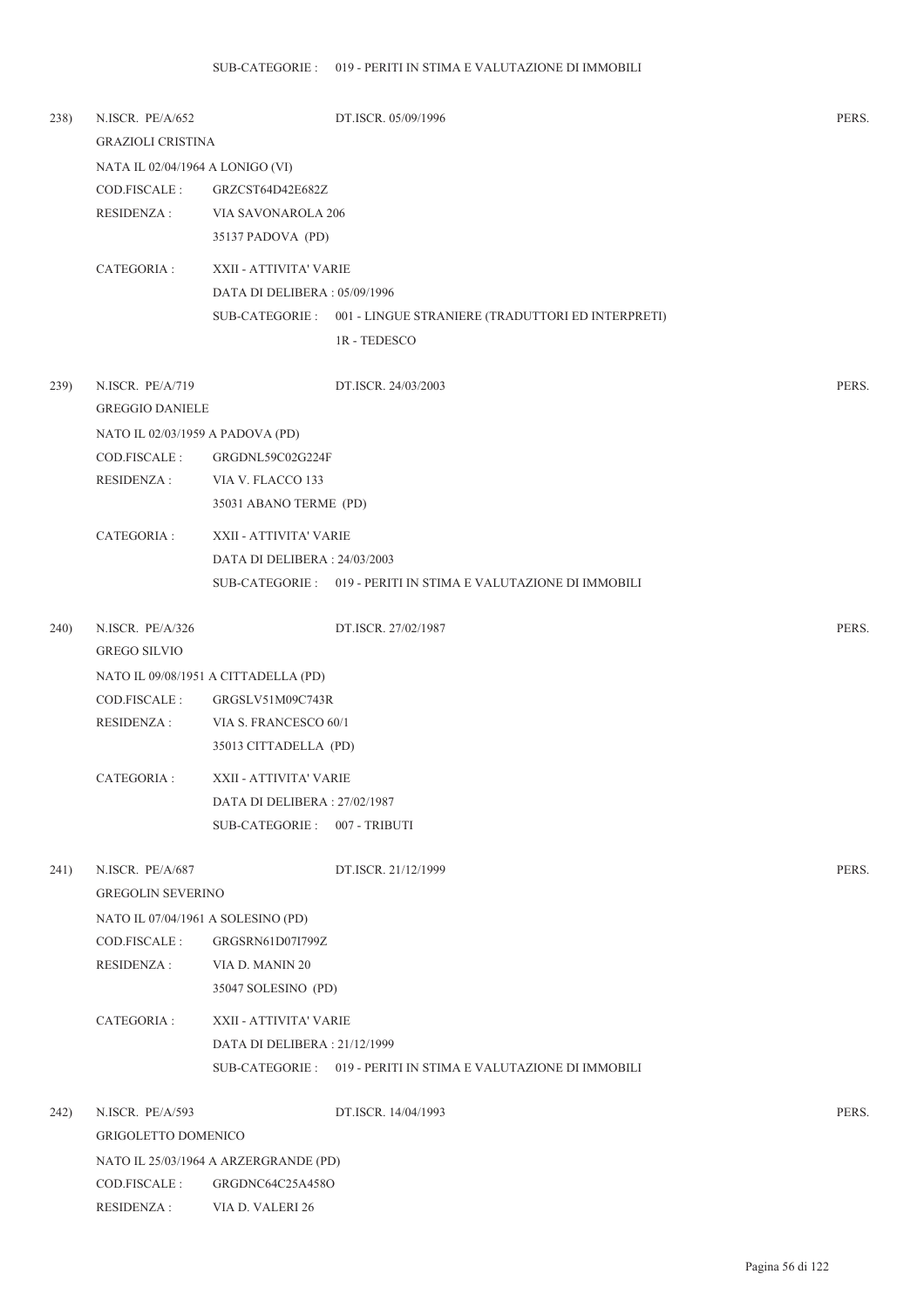SUB-CATEGORIE : 019 - PERITI IN STIMA E VALUTAZIONE DI IMMOBILI

238) N.ISCR. PE/A/652 DT.ISCR. 05/09/1996 PERS.

GRAZIOLI CRISTINA

NATA IL 02/04/1964 A LONIGO (VI)

COD.FISCALE : GRZCST64D42E682Z

RESIDENZA : VIA SAVONAROLA 206

35137 PADOVA (PD)

CATEGORIA : XXII - ATTIVITA' VARIE

DATA DI DELIBERA : 05/09/1996

SUB-CATEGORIE : 001 - LINGUE STRANIERE (TRADUTTORI ED INTERPRETI)

1R - TEDESCO

239) N.ISCR. PE/A/719 DT.ISCR. 24/03/2003 PERS.

GREGGIO DANIELE

NATO IL 02/03/1959 A PADOVA (PD)

COD.FISCALE : GRGDNL59C02G224F

RESIDENZA : VIA V. FLACCO 133

35031 ABANO TERME (PD)

CATEGORIA : XXII - ATTIVITA' VARIE

DATA DI DELIBERA : 24/03/2003

SUB-CATEGORIE : 019 - PERITI IN STIMA E VALUTAZIONE DI IMMOBILI

240) N.ISCR. PE/A/326 DT.ISCR. 27/02/1987 PERS.

GREGO SILVIO

NATO IL 09/08/1951 A CITTADELLA (PD)

COD.FISCALE : GRGSLV51M09C743R

RESIDENZA : VIA S. FRANCESCO 60/1

35013 CITTADELLA (PD)

CATEGORIA : XXII - ATTIVITA' VARIE

DATA DI DELIBERA : 27/02/1987

SUB-CATEGORIE : 007 - TRIBUTI

241) N.ISCR. PE/A/687 DT.ISCR. 21/12/1999 PERS.

GREGOLIN SEVERINO

NATO IL 07/04/1961 A SOLESINO (PD)

COD.FISCALE : GRGSRN61D07I799Z

RESIDENZA : VIA D. MANIN 20

35047 SOLESINO (PD)

CATEGORIA : XXII - ATTIVITA' VARIE

DATA DI DELIBERA : 21/12/1999

SUB-CATEGORIE : 019 - PERITI IN STIMA E VALUTAZIONE DI IMMOBILI

242) N.ISCR. PE/A/593 DT.ISCR. 14/04/1993 PERS.

GRIGOLETTO DOMENICO

NATO IL 25/03/1964 A ARZERGRANDE (PD)

COD.FISCALE : GRGDNC64C25A458O

RESIDENZA : VIA D. VALERI 26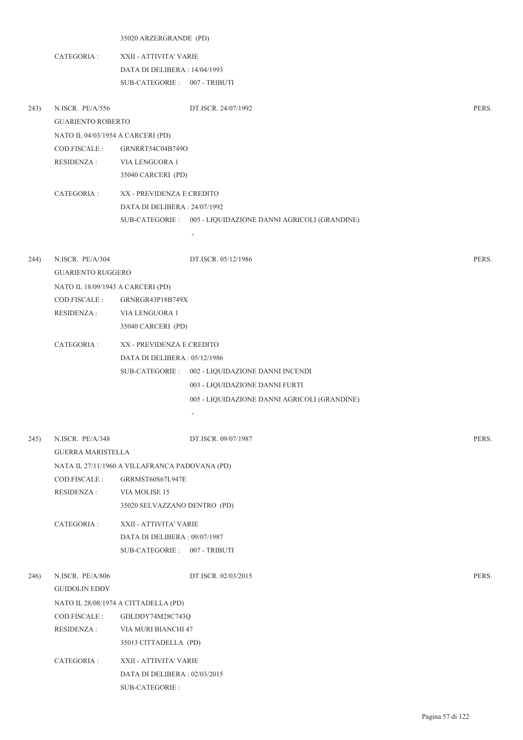35020 ARZERGRANDE (PD)

CATEGORIA : XXII - ATTIVITA' VARIE
DATA DI DELIBERA : 14/04/1993
SUB-CATEGORIE : 007 - TRIBUTI

243) N.ISCR. PE/A/556 DT.ISCR. 24/07/1992 PERS.

GUARIENTO ROBERTO
NATO IL 04/03/1954 A CARCERI (PD)
COD.FISCALE : GRNRRT54C04B749O
RESIDENZA : VIA LENGUORA 1
35040 CARCERI (PD)

CATEGORIA : XX - PREVIDENZA E CREDITO
DATA DI DELIBERA : 24/07/1992
SUB-CATEGORIE : 005 - LIQUIDAZIONE DANNI AGRICOLI (GRANDINE)
-

244) N.ISCR. PE/A/304 DT.ISCR. 05/12/1986 PERS.

GUARIENTO RUGGERO
NATO IL 18/09/1943 A CARCERI (PD)
COD.FISCALE : GRNRGR43P18B749X
RESIDENZA : VIA LENGUORA 1
35040 CARCERI (PD)

CATEGORIA : XX - PREVIDENZA E CREDITO
DATA DI DELIBERA : 05/12/1986
SUB-CATEGORIE : 002 - LIQUIDAZIONE DANNI INCENDI
003 - LIQUIDAZIONE DANNI FURTI
005 - LIQUIDAZIONE DANNI AGRICOLI (GRANDINE)
-

245) N.ISCR. PE/A/348 DT.ISCR. 09/07/1987 PERS.

GUERRA MARISTELLA
NATA IL 27/11/1960 A VILLAFRANCA PADOVANA (PD)
COD.FISCALE : GRRMST60S67L947E
RESIDENZA : VIA MOLISE 15
35020 SELVAZZANO DENTRO (PD)

CATEGORIA : XXII - ATTIVITA' VARIE
DATA DI DELIBERA : 09/07/1987
SUB-CATEGORIE : 007 - TRIBUTI

246) N.ISCR. PE/A/806 DT.ISCR. 02/03/2015 PERS.

GUIDOLIN EDDY
NATO IL 28/08/1974 A CITTADELLA (PD)
COD.FISCALE : GDLDDY74M28C743Q
RESIDENZA : VIA MURI BIANCHI 47
35013 CITTADELLA (PD)

CATEGORIA : XXII - ATTIVITA' VARIE
DATA DI DELIBERA : 02/03/2015
SUB-CATEGORIE :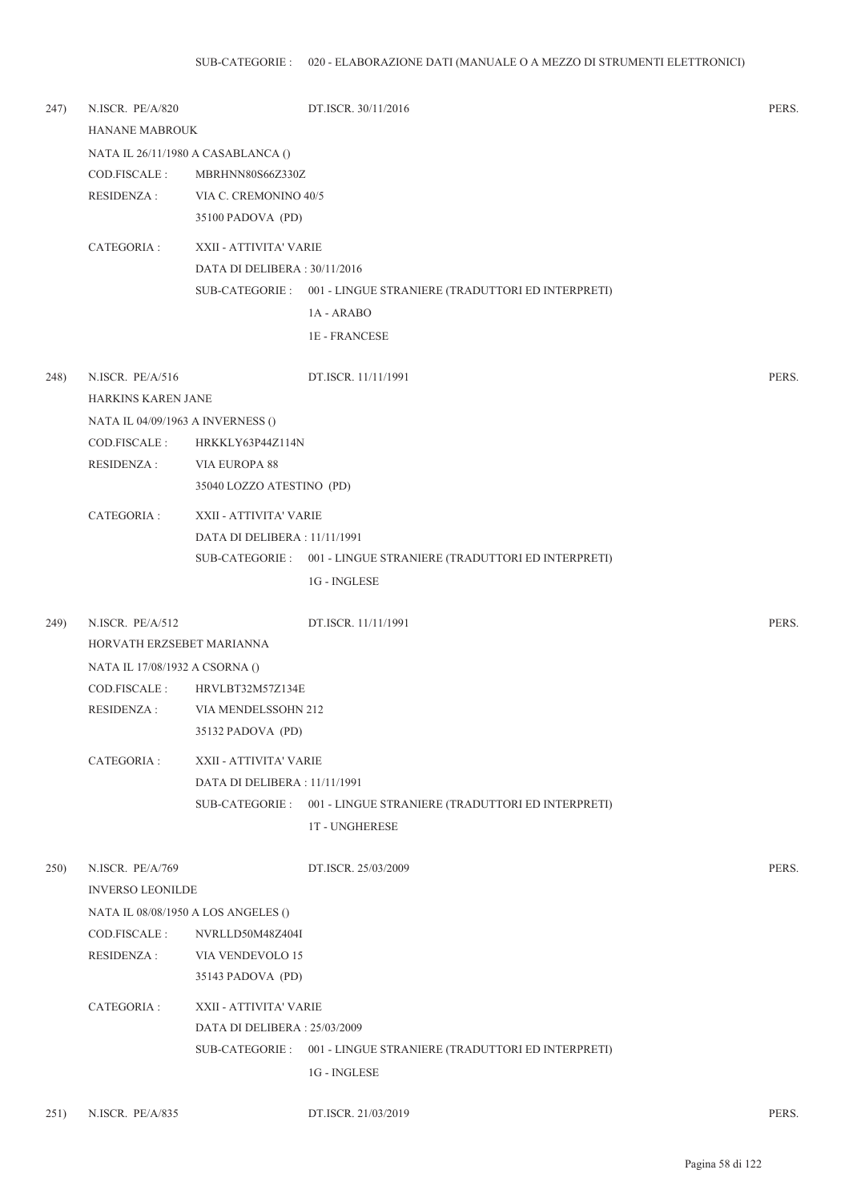SUB-CATEGORIE : 020 - ELABORAZIONE DATI (MANUALE O A MEZZO DI STRUMENTI ELETTRONICI)

247) N.ISCR. PE/A/820 DT.ISCR. 30/11/2016 PERS.

HANANE MABROUK

NATA IL 26/11/1980 A CASABLANCA ()

COD.FISCALE : MBRHNN80S66Z330Z

RESIDENZA : VIA C. CREMONINO 40/5

35100 PADOVA (PD)

CATEGORIA : XXII - ATTIVITA' VARIE

DATA DI DELIBERA : 30/11/2016

SUB-CATEGORIE : 001 - LINGUE STRANIERE (TRADUTTORI ED INTERPRETI)

1A - ARABO

1E - FRANCESE

248) N.ISCR. PE/A/516 DT.ISCR. 11/11/1991 PERS.

HARKINS KAREN JANE

NATA IL 04/09/1963 A INVERNESS ()

COD.FISCALE : HRKKLY63P44Z114N

RESIDENZA : VIA EUROPA 88

35040 LOZZO ATESTINO (PD)

CATEGORIA : XXII - ATTIVITA' VARIE

DATA DI DELIBERA : 11/11/1991

SUB-CATEGORIE : 001 - LINGUE STRANIERE (TRADUTTORI ED INTERPRETI)

1G - INGLESE

249) N.ISCR. PE/A/512 DT.ISCR. 11/11/1991 PERS.

HORVATH ERZSEBET MARIANNA

NATA IL 17/08/1932 A CSORNA ()

COD.FISCALE : HRVLBT32M57Z134E

RESIDENZA : VIA MENDELSSOHN 212

35132 PADOVA (PD)

CATEGORIA : XXII - ATTIVITA' VARIE

DATA DI DELIBERA : 11/11/1991

SUB-CATEGORIE : 001 - LINGUE STRANIERE (TRADUTTORI ED INTERPRETI)

1T - UNGHERESE

250) N.ISCR. PE/A/769 DT.ISCR. 25/03/2009 PERS.

INVERSO LEONILDE

NATA IL 08/08/1950 A LOS ANGELES ()

COD.FISCALE : NVRLLD50M48Z404I

RESIDENZA : VIA VENDEVOLO 15

35143 PADOVA (PD)

CATEGORIA : XXII - ATTIVITA' VARIE

DATA DI DELIBERA : 25/03/2009

SUB-CATEGORIE : 001 - LINGUE STRANIERE (TRADUTTORI ED INTERPRETI)

1G - INGLESE

251) N.ISCR. PE/A/835 DT.ISCR. 21/03/2019 PERS.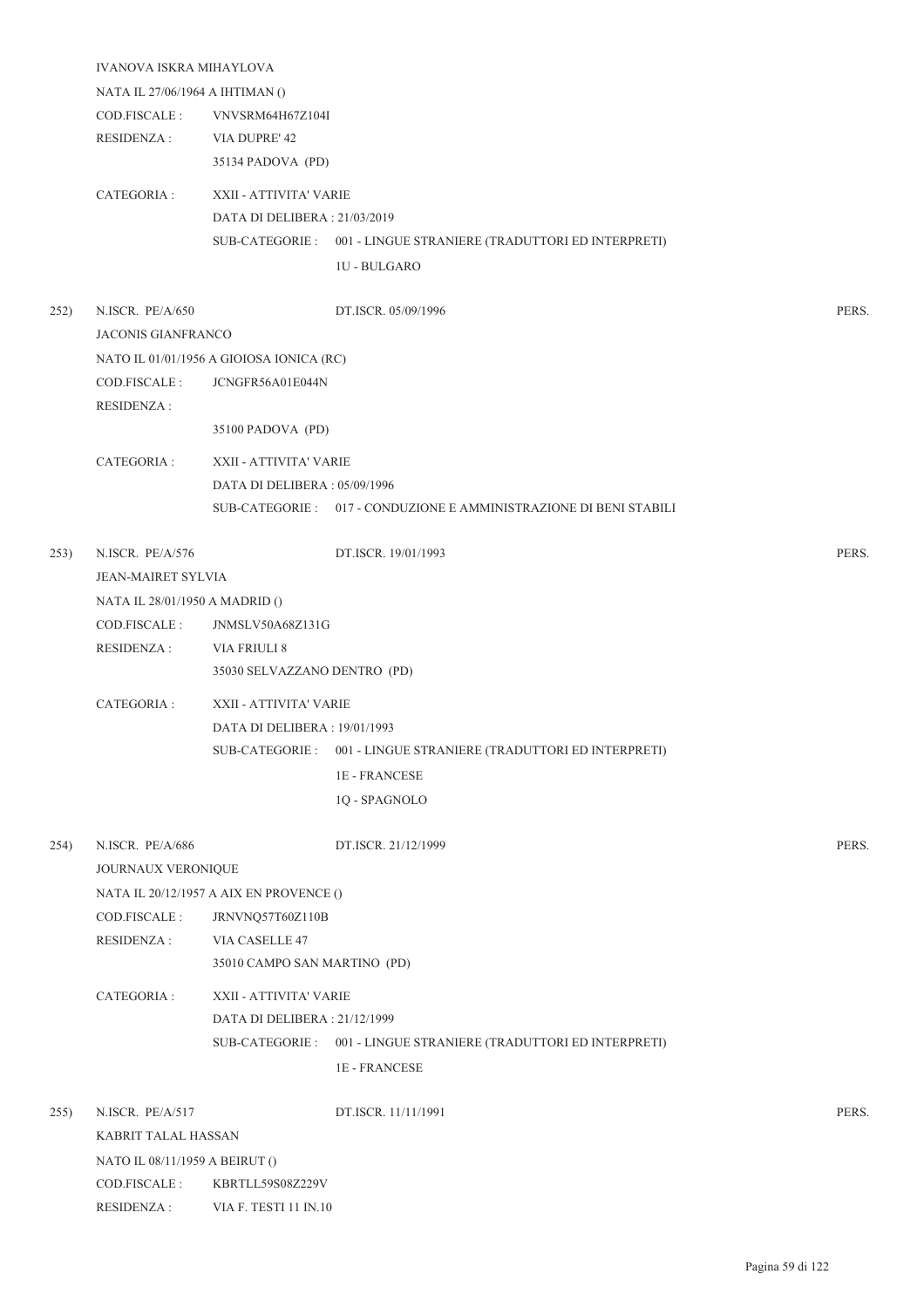IVANOVA ISKRA MIHAYLOVA

NATA IL 27/06/1964 A IHTIMAN ()

COD.FISCALE : VNVSRM64H67Z104I

RESIDENZA : VIA DUPRE' 42

35134 PADOVA (PD)

CATEGORIA : XXII - ATTIVITA' VARIE

DATA DI DELIBERA : 21/03/2019

SUB-CATEGORIE : 001 - LINGUE STRANIERE (TRADUTTORI ED INTERPRETI)

1U - BULGARO

252) N.ISCR. PE/A/650 DT.ISCR. 05/09/1996 PERS.

JACONIS GIANFRANCO

NATO IL 01/01/1956 A GIOIOSA IONICA (RC)

COD.FISCALE : JCNGFR56A01E044N

RESIDENZA :

35100 PADOVA (PD)

CATEGORIA : XXII - ATTIVITA' VARIE

DATA DI DELIBERA : 05/09/1996

SUB-CATEGORIE : 017 - CONDUZIONE E AMMINISTRAZIONE DI BENI STABILI

253) N.ISCR. PE/A/576 DT.ISCR. 19/01/1993 PERS.

JEAN-MAIRET SYLVIA

NATA IL 28/01/1950 A MADRID ()

COD.FISCALE : JNMSLV50A68Z131G

RESIDENZA : VIA FRIULI 8

35030 SELVAZZANO DENTRO (PD)

CATEGORIA : XXII - ATTIVITA' VARIE

DATA DI DELIBERA : 19/01/1993

SUB-CATEGORIE : 001 - LINGUE STRANIERE (TRADUTTORI ED INTERPRETI)

1E - FRANCESE

1Q - SPAGNOLO

254) N.ISCR. PE/A/686 DT.ISCR. 21/12/1999 PERS.

JOURNAUX VERONIQUE

NATA IL 20/12/1957 A AIX EN PROVENCE ()

COD.FISCALE : JRNVNQ57T60Z110B

RESIDENZA : VIA CASELLE 47

35010 CAMPO SAN MARTINO (PD)

CATEGORIA : XXII - ATTIVITA' VARIE

DATA DI DELIBERA : 21/12/1999

SUB-CATEGORIE : 001 - LINGUE STRANIERE (TRADUTTORI ED INTERPRETI)

1E - FRANCESE

255) N.ISCR. PE/A/517 DT.ISCR. 11/11/1991 PERS.

KABRIT TALAL HASSAN

NATO IL 08/11/1959 A BEIRUT ()

COD.FISCALE : KBRTLL59S08Z229V

RESIDENZA : VIA F. TESTI 11 IN.10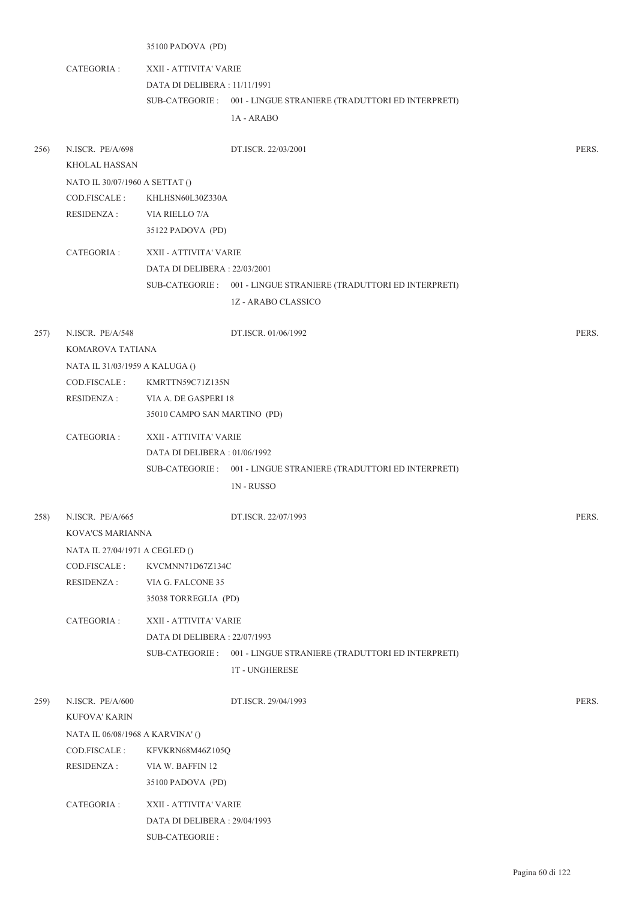35100 PADOVA (PD)

CATEGORIA : XXII - ATTIVITA' VARIE
DATA DI DELIBERA : 11/11/1991
SUB-CATEGORIE : 001 - LINGUE STRANIERE (TRADUTTORI ED INTERPRETI)
1A - ARABO

256) N.ISCR. PE/A/698 DT.ISCR. 22/03/2001 PERS.
KHOLAL HASSAN
NATO IL 30/07/1960 A SETTAT ()
COD.FISCALE : KHLHSN60L30Z330A
RESIDENZA : VIA RIELLO 7/A
35122 PADOVA (PD)

CATEGORIA : XXII - ATTIVITA' VARIE
DATA DI DELIBERA : 22/03/2001
SUB-CATEGORIE : 001 - LINGUE STRANIERE (TRADUTTORI ED INTERPRETI)
1Z - ARABO CLASSICO

257) N.ISCR. PE/A/548 DT.ISCR. 01/06/1992 PERS.
KOMAROVA TATIANA
NATA IL 31/03/1959 A KALUGA ()
COD.FISCALE : KMRTTN59C71Z135N
RESIDENZA : VIA A. DE GASPERI 18
35010 CAMPO SAN MARTINO (PD)

CATEGORIA : XXII - ATTIVITA' VARIE
DATA DI DELIBERA : 01/06/1992
SUB-CATEGORIE : 001 - LINGUE STRANIERE (TRADUTTORI ED INTERPRETI)
1N - RUSSO

258) N.ISCR. PE/A/665 DT.ISCR. 22/07/1993 PERS.
KOVA'CS MARIANNA
NATA IL 27/04/1971 A CEGLED ()
COD.FISCALE : KVCMNN71D67Z134C
RESIDENZA : VIA G. FALCONE 35
35038 TORREGLIA (PD)

CATEGORIA : XXII - ATTIVITA' VARIE
DATA DI DELIBERA : 22/07/1993
SUB-CATEGORIE : 001 - LINGUE STRANIERE (TRADUTTORI ED INTERPRETI)
1T - UNGHERESE

259) N.ISCR. PE/A/600 DT.ISCR. 29/04/1993 PERS.
KUFOVA' KARIN
NATA IL 06/08/1968 A KARVINA' ()
COD.FISCALE : KFVKRN68M46Z105Q
RESIDENZA : VIA W. BAFFIN 12
35100 PADOVA (PD)

CATEGORIA : XXII - ATTIVITA' VARIE
DATA DI DELIBERA : 29/04/1993
SUB-CATEGORIE :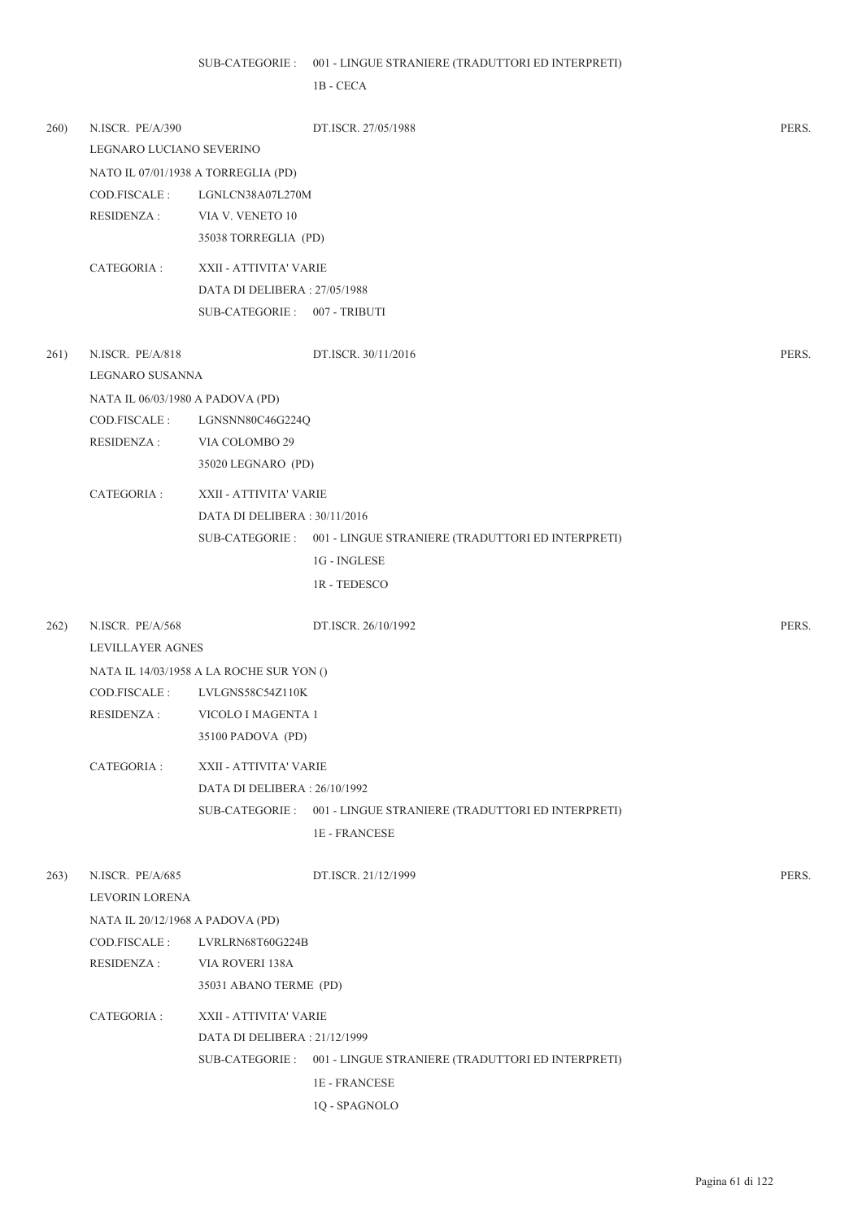SUB-CATEGORIE : 001 - LINGUE STRANIERE (TRADUTTORI ED INTERPRETI)

1B - CECA

260) N.ISCR. PE/A/390 DT.ISCR. 27/05/1988 PERS.

LEGNARO LUCIANO SEVERINO

NATO IL 07/01/1938 A TORREGLIA (PD)

COD.FISCALE : LGNLCN38A07L270M

RESIDENZA : VIA V. VENETO 10

35038 TORREGLIA (PD)

CATEGORIA : XXII - ATTIVITA' VARIE

DATA DI DELIBERA : 27/05/1988

SUB-CATEGORIE : 007 - TRIBUTI

261) N.ISCR. PE/A/818 DT.ISCR. 30/11/2016 PERS.

LEGNARO SUSANNA

NATA IL 06/03/1980 A PADOVA (PD)

COD.FISCALE : LGNSNN80C46G224Q

RESIDENZA : VIA COLOMBO 29

35020 LEGNARO (PD)

CATEGORIA : XXII - ATTIVITA' VARIE

DATA DI DELIBERA : 30/11/2016

SUB-CATEGORIE : 001 - LINGUE STRANIERE (TRADUTTORI ED INTERPRETI)

1G - INGLESE

1R - TEDESCO

262) N.ISCR. PE/A/568 DT.ISCR. 26/10/1992 PERS.

LEVILLAYER AGNES

NATA IL 14/03/1958 A LA ROCHE SUR YON ()

COD.FISCALE : LVLGNS58C54Z110K

RESIDENZA : VICOLO I MAGENTA 1

35100 PADOVA (PD)

CATEGORIA : XXII - ATTIVITA' VARIE

DATA DI DELIBERA : 26/10/1992

SUB-CATEGORIE : 001 - LINGUE STRANIERE (TRADUTTORI ED INTERPRETI)

1E - FRANCESE

263) N.ISCR. PE/A/685 DT.ISCR. 21/12/1999 PERS.

LEVORIN LORENA

NATA IL 20/12/1968 A PADOVA (PD)

COD.FISCALE : LVRLRN68T60G224B

RESIDENZA : VIA ROVERI 138A

35031 ABANO TERME (PD)

CATEGORIA : XXII - ATTIVITA' VARIE

DATA DI DELIBERA : 21/12/1999

SUB-CATEGORIE : 001 - LINGUE STRANIERE (TRADUTTORI ED INTERPRETI)

1E - FRANCESE

1Q - SPAGNOLO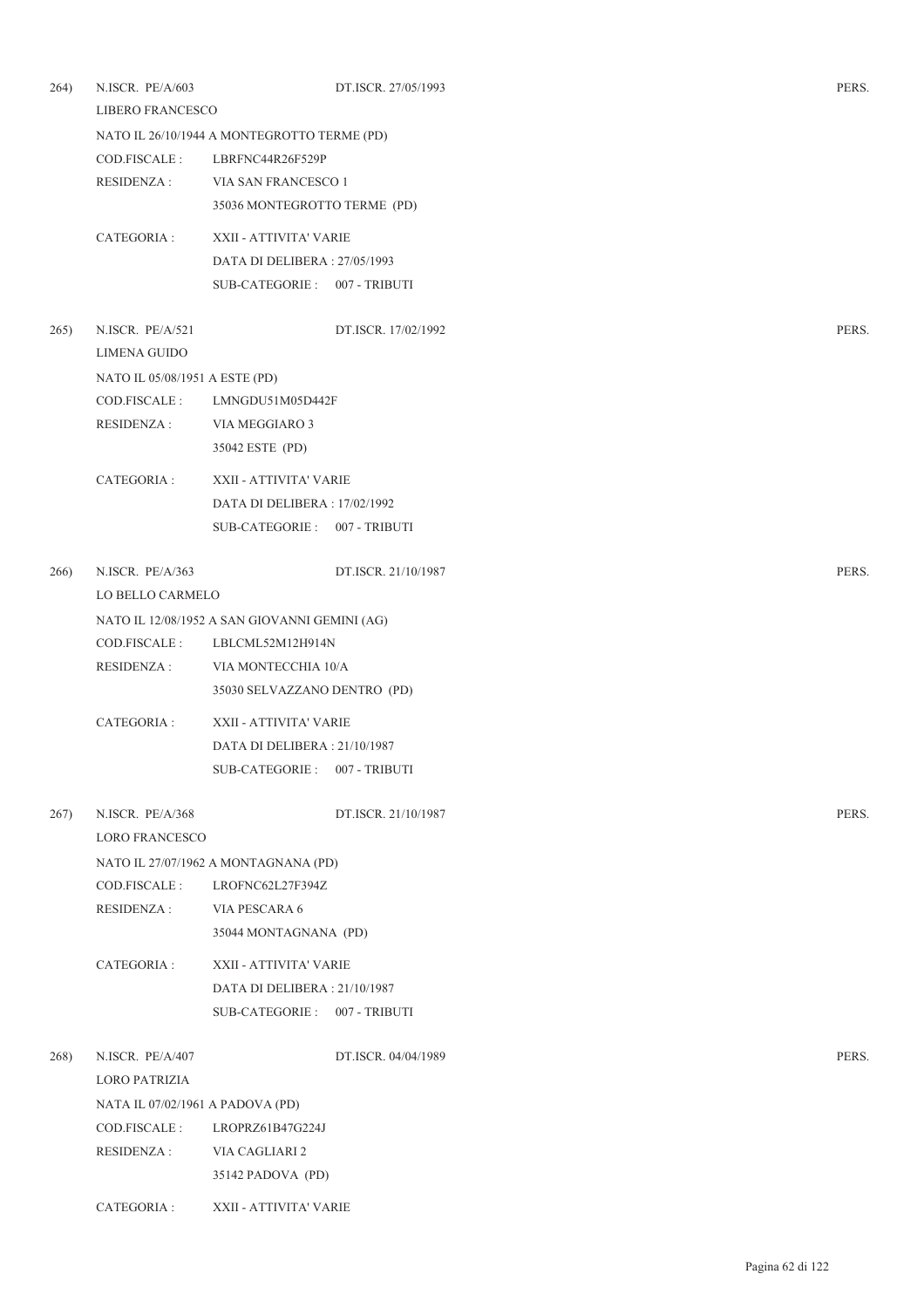264) N.ISCR. PE/A/603 DT.ISCR. 27/05/1993 PERS.

LIBERO FRANCESCO

NATO IL 26/10/1944 A MONTEGROTTO TERME (PD)

COD.FISCALE : LBRFNC44R26F529P

RESIDENZA : VIA SAN FRANCESCO 1

35036 MONTEGROTTO TERME (PD)

CATEGORIA : XXII - ATTIVITA' VARIE

DATA DI DELIBERA : 27/05/1993

SUB-CATEGORIE : 007 - TRIBUTI

265) N.ISCR. PE/A/521 DT.ISCR. 17/02/1992 PERS.

LIMENA GUIDO

NATO IL 05/08/1951 A ESTE (PD)

COD.FISCALE : LMNGDU51M05D442F

RESIDENZA : VIA MEGGIARO 3

35042 ESTE (PD)

CATEGORIA : XXII - ATTIVITA' VARIE

DATA DI DELIBERA : 17/02/1992

SUB-CATEGORIE : 007 - TRIBUTI

266) N.ISCR. PE/A/363 DT.ISCR. 21/10/1987 PERS.

LO BELLO CARMELO

NATO IL 12/08/1952 A SAN GIOVANNI GEMINI (AG)

COD.FISCALE : LBLCML52M12H914N

RESIDENZA : VIA MONTECCHIA 10/A

35030 SELVAZZANO DENTRO (PD)

CATEGORIA : XXII - ATTIVITA' VARIE

DATA DI DELIBERA : 21/10/1987

SUB-CATEGORIE : 007 - TRIBUTI

267) N.ISCR. PE/A/368 DT.ISCR. 21/10/1987 PERS.

LORO FRANCESCO

NATO IL 27/07/1962 A MONTAGNANA (PD)

COD.FISCALE : LROFNC62L27F394Z

RESIDENZA : VIA PESCARA 6

35044 MONTAGNANA (PD)

CATEGORIA : XXII - ATTIVITA' VARIE

DATA DI DELIBERA : 21/10/1987

SUB-CATEGORIE : 007 - TRIBUTI

268) N.ISCR. PE/A/407 DT.ISCR. 04/04/1989 PERS.

LORO PATRIZIA

NATA IL 07/02/1961 A PADOVA (PD)

COD.FISCALE : LROPRZ61B47G224J

RESIDENZA : VIA CAGLIARI 2

35142 PADOVA (PD)

CATEGORIA : XXII - ATTIVITA' VARIE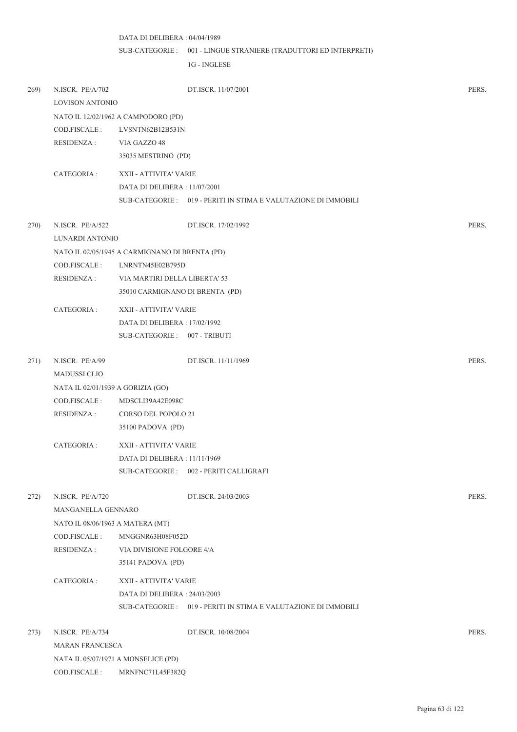DATA DI DELIBERA : 04/04/1989

SUB-CATEGORIE : 001 - LINGUE STRANIERE (TRADUTTORI ED INTERPRETI)

1G - INGLESE

269) N.ISCR. PE/A/702 DT.ISCR. 11/07/2001 PERS.

LOVISON ANTONIO

NATO IL 12/02/1962 A CAMPODORO (PD)

COD.FISCALE : LVSNTN62B12B531N

RESIDENZA : VIA GAZZO 48

35035 MESTRINO (PD)

CATEGORIA : XXII - ATTIVITA' VARIE

DATA DI DELIBERA : 11/07/2001

SUB-CATEGORIE : 019 - PERITI IN STIMA E VALUTAZIONE DI IMMOBILI

270) N.ISCR. PE/A/522 DT.ISCR. 17/02/1992 PERS.

LUNARDI ANTONIO

NATO IL 02/05/1945 A CARMIGNANO DI BRENTA (PD)

COD.FISCALE : LNRNTN45E02B795D

RESIDENZA : VIA MARTIRI DELLA LIBERTA' 53

35010 CARMIGNANO DI BRENTA (PD)

CATEGORIA : XXII - ATTIVITA' VARIE

DATA DI DELIBERA : 17/02/1992

SUB-CATEGORIE : 007 - TRIBUTI

271) N.ISCR. PE/A/99 DT.ISCR. 11/11/1969 PERS.

MADUSSI CLIO

NATA IL 02/01/1939 A GORIZIA (GO)

COD.FISCALE : MDSCLI39A42E098C

RESIDENZA : CORSO DEL POPOLO 21

35100 PADOVA (PD)

CATEGORIA : XXII - ATTIVITA' VARIE

DATA DI DELIBERA : 11/11/1969

SUB-CATEGORIE : 002 - PERITI CALLIGRAFI

272) N.ISCR. PE/A/720 DT.ISCR. 24/03/2003 PERS.

MANGANELLA GENNARO

NATO IL 08/06/1963 A MATERA (MT)

COD.FISCALE : MNGGNR63H08F052D

RESIDENZA : VIA DIVISIONE FOLGORE 4/A

35141 PADOVA (PD)

CATEGORIA : XXII - ATTIVITA' VARIE

DATA DI DELIBERA : 24/03/2003

SUB-CATEGORIE : 019 - PERITI IN STIMA E VALUTAZIONE DI IMMOBILI

273) N.ISCR. PE/A/734 DT.ISCR. 10/08/2004 PERS.

MARAN FRANCESCA

NATA IL 05/07/1971 A MONSELICE (PD)

COD.FISCALE : MRNFNC71L45F382Q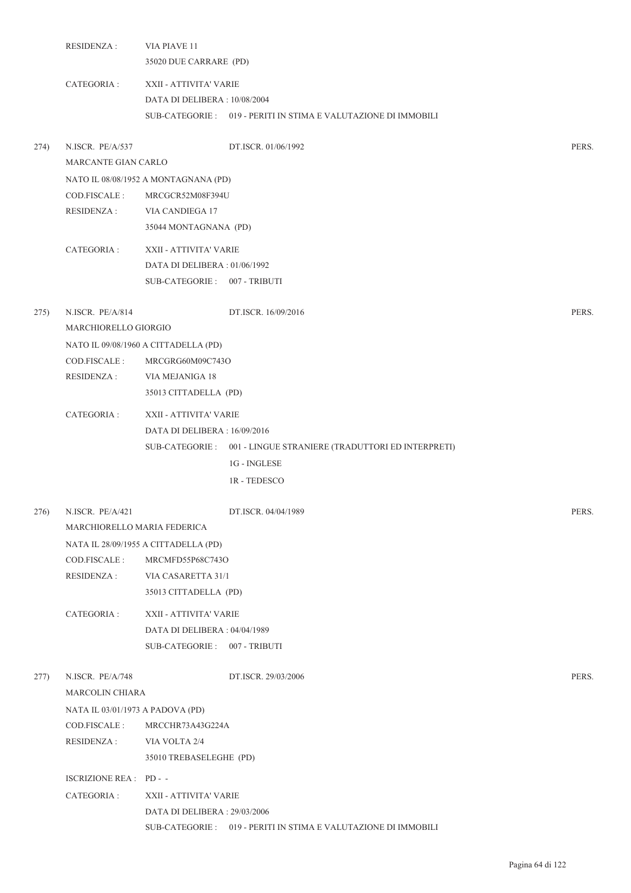RESIDENZA : VIA PIAVE 11
35020 DUE CARRARE (PD)

CATEGORIA : XXII - ATTIVITA' VARIE
DATA DI DELIBERA : 10/08/2004
SUB-CATEGORIE : 019 - PERITI IN STIMA E VALUTAZIONE DI IMMOBILI

274) N.ISCR. PE/A/537 DT.ISCR. 01/06/1992 PERS.
MARCANTE GIAN CARLO
NATO IL 08/08/1952 A MONTAGNANA (PD)
COD.FISCALE : MRCGCR52M08F394U
RESIDENZA : VIA CANDIEGA 17
35044 MONTAGNANA (PD)

CATEGORIA : XXII - ATTIVITA' VARIE
DATA DI DELIBERA : 01/06/1992
SUB-CATEGORIE : 007 - TRIBUTI

275) N.ISCR. PE/A/814 DT.ISCR. 16/09/2016 PERS.
MARCHIORELLO GIORGIO
NATO IL 09/08/1960 A CITTADELLA (PD)
COD.FISCALE : MRCGRG60M09C743O
RESIDENZA : VIA MEJANIGA 18
35013 CITTADELLA (PD)

CATEGORIA : XXII - ATTIVITA' VARIE
DATA DI DELIBERA : 16/09/2016
SUB-CATEGORIE : 001 - LINGUE STRANIERE (TRADUTTORI ED INTERPRETI)
1G - INGLESE
1R - TEDESCO

276) N.ISCR. PE/A/421 DT.ISCR. 04/04/1989 PERS.
MARCHIORELLO MARIA FEDERICA
NATA IL 28/09/1955 A CITTADELLA (PD)
COD.FISCALE : MRCMFD55P68C743O
RESIDENZA : VIA CASARETTA 31/1
35013 CITTADELLA (PD)

CATEGORIA : XXII - ATTIVITA' VARIE
DATA DI DELIBERA : 04/04/1989
SUB-CATEGORIE : 007 - TRIBUTI

277) N.ISCR. PE/A/748 DT.ISCR. 29/03/2006 PERS.
MARCOLIN CHIARA
NATA IL 03/01/1973 A PADOVA (PD)
COD.FISCALE : MRCCHR73A43G224A
RESIDENZA : VIA VOLTA 2/4
35010 TREBASELEGHE (PD)

ISCRIZIONE REA : PD - -

CATEGORIA : XXII - ATTIVITA' VARIE
DATA DI DELIBERA : 29/03/2006
SUB-CATEGORIE : 019 - PERITI IN STIMA E VALUTAZIONE DI IMMOBILI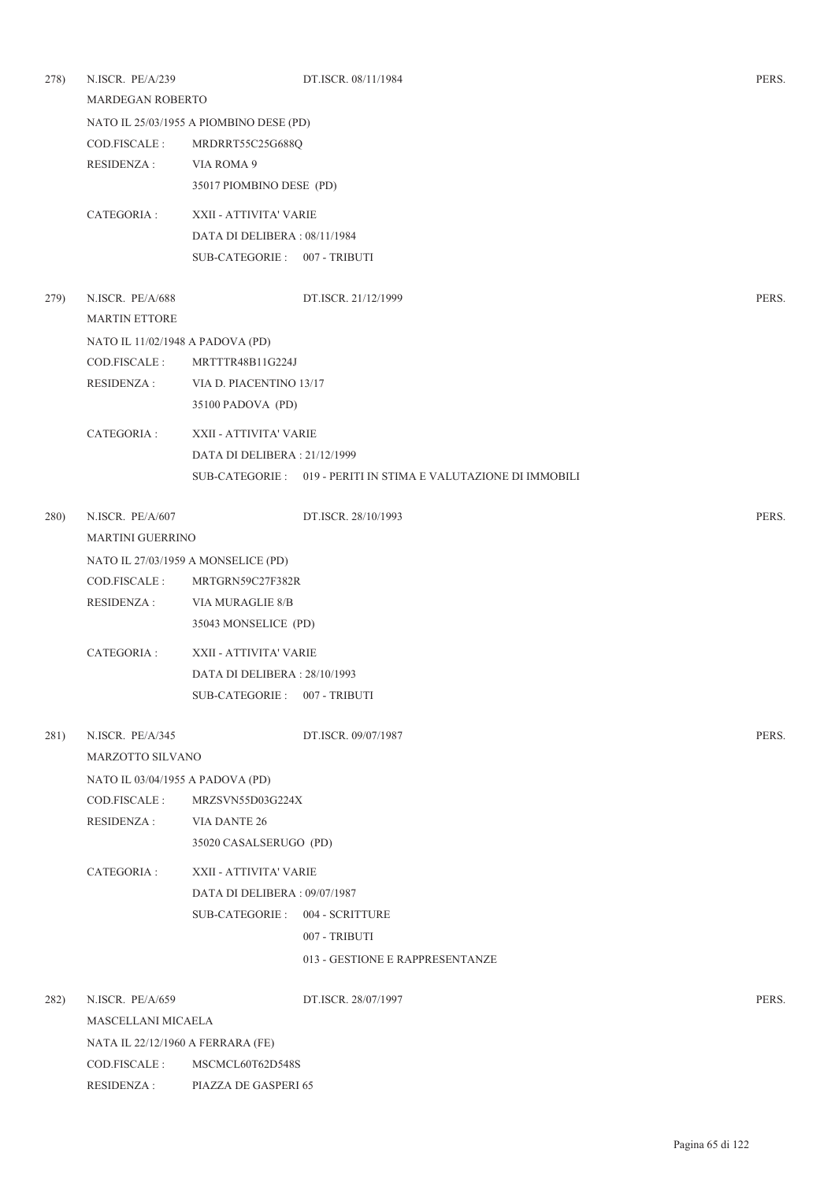278) N.ISCR. PE/A/239 DT.ISCR. 08/11/1984 PERS.

MARDEGAN ROBERTO

NATO IL 25/03/1955 A PIOMBINO DESE (PD)

COD.FISCALE : MRDRRT55C25G688Q

RESIDENZA : VIA ROMA 9

35017 PIOMBINO DESE (PD)

CATEGORIA : XXII - ATTIVITA' VARIE

DATA DI DELIBERA : 08/11/1984

SUB-CATEGORIE : 007 - TRIBUTI

279) N.ISCR. PE/A/688 DT.ISCR. 21/12/1999 PERS.

MARTIN ETTORE

NATO IL 11/02/1948 A PADOVA (PD)

COD.FISCALE : MRTTTR48B11G224J

RESIDENZA : VIA D. PIACENTINO 13/17

35100 PADOVA (PD)

CATEGORIA : XXII - ATTIVITA' VARIE

DATA DI DELIBERA : 21/12/1999

SUB-CATEGORIE : 019 - PERITI IN STIMA E VALUTAZIONE DI IMMOBILI

280) N.ISCR. PE/A/607 DT.ISCR. 28/10/1993 PERS.

MARTINI GUERRINO

NATO IL 27/03/1959 A MONSELICE (PD)

COD.FISCALE : MRTGRN59C27F382R

RESIDENZA : VIA MURAGLIE 8/B

35043 MONSELICE (PD)

CATEGORIA : XXII - ATTIVITA' VARIE

DATA DI DELIBERA : 28/10/1993

SUB-CATEGORIE : 007 - TRIBUTI

281) N.ISCR. PE/A/345 DT.ISCR. 09/07/1987 PERS.

MARZOTTO SILVANO

NATO IL 03/04/1955 A PADOVA (PD)

COD.FISCALE : MRZSVN55D03G224X

RESIDENZA : VIA DANTE 26

35020 CASALSERUGO (PD)

CATEGORIA : XXII - ATTIVITA' VARIE

DATA DI DELIBERA : 09/07/1987

SUB-CATEGORIE : 004 - SCRITTURE

007 - TRIBUTI

013 - GESTIONE E RAPPRESENTANZE

282) N.ISCR. PE/A/659 DT.ISCR. 28/07/1997 PERS.

MASCELLANI MICAELA

NATA IL 22/12/1960 A FERRARA (FE)

COD.FISCALE : MSCMCL60T62D548S

RESIDENZA : PIAZZA DE GASPERI 65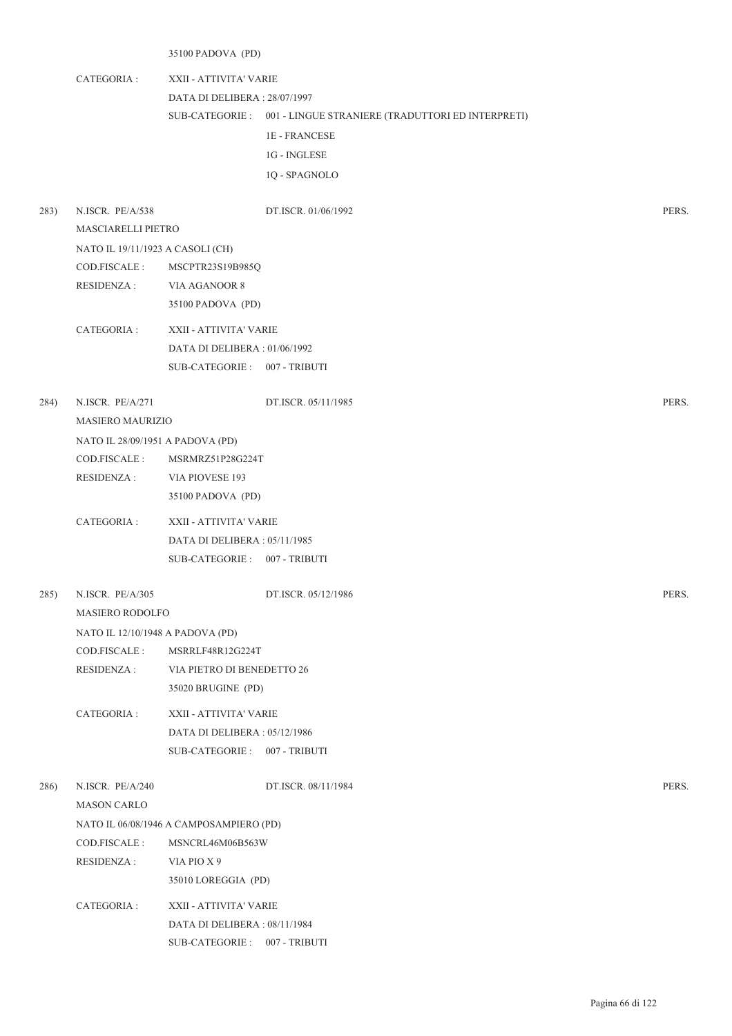35100 PADOVA (PD)

CATEGORIA : XXII - ATTIVITA' VARIE
DATA DI DELIBERA : 28/07/1997
SUB-CATEGORIE : 001 - LINGUE STRANIERE (TRADUTTORI ED INTERPRETI)
1E - FRANCESE
1G - INGLESE
1Q - SPAGNOLO

283) N.ISCR. PE/A/538 DT.ISCR. 01/06/1992 PERS.
MASCIARELLI PIETRO
NATO IL 19/11/1923 A CASOLI (CH)
COD.FISCALE : MSCPTR23S19B985Q
RESIDENZA : VIA AGANOOR 8
35100 PADOVA (PD)

CATEGORIA : XXII - ATTIVITA' VARIE
DATA DI DELIBERA : 01/06/1992
SUB-CATEGORIE : 007 - TRIBUTI

284) N.ISCR. PE/A/271 DT.ISCR. 05/11/1985 PERS.
MASIERO MAURIZIO
NATO IL 28/09/1951 A PADOVA (PD)
COD.FISCALE : MSRMRZ51P28G224T
RESIDENZA : VIA PIOVESE 193
35100 PADOVA (PD)

CATEGORIA : XXII - ATTIVITA' VARIE
DATA DI DELIBERA : 05/11/1985
SUB-CATEGORIE : 007 - TRIBUTI

285) N.ISCR. PE/A/305 DT.ISCR. 05/12/1986 PERS.
MASIERO RODOLFO
NATO IL 12/10/1948 A PADOVA (PD)
COD.FISCALE : MSRRLF48R12G224T
RESIDENZA : VIA PIETRO DI BENEDETTO 26
35020 BRUGINE (PD)

CATEGORIA : XXII - ATTIVITA' VARIE
DATA DI DELIBERA : 05/12/1986
SUB-CATEGORIE : 007 - TRIBUTI

286) N.ISCR. PE/A/240 DT.ISCR. 08/11/1984 PERS.
MASON CARLO
NATO IL 06/08/1946 A CAMPOSAMPIERO (PD)
COD.FISCALE : MSNCRL46M06B563W
RESIDENZA : VIA PIO X 9
35010 LOREGGIA (PD)

CATEGORIA : XXII - ATTIVITA' VARIE
DATA DI DELIBERA : 08/11/1984
SUB-CATEGORIE : 007 - TRIBUTI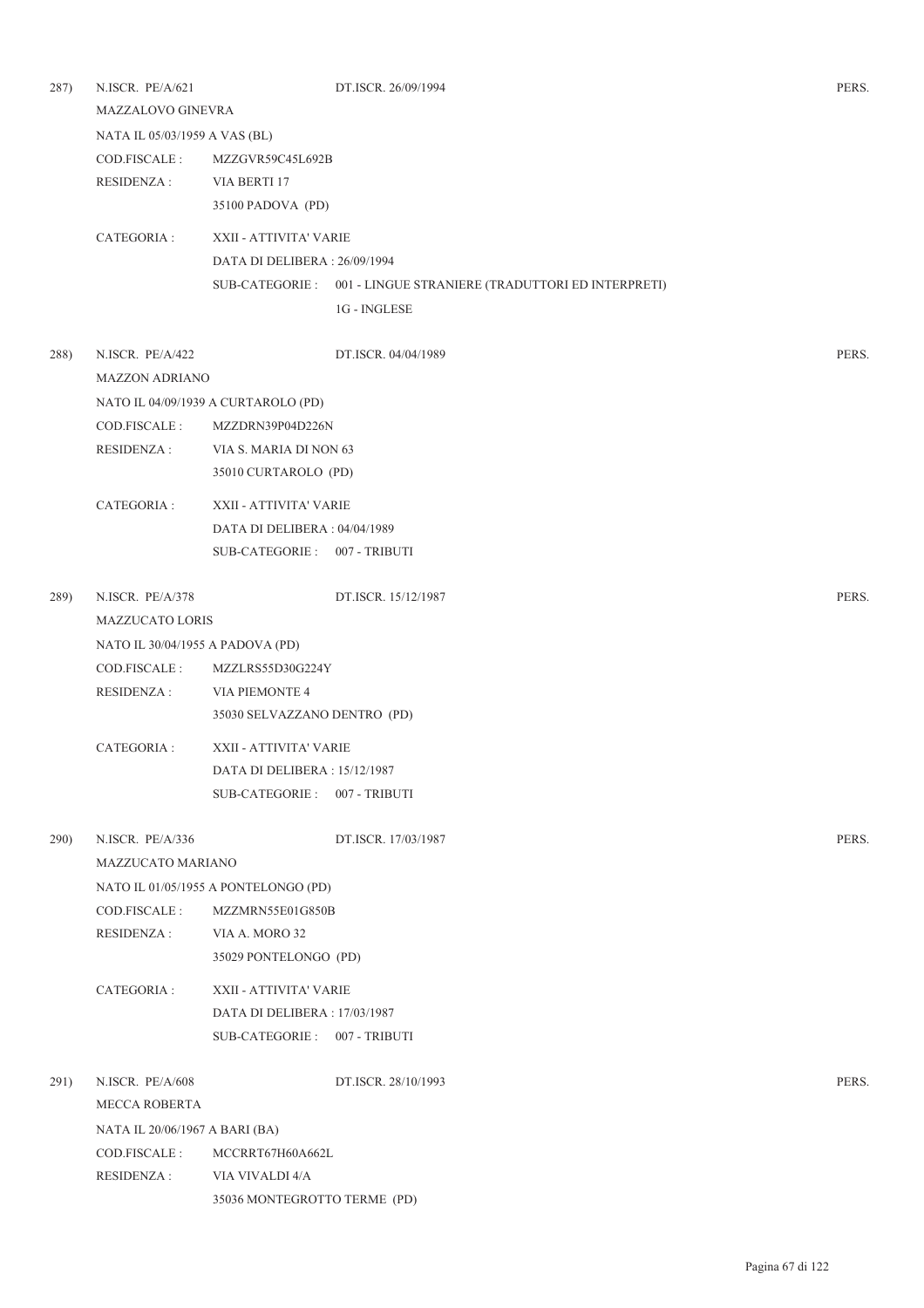287) N.ISCR. PE/A/621 DT.ISCR. 26/09/1994 PERS.

MAZZALOVO GINEVRA

NATA IL 05/03/1959 A VAS (BL)

COD.FISCALE : MZZGVR59C45L692B

RESIDENZA : VIA BERTI 17
35100 PADOVA (PD)

CATEGORIA : XXII - ATTIVITA' VARIE
DATA DI DELIBERA : 26/09/1994
SUB-CATEGORIE : 001 - LINGUE STRANIERE (TRADUTTORI ED INTERPRETI)
1G - INGLESE

288) N.ISCR. PE/A/422 DT.ISCR. 04/04/1989 PERS.

MAZZON ADRIANO

NATO IL 04/09/1939 A CURTAROLO (PD)

COD.FISCALE : MZZDRN39P04D226N

RESIDENZA : VIA S. MARIA DI NON 63
35010 CURTAROLO (PD)

CATEGORIA : XXII - ATTIVITA' VARIE
DATA DI DELIBERA : 04/04/1989
SUB-CATEGORIE : 007 - TRIBUTI

289) N.ISCR. PE/A/378 DT.ISCR. 15/12/1987 PERS.

MAZZUCATO LORIS

NATO IL 30/04/1955 A PADOVA (PD)

COD.FISCALE : MZZLRS55D30G224Y

RESIDENZA : VIA PIEMONTE 4
35030 SELVAZZANO DENTRO (PD)

CATEGORIA : XXII - ATTIVITA' VARIE
DATA DI DELIBERA : 15/12/1987
SUB-CATEGORIE : 007 - TRIBUTI

290) N.ISCR. PE/A/336 DT.ISCR. 17/03/1987 PERS.

MAZZUCATO MARIANO

NATO IL 01/05/1955 A PONTELONGO (PD)

COD.FISCALE : MZZMRN55E01G850B

RESIDENZA : VIA A. MORO 32
35029 PONTELONGO (PD)

CATEGORIA : XXII - ATTIVITA' VARIE
DATA DI DELIBERA : 17/03/1987
SUB-CATEGORIE : 007 - TRIBUTI

291) N.ISCR. PE/A/608 DT.ISCR. 28/10/1993 PERS.

MECCA ROBERTA

NATA IL 20/06/1967 A BARI (BA)

COD.FISCALE : MCCRRT67H60A662L

RESIDENZA : VIA VIVALDI 4/A
35036 MONTEGROTTO TERME (PD)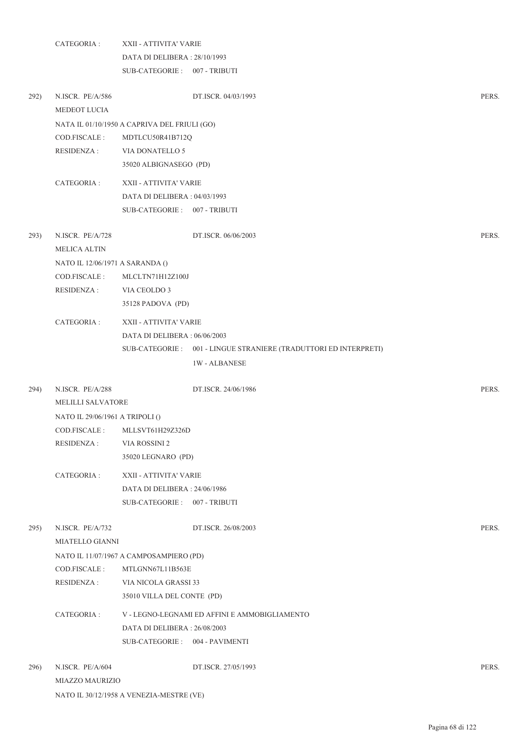CATEGORIA : XXII - ATTIVITA' VARIE
DATA DI DELIBERA : 28/10/1993
SUB-CATEGORIE : 007 - TRIBUTI

292) N.ISCR. PE/A/586 DT.ISCR. 04/03/1993 PERS.
MEDEOT LUCIA
NATA IL 01/10/1950 A CAPRIVA DEL FRIULI (GO)
COD.FISCALE : MDTLCU50R41B712Q
RESIDENZA : VIA DONATELLO 5
35020 ALBIGNASEGO (PD)

CATEGORIA : XXII - ATTIVITA' VARIE
DATA DI DELIBERA : 04/03/1993
SUB-CATEGORIE : 007 - TRIBUTI

293) N.ISCR. PE/A/728 DT.ISCR. 06/06/2003 PERS.
MELICA ALTIN
NATO IL 12/06/1971 A SARANDA ()
COD.FISCALE : MLCLTN71H12Z100J
RESIDENZA : VIA CEOLDO 3
35128 PADOVA (PD)

CATEGORIA : XXII - ATTIVITA' VARIE
DATA DI DELIBERA : 06/06/2003
SUB-CATEGORIE : 001 - LINGUE STRANIERE (TRADUTTORI ED INTERPRETI)
1W - ALBANESE

294) N.ISCR. PE/A/288 DT.ISCR. 24/06/1986 PERS.
MELILLI SALVATORE
NATO IL 29/06/1961 A TRIPOLI ()
COD.FISCALE : MLLSVT61H29Z326D
RESIDENZA : VIA ROSSINI 2
35020 LEGNARO (PD)

CATEGORIA : XXII - ATTIVITA' VARIE
DATA DI DELIBERA : 24/06/1986
SUB-CATEGORIE : 007 - TRIBUTI

295) N.ISCR. PE/A/732 DT.ISCR. 26/08/2003 PERS.
MIATELLO GIANNI
NATO IL 11/07/1967 A CAMPOSAMPIERO (PD)
COD.FISCALE : MTLGNN67L11B563E
RESIDENZA : VIA NICOLA GRASSI 33
35010 VILLA DEL CONTE (PD)

CATEGORIA : V - LEGNO-LEGNAMI ED AFFINI E AMMOBIGLIAMENTO
DATA DI DELIBERA : 26/08/2003
SUB-CATEGORIE : 004 - PAVIMENTI

296) N.ISCR. PE/A/604 DT.ISCR. 27/05/1993 PERS.
MIAZZO MAURIZIO
NATO IL 30/12/1958 A VENEZIA-MESTRE (VE)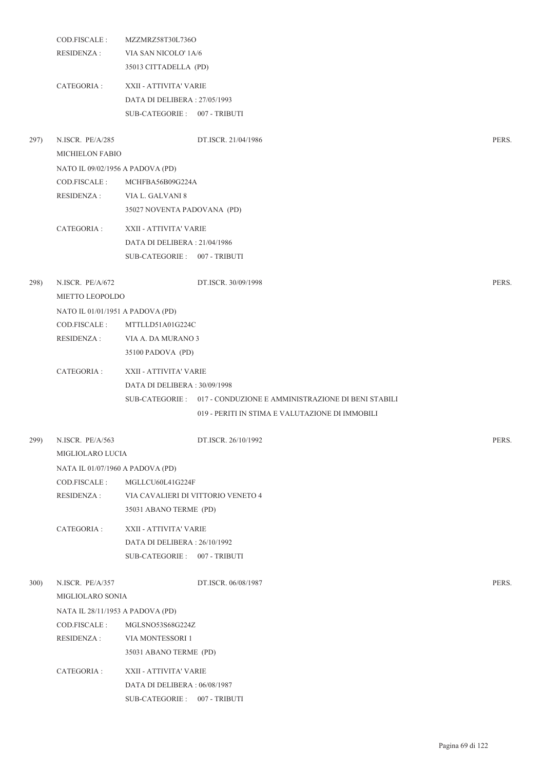COD.FISCALE : MZZMRZ58T30L736O
RESIDENZA : VIA SAN NICOLO' 1A/6
35013 CITTADELLA (PD)

CATEGORIA : XXII - ATTIVITA' VARIE
DATA DI DELIBERA : 27/05/1993
SUB-CATEGORIE : 007 - TRIBUTI

297) N.ISCR. PE/A/285 DT.ISCR. 21/04/1986 PERS.
MICHIELON FABIO
NATO IL 09/02/1956 A PADOVA (PD)
COD.FISCALE : MCHFBA56B09G224A
RESIDENZA : VIA L. GALVANI 8
35027 NOVENTA PADOVANA (PD)

CATEGORIA : XXII - ATTIVITA' VARIE
DATA DI DELIBERA : 21/04/1986
SUB-CATEGORIE : 007 - TRIBUTI

298) N.ISCR. PE/A/672 DT.ISCR. 30/09/1998 PERS.
MIETTO LEOPOLDO
NATO IL 01/01/1951 A PADOVA (PD)
COD.FISCALE : MTTLLD51A01G224C
RESIDENZA : VIA A. DA MURANO 3
35100 PADOVA (PD)

CATEGORIA : XXII - ATTIVITA' VARIE
DATA DI DELIBERA : 30/09/1998
SUB-CATEGORIE : 017 - CONDUZIONE E AMMINISTRAZIONE DI BENI STABILI
019 - PERITI IN STIMA E VALUTAZIONE DI IMMOBILI

299) N.ISCR. PE/A/563 DT.ISCR. 26/10/1992 PERS.
MIGLIOLARO LUCIA
NATA IL 01/07/1960 A PADOVA (PD)
COD.FISCALE : MGLLCU60L41G224F
RESIDENZA : VIA CAVALIERI DI VITTORIO VENETO 4
35031 ABANO TERME (PD)

CATEGORIA : XXII - ATTIVITA' VARIE
DATA DI DELIBERA : 26/10/1992
SUB-CATEGORIE : 007 - TRIBUTI

300) N.ISCR. PE/A/357 DT.ISCR. 06/08/1987 PERS.
MIGLIOLARO SONIA
NATA IL 28/11/1953 A PADOVA (PD)
COD.FISCALE : MGLSNO53S68G224Z
RESIDENZA : VIA MONTESSORI 1
35031 ABANO TERME (PD)

CATEGORIA : XXII - ATTIVITA' VARIE
DATA DI DELIBERA : 06/08/1987
SUB-CATEGORIE : 007 - TRIBUTI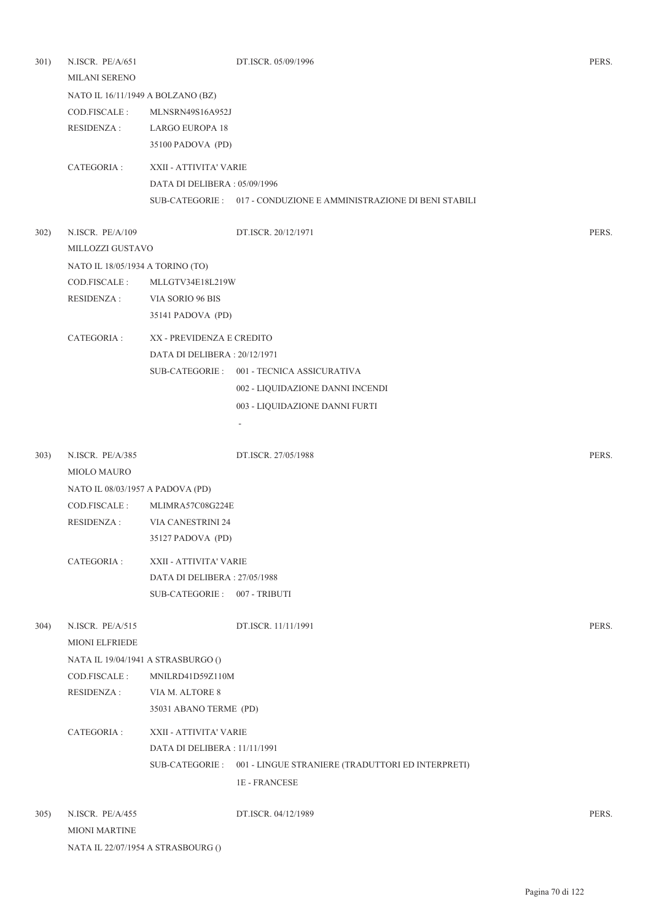301) N.ISCR. PE/A/651 DT.ISCR. 05/09/1996 PERS.

MILANI SERENO

NATO IL 16/11/1949 A BOLZANO (BZ)

COD.FISCALE : MLNSRN49S16A952J

RESIDENZA : LARGO EUROPA 18

35100 PADOVA (PD)

CATEGORIA : XXII - ATTIVITA' VARIE

DATA DI DELIBERA : 05/09/1996

SUB-CATEGORIE : 017 - CONDUZIONE E AMMINISTRAZIONE DI BENI STABILI

302) N.ISCR. PE/A/109 DT.ISCR. 20/12/1971 PERS.

MILLOZZI GUSTAVO

NATO IL 18/05/1934 A TORINO (TO)

COD.FISCALE : MLLGTV34E18L219W

RESIDENZA : VIA SORIO 96 BIS

35141 PADOVA (PD)

CATEGORIA : XX - PREVIDENZA E CREDITO

DATA DI DELIBERA : 20/12/1971

SUB-CATEGORIE : 001 - TECNICA ASSICURATIVA

002 - LIQUIDAZIONE DANNI INCENDI

003 - LIQUIDAZIONE DANNI FURTI

-

303) N.ISCR. PE/A/385 DT.ISCR. 27/05/1988 PERS.

MIOLO MAURO

NATO IL 08/03/1957 A PADOVA (PD)

COD.FISCALE : MLIMRA57C08G224E

RESIDENZA : VIA CANESTRINI 24

35127 PADOVA (PD)

CATEGORIA : XXII - ATTIVITA' VARIE

DATA DI DELIBERA : 27/05/1988

SUB-CATEGORIE : 007 - TRIBUTI

304) N.ISCR. PE/A/515 DT.ISCR. 11/11/1991 PERS.

MIONI ELFRIEDE

NATA IL 19/04/1941 A STRASBURGO ()

COD.FISCALE : MNILRD41D59Z110M

RESIDENZA : VIA M. ALTORE 8

35031 ABANO TERME (PD)

CATEGORIA : XXII - ATTIVITA' VARIE

DATA DI DELIBERA : 11/11/1991

SUB-CATEGORIE : 001 - LINGUE STRANIERE (TRADUTTORI ED INTERPRETI)

1E - FRANCESE

305) N.ISCR. PE/A/455 DT.ISCR. 04/12/1989 PERS.

MIONI MARTINE

NATA IL 22/07/1954 A STRASBOURG ()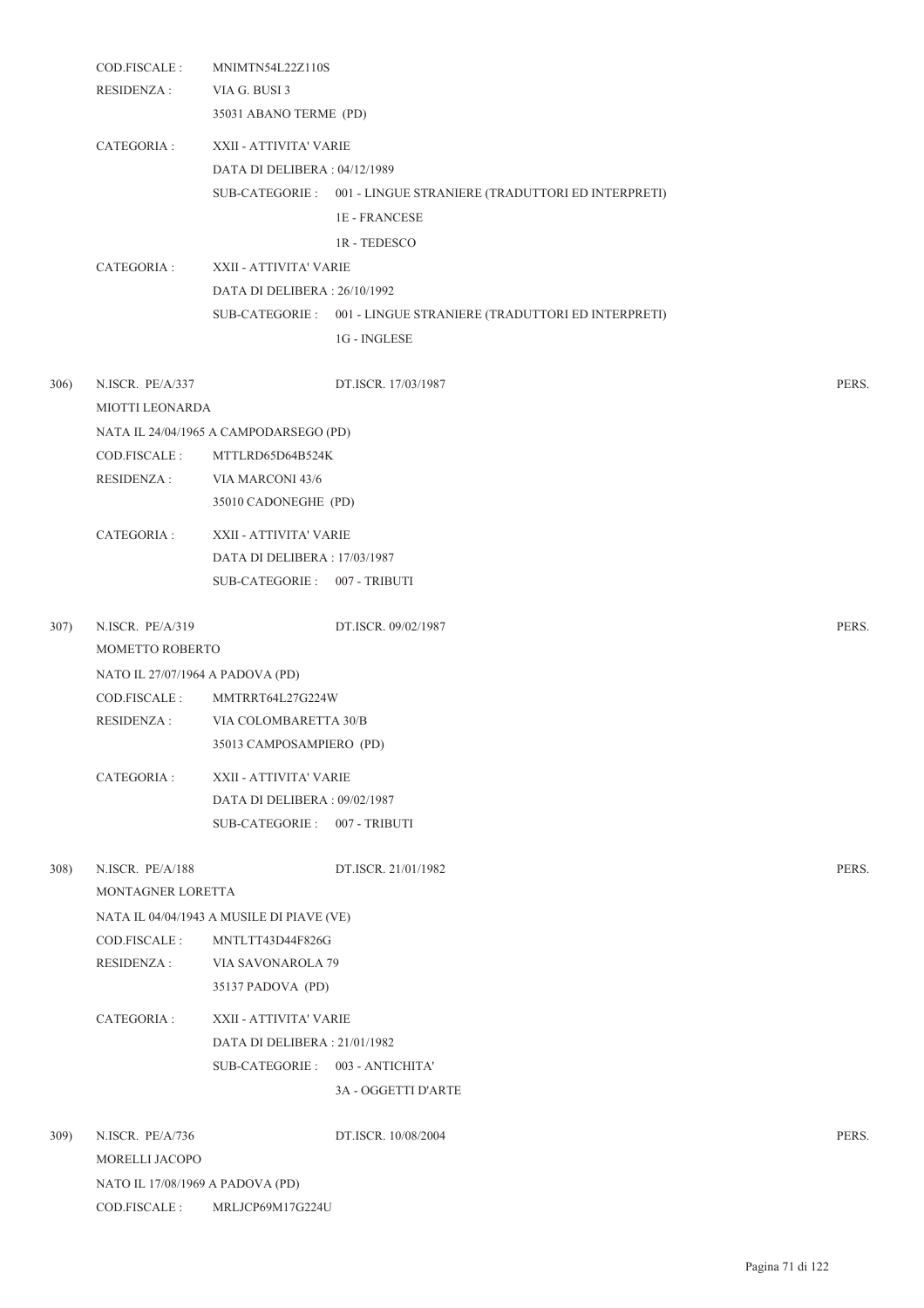COD.FISCALE : MNIMTN54L22Z110S
RESIDENZA : VIA G. BUSI 3
35031 ABANO TERME (PD)

CATEGORIA : XXII - ATTIVITA' VARIE
DATA DI DELIBERA : 04/12/1989
SUB-CATEGORIE : 001 - LINGUE STRANIERE (TRADUTTORI ED INTERPRETI)
1E - FRANCESE
1R - TEDESCO

CATEGORIA : XXII - ATTIVITA' VARIE
DATA DI DELIBERA : 26/10/1992
SUB-CATEGORIE : 001 - LINGUE STRANIERE (TRADUTTORI ED INTERPRETI)
1G - INGLESE

306) N.ISCR. PE/A/337 DT.ISCR. 17/03/1987 PERS.
MIOTTI LEONARDA
NATA IL 24/04/1965 A CAMPODARSEGO (PD)
COD.FISCALE : MTTLRD65D64B524K
RESIDENZA : VIA MARCONI 43/6
35010 CADONEGHE (PD)

CATEGORIA : XXII - ATTIVITA' VARIE
DATA DI DELIBERA : 17/03/1987
SUB-CATEGORIE : 007 - TRIBUTI

307) N.ISCR. PE/A/319 DT.ISCR. 09/02/1987 PERS.
MOMETTO ROBERTO
NATO IL 27/07/1964 A PADOVA (PD)
COD.FISCALE : MMTRRT64L27G224W
RESIDENZA : VIA COLOMBARETTA 30/B
35013 CAMPOSAMPIERO (PD)

CATEGORIA : XXII - ATTIVITA' VARIE
DATA DI DELIBERA : 09/02/1987
SUB-CATEGORIE : 007 - TRIBUTI

308) N.ISCR. PE/A/188 DT.ISCR. 21/01/1982 PERS.
MONTAGNER LORETTA
NATA IL 04/04/1943 A MUSILE DI PIAVE (VE)
COD.FISCALE : MNTLTT43D44F826G
RESIDENZA : VIA SAVONAROLA 79
35137 PADOVA (PD)

CATEGORIA : XXII - ATTIVITA' VARIE
DATA DI DELIBERA : 21/01/1982
SUB-CATEGORIE : 003 - ANTICHITA'
3A - OGGETTI D'ARTE

309) N.ISCR. PE/A/736 DT.ISCR. 10/08/2004 PERS.
MORELLI JACOPO
NATO IL 17/08/1969 A PADOVA (PD)
COD.FISCALE : MRLJCP69M17G224U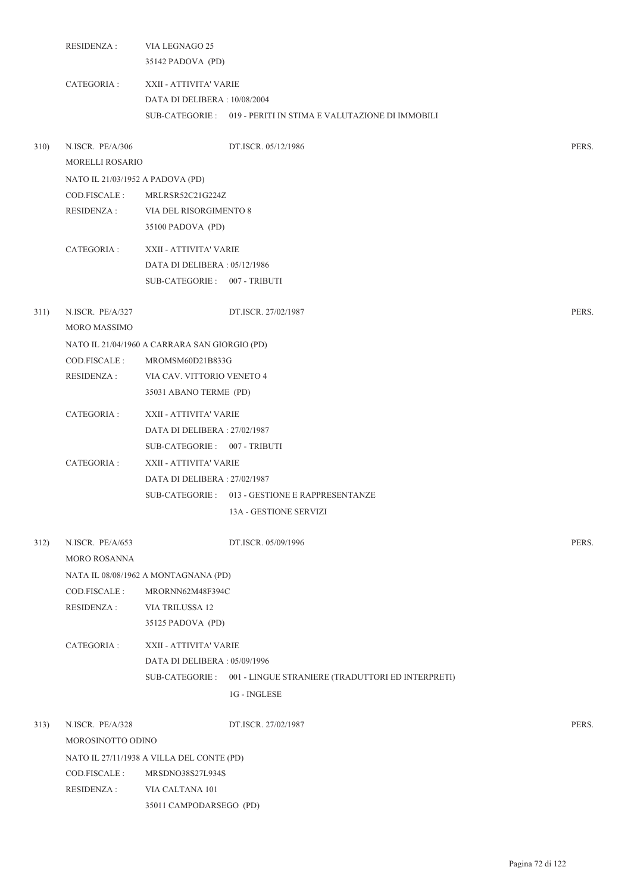RESIDENZA : VIA LEGNAGO 25
35142 PADOVA (PD)

CATEGORIA : XXII - ATTIVITA' VARIE
DATA DI DELIBERA : 10/08/2004
SUB-CATEGORIE : 019 - PERITI IN STIMA E VALUTAZIONE DI IMMOBILI

310) N.ISCR. PE/A/306 DT.ISCR. 05/12/1986 PERS.

MORELLI ROSARIO
NATO IL 21/03/1952 A PADOVA (PD)
COD.FISCALE : MRLRSR52C21G224Z
RESIDENZA : VIA DEL RISORGIMENTO 8
35100 PADOVA (PD)

CATEGORIA : XXII - ATTIVITA' VARIE
DATA DI DELIBERA : 05/12/1986
SUB-CATEGORIE : 007 - TRIBUTI

311) N.ISCR. PE/A/327 DT.ISCR. 27/02/1987 PERS.

MORO MASSIMO
NATO IL 21/04/1960 A CARRARA SAN GIORGIO (PD)
COD.FISCALE : MROMSM60D21B833G
RESIDENZA : VIA CAV. VITTORIO VENETO 4
35031 ABANO TERME (PD)

CATEGORIA : XXII - ATTIVITA' VARIE
DATA DI DELIBERA : 27/02/1987
SUB-CATEGORIE : 007 - TRIBUTI

CATEGORIA : XXII - ATTIVITA' VARIE
DATA DI DELIBERA : 27/02/1987
SUB-CATEGORIE : 013 - GESTIONE E RAPPRESENTANZE
13A - GESTIONE SERVIZI

312) N.ISCR. PE/A/653 DT.ISCR. 05/09/1996 PERS.

MORO ROSANNA
NATA IL 08/08/1962 A MONTAGNANA (PD)
COD.FISCALE : MRORNN62M48F394C
RESIDENZA : VIA TRILUSSA 12
35125 PADOVA (PD)

CATEGORIA : XXII - ATTIVITA' VARIE
DATA DI DELIBERA : 05/09/1996
SUB-CATEGORIE : 001 - LINGUE STRANIERE (TRADUTTORI ED INTERPRETI)
1G - INGLESE

313) N.ISCR. PE/A/328 DT.ISCR. 27/02/1987 PERS.

MOROSINOTTO ODINO
NATO IL 27/11/1938 A VILLA DEL CONTE (PD)
COD.FISCALE : MRSDNO38S27L934S
RESIDENZA : VIA CALTANA 101
35011 CAMPODARSEGO (PD)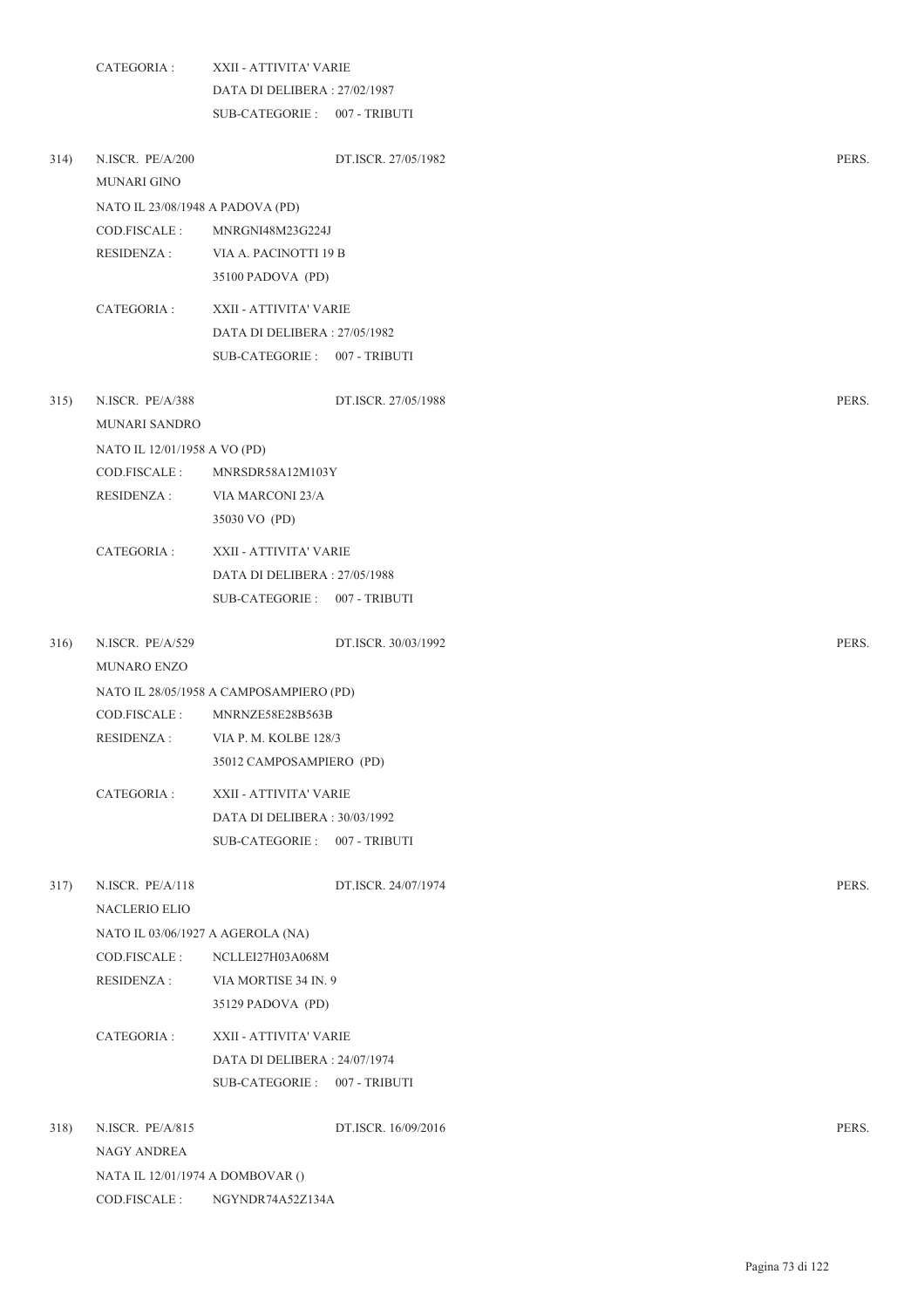CATEGORIA : XXII - ATTIVITA' VARIE
DATA DI DELIBERA : 27/02/1987
SUB-CATEGORIE : 007 - TRIBUTI

314) N.ISCR. PE/A/200 DT.ISCR. 27/05/1982 PERS.

MUNARI GINO

NATO IL 23/08/1948 A PADOVA (PD)

COD.FISCALE : MNRGNI48M23G224J

RESIDENZA : VIA A. PACINOTTI 19 B
35100 PADOVA (PD)

CATEGORIA : XXII - ATTIVITA' VARIE
DATA DI DELIBERA : 27/05/1982
SUB-CATEGORIE : 007 - TRIBUTI

315) N.ISCR. PE/A/388 DT.ISCR. 27/05/1988 PERS.

MUNARI SANDRO

NATO IL 12/01/1958 A VO (PD)

COD.FISCALE : MNRSDR58A12M103Y

RESIDENZA : VIA MARCONI 23/A
35030 VO (PD)

CATEGORIA : XXII - ATTIVITA' VARIE
DATA DI DELIBERA : 27/05/1988
SUB-CATEGORIE : 007 - TRIBUTI

316) N.ISCR. PE/A/529 DT.ISCR. 30/03/1992 PERS.

MUNARO ENZO

NATO IL 28/05/1958 A CAMPOSAMPIERO (PD)

COD.FISCALE : MNRNZE58E28B563B

RESIDENZA : VIA P. M. KOLBE 128/3
35012 CAMPOSAMPIERO (PD)

CATEGORIA : XXII - ATTIVITA' VARIE
DATA DI DELIBERA : 30/03/1992
SUB-CATEGORIE : 007 - TRIBUTI

317) N.ISCR. PE/A/118 DT.ISCR. 24/07/1974 PERS.

NACLERIO ELIO

NATO IL 03/06/1927 A AGEROLA (NA)

COD.FISCALE : NCLLEI27H03A068M

RESIDENZA : VIA MORTISE 34 IN. 9
35129 PADOVA (PD)

CATEGORIA : XXII - ATTIVITA' VARIE
DATA DI DELIBERA : 24/07/1974
SUB-CATEGORIE : 007 - TRIBUTI

318) N.ISCR. PE/A/815 DT.ISCR. 16/09/2016 PERS.

NAGY ANDREA

NATA IL 12/01/1974 A DOMBOVAR ()

COD.FISCALE : NGYNDR74A52Z134A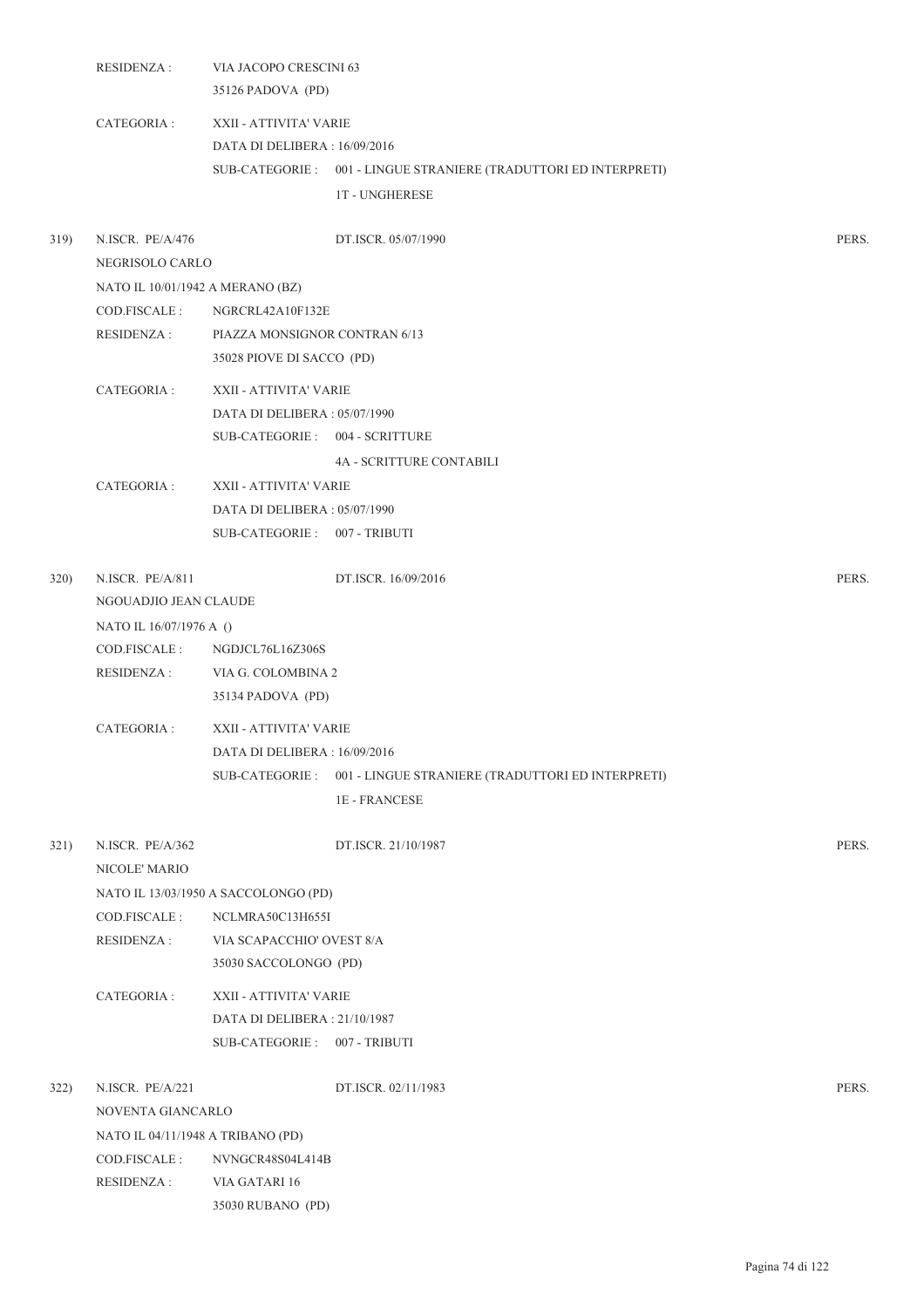RESIDENZA : VIA JACOPO CRESCINI 63
35126 PADOVA (PD)

CATEGORIA : XXII - ATTIVITA' VARIE
DATA DI DELIBERA : 16/09/2016
SUB-CATEGORIE : 001 - LINGUE STRANIERE (TRADUTTORI ED INTERPRETI)
1T - UNGHERESE

319) N.ISCR. PE/A/476 DT.ISCR. 05/07/1990 PERS.
NEGRISOLO CARLO
NATO IL 10/01/1942 A MERANO (BZ)
COD.FISCALE : NGRCRL42A10F132E
RESIDENZA : PIAZZA MONSIGNOR CONTRAN 6/13
35028 PIOVE DI SACCO (PD)

CATEGORIA : XXII - ATTIVITA' VARIE
DATA DI DELIBERA : 05/07/1990
SUB-CATEGORIE : 004 - SCRITTURE
4A - SCRITTURE CONTABILI

CATEGORIA : XXII - ATTIVITA' VARIE
DATA DI DELIBERA : 05/07/1990
SUB-CATEGORIE : 007 - TRIBUTI

320) N.ISCR. PE/A/811 DT.ISCR. 16/09/2016 PERS.
NGOUADJIO JEAN CLAUDE
NATO IL 16/07/1976 A ()
COD.FISCALE : NGDJCL76L16Z306S
RESIDENZA : VIA G. COLOMBINA 2
35134 PADOVA (PD)

CATEGORIA : XXII - ATTIVITA' VARIE
DATA DI DELIBERA : 16/09/2016
SUB-CATEGORIE : 001 - LINGUE STRANIERE (TRADUTTORI ED INTERPRETI)
1E - FRANCESE

321) N.ISCR. PE/A/362 DT.ISCR. 21/10/1987 PERS.
NICOLE' MARIO
NATO IL 13/03/1950 A SACCOLONGO (PD)
COD.FISCALE : NCLMRA50C13H655I
RESIDENZA : VIA SCAPACCHIO' OVEST 8/A
35030 SACCOLONGO (PD)

CATEGORIA : XXII - ATTIVITA' VARIE
DATA DI DELIBERA : 21/10/1987
SUB-CATEGORIE : 007 - TRIBUTI

322) N.ISCR. PE/A/221 DT.ISCR. 02/11/1983 PERS.
NOVENTA GIANCARLO
NATO IL 04/11/1948 A TRIBANO (PD)
COD.FISCALE : NVNGCR48S04L414B
RESIDENZA : VIA GATARI 16
35030 RUBANO (PD)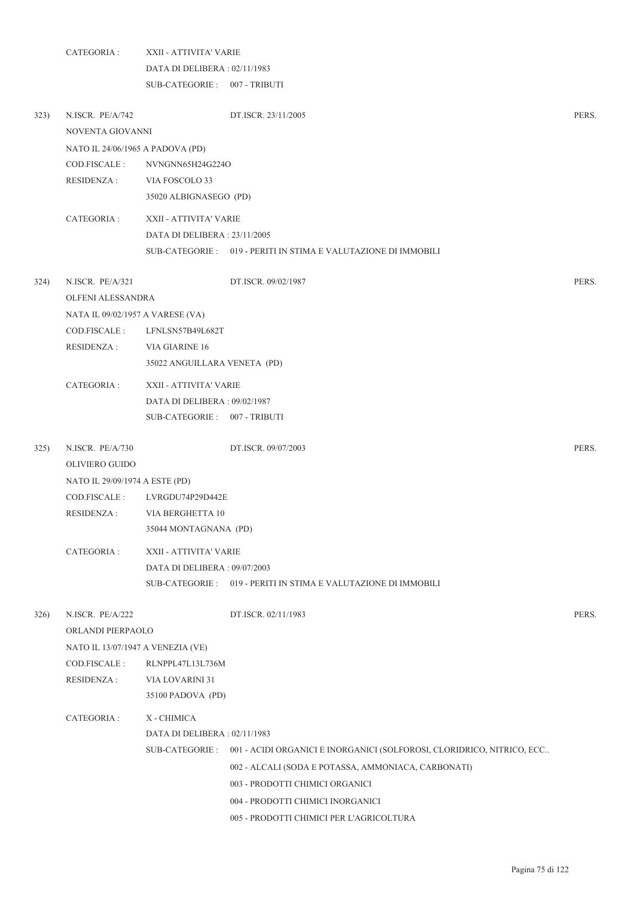CATEGORIA : XXII - ATTIVITA' VARIE
DATA DI DELIBERA : 02/11/1983
SUB-CATEGORIE : 007 - TRIBUTI

323) N.ISCR. PE/A/742 DT.ISCR. 23/11/2005 PERS.

NOVENTA GIOVANNI
NATO IL 24/06/1965 A PADOVA (PD)
COD.FISCALE : NVNGNN65H24G224O
RESIDENZA : VIA FOSCOLO 33
35020 ALBIGNASEGO (PD)

CATEGORIA : XXII - ATTIVITA' VARIE
DATA DI DELIBERA : 23/11/2005
SUB-CATEGORIE : 019 - PERITI IN STIMA E VALUTAZIONE DI IMMOBILI

324) N.ISCR. PE/A/321 DT.ISCR. 09/02/1987 PERS.

OLFENI ALESSANDRA
NATA IL 09/02/1957 A VARESE (VA)
COD.FISCALE : LFNLSN57B49L682T
RESIDENZA : VIA GIARINE 16
35022 ANGUILLARA VENETA (PD)

CATEGORIA : XXII - ATTIVITA' VARIE
DATA DI DELIBERA : 09/02/1987
SUB-CATEGORIE : 007 - TRIBUTI

325) N.ISCR. PE/A/730 DT.ISCR. 09/07/2003 PERS.

OLIVIERO GUIDO
NATO IL 29/09/1974 A ESTE (PD)
COD.FISCALE : LVRGDU74P29D442E
RESIDENZA : VIA BERGHETTA 10
35044 MONTAGNANA (PD)

CATEGORIA : XXII - ATTIVITA' VARIE
DATA DI DELIBERA : 09/07/2003
SUB-CATEGORIE : 019 - PERITI IN STIMA E VALUTAZIONE DI IMMOBILI

326) N.ISCR. PE/A/222 DT.ISCR. 02/11/1983 PERS.

ORLANDI PIERPAOLO
NATO IL 13/07/1947 A VENEZIA (VE)
COD.FISCALE : RLNPPL47L13L736M
RESIDENZA : VIA LOVARINI 31
35100 PADOVA (PD)

CATEGORIA : X - CHIMICA
DATA DI DELIBERA : 02/11/1983
SUB-CATEGORIE : 001 - ACIDI ORGANICI E INORGANICI (SOLFOROSI, CLORIDRICO, NITRICO, ECC..
002 - ALCALI (SODA E POTASSA, AMMONIACA, CARBONATI)
003 - PRODOTTI CHIMICI ORGANICI
004 - PRODOTTI CHIMICI INORGANICI
005 - PRODOTTI CHIMICI PER L'AGRICOLTURA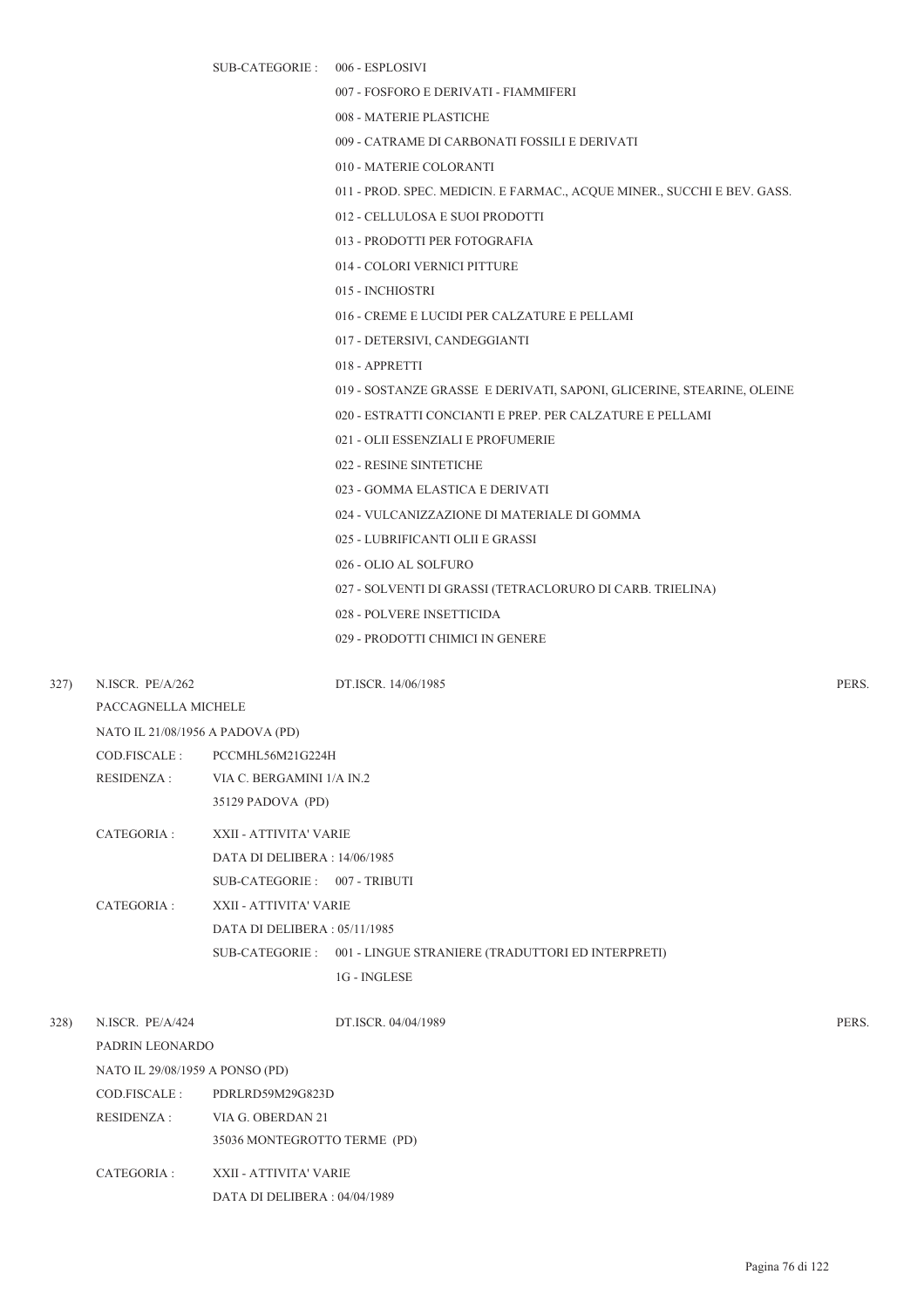SUB-CATEGORIE : 006 - ESPLOSIVI

007 - FOSFORO E DERIVATI - FIAMMIFERI

008 - MATERIE PLASTICHE

009 - CATRAME DI CARBONATI FOSSILI E DERIVATI

010 - MATERIE COLORANTI

011 - PROD. SPEC. MEDICIN. E FARMAC., ACQUE MINER., SUCCHI E BEV. GASS.

012 - CELLULOSA E SUOI PRODOTTI

013 - PRODOTTI PER FOTOGRAFIA

014 - COLORI VERNICI PITTURE

015 - INCHIOSTRI

016 - CREME E LUCIDI PER CALZATURE E PELLAMI

017 - DETERSIVI, CANDEGGIANTI

018 - APPRETTI

019 - SOSTANZE GRASSE E DERIVATI, SAPONI, GLICERINE, STEARINE, OLEINE

020 - ESTRATTI CONCIANTI E PREP. PER CALZATURE E PELLAMI

021 - OLII ESSENZIALI E PROFUMERIE

022 - RESINE SINTETICHE

023 - GOMMA ELASTICA E DERIVATI

024 - VULCANIZZAZIONE DI MATERIALE DI GOMMA

025 - LUBRIFICANTI OLII E GRASSI

026 - OLIO AL SOLFURO

027 - SOLVENTI DI GRASSI (TETRACLORURO DI CARB. TRIELINA)

028 - POLVERE INSETTICIDA

029 - PRODOTTI CHIMICI IN GENERE

327) N.ISCR. PE/A/262 DT.ISCR. 14/06/1985 PERS.

PACCAGNELLA MICHELE

NATO IL 21/08/1956 A PADOVA (PD)

COD.FISCALE : PCCMHL56M21G224H

RESIDENZA : VIA C. BERGAMINI 1/A IN.2

35129 PADOVA (PD)

CATEGORIA : XXII - ATTIVITA' VARIE

DATA DI DELIBERA : 14/06/1985

SUB-CATEGORIE : 007 - TRIBUTI

CATEGORIA : XXII - ATTIVITA' VARIE

DATA DI DELIBERA : 05/11/1985

SUB-CATEGORIE : 001 - LINGUE STRANIERE (TRADUTTORI ED INTERPRETI)

1G - INGLESE

328) N.ISCR. PE/A/424 DT.ISCR. 04/04/1989 PERS.

PADRIN LEONARDO

NATO IL 29/08/1959 A PONSO (PD)

COD.FISCALE : PDRLRD59M29G823D

RESIDENZA : VIA G. OBERDAN 21

35036 MONTEGROTTO TERME (PD)

CATEGORIA : XXII - ATTIVITA' VARIE

DATA DI DELIBERA : 04/04/1989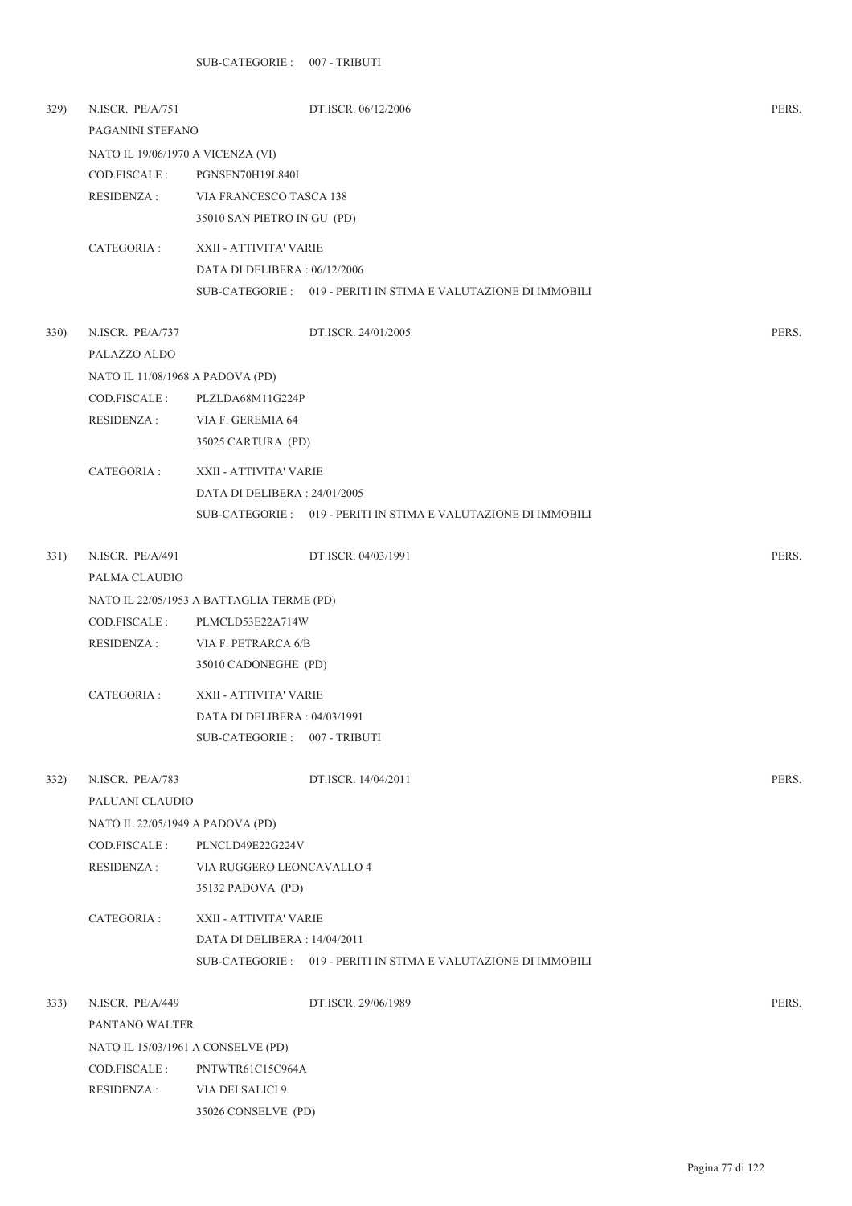SUB-CATEGORIE : 007 - TRIBUTI

329) N.ISCR. PE/A/751 DT.ISCR. 06/12/2006 PERS.

PAGANINI STEFANO

NATO IL 19/06/1970 A VICENZA (VI)

COD.FISCALE : PGNSFN70H19L840I

RESIDENZA : VIA FRANCESCO TASCA 138
35010 SAN PIETRO IN GU (PD)

CATEGORIA : XXII - ATTIVITA' VARIE
DATA DI DELIBERA : 06/12/2006
SUB-CATEGORIE : 019 - PERITI IN STIMA E VALUTAZIONE DI IMMOBILI

330) N.ISCR. PE/A/737 DT.ISCR. 24/01/2005 PERS.

PALAZZO ALDO

NATO IL 11/08/1968 A PADOVA (PD)

COD.FISCALE : PLZLDA68M11G224P

RESIDENZA : VIA F. GEREMIA 64
35025 CARTURA (PD)

CATEGORIA : XXII - ATTIVITA' VARIE
DATA DI DELIBERA : 24/01/2005
SUB-CATEGORIE : 019 - PERITI IN STIMA E VALUTAZIONE DI IMMOBILI

331) N.ISCR. PE/A/491 DT.ISCR. 04/03/1991 PERS.

PALMA CLAUDIO

NATO IL 22/05/1953 A BATTAGLIA TERME (PD)

COD.FISCALE : PLMCLD53E22A714W

RESIDENZA : VIA F. PETRARCA 6/B
35010 CADONEGHE (PD)

CATEGORIA : XXII - ATTIVITA' VARIE
DATA DI DELIBERA : 04/03/1991
SUB-CATEGORIE : 007 - TRIBUTI

332) N.ISCR. PE/A/783 DT.ISCR. 14/04/2011 PERS.

PALUANI CLAUDIO

NATO IL 22/05/1949 A PADOVA (PD)

COD.FISCALE : PLNCLD49E22G224V

RESIDENZA : VIA RUGGERO LEONCAVALLO 4
35132 PADOVA (PD)

CATEGORIA : XXII - ATTIVITA' VARIE
DATA DI DELIBERA : 14/04/2011
SUB-CATEGORIE : 019 - PERITI IN STIMA E VALUTAZIONE DI IMMOBILI

333) N.ISCR. PE/A/449 DT.ISCR. 29/06/1989 PERS.

PANTANO WALTER

NATO IL 15/03/1961 A CONSELVE (PD)

COD.FISCALE : PNTWTR61C15C964A

RESIDENZA : VIA DEI SALICI 9
35026 CONSELVE (PD)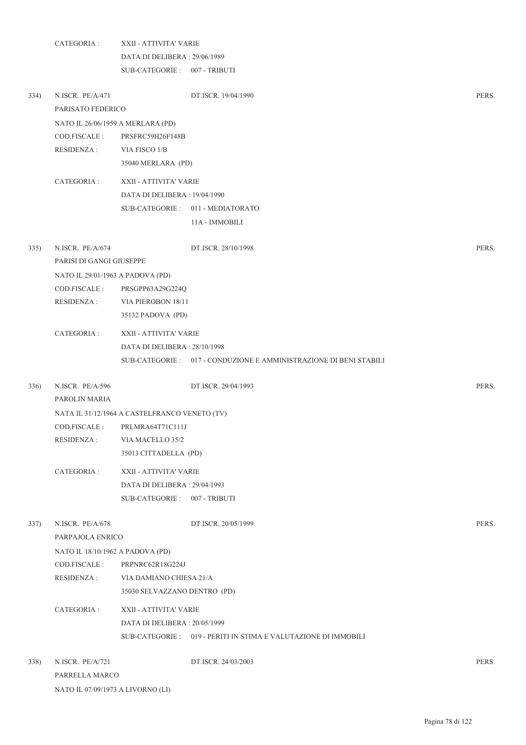CATEGORIA : XXII - ATTIVITA' VARIE
DATA DI DELIBERA : 29/06/1989
SUB-CATEGORIE : 007 - TRIBUTI

334) N.ISCR. PE/A/471 DT.ISCR. 19/04/1990 PERS.
PARISATO FEDERICO
NATO IL 26/06/1959 A MERLARA (PD)
COD.FISCALE : PRSFRC59H26F148B
RESIDENZA : VIA FISCO 1/B
35040 MERLARA (PD)

CATEGORIA : XXII - ATTIVITA' VARIE
DATA DI DELIBERA : 19/04/1990
SUB-CATEGORIE : 011 - MEDIATORATO
11A - IMMOBILI

335) N.ISCR. PE/A/674 DT.ISCR. 28/10/1998 PERS.
PARISI DI GANGI GIUSEPPE
NATO IL 29/01/1963 A PADOVA (PD)
COD.FISCALE : PRSGPP63A29G224Q
RESIDENZA : VIA PIEROBON 18/11
35132 PADOVA (PD)

CATEGORIA : XXII - ATTIVITA' VARIE
DATA DI DELIBERA : 28/10/1998
SUB-CATEGORIE : 017 - CONDUZIONE E AMMINISTRAZIONE DI BENI STABILI

336) N.ISCR. PE/A/596 DT.ISCR. 29/04/1993 PERS.
PAROLIN MARIA
NATA IL 31/12/1964 A CASTELFRANCO VENETO (TV)
COD.FISCALE : PRLMRA64T71C111J
RESIDENZA : VIA MACELLO 35/2
35013 CITTADELLA (PD)

CATEGORIA : XXII - ATTIVITA' VARIE
DATA DI DELIBERA : 29/04/1993
SUB-CATEGORIE : 007 - TRIBUTI

337) N.ISCR. PE/A/678 DT.ISCR. 20/05/1999 PERS.
PARPAJOLA ENRICO
NATO IL 18/10/1962 A PADOVA (PD)
COD.FISCALE : PRPNRC62R18G224J
RESIDENZA : VIA DAMIANO CHIESA 21/A
35030 SELVAZZANO DENTRO (PD)

CATEGORIA : XXII - ATTIVITA' VARIE
DATA DI DELIBERA : 20/05/1999
SUB-CATEGORIE : 019 - PERITI IN STIMA E VALUTAZIONE DI IMMOBILI

338) N.ISCR. PE/A/721 DT.ISCR. 24/03/2003 PERS.
PARRELLA MARCO
NATO IL 07/09/1973 A LIVORNO (LI)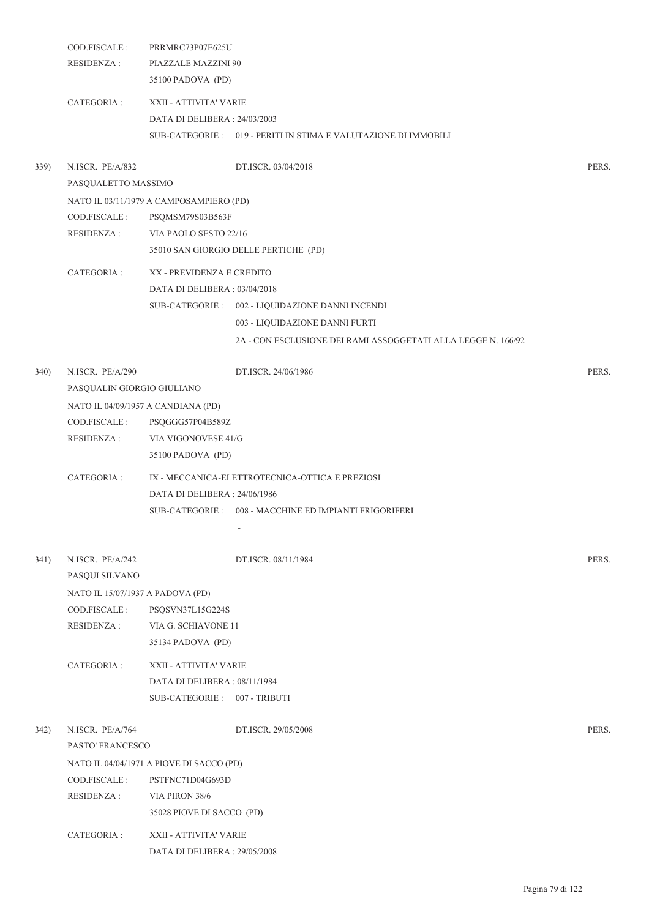COD.FISCALE : PRRMRC73P07E625U
RESIDENZA : PIAZZALE MAZZINI 90
35100 PADOVA (PD)

CATEGORIA : XXII - ATTIVITA' VARIE
DATA DI DELIBERA : 24/03/2003
SUB-CATEGORIE : 019 - PERITI IN STIMA E VALUTAZIONE DI IMMOBILI

339) N.ISCR. PE/A/832 DT.ISCR. 03/04/2018 PERS.

PASQUALETTO MASSIMO
NATO IL 03/11/1979 A CAMPOSAMPIERO (PD)
COD.FISCALE : PSQMSM79S03B563F
RESIDENZA : VIA PAOLO SESTO 22/16
35010 SAN GIORGIO DELLE PERTICHE (PD)

CATEGORIA : XX - PREVIDENZA E CREDITO
DATA DI DELIBERA : 03/04/2018
SUB-CATEGORIE : 002 - LIQUIDAZIONE DANNI INCENDI
003 - LIQUIDAZIONE DANNI FURTI
2A - CON ESCLUSIONE DEI RAMI ASSOGGETATI ALLA LEGGE N. 166/92

340) N.ISCR. PE/A/290 DT.ISCR. 24/06/1986 PERS.

PASQUALIN GIORGIO GIULIANO
NATO IL 04/09/1957 A CANDIANA (PD)
COD.FISCALE : PSQGGG57P04B589Z
RESIDENZA : VIA VIGONOVESE 41/G
35100 PADOVA (PD)

CATEGORIA : IX - MECCANICA-ELETTROTECNICA-OTTICA E PREZIOSI
DATA DI DELIBERA : 24/06/1986
SUB-CATEGORIE : 008 - MACCHINE ED IMPIANTI FRIGORIFERI
-

341) N.ISCR. PE/A/242 DT.ISCR. 08/11/1984 PERS.

PASQUI SILVANO
NATO IL 15/07/1937 A PADOVA (PD)
COD.FISCALE : PSQSVN37L15G224S
RESIDENZA : VIA G. SCHIAVONE 11
35134 PADOVA (PD)

CATEGORIA : XXII - ATTIVITA' VARIE
DATA DI DELIBERA : 08/11/1984
SUB-CATEGORIE : 007 - TRIBUTI

342) N.ISCR. PE/A/764 DT.ISCR. 29/05/2008 PERS.

PASTO' FRANCESCO
NATO IL 04/04/1971 A PIOVE DI SACCO (PD)
COD.FISCALE : PSTFNC71D04G693D
RESIDENZA : VIA PIRON 38/6
35028 PIOVE DI SACCO (PD)

CATEGORIA : XXII - ATTIVITA' VARIE
DATA DI DELIBERA : 29/05/2008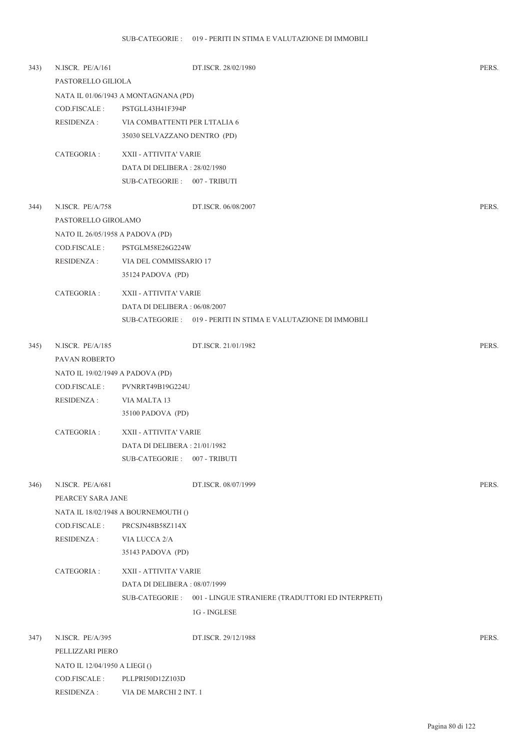SUB-CATEGORIE : 019 - PERITI IN STIMA E VALUTAZIONE DI IMMOBILI

343) N.ISCR. PE/A/161 DT.ISCR. 28/02/1980 PERS.

PASTORELLO GILIOLA

NATA IL 01/06/1943 A MONTAGNANA (PD)

COD.FISCALE : PSTGLL43H41F394P

RESIDENZA : VIA COMBATTENTI PER L'ITALIA 6
35030 SELVAZZANO DENTRO (PD)

CATEGORIA : XXII - ATTIVITA' VARIE
DATA DI DELIBERA : 28/02/1980
SUB-CATEGORIE : 007 - TRIBUTI

344) N.ISCR. PE/A/758 DT.ISCR. 06/08/2007 PERS.

PASTORELLO GIROLAMO

NATO IL 26/05/1958 A PADOVA (PD)

COD.FISCALE : PSTGLM58E26G224W

RESIDENZA : VIA DEL COMMISSARIO 17
35124 PADOVA (PD)

CATEGORIA : XXII - ATTIVITA' VARIE
DATA DI DELIBERA : 06/08/2007
SUB-CATEGORIE : 019 - PERITI IN STIMA E VALUTAZIONE DI IMMOBILI

345) N.ISCR. PE/A/185 DT.ISCR. 21/01/1982 PERS.

PAVAN ROBERTO

NATO IL 19/02/1949 A PADOVA (PD)

COD.FISCALE : PVNRRT49B19G224U

RESIDENZA : VIA MALTA 13
35100 PADOVA (PD)

CATEGORIA : XXII - ATTIVITA' VARIE
DATA DI DELIBERA : 21/01/1982
SUB-CATEGORIE : 007 - TRIBUTI

346) N.ISCR. PE/A/681 DT.ISCR. 08/07/1999 PERS.

PEARCEY SARA JANE

NATA IL 18/02/1948 A BOURNEMOUTH ()

COD.FISCALE : PRCSJN48B58Z114X

RESIDENZA : VIA LUCCA 2/A
35143 PADOVA (PD)

CATEGORIA : XXII - ATTIVITA' VARIE
DATA DI DELIBERA : 08/07/1999
SUB-CATEGORIE : 001 - LINGUE STRANIERE (TRADUTTORI ED INTERPRETI)
1G - INGLESE

347) N.ISCR. PE/A/395 DT.ISCR. 29/12/1988 PERS.

PELLIZZARI PIERO

NATO IL 12/04/1950 A LIEGI ()

COD.FISCALE : PLLPRI50D12Z103D

RESIDENZA : VIA DE MARCHI 2 INT. 1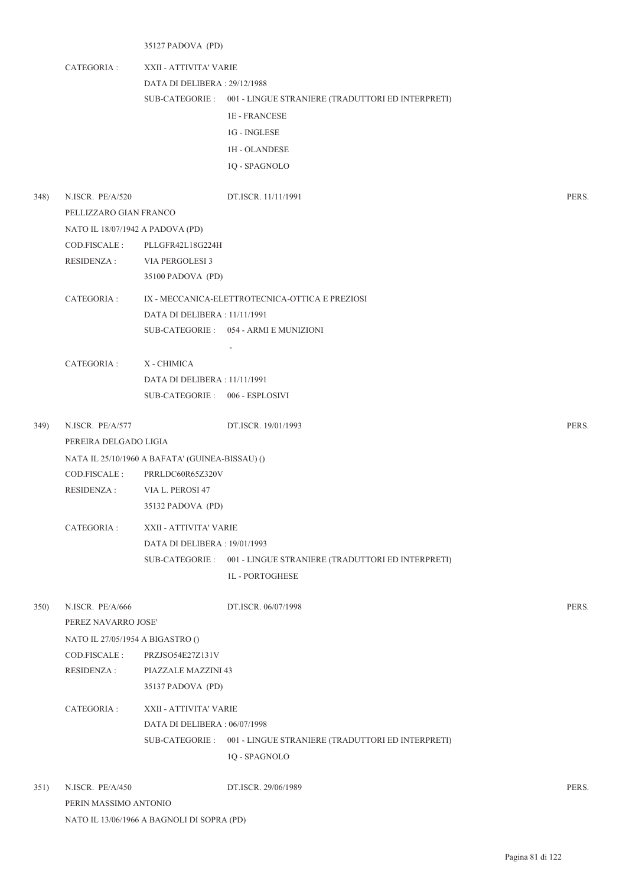35127 PADOVA (PD)

CATEGORIA : XXII - ATTIVITA' VARIE
DATA DI DELIBERA : 29/12/1988
SUB-CATEGORIE : 001 - LINGUE STRANIERE (TRADUTTORI ED INTERPRETI)
1E - FRANCESE
1G - INGLESE
1H - OLANDESE
1Q - SPAGNOLO

348) N.ISCR. PE/A/520 DT.ISCR. 11/11/1991 PERS.
PELLIZZARO GIAN FRANCO
NATO IL 18/07/1942 A PADOVA (PD)
COD.FISCALE : PLLGFR42L18G224H
RESIDENZA : VIA PERGOLESI 3
35100 PADOVA (PD)

CATEGORIA : IX - MECCANICA-ELETTROTECNICA-OTTICA E PREZIOSI
DATA DI DELIBERA : 11/11/1991
SUB-CATEGORIE : 054 - ARMI E MUNIZIONI
-

CATEGORIA : X - CHIMICA
DATA DI DELIBERA : 11/11/1991
SUB-CATEGORIE : 006 - ESPLOSIVI

349) N.ISCR. PE/A/577 DT.ISCR. 19/01/1993 PERS.
PEREIRA DELGADO LIGIA
NATA IL 25/10/1960 A BAFATA' (GUINEA-BISSAU) ()
COD.FISCALE : PRRLDC60R65Z320V
RESIDENZA : VIA L. PEROSI 47
35132 PADOVA (PD)

CATEGORIA : XXII - ATTIVITA' VARIE
DATA DI DELIBERA : 19/01/1993
SUB-CATEGORIE : 001 - LINGUE STRANIERE (TRADUTTORI ED INTERPRETI)
1L - PORTOGHESE

350) N.ISCR. PE/A/666 DT.ISCR. 06/07/1998 PERS.
PEREZ NAVARRO JOSE'
NATO IL 27/05/1954 A BIGASTRO ()
COD.FISCALE : PRZJSO54E27Z131V
RESIDENZA : PIAZZALE MAZZINI 43
35137 PADOVA (PD)

CATEGORIA : XXII - ATTIVITA' VARIE
DATA DI DELIBERA : 06/07/1998
SUB-CATEGORIE : 001 - LINGUE STRANIERE (TRADUTTORI ED INTERPRETI)
1Q - SPAGNOLO

351) N.ISCR. PE/A/450 DT.ISCR. 29/06/1989 PERS.
PERIN MASSIMO ANTONIO
NATO IL 13/06/1966 A BAGNOLI DI SOPRA (PD)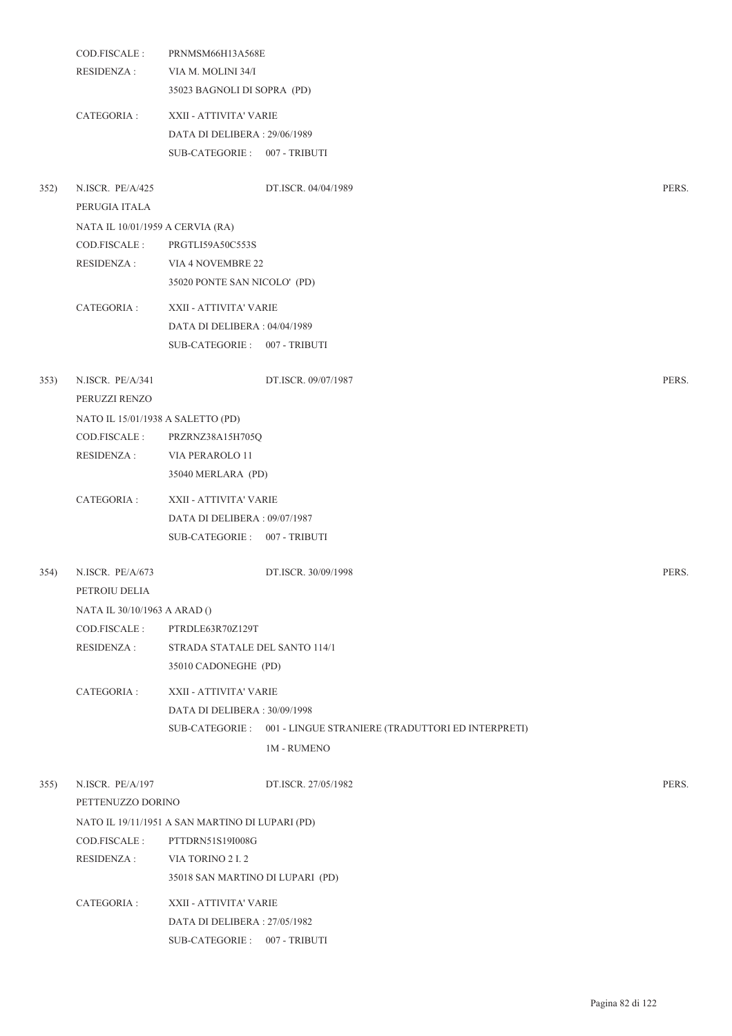COD.FISCALE : PRNMSM66H13A568E
RESIDENZA : VIA M. MOLINI 34/I
35023 BAGNOLI DI SOPRA (PD)

CATEGORIA : XXII - ATTIVITA' VARIE
DATA DI DELIBERA : 29/06/1989
SUB-CATEGORIE : 007 - TRIBUTI

352) N.ISCR. PE/A/425 DT.ISCR. 04/04/1989 PERS.

PERUGIA ITALA
NATA IL 10/01/1959 A CERVIA (RA)
COD.FISCALE : PRGTLI59A50C553S
RESIDENZA : VIA 4 NOVEMBRE 22
35020 PONTE SAN NICOLO' (PD)

CATEGORIA : XXII - ATTIVITA' VARIE
DATA DI DELIBERA : 04/04/1989
SUB-CATEGORIE : 007 - TRIBUTI

353) N.ISCR. PE/A/341 DT.ISCR. 09/07/1987 PERS.

PERUZZI RENZO
NATO IL 15/01/1938 A SALETTO (PD)
COD.FISCALE : PRZRNZ38A15H705Q
RESIDENZA : VIA PERAROLO 11
35040 MERLARA (PD)

CATEGORIA : XXII - ATTIVITA' VARIE
DATA DI DELIBERA : 09/07/1987
SUB-CATEGORIE : 007 - TRIBUTI

354) N.ISCR. PE/A/673 DT.ISCR. 30/09/1998 PERS.

PETROIU DELIA
NATA IL 30/10/1963 A ARAD ()
COD.FISCALE : PTRDLE63R70Z129T
RESIDENZA : STRADA STATALE DEL SANTO 114/1
35010 CADONEGHE (PD)

CATEGORIA : XXII - ATTIVITA' VARIE
DATA DI DELIBERA : 30/09/1998
SUB-CATEGORIE : 001 - LINGUE STRANIERE (TRADUTTORI ED INTERPRETI)
1M - RUMENO

355) N.ISCR. PE/A/197 DT.ISCR. 27/05/1982 PERS.

PETTENUZZO DORINO
NATO IL 19/11/1951 A SAN MARTINO DI LUPARI (PD)
COD.FISCALE : PTTDRN51S19I008G
RESIDENZA : VIA TORINO 2 I. 2
35018 SAN MARTINO DI LUPARI (PD)

CATEGORIA : XXII - ATTIVITA' VARIE
DATA DI DELIBERA : 27/05/1982
SUB-CATEGORIE : 007 - TRIBUTI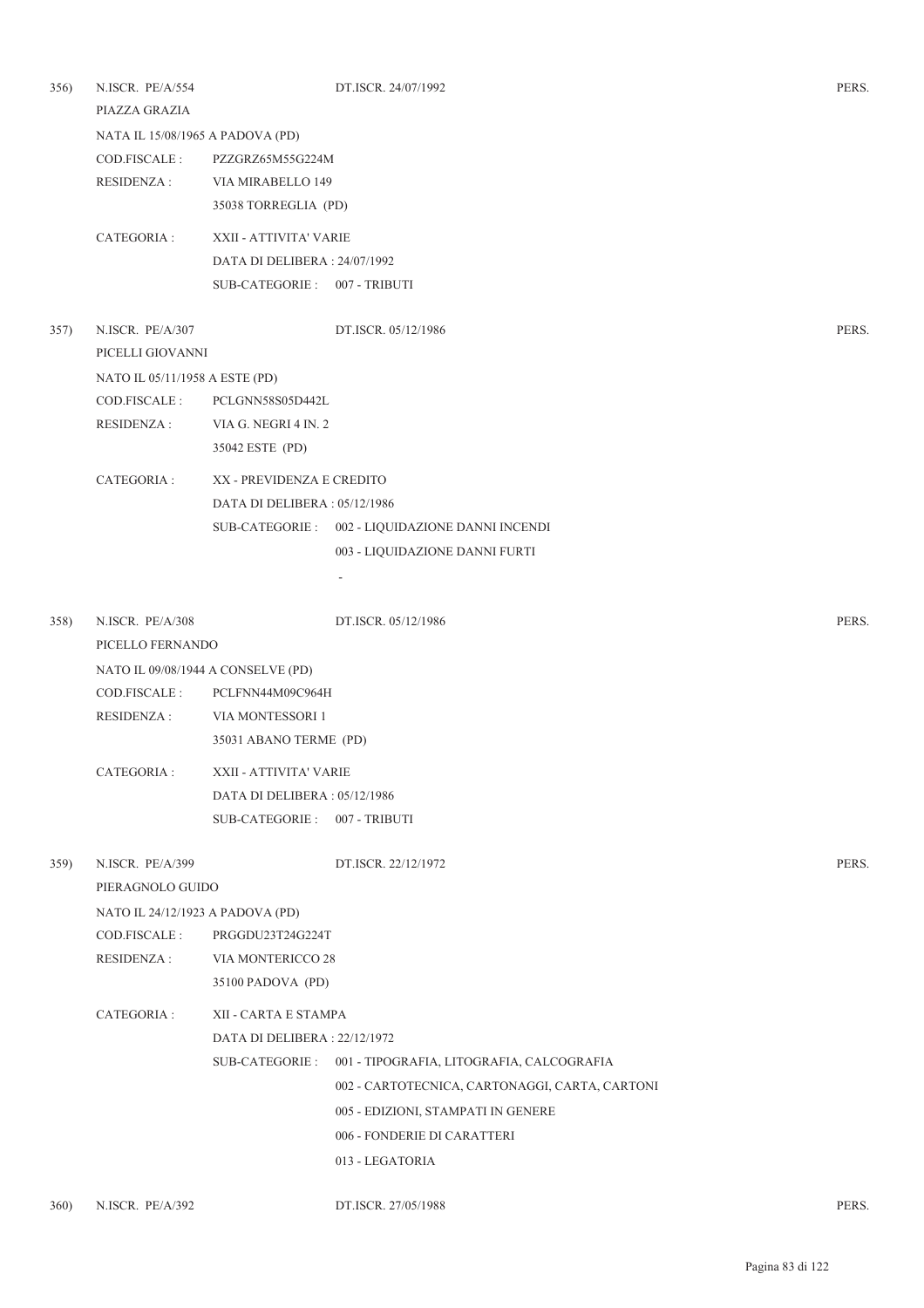356) N.ISCR. PE/A/554 DT.ISCR. 24/07/1992 PERS.

PIAZZA GRAZIA

NATA IL 15/08/1965 A PADOVA (PD)

COD.FISCALE : PZZGRZ65M55G224M

RESIDENZA : VIA MIRABELLO 149

35038 TORREGLIA (PD)

CATEGORIA : XXII - ATTIVITA' VARIE

DATA DI DELIBERA : 24/07/1992

SUB-CATEGORIE : 007 - TRIBUTI

357) N.ISCR. PE/A/307 DT.ISCR. 05/12/1986 PERS.

PICELLI GIOVANNI

NATO IL 05/11/1958 A ESTE (PD)

COD.FISCALE : PCLGNN58S05D442L

RESIDENZA : VIA G. NEGRI 4 IN. 2

35042 ESTE (PD)

CATEGORIA : XX - PREVIDENZA E CREDITO

DATA DI DELIBERA : 05/12/1986

SUB-CATEGORIE : 002 - LIQUIDAZIONE DANNI INCENDI

003 - LIQUIDAZIONE DANNI FURTI

-

358) N.ISCR. PE/A/308 DT.ISCR. 05/12/1986 PERS.

PICELLO FERNANDO

NATO IL 09/08/1944 A CONSELVE (PD)

COD.FISCALE : PCLFNN44M09C964H

RESIDENZA : VIA MONTESSORI 1

35031 ABANO TERME (PD)

CATEGORIA : XXII - ATTIVITA' VARIE

DATA DI DELIBERA : 05/12/1986

SUB-CATEGORIE : 007 - TRIBUTI

359) N.ISCR. PE/A/399 DT.ISCR. 22/12/1972 PERS.

PIERAGNOLO GUIDO

NATO IL 24/12/1923 A PADOVA (PD)

COD.FISCALE : PRGGDU23T24G224T

RESIDENZA : VIA MONTERICCO 28

35100 PADOVA (PD)

CATEGORIA : XII - CARTA E STAMPA

DATA DI DELIBERA : 22/12/1972

SUB-CATEGORIE : 001 - TIPOGRAFIA, LITOGRAFIA, CALCOGRAFIA

002 - CARTOTECNICA, CARTONAGGI, CARTA, CARTONI

005 - EDIZIONI, STAMPATI IN GENERE

006 - FONDERIE DI CARATTERI

013 - LEGATORIA

360) N.ISCR. PE/A/392 DT.ISCR. 27/05/1988 PERS.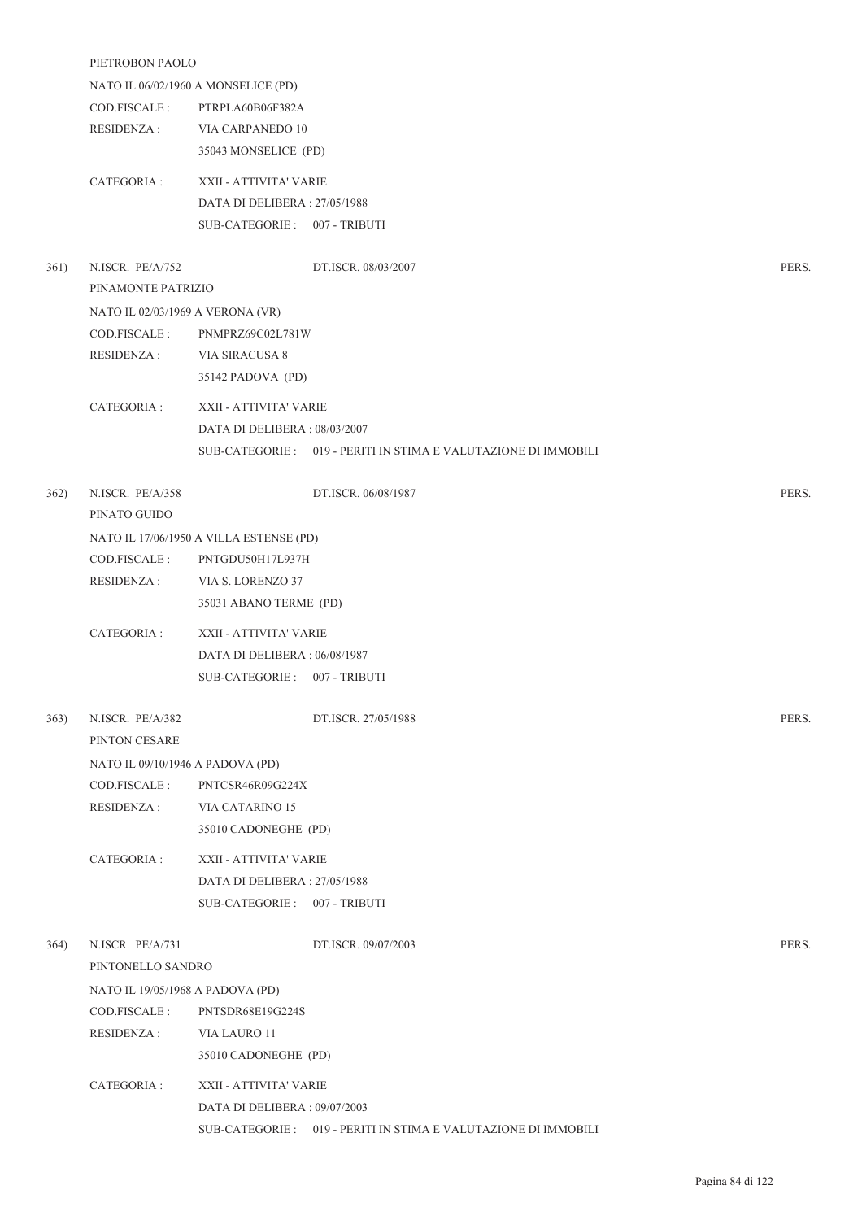PIETROBON PAOLO

NATO IL 06/02/1960 A MONSELICE (PD)

COD.FISCALE : PTRPLA60B06F382A

RESIDENZA : VIA CARPANEDO 10

35043 MONSELICE (PD)

CATEGORIA : XXII - ATTIVITA' VARIE

DATA DI DELIBERA : 27/05/1988

SUB-CATEGORIE : 007 - TRIBUTI

361) N.ISCR. PE/A/752 DT.ISCR. 08/03/2007 PERS.

PINAMONTE PATRIZIO

NATO IL 02/03/1969 A VERONA (VR)

COD.FISCALE : PNMPRZ69C02L781W

RESIDENZA : VIA SIRACUSA 8

35142 PADOVA (PD)

CATEGORIA : XXII - ATTIVITA' VARIE

DATA DI DELIBERA : 08/03/2007

SUB-CATEGORIE : 019 - PERITI IN STIMA E VALUTAZIONE DI IMMOBILI

362) N.ISCR. PE/A/358 DT.ISCR. 06/08/1987 PERS.

PINATO GUIDO

NATO IL 17/06/1950 A VILLA ESTENSE (PD)

COD.FISCALE : PNTGDU50H17L937H

RESIDENZA : VIA S. LORENZO 37

35031 ABANO TERME (PD)

CATEGORIA : XXII - ATTIVITA' VARIE

DATA DI DELIBERA : 06/08/1987

SUB-CATEGORIE : 007 - TRIBUTI

363) N.ISCR. PE/A/382 DT.ISCR. 27/05/1988 PERS.

PINTON CESARE

NATO IL 09/10/1946 A PADOVA (PD)

COD.FISCALE : PNTCSR46R09G224X

RESIDENZA : VIA CATARINO 15

35010 CADONEGHE (PD)

CATEGORIA : XXII - ATTIVITA' VARIE

DATA DI DELIBERA : 27/05/1988

SUB-CATEGORIE : 007 - TRIBUTI

364) N.ISCR. PE/A/731 DT.ISCR. 09/07/2003 PERS.

PINTONELLO SANDRO

NATO IL 19/05/1968 A PADOVA (PD)

COD.FISCALE : PNTSDR68E19G224S

RESIDENZA : VIA LAURO 11

35010 CADONEGHE (PD)

CATEGORIA : XXII - ATTIVITA' VARIE

DATA DI DELIBERA : 09/07/2003

SUB-CATEGORIE : 019 - PERITI IN STIMA E VALUTAZIONE DI IMMOBILI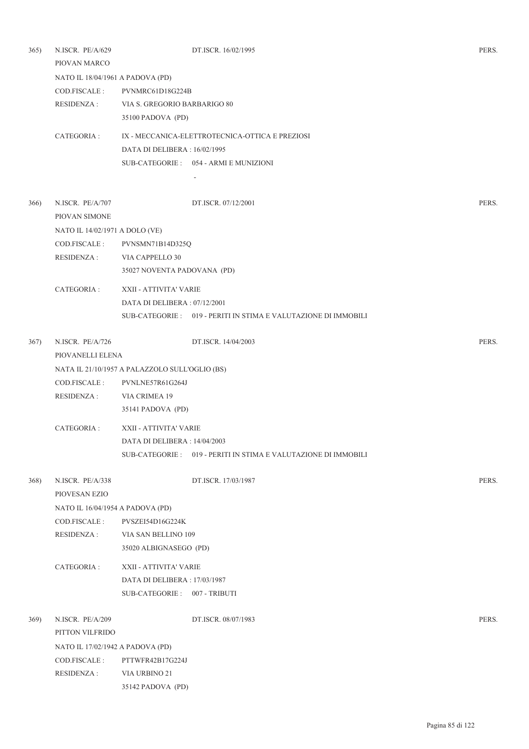365) N.ISCR. PE/A/629 DT.ISCR. 16/02/1995 PERS.

PIOVAN MARCO

NATO IL 18/04/1961 A PADOVA (PD)

COD.FISCALE : PVNMRC61D18G224B

RESIDENZA : VIA S. GREGORIO BARBARIGO 80
35100 PADOVA (PD)

CATEGORIA : IX - MECCANICA-ELETTROTECNICA-OTTICA E PREZIOSI
DATA DI DELIBERA : 16/02/1995
SUB-CATEGORIE : 054 - ARMI E MUNIZIONI
-

366) N.ISCR. PE/A/707 DT.ISCR. 07/12/2001 PERS.

PIOVAN SIMONE

NATO IL 14/02/1971 A DOLO (VE)

COD.FISCALE : PVNSMN71B14D325Q

RESIDENZA : VIA CAPPELLO 30
35027 NOVENTA PADOVANA (PD)

CATEGORIA : XXII - ATTIVITA' VARIE
DATA DI DELIBERA : 07/12/2001
SUB-CATEGORIE : 019 - PERITI IN STIMA E VALUTAZIONE DI IMMOBILI

367) N.ISCR. PE/A/726 DT.ISCR. 14/04/2003 PERS.

PIOVANELLI ELENA

NATA IL 21/10/1957 A PALAZZOLO SULL'OGLIO (BS)

COD.FISCALE : PVNLNE57R61G264J

RESIDENZA : VIA CRIMEA 19
35141 PADOVA (PD)

CATEGORIA : XXII - ATTIVITA' VARIE
DATA DI DELIBERA : 14/04/2003
SUB-CATEGORIE : 019 - PERITI IN STIMA E VALUTAZIONE DI IMMOBILI

368) N.ISCR. PE/A/338 DT.ISCR. 17/03/1987 PERS.

PIOVESAN EZIO

NATO IL 16/04/1954 A PADOVA (PD)

COD.FISCALE : PVSZEI54D16G224K

RESIDENZA : VIA SAN BELLINO 109
35020 ALBIGNASEGO (PD)

CATEGORIA : XXII - ATTIVITA' VARIE
DATA DI DELIBERA : 17/03/1987
SUB-CATEGORIE : 007 - TRIBUTI

369) N.ISCR. PE/A/209 DT.ISCR. 08/07/1983 PERS.

PITTON VILFRIDO

NATO IL 17/02/1942 A PADOVA (PD)

COD.FISCALE : PTTWFR42B17G224J

RESIDENZA : VIA URBINO 21
35142 PADOVA (PD)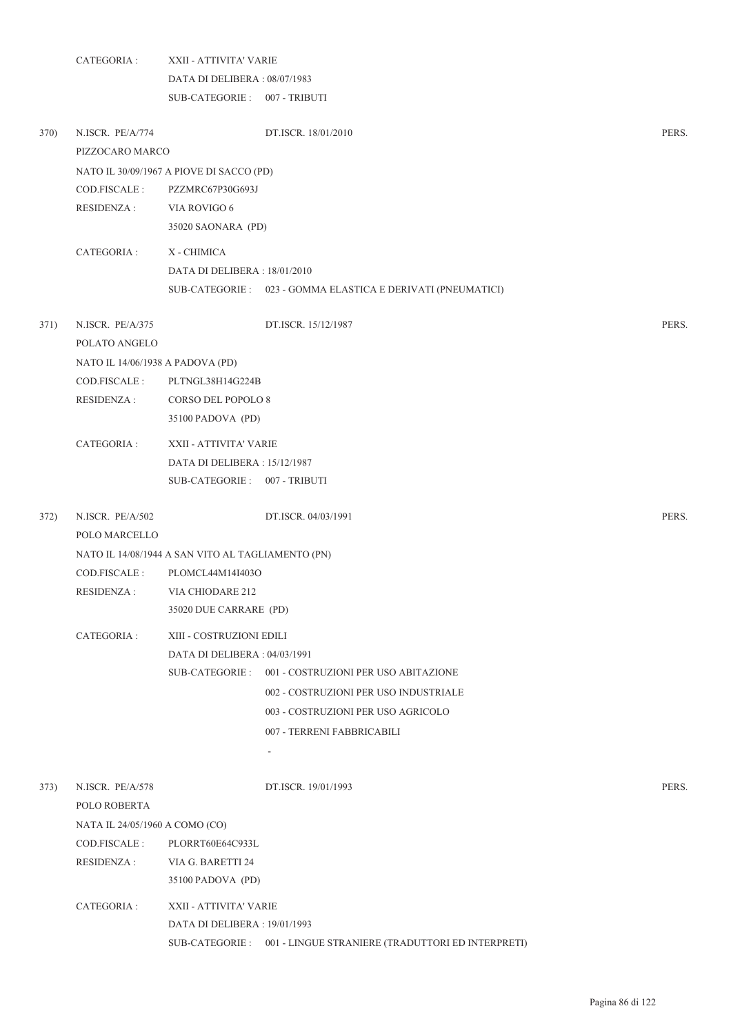CATEGORIA : XXII - ATTIVITA' VARIE
DATA DI DELIBERA : 08/07/1983
SUB-CATEGORIE : 007 - TRIBUTI

370) N.ISCR. PE/A/774 DT.ISCR. 18/01/2010 PERS.
PIZZOCARO MARCO
NATO IL 30/09/1967 A PIOVE DI SACCO (PD)
COD.FISCALE : PZZMRC67P30G693J
RESIDENZA : VIA ROVIGO 6
35020 SAONARA (PD)

CATEGORIA : X - CHIMICA
DATA DI DELIBERA : 18/01/2010
SUB-CATEGORIE : 023 - GOMMA ELASTICA E DERIVATI (PNEUMATICI)

371) N.ISCR. PE/A/375 DT.ISCR. 15/12/1987 PERS.
POLATO ANGELO
NATO IL 14/06/1938 A PADOVA (PD)
COD.FISCALE : PLTNGL38H14G224B
RESIDENZA : CORSO DEL POPOLO 8
35100 PADOVA (PD)

CATEGORIA : XXII - ATTIVITA' VARIE
DATA DI DELIBERA : 15/12/1987
SUB-CATEGORIE : 007 - TRIBUTI

372) N.ISCR. PE/A/502 DT.ISCR. 04/03/1991 PERS.
POLO MARCELLO
NATO IL 14/08/1944 A SAN VITO AL TAGLIAMENTO (PN)
COD.FISCALE : PLOMCL44M14I403O
RESIDENZA : VIA CHIODARE 212
35020 DUE CARRARE (PD)

CATEGORIA : XIII - COSTRUZIONI EDILI
DATA DI DELIBERA : 04/03/1991
SUB-CATEGORIE : 001 - COSTRUZIONI PER USO ABITAZIONE
002 - COSTRUZIONI PER USO INDUSTRIALE
003 - COSTRUZIONI PER USO AGRICOLO
007 - TERRENI FABBRICABILI
-

373) N.ISCR. PE/A/578 DT.ISCR. 19/01/1993 PERS.
POLO ROBERTA
NATA IL 24/05/1960 A COMO (CO)
COD.FISCALE : PLORRT60E64C933L
RESIDENZA : VIA G. BARETTI 24
35100 PADOVA (PD)

CATEGORIA : XXII - ATTIVITA' VARIE
DATA DI DELIBERA : 19/01/1993
SUB-CATEGORIE : 001 - LINGUE STRANIERE (TRADUTTORI ED INTERPRETI)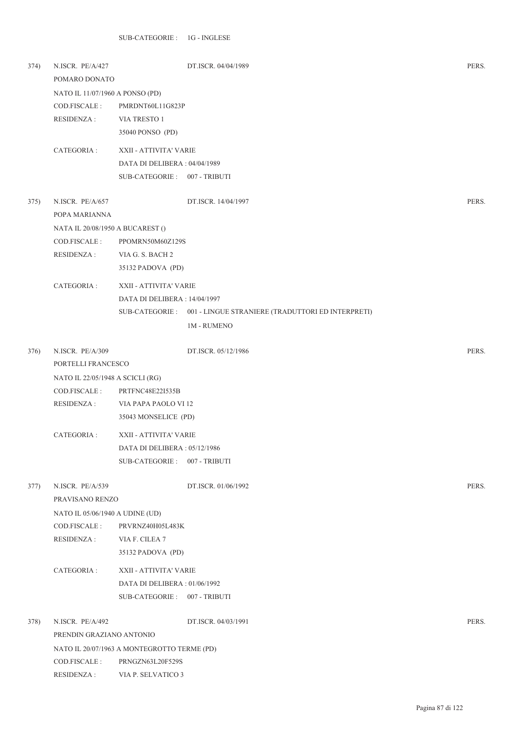SUB-CATEGORIE : 1G - INGLESE

374) N.ISCR. PE/A/427 DT.ISCR. 04/04/1989 PERS.

POMARO DONATO

NATO IL 11/07/1960 A PONSO (PD)

COD.FISCALE : PMRDNT60L11G823P

RESIDENZA : VIA TRESTO 1
35040 PONSO (PD)

CATEGORIA : XXII - ATTIVITA' VARIE
DATA DI DELIBERA : 04/04/1989
SUB-CATEGORIE : 007 - TRIBUTI

375) N.ISCR. PE/A/657 DT.ISCR. 14/04/1997 PERS.

POPA MARIANNA

NATA IL 20/08/1950 A BUCAREST ()

COD.FISCALE : PPOMRN50M60Z129S

RESIDENZA : VIA G. S. BACH 2
35132 PADOVA (PD)

CATEGORIA : XXII - ATTIVITA' VARIE
DATA DI DELIBERA : 14/04/1997
SUB-CATEGORIE : 001 - LINGUE STRANIERE (TRADUTTORI ED INTERPRETI)
1M - RUMENO

376) N.ISCR. PE/A/309 DT.ISCR. 05/12/1986 PERS.

PORTELLI FRANCESCO

NATO IL 22/05/1948 A SCICLI (RG)

COD.FISCALE : PRTFNC48E22I535B

RESIDENZA : VIA PAPA PAOLO VI 12
35043 MONSELICE (PD)

CATEGORIA : XXII - ATTIVITA' VARIE
DATA DI DELIBERA : 05/12/1986
SUB-CATEGORIE : 007 - TRIBUTI

377) N.ISCR. PE/A/539 DT.ISCR. 01/06/1992 PERS.

PRAVISANO RENZO

NATO IL 05/06/1940 A UDINE (UD)

COD.FISCALE : PRVRNZ40H05L483K

RESIDENZA : VIA F. CILEA 7
35132 PADOVA (PD)

CATEGORIA : XXII - ATTIVITA' VARIE
DATA DI DELIBERA : 01/06/1992
SUB-CATEGORIE : 007 - TRIBUTI

378) N.ISCR. PE/A/492 DT.ISCR. 04/03/1991 PERS.

PRENDIN GRAZIANO ANTONIO

NATO IL 20/07/1963 A MONTEGROTTO TERME (PD)

COD.FISCALE : PRNGZN63L20F529S

RESIDENZA : VIA P. SELVATICO 3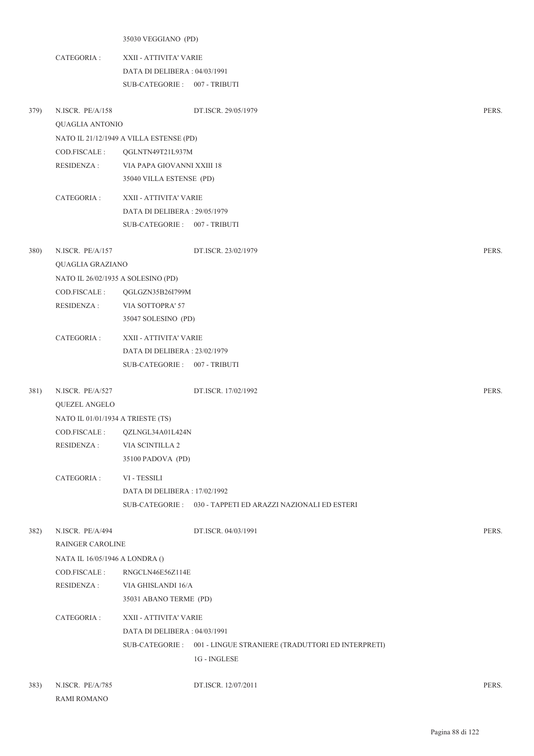35030 VEGGIANO (PD)

CATEGORIA : XXII - ATTIVITA' VARIE
DATA DI DELIBERA : 04/03/1991
SUB-CATEGORIE : 007 - TRIBUTI

379) N.ISCR. PE/A/158 DT.ISCR. 29/05/1979 PERS.
QUAGLIA ANTONIO
NATO IL 21/12/1949 A VILLA ESTENSE (PD)
COD.FISCALE : QGLNTN49T21L937M
RESIDENZA : VIA PAPA GIOVANNI XXIII 18
35040 VILLA ESTENSE (PD)

CATEGORIA : XXII - ATTIVITA' VARIE
DATA DI DELIBERA : 29/05/1979
SUB-CATEGORIE : 007 - TRIBUTI

380) N.ISCR. PE/A/157 DT.ISCR. 23/02/1979 PERS.
QUAGLIA GRAZIANO
NATO IL 26/02/1935 A SOLESINO (PD)
COD.FISCALE : QGLGZN35B26I799M
RESIDENZA : VIA SOTTOPRA' 57
35047 SOLESINO (PD)

CATEGORIA : XXII - ATTIVITA' VARIE
DATA DI DELIBERA : 23/02/1979
SUB-CATEGORIE : 007 - TRIBUTI

381) N.ISCR. PE/A/527 DT.ISCR. 17/02/1992 PERS.
QUEZEL ANGELO
NATO IL 01/01/1934 A TRIESTE (TS)
COD.FISCALE : QZLNGL34A01L424N
RESIDENZA : VIA SCINTILLA 2
35100 PADOVA (PD)

CATEGORIA : VI - TESSILI
DATA DI DELIBERA : 17/02/1992
SUB-CATEGORIE : 030 - TAPPETI ED ARAZZI NAZIONALI ED ESTERI

382) N.ISCR. PE/A/494 DT.ISCR. 04/03/1991 PERS.
RAINGER CAROLINE
NATA IL 16/05/1946 A LONDRA ()
COD.FISCALE : RNGCLN46E56Z114E
RESIDENZA : VIA GHISLANDI 16/A
35031 ABANO TERME (PD)

CATEGORIA : XXII - ATTIVITA' VARIE
DATA DI DELIBERA : 04/03/1991
SUB-CATEGORIE : 001 - LINGUE STRANIERE (TRADUTTORI ED INTERPRETI)
1G - INGLESE

383) N.ISCR. PE/A/785 DT.ISCR. 12/07/2011 PERS.
RAMI ROMANO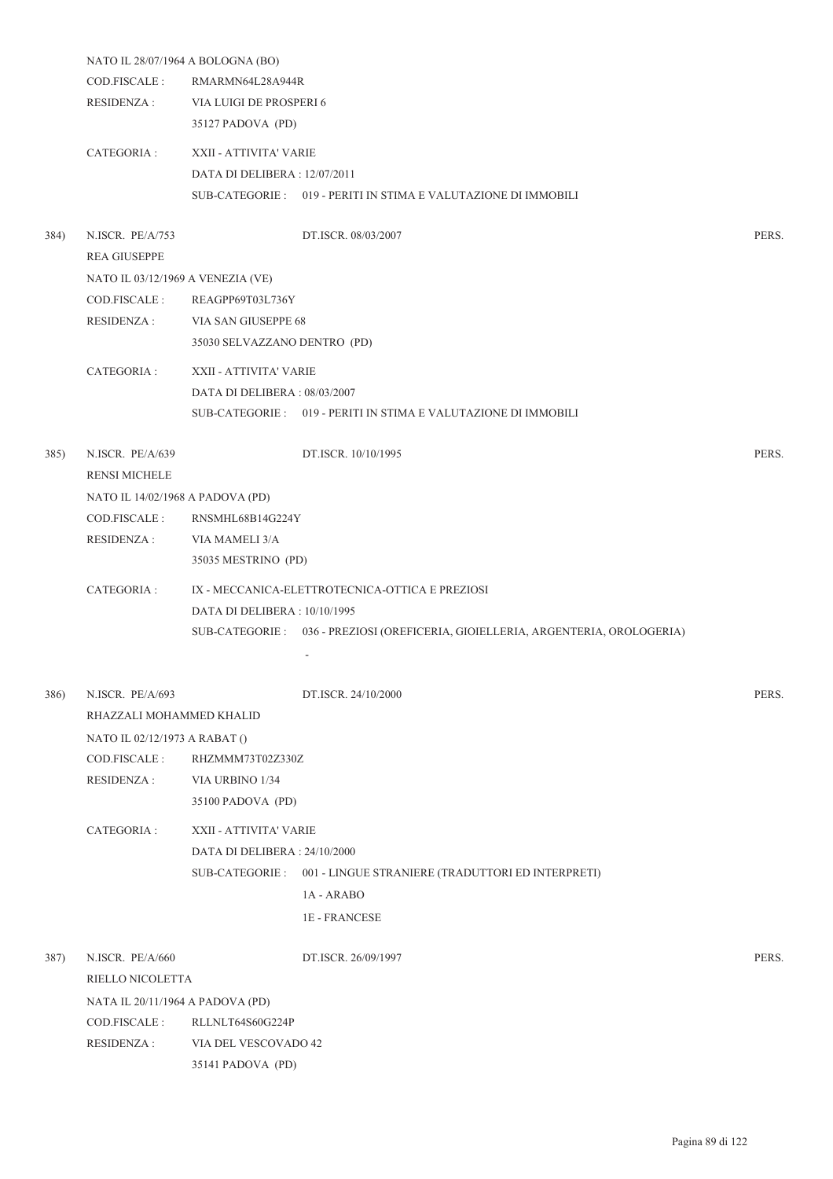NATO IL 28/07/1964 A BOLOGNA (BO)

COD.FISCALE : RMARMN64L28A944R

RESIDENZA : VIA LUIGI DE PROSPERI 6
35127 PADOVA (PD)

CATEGORIA : XXII - ATTIVITA' VARIE
DATA DI DELIBERA : 12/07/2011
SUB-CATEGORIE : 019 - PERITI IN STIMA E VALUTAZIONE DI IMMOBILI

384) N.ISCR. PE/A/753 DT.ISCR. 08/03/2007 PERS.

REA GIUSEPPE

NATO IL 03/12/1969 A VENEZIA (VE)

COD.FISCALE : REAGPP69T03L736Y

RESIDENZA : VIA SAN GIUSEPPE 68
35030 SELVAZZANO DENTRO (PD)

CATEGORIA : XXII - ATTIVITA' VARIE
DATA DI DELIBERA : 08/03/2007
SUB-CATEGORIE : 019 - PERITI IN STIMA E VALUTAZIONE DI IMMOBILI

385) N.ISCR. PE/A/639 DT.ISCR. 10/10/1995 PERS.

RENSI MICHELE

NATO IL 14/02/1968 A PADOVA (PD)

COD.FISCALE : RNSMHL68B14G224Y

RESIDENZA : VIA MAMELI 3/A
35035 MESTRINO (PD)

CATEGORIA : IX - MECCANICA-ELETTROTECNICA-OTTICA E PREZIOSI
DATA DI DELIBERA : 10/10/1995
SUB-CATEGORIE : 036 - PREZIOSI (OREFICERIA, GIOIELLERIA, ARGENTERIA, OROLOGERIA)
-

386) N.ISCR. PE/A/693 DT.ISCR. 24/10/2000 PERS.

RHAZZALI MOHAMMED KHALID

NATO IL 02/12/1973 A RABAT ()

COD.FISCALE : RHZMMM73T02Z330Z

RESIDENZA : VIA URBINO 1/34
35100 PADOVA (PD)

CATEGORIA : XXII - ATTIVITA' VARIE
DATA DI DELIBERA : 24/10/2000
SUB-CATEGORIE : 001 - LINGUE STRANIERE (TRADUTTORI ED INTERPRETI)
1A - ARABO
1E - FRANCESE

387) N.ISCR. PE/A/660 DT.ISCR. 26/09/1997 PERS.

RIELLO NICOLETTA

NATA IL 20/11/1964 A PADOVA (PD)

COD.FISCALE : RLLNLT64S60G224P

RESIDENZA : VIA DEL VESCOVADO 42
35141 PADOVA (PD)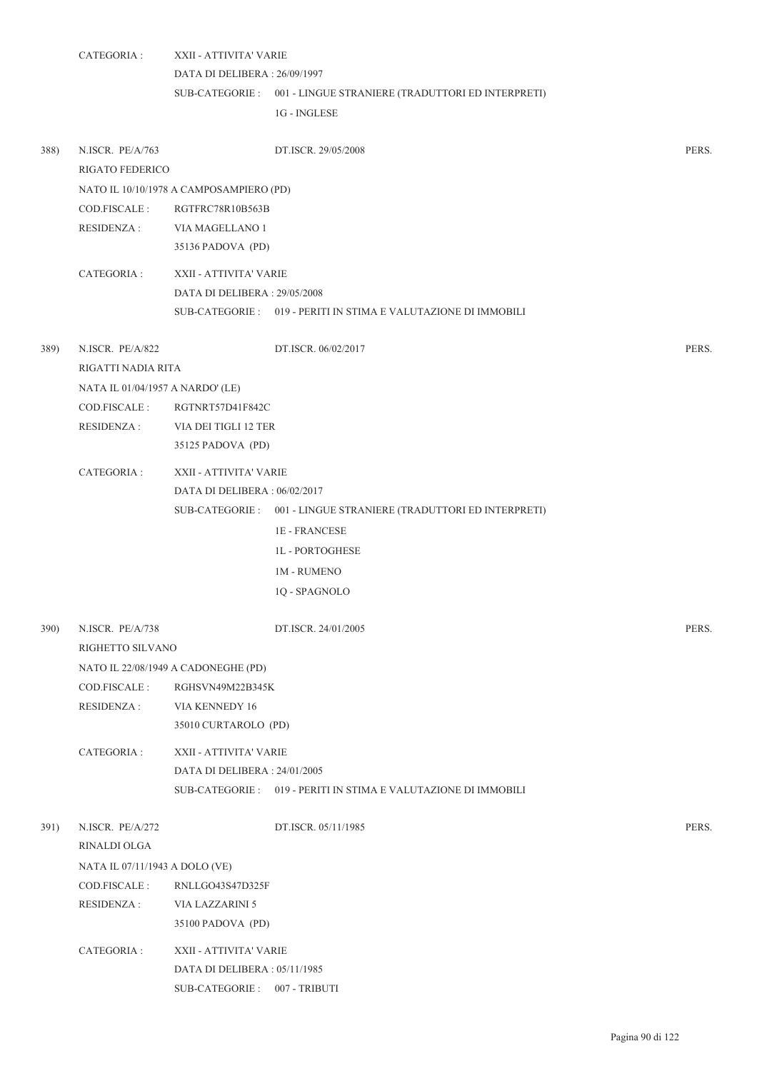CATEGORIA : XXII - ATTIVITA' VARIE
DATA DI DELIBERA : 26/09/1997
SUB-CATEGORIE : 001 - LINGUE STRANIERE (TRADUTTORI ED INTERPRETI)
1G - INGLESE

388) N.ISCR. PE/A/763 DT.ISCR. 29/05/2008 PERS.
RIGATO FEDERICO
NATO IL 10/10/1978 A CAMPOSAMPIERO (PD)
COD.FISCALE : RGTFRC78R10B563B
RESIDENZA : VIA MAGELLANO 1
35136 PADOVA (PD)

CATEGORIA : XXII - ATTIVITA' VARIE
DATA DI DELIBERA : 29/05/2008
SUB-CATEGORIE : 019 - PERITI IN STIMA E VALUTAZIONE DI IMMOBILI

389) N.ISCR. PE/A/822 DT.ISCR. 06/02/2017 PERS.
RIGATTI NADIA RITA
NATA IL 01/04/1957 A NARDO' (LE)
COD.FISCALE : RGTNRT57D41F842C
RESIDENZA : VIA DEI TIGLI 12 TER
35125 PADOVA (PD)

CATEGORIA : XXII - ATTIVITA' VARIE
DATA DI DELIBERA : 06/02/2017
SUB-CATEGORIE : 001 - LINGUE STRANIERE (TRADUTTORI ED INTERPRETI)
1E - FRANCESE
1L - PORTOGHESE
1M - RUMENO
1Q - SPAGNOLO

390) N.ISCR. PE/A/738 DT.ISCR. 24/01/2005 PERS.
RIGHETTO SILVANO
NATO IL 22/08/1949 A CADONEGHE (PD)
COD.FISCALE : RGHSVN49M22B345K
RESIDENZA : VIA KENNEDY 16
35010 CURTAROLO (PD)

CATEGORIA : XXII - ATTIVITA' VARIE
DATA DI DELIBERA : 24/01/2005
SUB-CATEGORIE : 019 - PERITI IN STIMA E VALUTAZIONE DI IMMOBILI

391) N.ISCR. PE/A/272 DT.ISCR. 05/11/1985 PERS.
RINALDI OLGA
NATA IL 07/11/1943 A DOLO (VE)
COD.FISCALE : RNLLGO43S47D325F
RESIDENZA : VIA LAZZARINI 5
35100 PADOVA (PD)

CATEGORIA : XXII - ATTIVITA' VARIE
DATA DI DELIBERA : 05/11/1985
SUB-CATEGORIE : 007 - TRIBUTI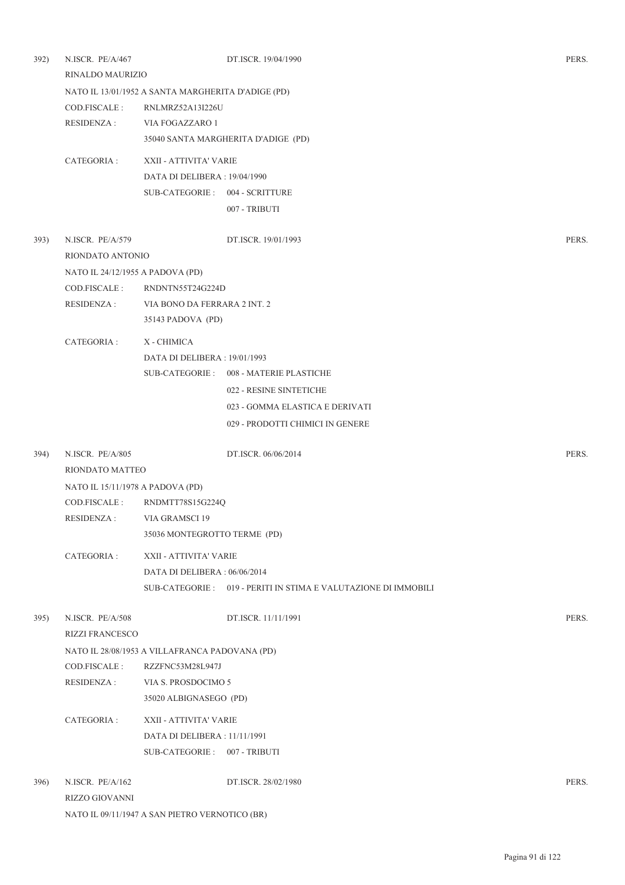392) N.ISCR. PE/A/467 DT.ISCR. 19/04/1990 PERS.

RINALDO MAURIZIO

NATO IL 13/01/1952 A SANTA MARGHERITA D'ADIGE (PD)

COD.FISCALE : RNLMRZ52A13I226U

RESIDENZA : VIA FOGAZZARO 1

35040 SANTA MARGHERITA D'ADIGE (PD)

CATEGORIA : XXII - ATTIVITA' VARIE

DATA DI DELIBERA : 19/04/1990

SUB-CATEGORIE : 004 - SCRITTURE

007 - TRIBUTI

393) N.ISCR. PE/A/579 DT.ISCR. 19/01/1993 PERS.

RIONDATO ANTONIO

NATO IL 24/12/1955 A PADOVA (PD)

COD.FISCALE : RNDNTN55T24G224D

RESIDENZA : VIA BONO DA FERRARA 2 INT. 2

35143 PADOVA (PD)

CATEGORIA : X - CHIMICA

DATA DI DELIBERA : 19/01/1993

SUB-CATEGORIE : 008 - MATERIE PLASTICHE

022 - RESINE SINTETICHE

023 - GOMMA ELASTICA E DERIVATI

029 - PRODOTTI CHIMICI IN GENERE

394) N.ISCR. PE/A/805 DT.ISCR. 06/06/2014 PERS.

RIONDATO MATTEO

NATO IL 15/11/1978 A PADOVA (PD)

COD.FISCALE : RNDMTT78S15G224Q

RESIDENZA : VIA GRAMSCI 19

35036 MONTEGROTTO TERME (PD)

CATEGORIA : XXII - ATTIVITA' VARIE

DATA DI DELIBERA : 06/06/2014

SUB-CATEGORIE : 019 - PERITI IN STIMA E VALUTAZIONE DI IMMOBILI

395) N.ISCR. PE/A/508 DT.ISCR. 11/11/1991 PERS.

RIZZI FRANCESCO

NATO IL 28/08/1953 A VILLAFRANCA PADOVANA (PD)

COD.FISCALE : RZZFNC53M28L947J

RESIDENZA : VIA S. PROSDOCIMO 5

35020 ALBIGNASEGO (PD)

CATEGORIA : XXII - ATTIVITA' VARIE

DATA DI DELIBERA : 11/11/1991

SUB-CATEGORIE : 007 - TRIBUTI

396) N.ISCR. PE/A/162 DT.ISCR. 28/02/1980 PERS.

RIZZO GIOVANNI

NATO IL 09/11/1947 A SAN PIETRO VERNOTICO (BR)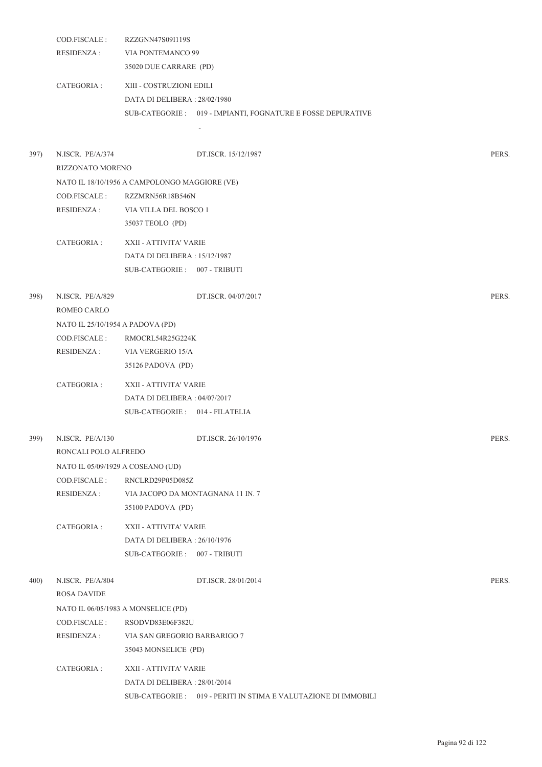COD.FISCALE : RZZGNN47S09I119S

RESIDENZA : VIA PONTEMANCO 99

35020 DUE CARRARE (PD)

CATEGORIA : XIII - COSTRUZIONI EDILI

DATA DI DELIBERA : 28/02/1980

SUB-CATEGORIE : 019 - IMPIANTI, FOGNATURE E FOSSE DEPURATIVE

-

397) N.ISCR. PE/A/374 DT.ISCR. 15/12/1987 PERS.

RIZZONATO MORENO

NATO IL 18/10/1956 A CAMPOLONGO MAGGIORE (VE)

COD.FISCALE : RZZMRN56R18B546N

RESIDENZA : VIA VILLA DEL BOSCO 1

35037 TEOLO (PD)

CATEGORIA : XXII - ATTIVITA' VARIE

DATA DI DELIBERA : 15/12/1987

SUB-CATEGORIE : 007 - TRIBUTI

398) N.ISCR. PE/A/829 DT.ISCR. 04/07/2017 PERS.

ROMEO CARLO

NATO IL 25/10/1954 A PADOVA (PD)

COD.FISCALE : RMOCRL54R25G224K

RESIDENZA : VIA VERGERIO 15/A

35126 PADOVA (PD)

CATEGORIA : XXII - ATTIVITA' VARIE

DATA DI DELIBERA : 04/07/2017

SUB-CATEGORIE : 014 - FILATELIA

399) N.ISCR. PE/A/130 DT.ISCR. 26/10/1976 PERS.

RONCALI POLO ALFREDO

NATO IL 05/09/1929 A COSEANO (UD)

COD.FISCALE : RNCLRD29P05D085Z

RESIDENZA : VIA JACOPO DA MONTAGNANA 11 IN. 7

35100 PADOVA (PD)

CATEGORIA : XXII - ATTIVITA' VARIE

DATA DI DELIBERA : 26/10/1976

SUB-CATEGORIE : 007 - TRIBUTI

400) N.ISCR. PE/A/804 DT.ISCR. 28/01/2014 PERS.

ROSA DAVIDE

NATO IL 06/05/1983 A MONSELICE (PD)

COD.FISCALE : RSODVD83E06F382U

RESIDENZA : VIA SAN GREGORIO BARBARIGO 7

35043 MONSELICE (PD)

CATEGORIA : XXII - ATTIVITA' VARIE

DATA DI DELIBERA : 28/01/2014

SUB-CATEGORIE : 019 - PERITI IN STIMA E VALUTAZIONE DI IMMOBILI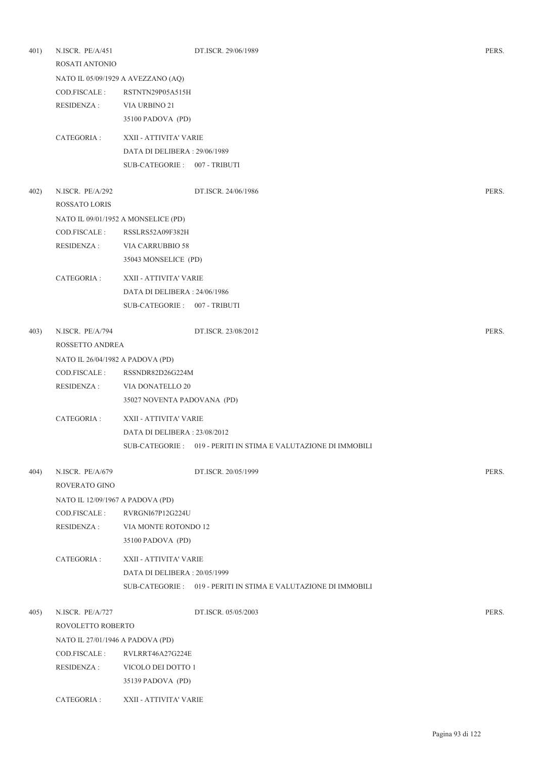401) N.ISCR. PE/A/451 DT.ISCR. 29/06/1989 PERS.

ROSATI ANTONIO

NATO IL 05/09/1929 A AVEZZANO (AQ)

COD.FISCALE : RSTNTN29P05A515H

RESIDENZA : VIA URBINO 21

35100 PADOVA (PD)

CATEGORIA : XXII - ATTIVITA' VARIE

DATA DI DELIBERA : 29/06/1989

SUB-CATEGORIE : 007 - TRIBUTI

402) N.ISCR. PE/A/292 DT.ISCR. 24/06/1986 PERS.

ROSSATO LORIS

NATO IL 09/01/1952 A MONSELICE (PD)

COD.FISCALE : RSSLRS52A09F382H

RESIDENZA : VIA CARRUBBIO 58

35043 MONSELICE (PD)

CATEGORIA : XXII - ATTIVITA' VARIE

DATA DI DELIBERA : 24/06/1986

SUB-CATEGORIE : 007 - TRIBUTI

403) N.ISCR. PE/A/794 DT.ISCR. 23/08/2012 PERS.

ROSSETTO ANDREA

NATO IL 26/04/1982 A PADOVA (PD)

COD.FISCALE : RSSNDR82D26G224M

RESIDENZA : VIA DONATELLO 20

35027 NOVENTA PADOVANA (PD)

CATEGORIA : XXII - ATTIVITA' VARIE

DATA DI DELIBERA : 23/08/2012

SUB-CATEGORIE : 019 - PERITI IN STIMA E VALUTAZIONE DI IMMOBILI

404) N.ISCR. PE/A/679 DT.ISCR. 20/05/1999 PERS.

ROVERATO GINO

NATO IL 12/09/1967 A PADOVA (PD)

COD.FISCALE : RVRGNI67P12G224U

RESIDENZA : VIA MONTE ROTONDO 12

35100 PADOVA (PD)

CATEGORIA : XXII - ATTIVITA' VARIE

DATA DI DELIBERA : 20/05/1999

SUB-CATEGORIE : 019 - PERITI IN STIMA E VALUTAZIONE DI IMMOBILI

405) N.ISCR. PE/A/727 DT.ISCR. 05/05/2003 PERS.

ROVOLETTO ROBERTO

NATO IL 27/01/1946 A PADOVA (PD)

COD.FISCALE : RVLRRT46A27G224E

RESIDENZA : VICOLO DEI DOTTO 1

35139 PADOVA (PD)

CATEGORIA : XXII - ATTIVITA' VARIE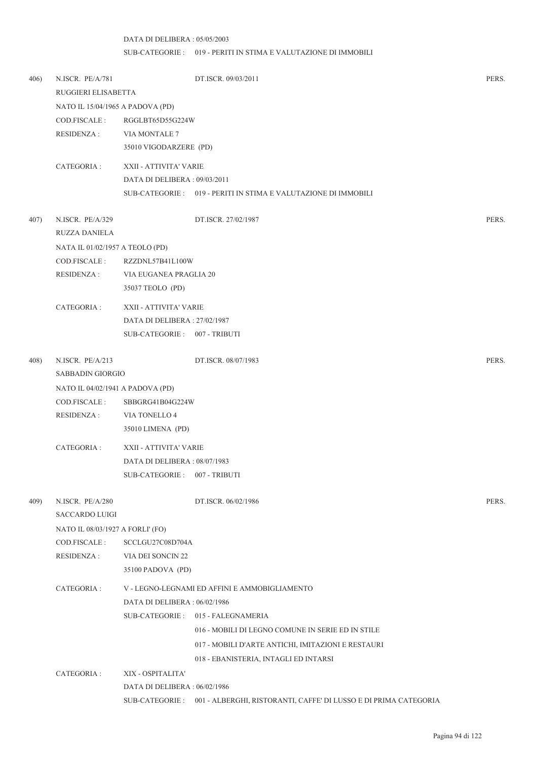DATA DI DELIBERA : 05/05/2003

SUB-CATEGORIE : 019 - PERITI IN STIMA E VALUTAZIONE DI IMMOBILI

406) N.ISCR. PE/A/781 DT.ISCR. 09/03/2011 PERS.

RUGGIERI ELISABETTA

NATO IL 15/04/1965 A PADOVA (PD)

COD.FISCALE : RGGLBT65D55G224W

RESIDENZA : VIA MONTALE 7
35010 VIGODARZERE (PD)

CATEGORIA : XXII - ATTIVITA' VARIE

DATA DI DELIBERA : 09/03/2011

SUB-CATEGORIE : 019 - PERITI IN STIMA E VALUTAZIONE DI IMMOBILI

407) N.ISCR. PE/A/329 DT.ISCR. 27/02/1987 PERS.

RUZZA DANIELA

NATA IL 01/02/1957 A TEOLO (PD)

COD.FISCALE : RZZDNL57B41L100W

RESIDENZA : VIA EUGANEA PRAGLIA 20
35037 TEOLO (PD)

CATEGORIA : XXII - ATTIVITA' VARIE

DATA DI DELIBERA : 27/02/1987

SUB-CATEGORIE : 007 - TRIBUTI

408) N.ISCR. PE/A/213 DT.ISCR. 08/07/1983 PERS.

SABBADIN GIORGIO

NATO IL 04/02/1941 A PADOVA (PD)

COD.FISCALE : SBBGRG41B04G224W

RESIDENZA : VIA TONELLO 4
35010 LIMENA (PD)

CATEGORIA : XXII - ATTIVITA' VARIE

DATA DI DELIBERA : 08/07/1983

SUB-CATEGORIE : 007 - TRIBUTI

409) N.ISCR. PE/A/280 DT.ISCR. 06/02/1986 PERS.

SACCARDO LUIGI

NATO IL 08/03/1927 A FORLI' (FO)

COD.FISCALE : SCCLGU27C08D704A

RESIDENZA : VIA DEI SONCIN 22
35100 PADOVA (PD)

CATEGORIA : V - LEGNO-LEGNAMI ED AFFINI E AMMOBIGLIAMENTO

DATA DI DELIBERA : 06/02/1986

SUB-CATEGORIE : 015 - FALEGNAMERIA
016 - MOBILI DI LEGNO COMUNE IN SERIE ED IN STILE
017 - MOBILI D'ARTE ANTICHI, IMITAZIONI E RESTAURI
018 - EBANISTERIA, INTAGLI ED INTARSI

CATEGORIA : XIX - OSPITALITA'

DATA DI DELIBERA : 06/02/1986

SUB-CATEGORIE : 001 - ALBERGHI, RISTORANTI, CAFFE' DI LUSSO E DI PRIMA CATEGORIA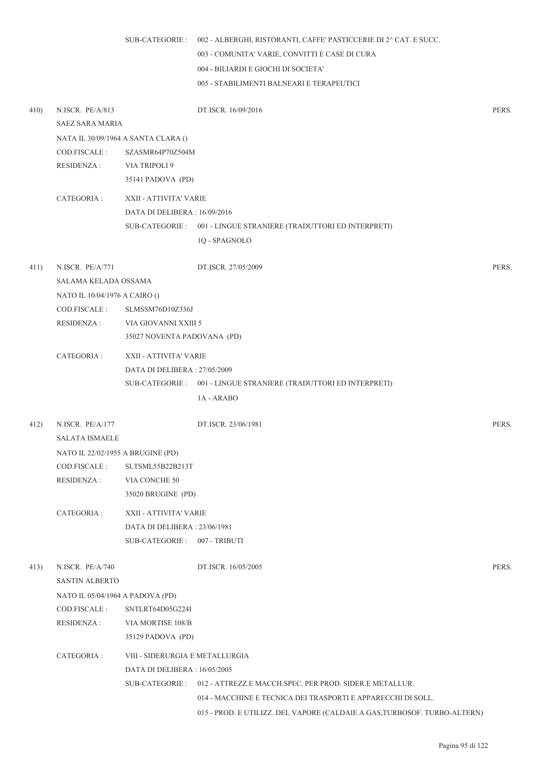SUB-CATEGORIE : 002 - ALBERGHI, RISTORANTI, CAFFE' PASTICCERIE DI 2^ CAT. E SUCC.
003 - COMUNITA' VARIE, CONVITTI E CASE DI CURA
004 - BILIARDI E GIOCHI DI SOCIETA'
005 - STABILIMENTI BALNEARI E TERAPEUTICI

410) N.ISCR. PE/A/813 DT.ISCR. 16/09/2016 PERS.

SAEZ SARA MARIA
NATA IL 30/09/1964 A SANTA CLARA ()
COD.FISCALE : SZASMR64P70Z504M
RESIDENZA : VIA TRIPOLI 9
35141 PADOVA (PD)

CATEGORIA : XXII - ATTIVITA' VARIE
DATA DI DELIBERA : 16/09/2016
SUB-CATEGORIE : 001 - LINGUE STRANIERE (TRADUTTORI ED INTERPRETI)
1Q - SPAGNOLO

411) N.ISCR. PE/A/771 DT.ISCR. 27/05/2009 PERS.

SALAMA KELADA OSSAMA
NATO IL 10/04/1976 A CAIRO ()
COD.FISCALE : SLMSSM76D10Z336J
RESIDENZA : VIA GIOVANNI XXIII 5
35027 NOVENTA PADOVANA (PD)

CATEGORIA : XXII - ATTIVITA' VARIE
DATA DI DELIBERA : 27/05/2009
SUB-CATEGORIE : 001 - LINGUE STRANIERE (TRADUTTORI ED INTERPRETI)
1A - ARABO

412) N.ISCR. PE/A/177 DT.ISCR. 23/06/1981 PERS.

SALATA ISMAELE
NATO IL 22/02/1955 A BRUGINE (PD)
COD.FISCALE : SLTSML55B22B213T
RESIDENZA : VIA CONCHE 50
35020 BRUGINE (PD)

CATEGORIA : XXII - ATTIVITA' VARIE
DATA DI DELIBERA : 23/06/1981
SUB-CATEGORIE : 007 - TRIBUTI

413) N.ISCR. PE/A/740 DT.ISCR. 16/05/2005 PERS.

SANTIN ALBERTO
NATO IL 05/04/1964 A PADOVA (PD)
COD.FISCALE : SNTLRT64D05G224I
RESIDENZA : VIA MORTISE 108/B
35129 PADOVA (PD)

CATEGORIA : VIII - SIDERURGIA E METALLURGIA
DATA DI DELIBERA : 16/05/2005
SUB-CATEGORIE : 012 - ATTREZZ.E MACCH.SPEC. PER PROD. SIDER.E METALLUR.
014 - MACCHINE E TECNICA DEI TRASPORTI E APPARECCHI DI SOLL.
015 - PROD. E UTILIZZ. DEL VAPORE (CALDAIE A GAS,TURBOSOF. TURBO-ALTERN)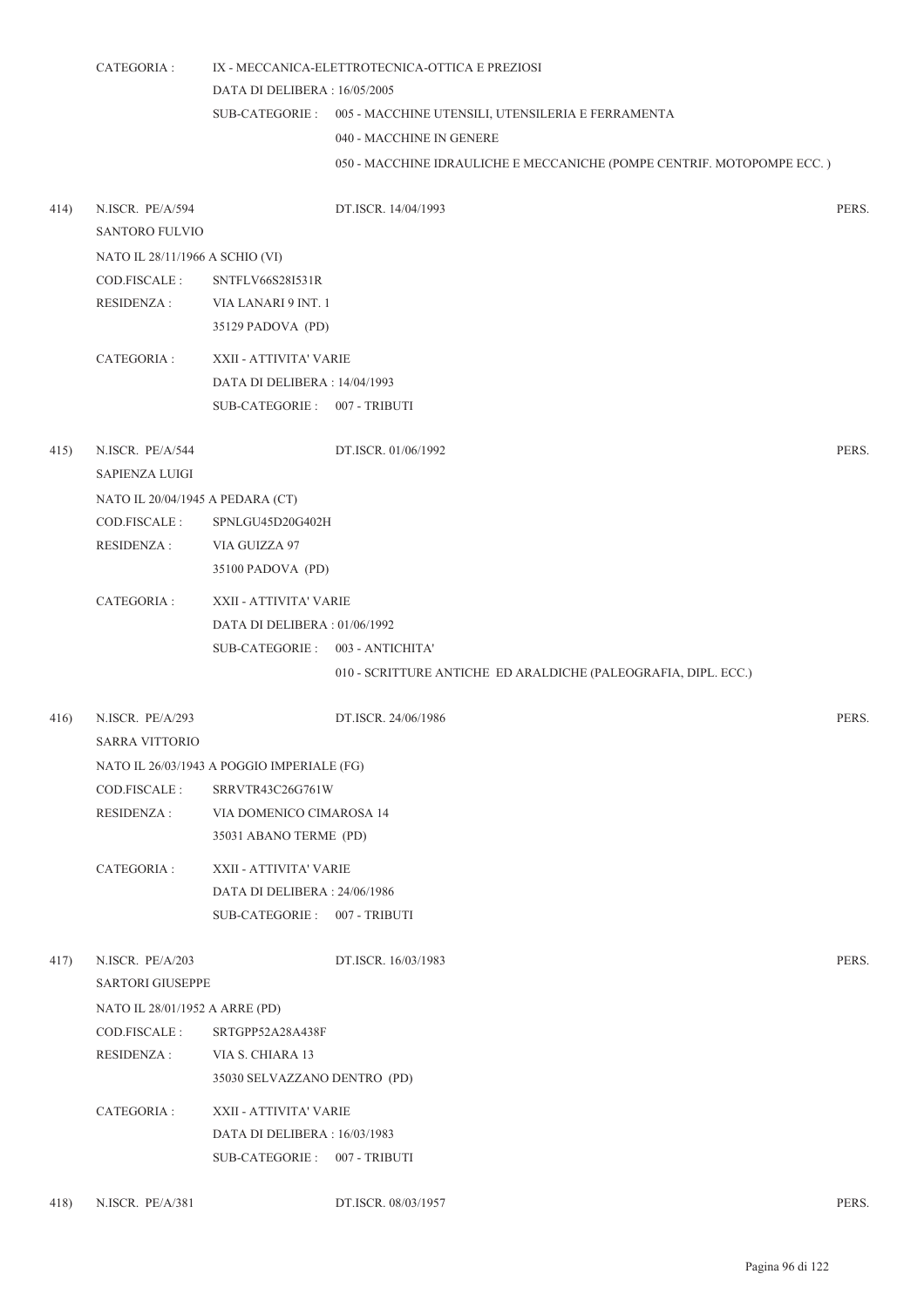CATEGORIA : IX - MECCANICA-ELETTROTECNICA-OTTICA E PREZIOSI
DATA DI DELIBERA : 16/05/2005
SUB-CATEGORIE : 005 - MACCHINE UTENSILI, UTENSILERIA E FERRAMENTA
040 - MACCHINE IN GENERE
050 - MACCHINE IDRAULICHE E MECCANICHE (POMPE CENTRIF. MOTOPOMPE ECC. )

414) N.ISCR. PE/A/594 DT.ISCR. 14/04/1993 PERS.

SANTORO FULVIO

NATO IL 28/11/1966 A SCHIO (VI)

COD.FISCALE : SNTFLV66S28I531R

RESIDENZA : VIA LANARI 9 INT. 1
35129 PADOVA (PD)

CATEGORIA : XXII - ATTIVITA' VARIE
DATA DI DELIBERA : 14/04/1993
SUB-CATEGORIE : 007 - TRIBUTI

415) N.ISCR. PE/A/544 DT.ISCR. 01/06/1992 PERS.

SAPIENZA LUIGI

NATO IL 20/04/1945 A PEDARA (CT)

COD.FISCALE : SPNLGU45D20G402H

RESIDENZA : VIA GUIZZA 97
35100 PADOVA (PD)

CATEGORIA : XXII - ATTIVITA' VARIE
DATA DI DELIBERA : 01/06/1992
SUB-CATEGORIE : 003 - ANTICHITA'
010 - SCRITTURE ANTICHE ED ARALDICHE (PALEOGRAFIA, DIPL. ECC.)

416) N.ISCR. PE/A/293 DT.ISCR. 24/06/1986 PERS.

SARRA VITTORIO

NATO IL 26/03/1943 A POGGIO IMPERIALE (FG)

COD.FISCALE : SRRVTR43C26G761W

RESIDENZA : VIA DOMENICO CIMAROSA 14
35031 ABANO TERME (PD)

CATEGORIA : XXII - ATTIVITA' VARIE
DATA DI DELIBERA : 24/06/1986
SUB-CATEGORIE : 007 - TRIBUTI

417) N.ISCR. PE/A/203 DT.ISCR. 16/03/1983 PERS.

SARTORI GIUSEPPE

NATO IL 28/01/1952 A ARRE (PD)

COD.FISCALE : SRTGPP52A28A438F

RESIDENZA : VIA S. CHIARA 13
35030 SELVAZZANO DENTRO (PD)

CATEGORIA : XXII - ATTIVITA' VARIE
DATA DI DELIBERA : 16/03/1983
SUB-CATEGORIE : 007 - TRIBUTI

418) N.ISCR. PE/A/381 DT.ISCR. 08/03/1957 PERS.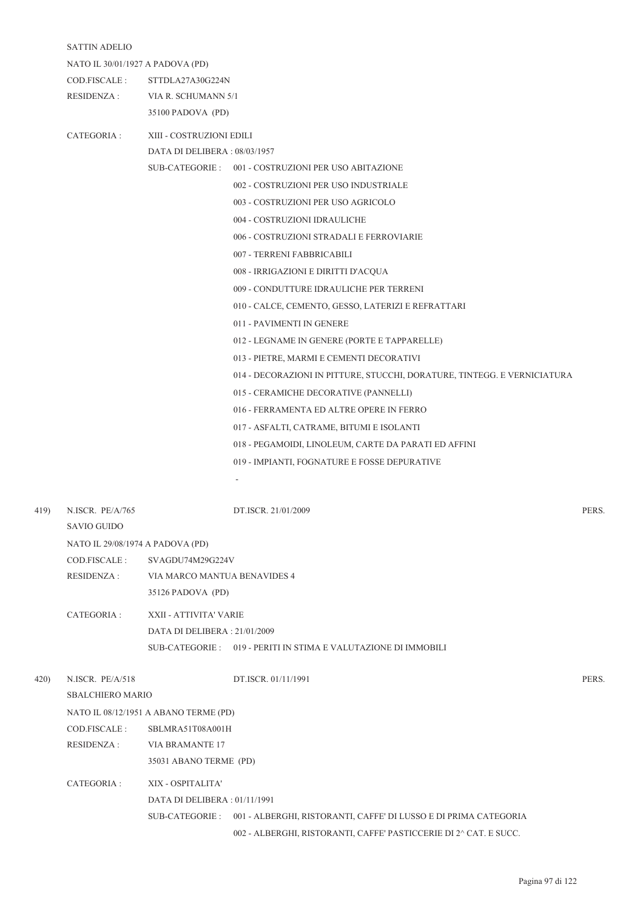SATTIN ADELIO

NATO IL 30/01/1927 A PADOVA (PD)

COD.FISCALE : STTDLA27A30G224N

RESIDENZA : VIA R. SCHUMANN 5/1

35100 PADOVA (PD)

CATEGORIA : XIII - COSTRUZIONI EDILI

DATA DI DELIBERA : 08/03/1957

SUB-CATEGORIE : 001 - COSTRUZIONI PER USO ABITAZIONE

002 - COSTRUZIONI PER USO INDUSTRIALE

003 - COSTRUZIONI PER USO AGRICOLO

004 - COSTRUZIONI IDRAULICHE

006 - COSTRUZIONI STRADALI E FERROVIARIE

007 - TERRENI FABBRICABILI

008 - IRRIGAZIONI E DIRITTI D'ACQUA

009 - CONDUTTURE IDRAULICHE PER TERRENI

010 - CALCE, CEMENTO, GESSO, LATERIZI E REFRATTARI

011 - PAVIMENTI IN GENERE

012 - LEGNAME IN GENERE (PORTE E TAPPARELLE)

013 - PIETRE, MARMI E CEMENTI DECORATIVI

014 - DECORAZIONI IN PITTURE, STUCCHI, DORATURE, TINTEGG. E VERNICIATURA

015 - CERAMICHE DECORATIVE (PANNELLI)

016 - FERRAMENTA ED ALTRE OPERE IN FERRO

017 - ASFALTI, CATRAME, BITUMI E ISOLANTI

018 - PEGAMOIDI, LINOLEUM, CARTE DA PARATI ED AFFINI

019 - IMPIANTI, FOGNATURE E FOSSE DEPURATIVE

-

419) N.ISCR. PE/A/765 DT.ISCR. 21/01/2009 PERS.

SAVIO GUIDO

NATO IL 29/08/1974 A PADOVA (PD)

COD.FISCALE : SVAGDU74M29G224V

RESIDENZA : VIA MARCO MANTUA BENAVIDES 4

35126 PADOVA (PD)

CATEGORIA : XXII - ATTIVITA' VARIE

DATA DI DELIBERA : 21/01/2009

SUB-CATEGORIE : 019 - PERITI IN STIMA E VALUTAZIONE DI IMMOBILI

420) N.ISCR. PE/A/518 DT.ISCR. 01/11/1991 PERS.

SBALCHIERO MARIO

NATO IL 08/12/1951 A ABANO TERME (PD)

COD.FISCALE : SBLMRA51T08A001H

RESIDENZA : VIA BRAMANTE 17

35031 ABANO TERME (PD)

CATEGORIA : XIX - OSPITALITA'

DATA DI DELIBERA : 01/11/1991

SUB-CATEGORIE : 001 - ALBERGHI, RISTORANTI, CAFFE' DI LUSSO E DI PRIMA CATEGORIA

002 - ALBERGHI, RISTORANTI, CAFFE' PASTICCERIE DI 2^ CAT. E SUCC.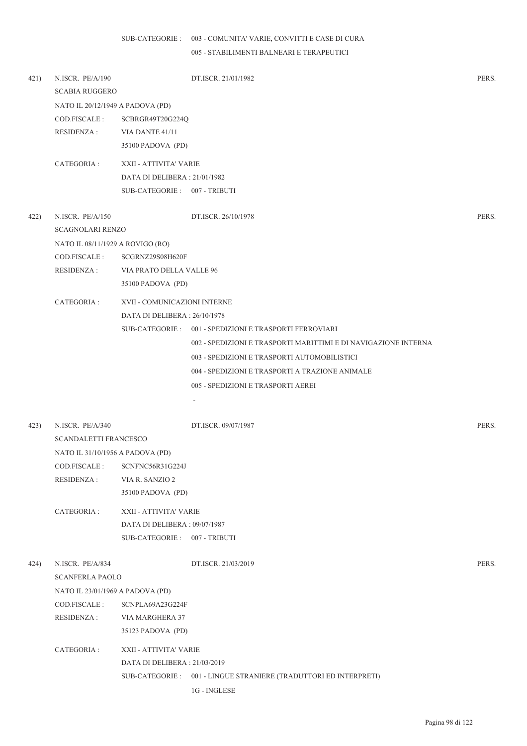SUB-CATEGORIE : 003 - COMUNITA' VARIE, CONVITTI E CASE DI CURA
005 - STABILIMENTI BALNEARI E TERAPEUTICI

421) N.ISCR. PE/A/190 DT.ISCR. 21/01/1982 PERS.
SCABIA RUGGERO
NATO IL 20/12/1949 A PADOVA (PD)
COD.FISCALE : SCBRGR49T20G224Q
RESIDENZA : VIA DANTE 41/11
35100 PADOVA (PD)
CATEGORIA : XXII - ATTIVITA' VARIE
DATA DI DELIBERA : 21/01/1982
SUB-CATEGORIE : 007 - TRIBUTI

422) N.ISCR. PE/A/150 DT.ISCR. 26/10/1978 PERS.
SCAGNOLARI RENZO
NATO IL 08/11/1929 A ROVIGO (RO)
COD.FISCALE : SCGRNZ29S08H620F
RESIDENZA : VIA PRATO DELLA VALLE 96
35100 PADOVA (PD)
CATEGORIA : XVII - COMUNICAZIONI INTERNE
DATA DI DELIBERA : 26/10/1978
SUB-CATEGORIE : 001 - SPEDIZIONI E TRASPORTI FERROVIARI
002 - SPEDIZIONI E TRASPORTI MARITTIMI E DI NAVIGAZIONE INTERNA
003 - SPEDIZIONI E TRASPORTI AUTOMOBILISTICI
004 - SPEDIZIONI E TRASPORTI A TRAZIONE ANIMALE
005 - SPEDIZIONI E TRASPORTI AEREI
-

423) N.ISCR. PE/A/340 DT.ISCR. 09/07/1987 PERS.
SCANDALETTI FRANCESCO
NATO IL 31/10/1956 A PADOVA (PD)
COD.FISCALE : SCNFNC56R31G224J
RESIDENZA : VIA R. SANZIO 2
35100 PADOVA (PD)
CATEGORIA : XXII - ATTIVITA' VARIE
DATA DI DELIBERA : 09/07/1987
SUB-CATEGORIE : 007 - TRIBUTI

424) N.ISCR. PE/A/834 DT.ISCR. 21/03/2019 PERS.
SCANFERLA PAOLO
NATO IL 23/01/1969 A PADOVA (PD)
COD.FISCALE : SCNPLA69A23G224F
RESIDENZA : VIA MARGHERA 37
35123 PADOVA (PD)
CATEGORIA : XXII - ATTIVITA' VARIE
DATA DI DELIBERA : 21/03/2019
SUB-CATEGORIE : 001 - LINGUE STRANIERE (TRADUTTORI ED INTERPRETI)
1G - INGLESE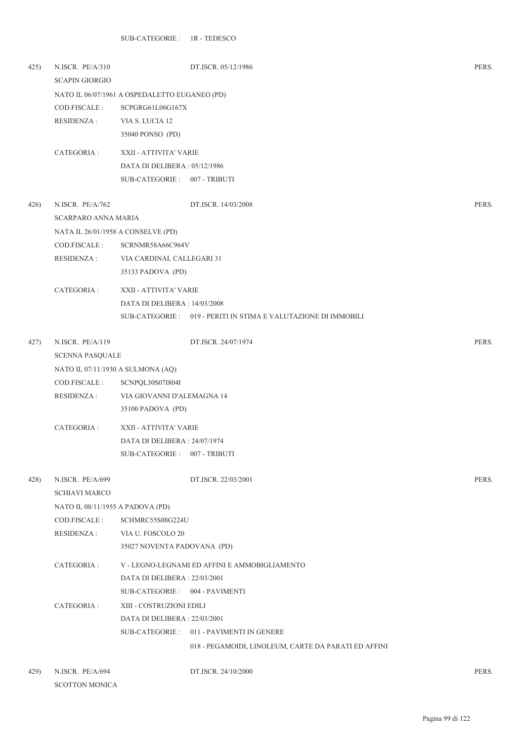SUB-CATEGORIE : 1R - TEDESCO

425) N.ISCR. PE/A/310 DT.ISCR. 05/12/1986 PERS.

SCAPIN GIORGIO

NATO IL 06/07/1961 A OSPEDALETTO EUGANEO (PD)

COD.FISCALE : SCPGRG61L06G167X

RESIDENZA : VIA S. LUCIA 12

35040 PONSO (PD)

CATEGORIA : XXII - ATTIVITA' VARIE

DATA DI DELIBERA : 05/12/1986

SUB-CATEGORIE : 007 - TRIBUTI

426) N.ISCR. PE/A/762 DT.ISCR. 14/03/2008 PERS.

SCARPARO ANNA MARIA

NATA IL 26/01/1958 A CONSELVE (PD)

COD.FISCALE : SCRNMR58A66C964V

RESIDENZA : VIA CARDINAL CALLEGARI 31

35133 PADOVA (PD)

CATEGORIA : XXII - ATTIVITA' VARIE

DATA DI DELIBERA : 14/03/2008

SUB-CATEGORIE : 019 - PERITI IN STIMA E VALUTAZIONE DI IMMOBILI

427) N.ISCR. PE/A/119 DT.ISCR. 24/07/1974 PERS.

SCENNA PASQUALE

NATO IL 07/11/1930 A SULMONA (AQ)

COD.FISCALE : SCNPQL30S07I804I

RESIDENZA : VIA GIOVANNI D'ALEMAGNA 14

35100 PADOVA (PD)

CATEGORIA : XXII - ATTIVITA' VARIE

DATA DI DELIBERA : 24/07/1974

SUB-CATEGORIE : 007 - TRIBUTI

428) N.ISCR. PE/A/699 DT.ISCR. 22/03/2001 PERS.

SCHIAVI MARCO

NATO IL 08/11/1955 A PADOVA (PD)

COD.FISCALE : SCHMRC55S08G224U

RESIDENZA : VIA U. FOSCOLO 20

35027 NOVENTA PADOVANA (PD)

CATEGORIA : V - LEGNO-LEGNAMI ED AFFINI E AMMOBIGLIAMENTO

DATA DI DELIBERA : 22/03/2001

SUB-CATEGORIE : 004 - PAVIMENTI

CATEGORIA : XIII - COSTRUZIONI EDILI

DATA DI DELIBERA : 22/03/2001

SUB-CATEGORIE : 011 - PAVIMENTI IN GENERE

018 - PEGAMOIDI, LINOLEUM, CARTE DA PARATI ED AFFINI

429) N.ISCR. PE/A/694 DT.ISCR. 24/10/2000 PERS.

SCOTTON MONICA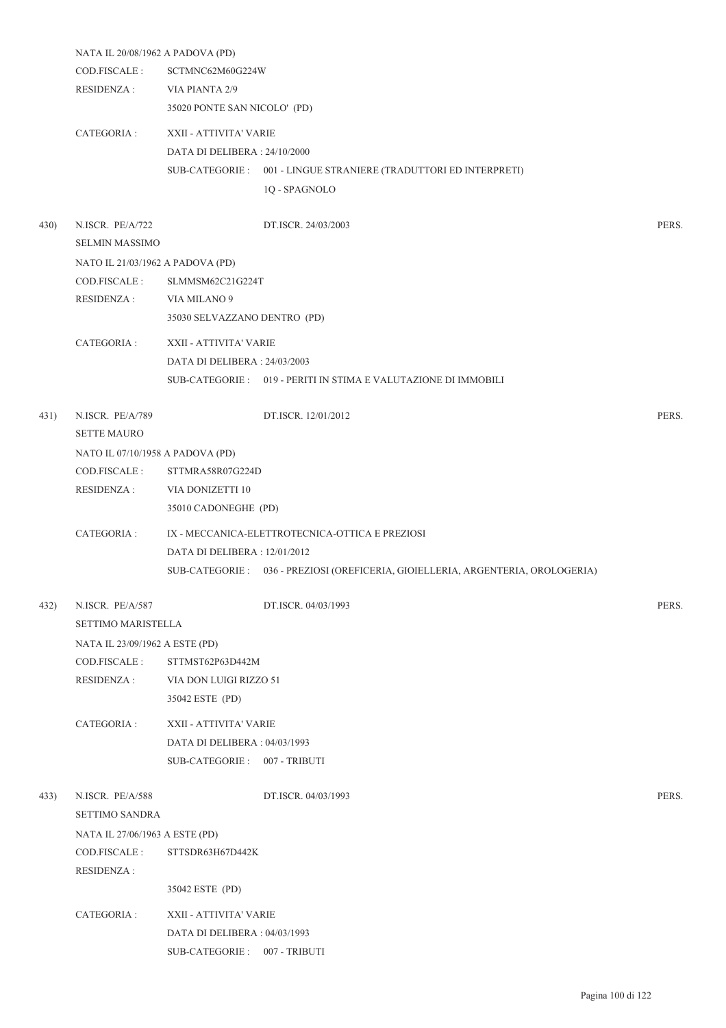NATA IL 20/08/1962 A PADOVA (PD)

COD.FISCALE : SCTMNC62M60G224W

RESIDENZA : VIA PIANTA 2/9

35020 PONTE SAN NICOLO' (PD)

CATEGORIA : XXII - ATTIVITA' VARIE

DATA DI DELIBERA : 24/10/2000

SUB-CATEGORIE : 001 - LINGUE STRANIERE (TRADUTTORI ED INTERPRETI)

1Q - SPAGNOLO

430) N.ISCR. PE/A/722 DT.ISCR. 24/03/2003 PERS.

SELMIN MASSIMO

NATO IL 21/03/1962 A PADOVA (PD)

COD.FISCALE : SLMMSM62C21G224T

RESIDENZA : VIA MILANO 9

35030 SELVAZZANO DENTRO (PD)

CATEGORIA : XXII - ATTIVITA' VARIE

DATA DI DELIBERA : 24/03/2003

SUB-CATEGORIE : 019 - PERITI IN STIMA E VALUTAZIONE DI IMMOBILI

431) N.ISCR. PE/A/789 DT.ISCR. 12/01/2012 PERS.

SETTE MAURO

NATO IL 07/10/1958 A PADOVA (PD)

COD.FISCALE : STTMRA58R07G224D

RESIDENZA : VIA DONIZETTI 10

35010 CADONEGHE (PD)

CATEGORIA : IX - MECCANICA-ELETTROTECNICA-OTTICA E PREZIOSI

DATA DI DELIBERA : 12/01/2012

SUB-CATEGORIE : 036 - PREZIOSI (OREFICERIA, GIOIELLERIA, ARGENTERIA, OROLOGERIA)

432) N.ISCR. PE/A/587 DT.ISCR. 04/03/1993 PERS.

SETTIMO MARISTELLA

NATA IL 23/09/1962 A ESTE (PD)

COD.FISCALE : STTMST62P63D442M

RESIDENZA : VIA DON LUIGI RIZZO 51

35042 ESTE (PD)

CATEGORIA : XXII - ATTIVITA' VARIE

DATA DI DELIBERA : 04/03/1993

SUB-CATEGORIE : 007 - TRIBUTI

433) N.ISCR. PE/A/588 DT.ISCR. 04/03/1993 PERS.

SETTIMO SANDRA

NATA IL 27/06/1963 A ESTE (PD)

COD.FISCALE : STTSDR63H67D442K

RESIDENZA :

35042 ESTE (PD)

CATEGORIA : XXII - ATTIVITA' VARIE

DATA DI DELIBERA : 04/03/1993

SUB-CATEGORIE : 007 - TRIBUTI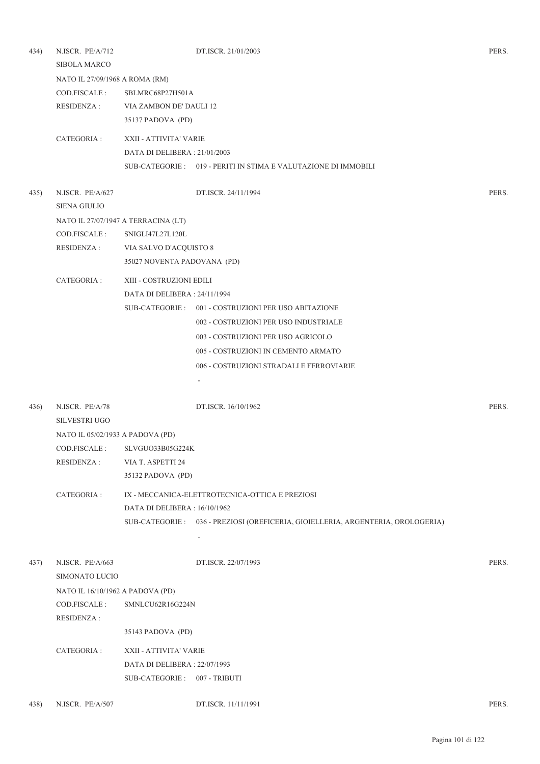434) N.ISCR. PE/A/712 DT.ISCR. 21/01/2003 PERS.

SIBOLA MARCO

NATO IL 27/09/1968 A ROMA (RM)

COD.FISCALE : SBLMRC68P27H501A

RESIDENZA : VIA ZAMBON DE' DAULI 12
35137 PADOVA (PD)

CATEGORIA : XXII - ATTIVITA' VARIE
DATA DI DELIBERA : 21/01/2003
SUB-CATEGORIE : 019 - PERITI IN STIMA E VALUTAZIONE DI IMMOBILI

435) N.ISCR. PE/A/627 DT.ISCR. 24/11/1994 PERS.

SIENA GIULIO

NATO IL 27/07/1947 A TERRACINA (LT)

COD.FISCALE : SNIGLI47L27L120L

RESIDENZA : VIA SALVO D'ACQUISTO 8
35027 NOVENTA PADOVANA (PD)

CATEGORIA : XIII - COSTRUZIONI EDILI
DATA DI DELIBERA : 24/11/1994
SUB-CATEGORIE : 001 - COSTRUZIONI PER USO ABITAZIONE
002 - COSTRUZIONI PER USO INDUSTRIALE
003 - COSTRUZIONI PER USO AGRICOLO
005 - COSTRUZIONI IN CEMENTO ARMATO
006 - COSTRUZIONI STRADALI E FERROVIARIE
-

436) N.ISCR. PE/A/78 DT.ISCR. 16/10/1962 PERS.

SILVESTRI UGO

NATO IL 05/02/1933 A PADOVA (PD)

COD.FISCALE : SLVGUO33B05G224K

RESIDENZA : VIA T. ASPETTI 24
35132 PADOVA (PD)

CATEGORIA : IX - MECCANICA-ELETTROTECNICA-OTTICA E PREZIOSI
DATA DI DELIBERA : 16/10/1962
SUB-CATEGORIE : 036 - PREZIOSI (OREFICERIA, GIOIELLERIA, ARGENTERIA, OROLOGERIA)
-

437) N.ISCR. PE/A/663 DT.ISCR. 22/07/1993 PERS.

SIMONATO LUCIO

NATO IL 16/10/1962 A PADOVA (PD)

COD.FISCALE : SMNLCU62R16G224N

RESIDENZA :
35143 PADOVA (PD)

CATEGORIA : XXII - ATTIVITA' VARIE
DATA DI DELIBERA : 22/07/1993
SUB-CATEGORIE : 007 - TRIBUTI

438) N.ISCR. PE/A/507 DT.ISCR. 11/11/1991 PERS.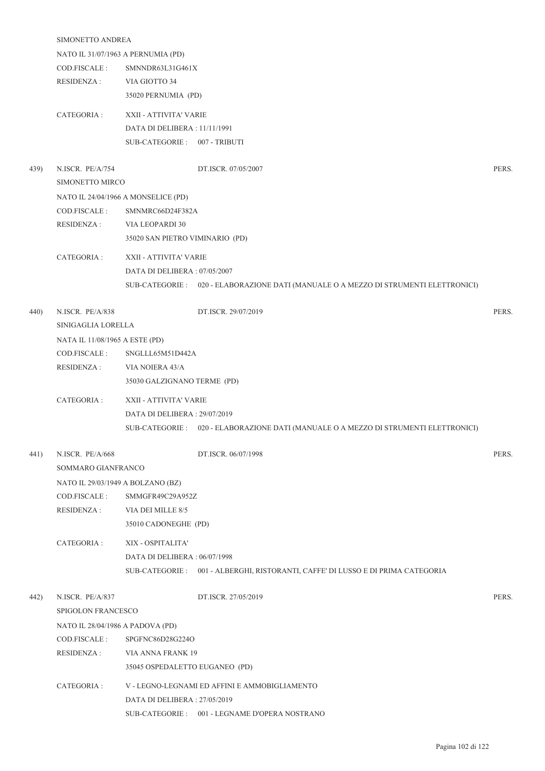SIMONETTO ANDREA

NATO IL 31/07/1963 A PERNUMIA (PD)

COD.FISCALE : SMNNDR63L31G461X

RESIDENZA : VIA GIOTTO 34
35020 PERNUMIA (PD)

CATEGORIA : XXII - ATTIVITA' VARIE
DATA DI DELIBERA : 11/11/1991
SUB-CATEGORIE : 007 - TRIBUTI

439) N.ISCR. PE/A/754 DT.ISCR. 07/05/2007 PERS.

SIMONETTO MIRCO

NATO IL 24/04/1966 A MONSELICE (PD)

COD.FISCALE : SMNMRC66D24F382A

RESIDENZA : VIA LEOPARDI 30
35020 SAN PIETRO VIMINARIO (PD)

CATEGORIA : XXII - ATTIVITA' VARIE
DATA DI DELIBERA : 07/05/2007
SUB-CATEGORIE : 020 - ELABORAZIONE DATI (MANUALE O A MEZZO DI STRUMENTI ELETTRONICI)

440) N.ISCR. PE/A/838 DT.ISCR. 29/07/2019 PERS.

SINIGAGLIA LORELLA

NATA IL 11/08/1965 A ESTE (PD)

COD.FISCALE : SNGLLL65M51D442A

RESIDENZA : VIA NOIERA 43/A
35030 GALZIGNANO TERME (PD)

CATEGORIA : XXII - ATTIVITA' VARIE
DATA DI DELIBERA : 29/07/2019
SUB-CATEGORIE : 020 - ELABORAZIONE DATI (MANUALE O A MEZZO DI STRUMENTI ELETTRONICI)

441) N.ISCR. PE/A/668 DT.ISCR. 06/07/1998 PERS.

SOMMARO GIANFRANCO

NATO IL 29/03/1949 A BOLZANO (BZ)

COD.FISCALE : SMMGFR49C29A952Z

RESIDENZA : VIA DEI MILLE 8/5
35010 CADONEGHE (PD)

CATEGORIA : XIX - OSPITALITA'
DATA DI DELIBERA : 06/07/1998
SUB-CATEGORIE : 001 - ALBERGHI, RISTORANTI, CAFFE' DI LUSSO E DI PRIMA CATEGORIA

442) N.ISCR. PE/A/837 DT.ISCR. 27/05/2019 PERS.

SPIGOLON FRANCESCO

NATO IL 28/04/1986 A PADOVA (PD)

COD.FISCALE : SPGFNC86D28G224O

RESIDENZA : VIA ANNA FRANK 19
35045 OSPEDALETTO EUGANEO (PD)

CATEGORIA : V - LEGNO-LEGNAMI ED AFFINI E AMMOBIGLIAMENTO
DATA DI DELIBERA : 27/05/2019
SUB-CATEGORIE : 001 - LEGNAME D'OPERA NOSTRANO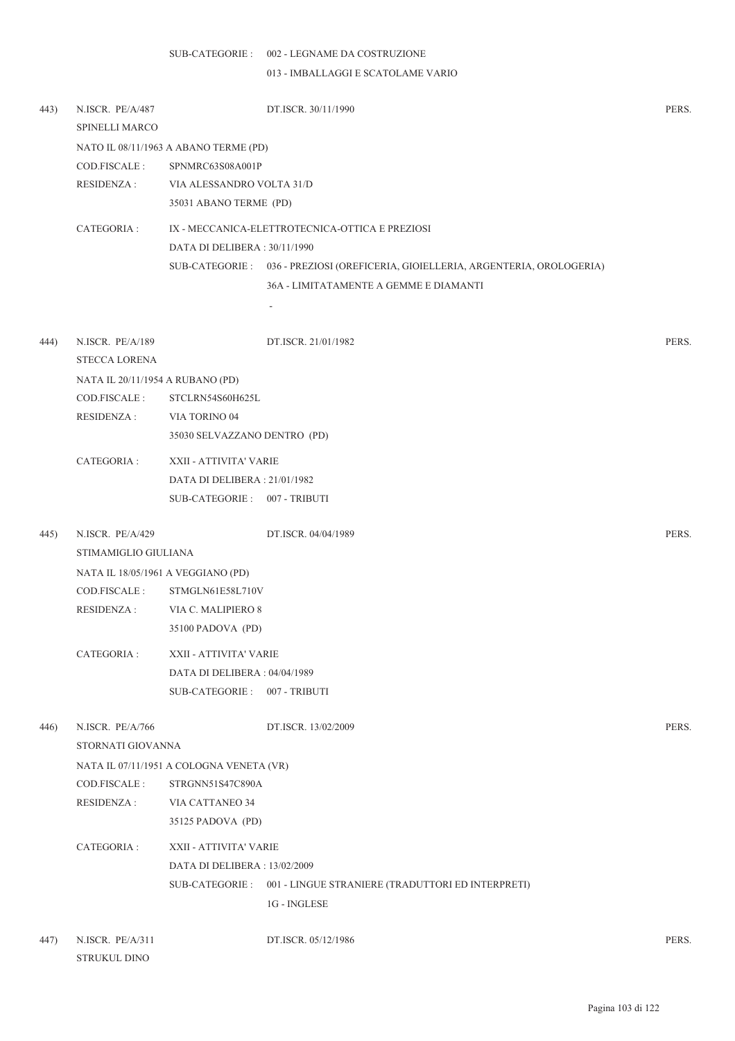SUB-CATEGORIE : 002 - LEGNAME DA COSTRUZIONE
013 - IMBALLAGGI E SCATOLAME VARIO

443) N.ISCR. PE/A/487 DT.ISCR. 30/11/1990 PERS.

SPINELLI MARCO

NATO IL 08/11/1963 A ABANO TERME (PD)

COD.FISCALE : SPNMRC63S08A001P

RESIDENZA : VIA ALESSANDRO VOLTA 31/D
35031 ABANO TERME (PD)

CATEGORIA : IX - MECCANICA-ELETTROTECNICA-OTTICA E PREZIOSI
DATA DI DELIBERA : 30/11/1990
SUB-CATEGORIE : 036 - PREZIOSI (OREFICERIA, GIOIELLERIA, ARGENTERIA, OROLOGERIA)
36A - LIMITATAMENTE A GEMME E DIAMANTI
-

444) N.ISCR. PE/A/189 DT.ISCR. 21/01/1982 PERS.

STECCA LORENA

NATA IL 20/11/1954 A RUBANO (PD)

COD.FISCALE : STCLRN54S60H625L

RESIDENZA : VIA TORINO 04
35030 SELVAZZANO DENTRO (PD)

CATEGORIA : XXII - ATTIVITA' VARIE
DATA DI DELIBERA : 21/01/1982
SUB-CATEGORIE : 007 - TRIBUTI

445) N.ISCR. PE/A/429 DT.ISCR. 04/04/1989 PERS.

STIMAMIGLIO GIULIANA

NATA IL 18/05/1961 A VEGGIANO (PD)

COD.FISCALE : STMGLN61E58L710V

RESIDENZA : VIA C. MALIPIERO 8
35100 PADOVA (PD)

CATEGORIA : XXII - ATTIVITA' VARIE
DATA DI DELIBERA : 04/04/1989
SUB-CATEGORIE : 007 - TRIBUTI

446) N.ISCR. PE/A/766 DT.ISCR. 13/02/2009 PERS.

STORNATI GIOVANNA

NATA IL 07/11/1951 A COLOGNA VENETA (VR)

COD.FISCALE : STRGNN51S47C890A

RESIDENZA : VIA CATTANEO 34
35125 PADOVA (PD)

CATEGORIA : XXII - ATTIVITA' VARIE
DATA DI DELIBERA : 13/02/2009
SUB-CATEGORIE : 001 - LINGUE STRANIERE (TRADUTTORI ED INTERPRETI)
1G - INGLESE

447) N.ISCR. PE/A/311 DT.ISCR. 05/12/1986 PERS.

STRUKUL DINO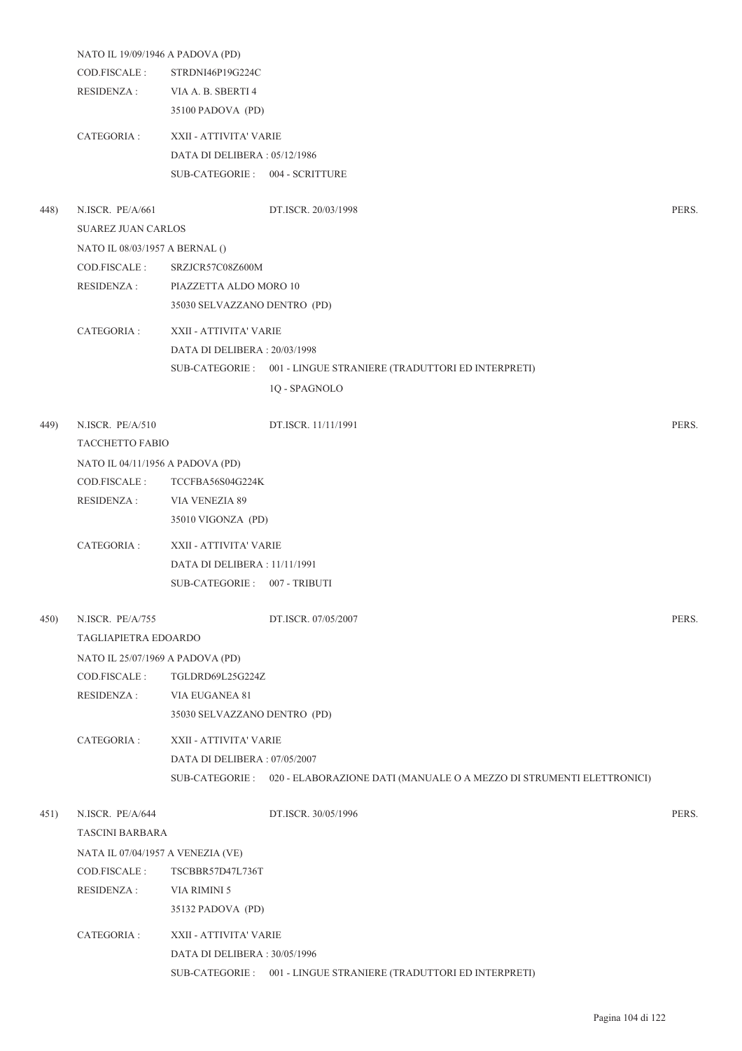NATO IL 19/09/1946 A PADOVA (PD)

COD.FISCALE : STRDNI46P19G224C

RESIDENZA : VIA A. B. SBERTI 4

35100 PADOVA (PD)

CATEGORIA : XXII - ATTIVITA' VARIE

DATA DI DELIBERA : 05/12/1986

SUB-CATEGORIE : 004 - SCRITTURE

448) N.ISCR. PE/A/661 DT.ISCR. 20/03/1998 PERS.

SUAREZ JUAN CARLOS

NATO IL 08/03/1957 A BERNAL ()

COD.FISCALE : SRZJCR57C08Z600M

RESIDENZA : PIAZZETTA ALDO MORO 10

35030 SELVAZZANO DENTRO (PD)

CATEGORIA : XXII - ATTIVITA' VARIE

DATA DI DELIBERA : 20/03/1998

SUB-CATEGORIE : 001 - LINGUE STRANIERE (TRADUTTORI ED INTERPRETI)

1Q - SPAGNOLO

449) N.ISCR. PE/A/510 DT.ISCR. 11/11/1991 PERS.

TACCHETTO FABIO

NATO IL 04/11/1956 A PADOVA (PD)

COD.FISCALE : TCCFBA56S04G224K

RESIDENZA : VIA VENEZIA 89

35010 VIGONZA (PD)

CATEGORIA : XXII - ATTIVITA' VARIE

DATA DI DELIBERA : 11/11/1991

SUB-CATEGORIE : 007 - TRIBUTI

450) N.ISCR. PE/A/755 DT.ISCR. 07/05/2007 PERS.

TAGLIAPIETRA EDOARDO

NATO IL 25/07/1969 A PADOVA (PD)

COD.FISCALE : TGLDRD69L25G224Z

RESIDENZA : VIA EUGANEA 81

35030 SELVAZZANO DENTRO (PD)

CATEGORIA : XXII - ATTIVITA' VARIE

DATA DI DELIBERA : 07/05/2007

SUB-CATEGORIE : 020 - ELABORAZIONE DATI (MANUALE O A MEZZO DI STRUMENTI ELETTRONICI)

451) N.ISCR. PE/A/644 DT.ISCR. 30/05/1996 PERS.

TASCINI BARBARA

NATA IL 07/04/1957 A VENEZIA (VE)

COD.FISCALE : TSCBBR57D47L736T

RESIDENZA : VIA RIMINI 5

35132 PADOVA (PD)

CATEGORIA : XXII - ATTIVITA' VARIE

DATA DI DELIBERA : 30/05/1996

SUB-CATEGORIE : 001 - LINGUE STRANIERE (TRADUTTORI ED INTERPRETI)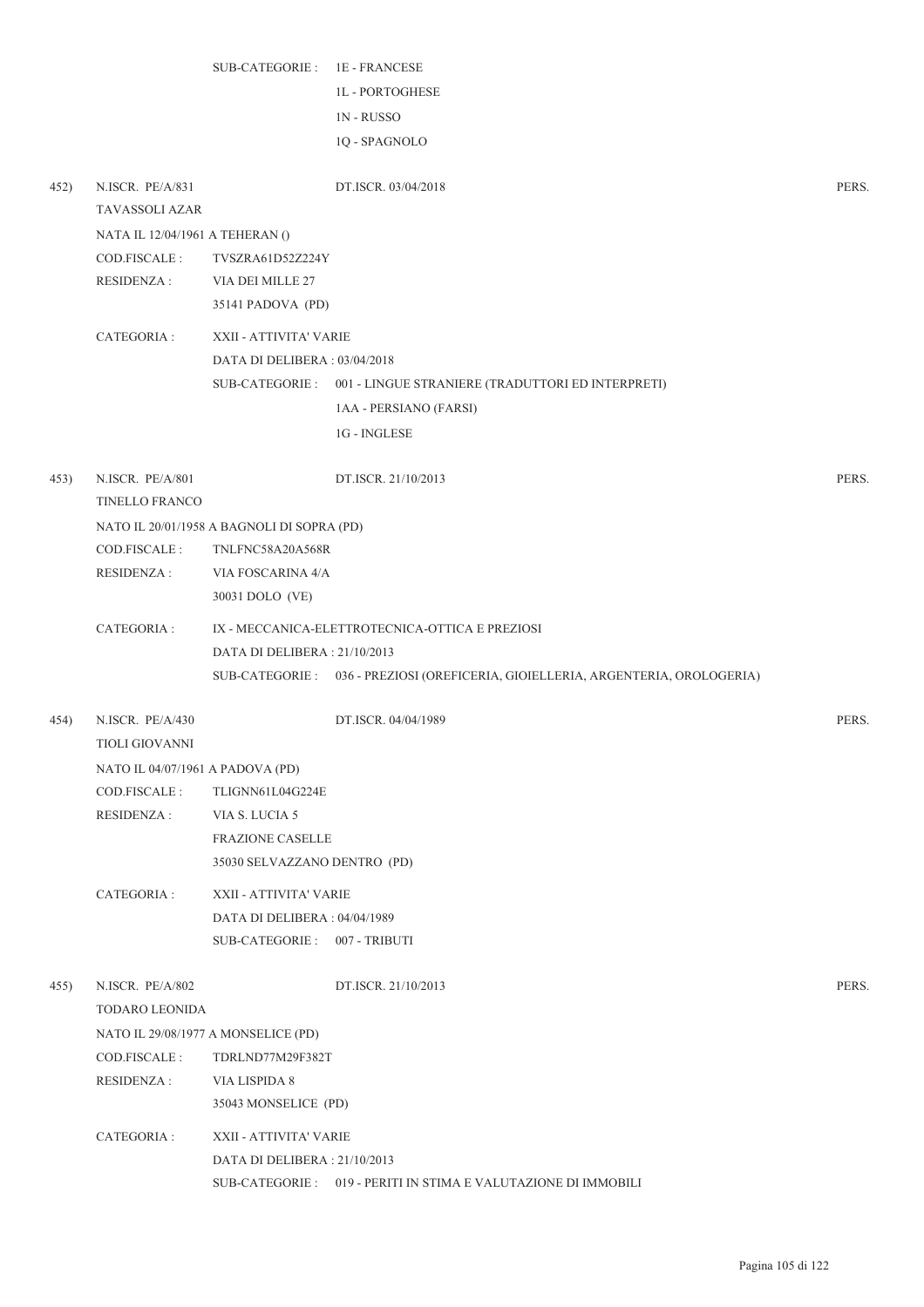SUB-CATEGORIE : 1E - FRANCESE
1L - PORTOGHESE
1N - RUSSO
1Q - SPAGNOLO

452) N.ISCR. PE/A/831 DT.ISCR. 03/04/2018 PERS.

TAVASSOLI AZAR

NATA IL 12/04/1961 A TEHERAN ()

COD.FISCALE : TVSZRA61D52Z224Y

RESIDENZA : VIA DEI MILLE 27
35141 PADOVA (PD)

CATEGORIA : XXII - ATTIVITA' VARIE
DATA DI DELIBERA : 03/04/2018
SUB-CATEGORIE : 001 - LINGUE STRANIERE (TRADUTTORI ED INTERPRETI)
1AA - PERSIANO (FARSI)
1G - INGLESE

453) N.ISCR. PE/A/801 DT.ISCR. 21/10/2013 PERS.

TINELLO FRANCO

NATO IL 20/01/1958 A BAGNOLI DI SOPRA (PD)

COD.FISCALE : TNLFNC58A20A568R

RESIDENZA : VIA FOSCARINA 4/A
30031 DOLO (VE)

CATEGORIA : IX - MECCANICA-ELETTROTECNICA-OTTICA E PREZIOSI
DATA DI DELIBERA : 21/10/2013
SUB-CATEGORIE : 036 - PREZIOSI (OREFICERIA, GIOIELLERIA, ARGENTERIA, OROLOGERIA)

454) N.ISCR. PE/A/430 DT.ISCR. 04/04/1989 PERS.

TIOLI GIOVANNI

NATO IL 04/07/1961 A PADOVA (PD)

COD.FISCALE : TLIGNN61L04G224E

RESIDENZA : VIA S. LUCIA 5
FRAZIONE CASELLE
35030 SELVAZZANO DENTRO (PD)

CATEGORIA : XXII - ATTIVITA' VARIE
DATA DI DELIBERA : 04/04/1989
SUB-CATEGORIE : 007 - TRIBUTI

455) N.ISCR. PE/A/802 DT.ISCR. 21/10/2013 PERS.

TODARO LEONIDA

NATO IL 29/08/1977 A MONSELICE (PD)

COD.FISCALE : TDRLND77M29F382T

RESIDENZA : VIA LISPIDA 8
35043 MONSELICE (PD)

CATEGORIA : XXII - ATTIVITA' VARIE
DATA DI DELIBERA : 21/10/2013
SUB-CATEGORIE : 019 - PERITI IN STIMA E VALUTAZIONE DI IMMOBILI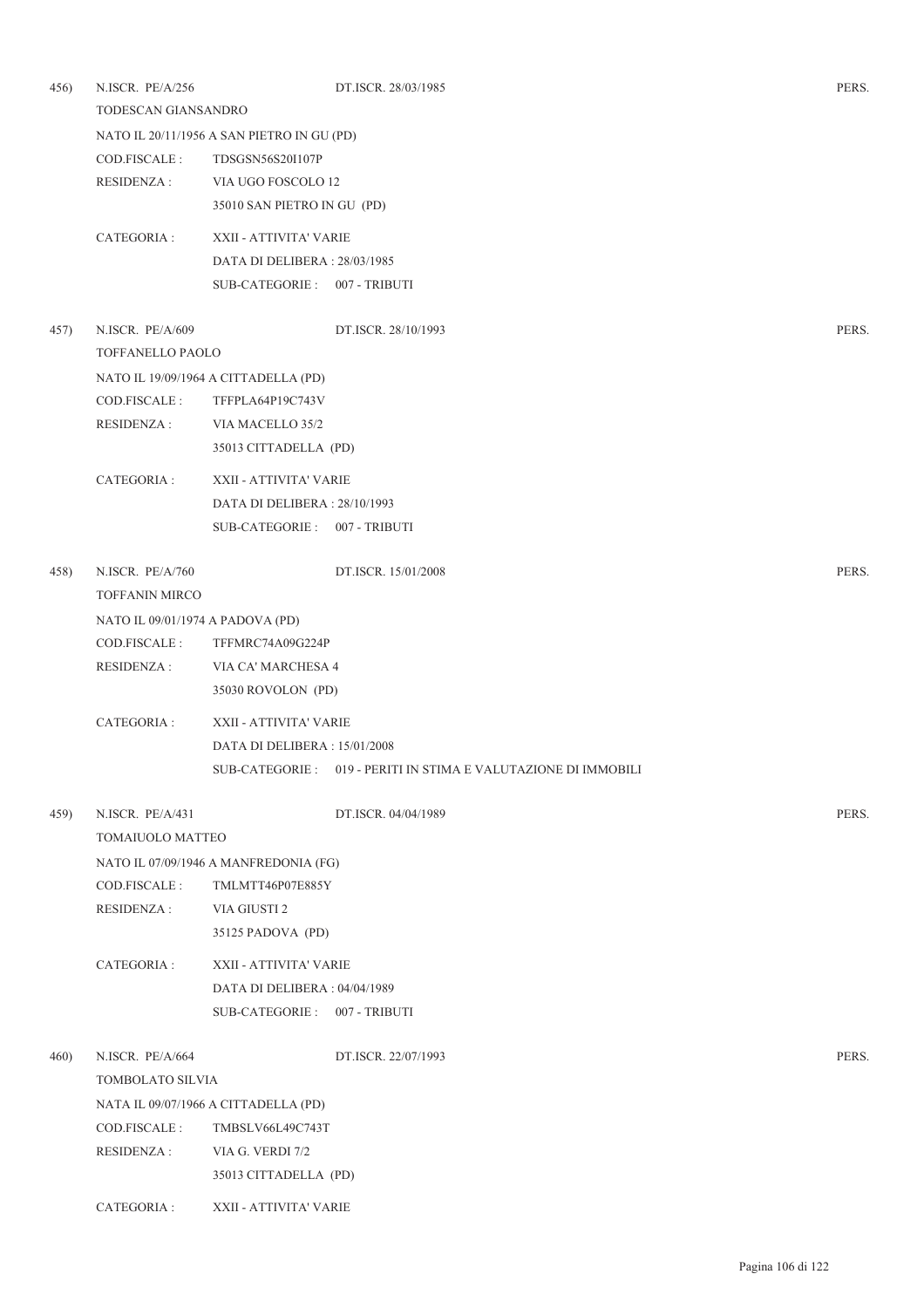456) N.ISCR. PE/A/256 DT.ISCR. 28/03/1985 PERS.

TODESCAN GIANSANDRO

NATO IL 20/11/1956 A SAN PIETRO IN GU (PD)

COD.FISCALE : TDSGSN56S20I107P

RESIDENZA : VIA UGO FOSCOLO 12

35010 SAN PIETRO IN GU (PD)

CATEGORIA : XXII - ATTIVITA' VARIE

DATA DI DELIBERA : 28/03/1985

SUB-CATEGORIE : 007 - TRIBUTI

457) N.ISCR. PE/A/609 DT.ISCR. 28/10/1993 PERS.

TOFFANELLO PAOLO

NATO IL 19/09/1964 A CITTADELLA (PD)

COD.FISCALE : TFFPLA64P19C743V

RESIDENZA : VIA MACELLO 35/2

35013 CITTADELLA (PD)

CATEGORIA : XXII - ATTIVITA' VARIE

DATA DI DELIBERA : 28/10/1993

SUB-CATEGORIE : 007 - TRIBUTI

458) N.ISCR. PE/A/760 DT.ISCR. 15/01/2008 PERS.

TOFFANIN MIRCO

NATO IL 09/01/1974 A PADOVA (PD)

COD.FISCALE : TFFMRC74A09G224P

RESIDENZA : VIA CA' MARCHESA 4

35030 ROVOLON (PD)

CATEGORIA : XXII - ATTIVITA' VARIE

DATA DI DELIBERA : 15/01/2008

SUB-CATEGORIE : 019 - PERITI IN STIMA E VALUTAZIONE DI IMMOBILI

459) N.ISCR. PE/A/431 DT.ISCR. 04/04/1989 PERS.

TOMAIUOLO MATTEO

NATO IL 07/09/1946 A MANFREDONIA (FG)

COD.FISCALE : TMLMTT46P07E885Y

RESIDENZA : VIA GIUSTI 2

35125 PADOVA (PD)

CATEGORIA : XXII - ATTIVITA' VARIE

DATA DI DELIBERA : 04/04/1989

SUB-CATEGORIE : 007 - TRIBUTI

460) N.ISCR. PE/A/664 DT.ISCR. 22/07/1993 PERS.

TOMBOLATO SILVIA

NATA IL 09/07/1966 A CITTADELLA (PD)

COD.FISCALE : TMBSLV66L49C743T

RESIDENZA : VIA G. VERDI 7/2

35013 CITTADELLA (PD)

CATEGORIA : XXII - ATTIVITA' VARIE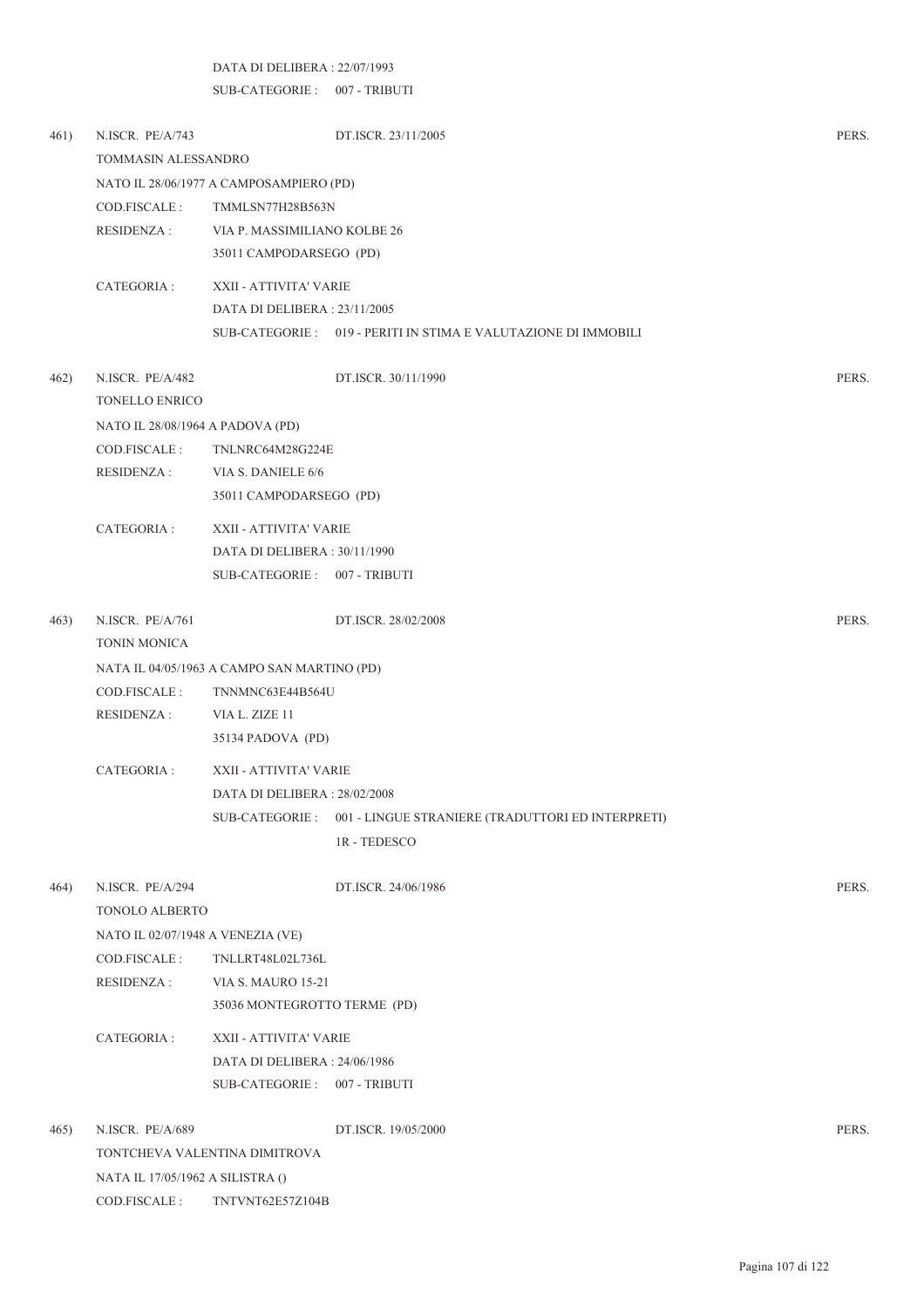DATA DI DELIBERA : 22/07/1993
SUB-CATEGORIE : 007 - TRIBUTI

461) N.ISCR. PE/A/743 DT.ISCR. 23/11/2005 PERS.
TOMMASIN ALESSANDRO
NATO IL 28/06/1977 A CAMPOSAMPIERO (PD)
COD.FISCALE : TMMLSN77H28B563N
RESIDENZA : VIA P. MASSIMILIANO KOLBE 26
35011 CAMPODARSEGO (PD)
CATEGORIA : XXII - ATTIVITA' VARIE
DATA DI DELIBERA : 23/11/2005
SUB-CATEGORIE : 019 - PERITI IN STIMA E VALUTAZIONE DI IMMOBILI

462) N.ISCR. PE/A/482 DT.ISCR. 30/11/1990 PERS.
TONELLO ENRICO
NATO IL 28/08/1964 A PADOVA (PD)
COD.FISCALE : TNLNRC64M28G224E
RESIDENZA : VIA S. DANIELE 6/6
35011 CAMPODARSEGO (PD)
CATEGORIA : XXII - ATTIVITA' VARIE
DATA DI DELIBERA : 30/11/1990
SUB-CATEGORIE : 007 - TRIBUTI

463) N.ISCR. PE/A/761 DT.ISCR. 28/02/2008 PERS.
TONIN MONICA
NATA IL 04/05/1963 A CAMPO SAN MARTINO (PD)
COD.FISCALE : TNNMNC63E44B564U
RESIDENZA : VIA L. ZIZE 11
35134 PADOVA (PD)
CATEGORIA : XXII - ATTIVITA' VARIE
DATA DI DELIBERA : 28/02/2008
SUB-CATEGORIE : 001 - LINGUE STRANIERE (TRADUTTORI ED INTERPRETI)
1R - TEDESCO

464) N.ISCR. PE/A/294 DT.ISCR. 24/06/1986 PERS.
TONOLO ALBERTO
NATO IL 02/07/1948 A VENEZIA (VE)
COD.FISCALE : TNLLRT48L02L736L
RESIDENZA : VIA S. MAURO 15-21
35036 MONTEGROTTO TERME (PD)
CATEGORIA : XXII - ATTIVITA' VARIE
DATA DI DELIBERA : 24/06/1986
SUB-CATEGORIE : 007 - TRIBUTI

465) N.ISCR. PE/A/689 DT.ISCR. 19/05/2000 PERS.
TONTCHEVA VALENTINA DIMITROVA
NATA IL 17/05/1962 A SILISTRA ()
COD.FISCALE : TNTVNT62E57Z104B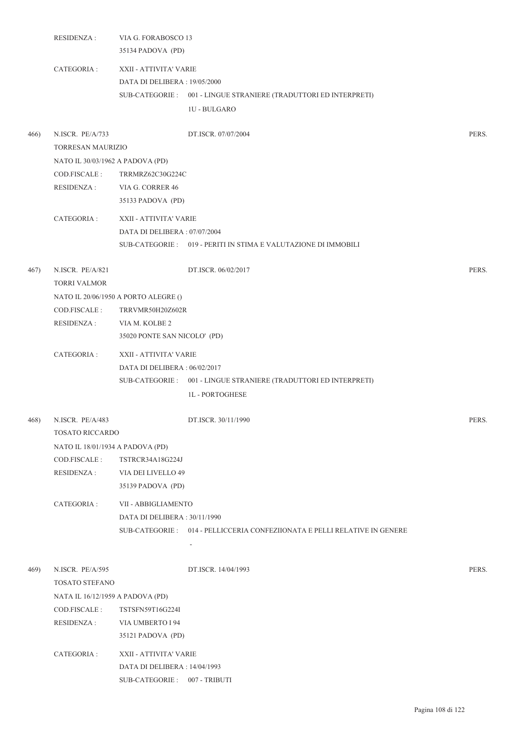RESIDENZA : VIA G. FORABOSCO 13
35134 PADOVA (PD)

CATEGORIA : XXII - ATTIVITA' VARIE
DATA DI DELIBERA : 19/05/2000
SUB-CATEGORIE : 001 - LINGUE STRANIERE (TRADUTTORI ED INTERPRETI)
1U - BULGARO

466) N.ISCR. PE/A/733 DT.ISCR. 07/07/2004 PERS.
TORRESAN MAURIZIO
NATO IL 30/03/1962 A PADOVA (PD)
COD.FISCALE : TRRMRZ62C30G224C
RESIDENZA : VIA G. CORRER 46
35133 PADOVA (PD)

CATEGORIA : XXII - ATTIVITA' VARIE
DATA DI DELIBERA : 07/07/2004
SUB-CATEGORIE : 019 - PERITI IN STIMA E VALUTAZIONE DI IMMOBILI

467) N.ISCR. PE/A/821 DT.ISCR. 06/02/2017 PERS.
TORRI VALMOR
NATO IL 20/06/1950 A PORTO ALEGRE ()
COD.FISCALE : TRRVMR50H20Z602R
RESIDENZA : VIA M. KOLBE 2
35020 PONTE SAN NICOLO' (PD)

CATEGORIA : XXII - ATTIVITA' VARIE
DATA DI DELIBERA : 06/02/2017
SUB-CATEGORIE : 001 - LINGUE STRANIERE (TRADUTTORI ED INTERPRETI)
1L - PORTOGHESE

468) N.ISCR. PE/A/483 DT.ISCR. 30/11/1990 PERS.
TOSATO RICCARDO
NATO IL 18/01/1934 A PADOVA (PD)
COD.FISCALE : TSTRCR34A18G224J
RESIDENZA : VIA DEI LIVELLO 49
35139 PADOVA (PD)

CATEGORIA : VII - ABBIGLIAMENTO
DATA DI DELIBERA : 30/11/1990
SUB-CATEGORIE : 014 - PELLICCERIA CONFEZIIONATA E PELLI RELATIVE IN GENERE
-

469) N.ISCR. PE/A/595 DT.ISCR. 14/04/1993 PERS.
TOSATO STEFANO
NATA IL 16/12/1959 A PADOVA (PD)
COD.FISCALE : TSTSFN59T16G224I
RESIDENZA : VIA UMBERTO I 94
35121 PADOVA (PD)

CATEGORIA : XXII - ATTIVITA' VARIE
DATA DI DELIBERA : 14/04/1993
SUB-CATEGORIE : 007 - TRIBUTI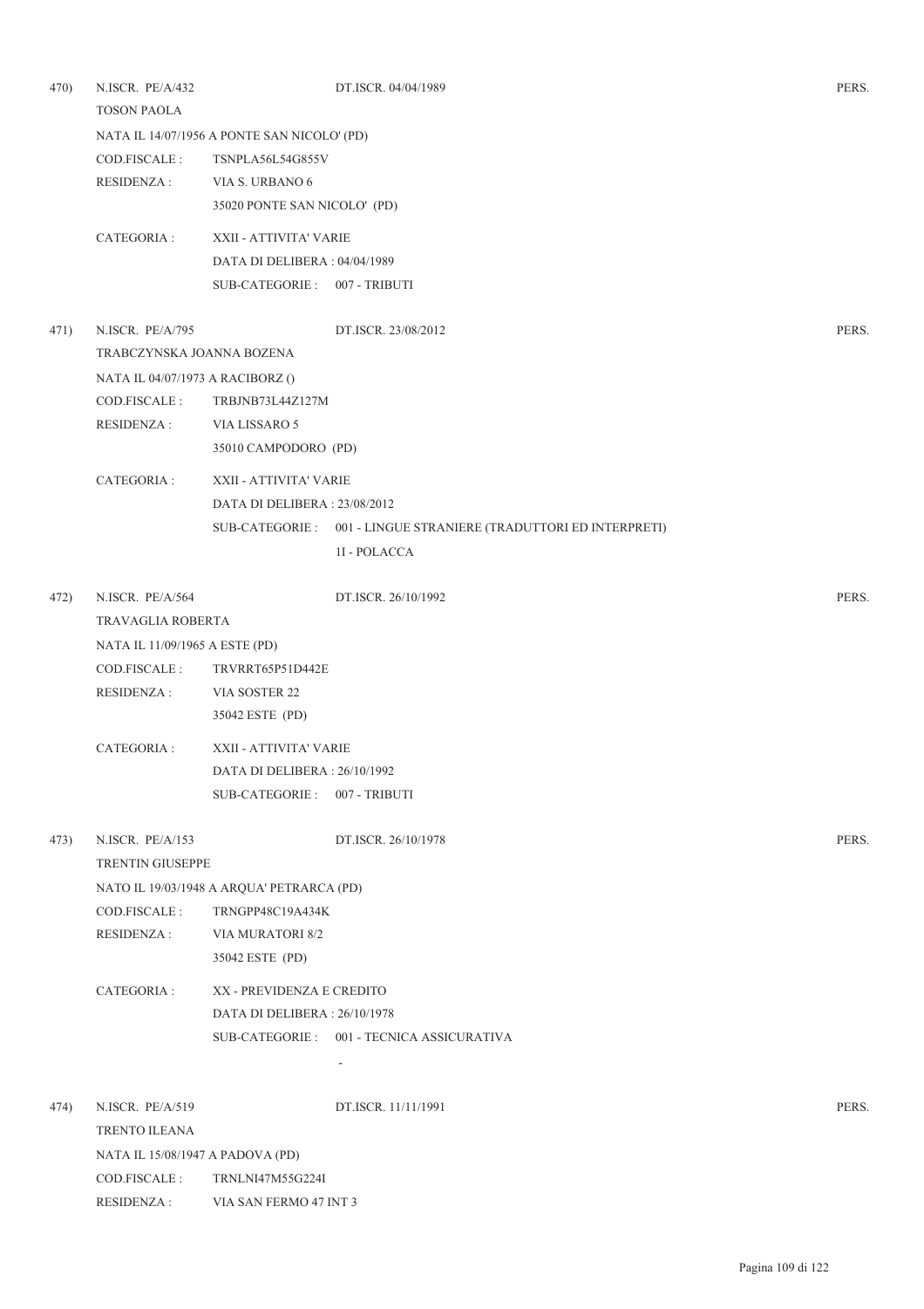470) N.ISCR. PE/A/432 DT.ISCR. 04/04/1989 PERS.

TOSON PAOLA

NATA IL 14/07/1956 A PONTE SAN NICOLO' (PD)

COD.FISCALE : TSNPLA56L54G855V

RESIDENZA : VIA S. URBANO 6
35020 PONTE SAN NICOLO' (PD)

CATEGORIA : XXII - ATTIVITA' VARIE
DATA DI DELIBERA : 04/04/1989
SUB-CATEGORIE : 007 - TRIBUTI

471) N.ISCR. PE/A/795 DT.ISCR. 23/08/2012 PERS.

TRABCZYNSKA JOANNA BOZENA

NATA IL 04/07/1973 A RACIBORZ ()

COD.FISCALE : TRBJNB73L44Z127M

RESIDENZA : VIA LISSARO 5
35010 CAMPODORO (PD)

CATEGORIA : XXII - ATTIVITA' VARIE
DATA DI DELIBERA : 23/08/2012
SUB-CATEGORIE : 001 - LINGUE STRANIERE (TRADUTTORI ED INTERPRETI)
1I - POLACCA

472) N.ISCR. PE/A/564 DT.ISCR. 26/10/1992 PERS.

TRAVAGLIA ROBERTA

NATA IL 11/09/1965 A ESTE (PD)

COD.FISCALE : TRVRRT65P51D442E

RESIDENZA : VIA SOSTER 22
35042 ESTE (PD)

CATEGORIA : XXII - ATTIVITA' VARIE
DATA DI DELIBERA : 26/10/1992
SUB-CATEGORIE : 007 - TRIBUTI

473) N.ISCR. PE/A/153 DT.ISCR. 26/10/1978 PERS.

TRENTIN GIUSEPPE

NATO IL 19/03/1948 A ARQUA' PETRARCA (PD)

COD.FISCALE : TRNGPP48C19A434K

RESIDENZA : VIA MURATORI 8/2
35042 ESTE (PD)

CATEGORIA : XX - PREVIDENZA E CREDITO
DATA DI DELIBERA : 26/10/1978
SUB-CATEGORIE : 001 - TECNICA ASSICURATIVA
-

474) N.ISCR. PE/A/519 DT.ISCR. 11/11/1991 PERS.

TRENTO ILEANA

NATA IL 15/08/1947 A PADOVA (PD)

COD.FISCALE : TRNLNI47M55G224I

RESIDENZA : VIA SAN FERMO 47 INT 3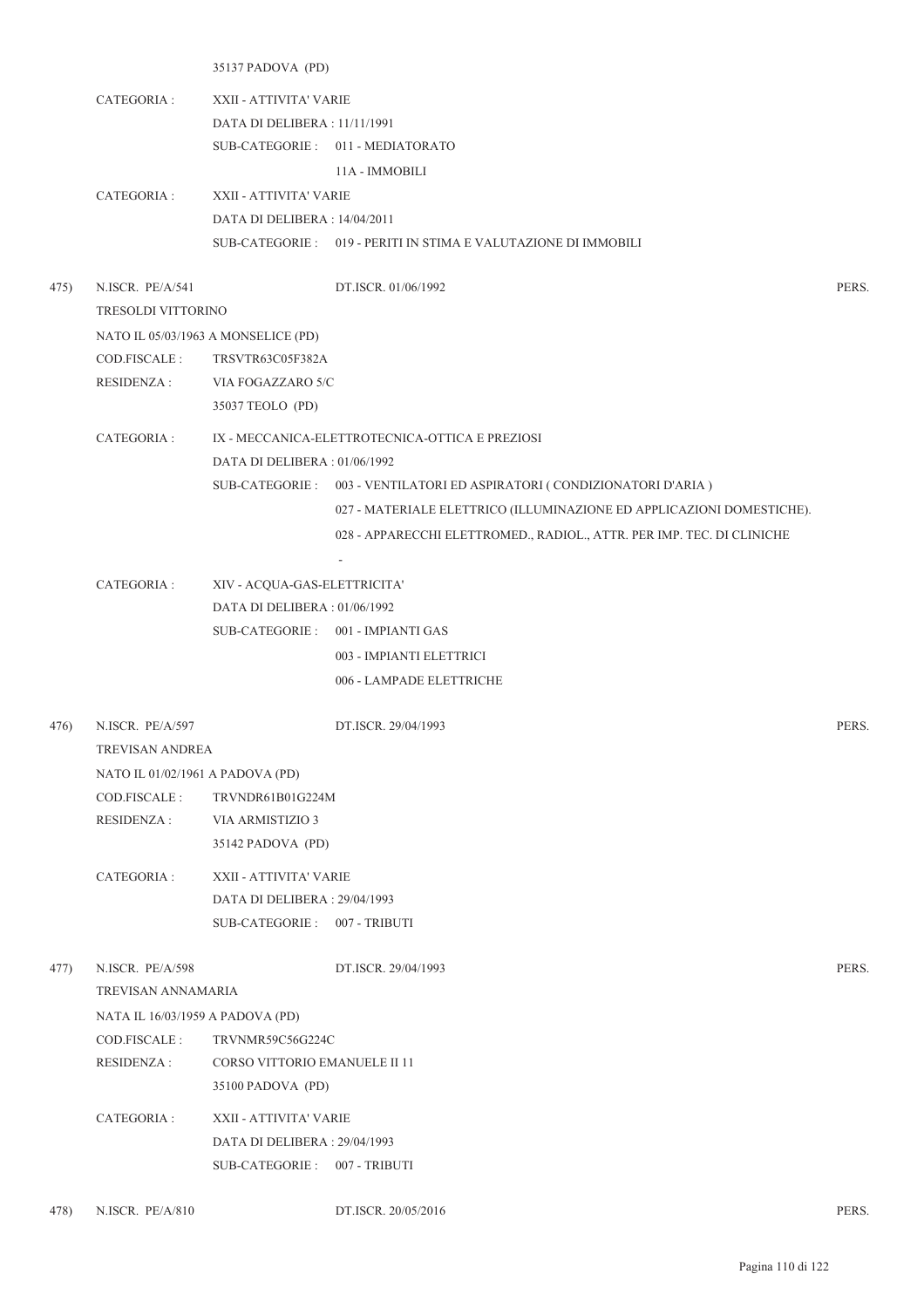35137 PADOVA (PD)

CATEGORIA : XXII - ATTIVITA' VARIE
DATA DI DELIBERA : 11/11/1991
SUB-CATEGORIE : 011 - MEDIATORATO
11A - IMMOBILI

CATEGORIA : XXII - ATTIVITA' VARIE
DATA DI DELIBERA : 14/04/2011
SUB-CATEGORIE : 019 - PERITI IN STIMA E VALUTAZIONE DI IMMOBILI

475) N.ISCR. PE/A/541 DT.ISCR. 01/06/1992 PERS.

TRESOLDI VITTORINO
NATO IL 05/03/1963 A MONSELICE (PD)
COD.FISCALE : TRSVTR63C05F382A
RESIDENZA : VIA FOGAZZARO 5/C
35037 TEOLO (PD)

CATEGORIA : IX - MECCANICA-ELETTROTECNICA-OTTICA E PREZIOSI
DATA DI DELIBERA : 01/06/1992
SUB-CATEGORIE : 003 - VENTILATORI ED ASPIRATORI ( CONDIZIONATORI D'ARIA )
027 - MATERIALE ELETTRICO (ILLUMINAZIONE ED APPLICAZIONI DOMESTICHE).
028 - APPARECCHI ELETTROMED., RADIOL., ATTR. PER IMP. TEC. DI CLINICHE
-

CATEGORIA : XIV - ACQUA-GAS-ELETTRICITA'
DATA DI DELIBERA : 01/06/1992
SUB-CATEGORIE : 001 - IMPIANTI GAS
003 - IMPIANTI ELETTRICI
006 - LAMPADE ELETTRICHE

476) N.ISCR. PE/A/597 DT.ISCR. 29/04/1993 PERS.

TREVISAN ANDREA
NATO IL 01/02/1961 A PADOVA (PD)
COD.FISCALE : TRVNDR61B01G224M
RESIDENZA : VIA ARMISTIZIO 3
35142 PADOVA (PD)

CATEGORIA : XXII - ATTIVITA' VARIE
DATA DI DELIBERA : 29/04/1993
SUB-CATEGORIE : 007 - TRIBUTI

477) N.ISCR. PE/A/598 DT.ISCR. 29/04/1993 PERS.

TREVISAN ANNAMARIA
NATA IL 16/03/1959 A PADOVA (PD)
COD.FISCALE : TRVNMR59C56G224C
RESIDENZA : CORSO VITTORIO EMANUELE II 11
35100 PADOVA (PD)

CATEGORIA : XXII - ATTIVITA' VARIE
DATA DI DELIBERA : 29/04/1993
SUB-CATEGORIE : 007 - TRIBUTI

478) N.ISCR. PE/A/810 DT.ISCR. 20/05/2016 PERS.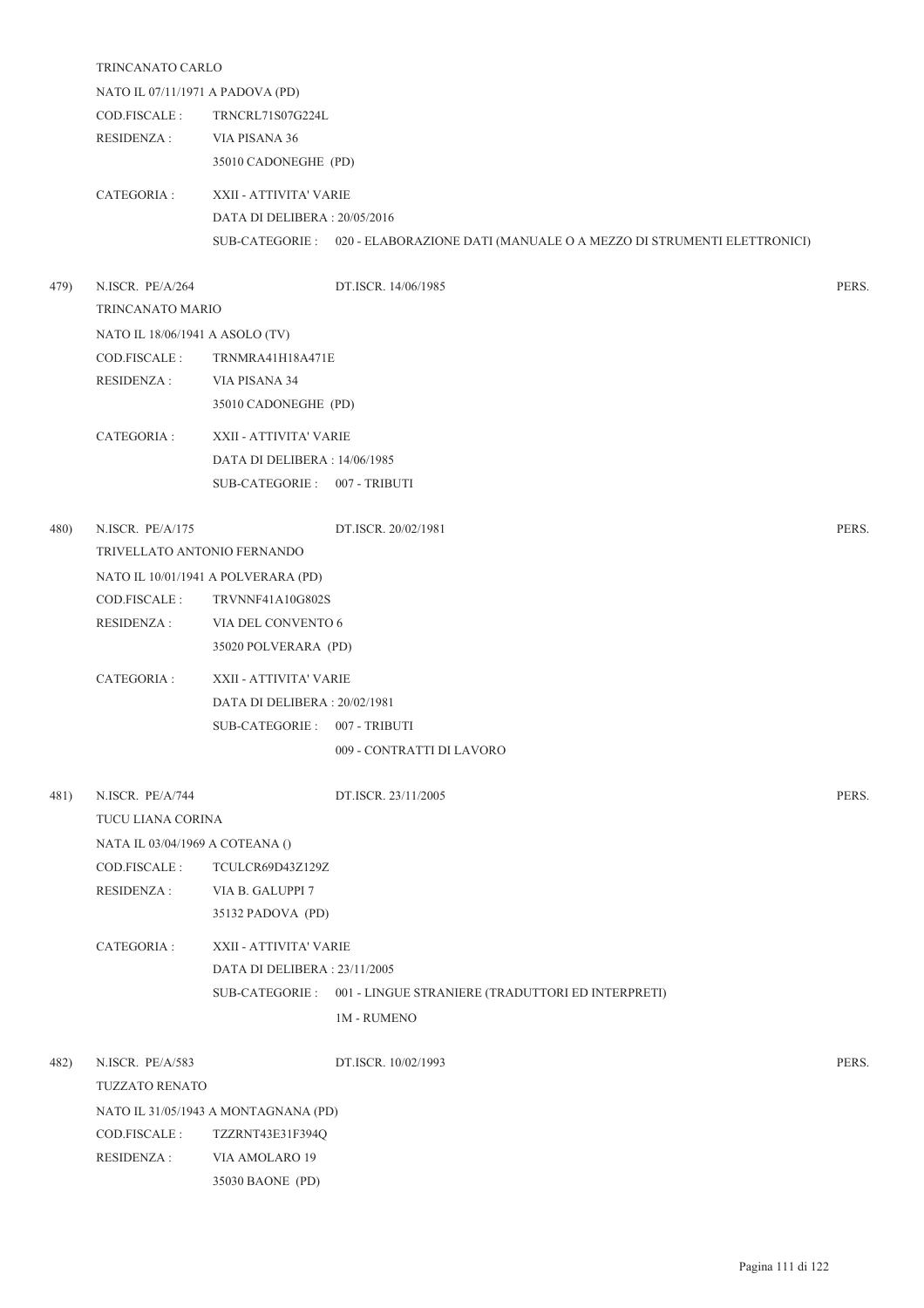TRINCANATO CARLO

NATO IL 07/11/1971 A PADOVA (PD)

COD.FISCALE : TRNCRL71S07G224L

RESIDENZA : VIA PISANA 36

35010 CADONEGHE (PD)

CATEGORIA : XXII - ATTIVITA' VARIE

DATA DI DELIBERA : 20/05/2016

SUB-CATEGORIE : 020 - ELABORAZIONE DATI (MANUALE O A MEZZO DI STRUMENTI ELETTRONICI)

479) N.ISCR. PE/A/264 DT.ISCR. 14/06/1985 PERS.

TRINCANATO MARIO

NATO IL 18/06/1941 A ASOLO (TV)

COD.FISCALE : TRNMRA41H18A471E

RESIDENZA : VIA PISANA 34

35010 CADONEGHE (PD)

CATEGORIA : XXII - ATTIVITA' VARIE

DATA DI DELIBERA : 14/06/1985

SUB-CATEGORIE : 007 - TRIBUTI

480) N.ISCR. PE/A/175 DT.ISCR. 20/02/1981 PERS.

TRIVELLATO ANTONIO FERNANDO

NATO IL 10/01/1941 A POLVERARA (PD)

COD.FISCALE : TRVNNF41A10G802S

RESIDENZA : VIA DEL CONVENTO 6

35020 POLVERARA (PD)

CATEGORIA : XXII - ATTIVITA' VARIE

DATA DI DELIBERA : 20/02/1981

SUB-CATEGORIE : 007 - TRIBUTI

009 - CONTRATTI DI LAVORO

481) N.ISCR. PE/A/744 DT.ISCR. 23/11/2005 PERS.

TUCU LIANA CORINA

NATA IL 03/04/1969 A COTEANA ()

COD.FISCALE : TCULCR69D43Z129Z

RESIDENZA : VIA B. GALUPPI 7

35132 PADOVA (PD)

CATEGORIA : XXII - ATTIVITA' VARIE

DATA DI DELIBERA : 23/11/2005

SUB-CATEGORIE : 001 - LINGUE STRANIERE (TRADUTTORI ED INTERPRETI)

1M - RUMENO

482) N.ISCR. PE/A/583 DT.ISCR. 10/02/1993 PERS.

TUZZATO RENATO

NATO IL 31/05/1943 A MONTAGNANA (PD)

COD.FISCALE : TZZRNT43E31F394Q

RESIDENZA : VIA AMOLARO 19

35030 BAONE (PD)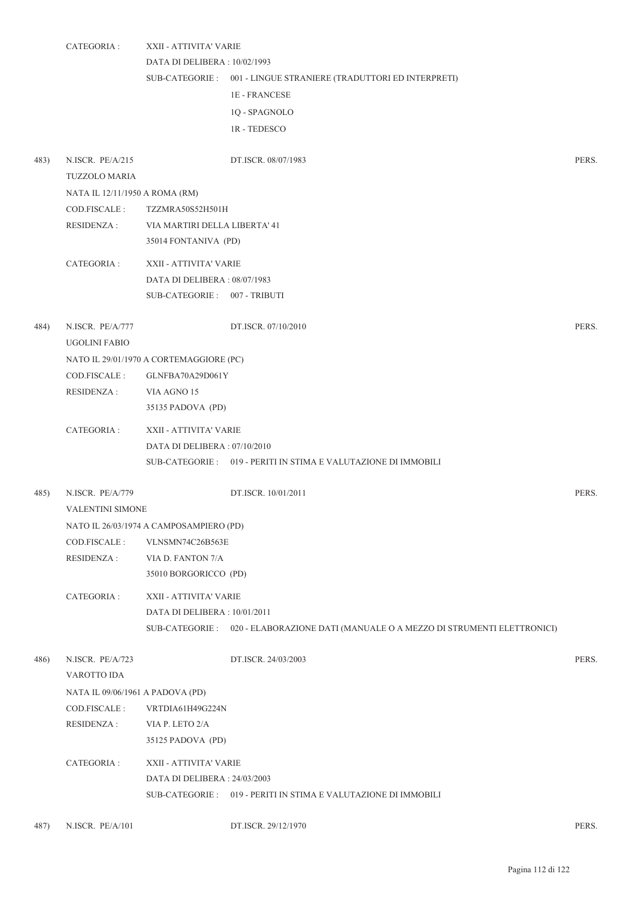CATEGORIA : XXII - ATTIVITA' VARIE
DATA DI DELIBERA : 10/02/1993
SUB-CATEGORIE : 001 - LINGUE STRANIERE (TRADUTTORI ED INTERPRETI)
1E - FRANCESE
1Q - SPAGNOLO
1R - TEDESCO

483) N.ISCR. PE/A/215 DT.ISCR. 08/07/1983 PERS.
TUZZOLO MARIA
NATA IL 12/11/1950 A ROMA (RM)
COD.FISCALE : TZZMRA50S52H501H
RESIDENZA : VIA MARTIRI DELLA LIBERTA' 41
35014 FONTANIVA (PD)

CATEGORIA : XXII - ATTIVITA' VARIE
DATA DI DELIBERA : 08/07/1983
SUB-CATEGORIE : 007 - TRIBUTI

484) N.ISCR. PE/A/777 DT.ISCR. 07/10/2010 PERS.
UGOLINI FABIO
NATO IL 29/01/1970 A CORTEMAGGIORE (PC)
COD.FISCALE : GLNFBA70A29D061Y
RESIDENZA : VIA AGNO 15
35135 PADOVA (PD)

CATEGORIA : XXII - ATTIVITA' VARIE
DATA DI DELIBERA : 07/10/2010
SUB-CATEGORIE : 019 - PERITI IN STIMA E VALUTAZIONE DI IMMOBILI

485) N.ISCR. PE/A/779 DT.ISCR. 10/01/2011 PERS.
VALENTINI SIMONE
NATO IL 26/03/1974 A CAMPOSAMPIERO (PD)
COD.FISCALE : VLNSMN74C26B563E
RESIDENZA : VIA D. FANTON 7/A
35010 BORGORICCO (PD)

CATEGORIA : XXII - ATTIVITA' VARIE
DATA DI DELIBERA : 10/01/2011
SUB-CATEGORIE : 020 - ELABORAZIONE DATI (MANUALE O A MEZZO DI STRUMENTI ELETTRONICI)

486) N.ISCR. PE/A/723 DT.ISCR. 24/03/2003 PERS.
VAROTTO IDA
NATA IL 09/06/1961 A PADOVA (PD)
COD.FISCALE : VRTDIA61H49G224N
RESIDENZA : VIA P. LETO 2/A
35125 PADOVA (PD)

CATEGORIA : XXII - ATTIVITA' VARIE
DATA DI DELIBERA : 24/03/2003
SUB-CATEGORIE : 019 - PERITI IN STIMA E VALUTAZIONE DI IMMOBILI

487) N.ISCR. PE/A/101 DT.ISCR. 29/12/1970 PERS.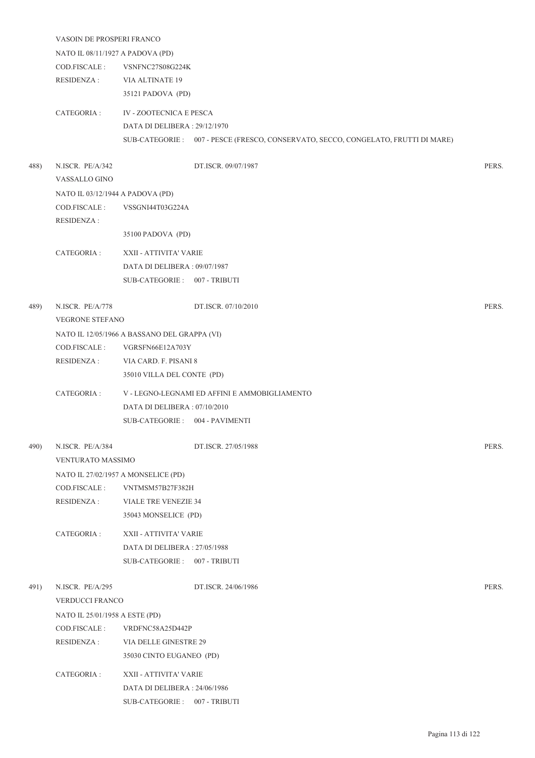VASOIN DE PROSPERI FRANCO

NATO IL 08/11/1927 A PADOVA (PD)

COD.FISCALE : VSNFNC27S08G224K

RESIDENZA : VIA ALTINATE 19
35121 PADOVA (PD)

CATEGORIA : IV - ZOOTECNICA E PESCA
DATA DI DELIBERA : 29/12/1970
SUB-CATEGORIE : 007 - PESCE (FRESCO, CONSERVATO, SECCO, CONGELATO, FRUTTI DI MARE)

488) N.ISCR. PE/A/342 DT.ISCR. 09/07/1987 PERS.

VASSALLO GINO

NATO IL 03/12/1944 A PADOVA (PD)

COD.FISCALE : VSSGNI44T03G224A

RESIDENZA :
35100 PADOVA (PD)

CATEGORIA : XXII - ATTIVITA' VARIE
DATA DI DELIBERA : 09/07/1987
SUB-CATEGORIE : 007 - TRIBUTI

489) N.ISCR. PE/A/778 DT.ISCR. 07/10/2010 PERS.

VEGRONE STEFANO

NATO IL 12/05/1966 A BASSANO DEL GRAPPA (VI)

COD.FISCALE : VGRSFN66E12A703Y

RESIDENZA : VIA CARD. F. PISANI 8
35010 VILLA DEL CONTE (PD)

CATEGORIA : V - LEGNO-LEGNAMI ED AFFINI E AMMOBIGLIAMENTO
DATA DI DELIBERA : 07/10/2010
SUB-CATEGORIE : 004 - PAVIMENTI

490) N.ISCR. PE/A/384 DT.ISCR. 27/05/1988 PERS.

VENTURATO MASSIMO

NATO IL 27/02/1957 A MONSELICE (PD)

COD.FISCALE : VNTMSM57B27F382H

RESIDENZA : VIALE TRE VENEZIE 34
35043 MONSELICE (PD)

CATEGORIA : XXII - ATTIVITA' VARIE
DATA DI DELIBERA : 27/05/1988
SUB-CATEGORIE : 007 - TRIBUTI

491) N.ISCR. PE/A/295 DT.ISCR. 24/06/1986 PERS.

VERDUCCI FRANCO

NATO IL 25/01/1958 A ESTE (PD)

COD.FISCALE : VRDFNC58A25D442P

RESIDENZA : VIA DELLE GINESTRE 29
35030 CINTO EUGANEO (PD)

CATEGORIA : XXII - ATTIVITA' VARIE
DATA DI DELIBERA : 24/06/1986
SUB-CATEGORIE : 007 - TRIBUTI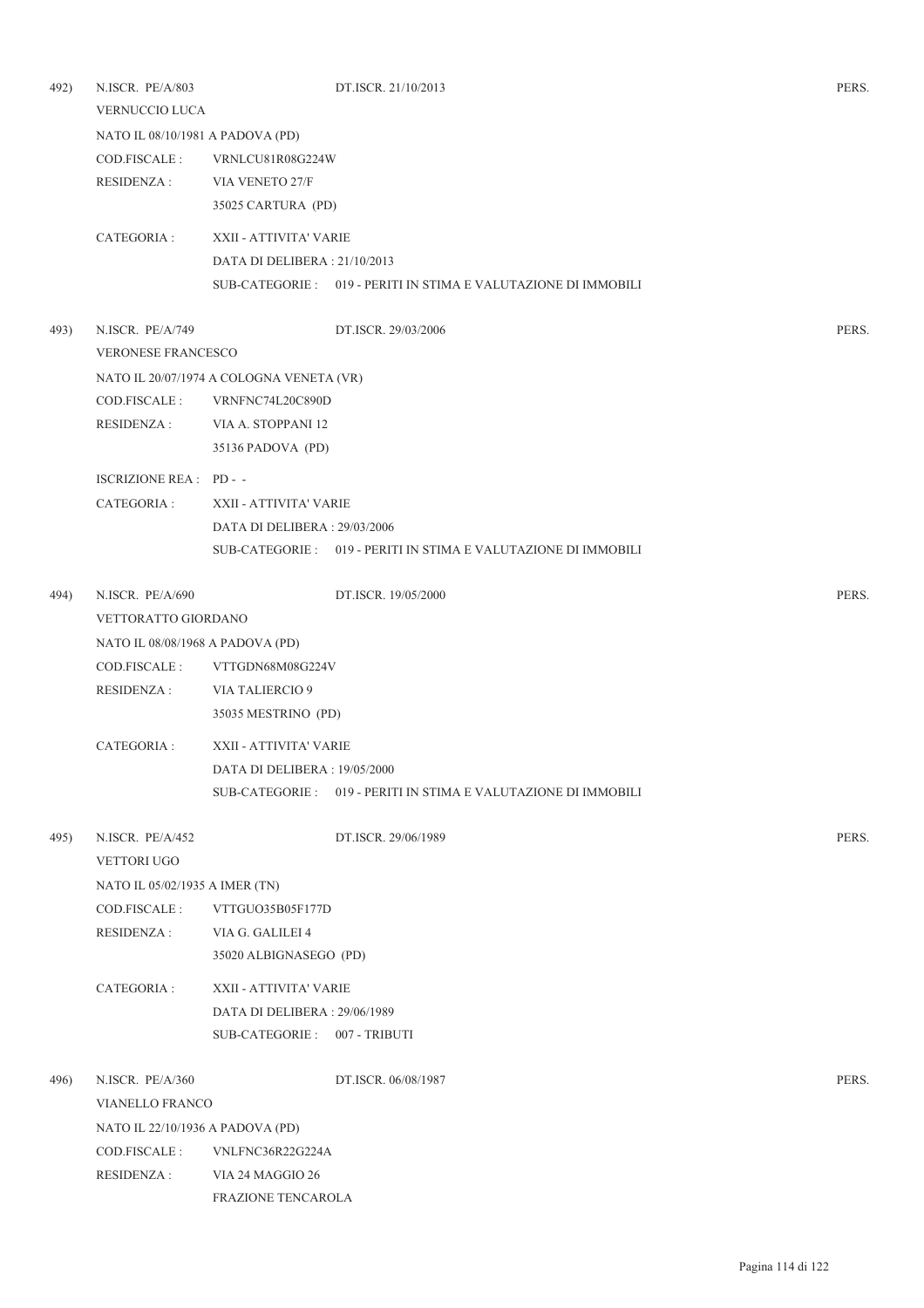492) N.ISCR. PE/A/803 DT.ISCR. 21/10/2013 PERS.

VERNUCCIO LUCA

NATO IL 08/10/1981 A PADOVA (PD)

COD.FISCALE : VRNLCU81R08G224W

RESIDENZA : VIA VENETO 27/F
35025 CARTURA (PD)

CATEGORIA : XXII - ATTIVITA' VARIE
DATA DI DELIBERA : 21/10/2013
SUB-CATEGORIE : 019 - PERITI IN STIMA E VALUTAZIONE DI IMMOBILI

493) N.ISCR. PE/A/749 DT.ISCR. 29/03/2006 PERS.

VERONESE FRANCESCO

NATO IL 20/07/1974 A COLOGNA VENETA (VR)

COD.FISCALE : VRNFNC74L20C890D

RESIDENZA : VIA A. STOPPANI 12
35136 PADOVA (PD)

ISCRIZIONE REA : PD - -

CATEGORIA : XXII - ATTIVITA' VARIE
DATA DI DELIBERA : 29/03/2006
SUB-CATEGORIE : 019 - PERITI IN STIMA E VALUTAZIONE DI IMMOBILI

494) N.ISCR. PE/A/690 DT.ISCR. 19/05/2000 PERS.

VETTORATTO GIORDANO

NATO IL 08/08/1968 A PADOVA (PD)

COD.FISCALE : VTTGDN68M08G224V

RESIDENZA : VIA TALIERCIO 9
35035 MESTRINO (PD)

CATEGORIA : XXII - ATTIVITA' VARIE
DATA DI DELIBERA : 19/05/2000
SUB-CATEGORIE : 019 - PERITI IN STIMA E VALUTAZIONE DI IMMOBILI

495) N.ISCR. PE/A/452 DT.ISCR. 29/06/1989 PERS.

VETTORI UGO

NATO IL 05/02/1935 A IMER (TN)

COD.FISCALE : VTTGUO35B05F177D

RESIDENZA : VIA G. GALILEI 4
35020 ALBIGNASEGO (PD)

CATEGORIA : XXII - ATTIVITA' VARIE
DATA DI DELIBERA : 29/06/1989
SUB-CATEGORIE : 007 - TRIBUTI

496) N.ISCR. PE/A/360 DT.ISCR. 06/08/1987 PERS.

VIANELLO FRANCO

NATO IL 22/10/1936 A PADOVA (PD)

COD.FISCALE : VNLFNC36R22G224A

RESIDENZA : VIA 24 MAGGIO 26
FRAZIONE TENCAROLA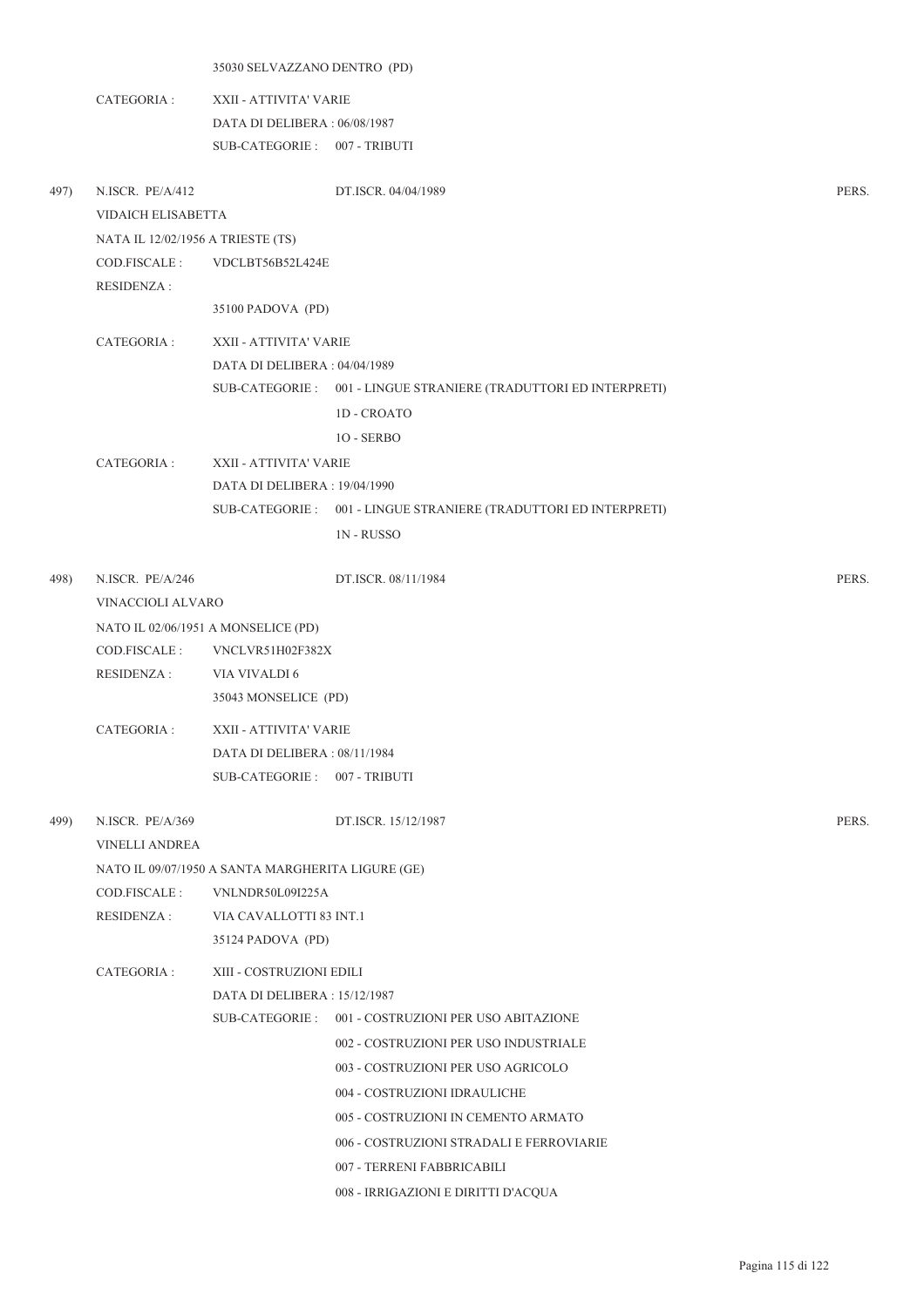35030 SELVAZZANO DENTRO (PD)

CATEGORIA : XXII - ATTIVITA' VARIE
DATA DI DELIBERA : 06/08/1987
SUB-CATEGORIE : 007 - TRIBUTI

497) N.ISCR. PE/A/412 DT.ISCR. 04/04/1989 PERS.

VIDAICH ELISABETTA
NATA IL 12/02/1956 A TRIESTE (TS)
COD.FISCALE : VDCLBT56B52L424E
RESIDENZA :
35100 PADOVA (PD)

CATEGORIA : XXII - ATTIVITA' VARIE
DATA DI DELIBERA : 04/04/1989
SUB-CATEGORIE : 001 - LINGUE STRANIERE (TRADUTTORI ED INTERPRETI)
1D - CROATO
1O - SERBO

CATEGORIA : XXII - ATTIVITA' VARIE
DATA DI DELIBERA : 19/04/1990
SUB-CATEGORIE : 001 - LINGUE STRANIERE (TRADUTTORI ED INTERPRETI)
1N - RUSSO

498) N.ISCR. PE/A/246 DT.ISCR. 08/11/1984 PERS.

VINACCIOLI ALVARO
NATO IL 02/06/1951 A MONSELICE (PD)
COD.FISCALE : VNCLVR51H02F382X
RESIDENZA : VIA VIVALDI 6
35043 MONSELICE (PD)

CATEGORIA : XXII - ATTIVITA' VARIE
DATA DI DELIBERA : 08/11/1984
SUB-CATEGORIE : 007 - TRIBUTI

499) N.ISCR. PE/A/369 DT.ISCR. 15/12/1987 PERS.

VINELLI ANDREA
NATO IL 09/07/1950 A SANTA MARGHERITA LIGURE (GE)
COD.FISCALE : VNLNDR50L09I225A
RESIDENZA : VIA CAVALLOTTI 83 INT.1
35124 PADOVA (PD)

CATEGORIA : XIII - COSTRUZIONI EDILI
DATA DI DELIBERA : 15/12/1987
SUB-CATEGORIE : 001 - COSTRUZIONI PER USO ABITAZIONE
002 - COSTRUZIONI PER USO INDUSTRIALE
003 - COSTRUZIONI PER USO AGRICOLO
004 - COSTRUZIONI IDRAULICHE
005 - COSTRUZIONI IN CEMENTO ARMATO
006 - COSTRUZIONI STRADALI E FERROVIARIE
007 - TERRENI FABBRICABILI
008 - IRRIGAZIONI E DIRITTI D'ACQUA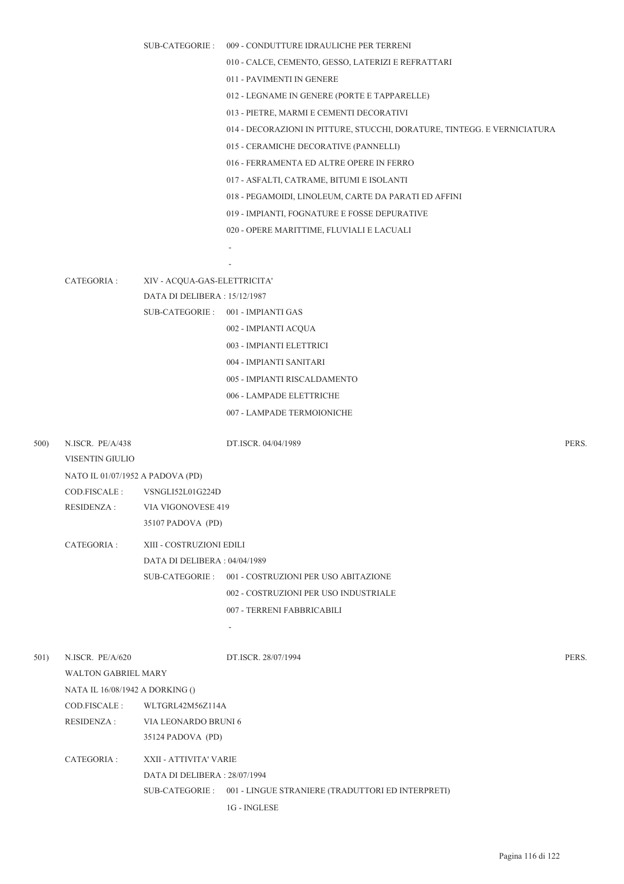SUB-CATEGORIE : 009 - CONDUTTURE IDRAULICHE PER TERRENI

010 - CALCE, CEMENTO, GESSO, LATERIZI E REFRATTARI

011 - PAVIMENTI IN GENERE

012 - LEGNAME IN GENERE (PORTE E TAPPARELLE)

013 - PIETRE, MARMI E CEMENTI DECORATIVI

014 - DECORAZIONI IN PITTURE, STUCCHI, DORATURE, TINTEGG. E VERNICIATURA

015 - CERAMICHE DECORATIVE (PANNELLI)

016 - FERRAMENTA ED ALTRE OPERE IN FERRO

017 - ASFALTI, CATRAME, BITUMI E ISOLANTI

018 - PEGAMOIDI, LINOLEUM, CARTE DA PARATI ED AFFINI

019 - IMPIANTI, FOGNATURE E FOSSE DEPURATIVE

020 - OPERE MARITTIME, FLUVIALI E LACUALI

-

-

CATEGORIA : XIV - ACQUA-GAS-ELETTRICITA'

DATA DI DELIBERA : 15/12/1987

SUB-CATEGORIE : 001 - IMPIANTI GAS

002 - IMPIANTI ACQUA

003 - IMPIANTI ELETTRICI

004 - IMPIANTI SANITARI

005 - IMPIANTI RISCALDAMENTO

006 - LAMPADE ELETTRICHE

007 - LAMPADE TERMOIONICHE

500) N.ISCR. PE/A/438 DT.ISCR. 04/04/1989 PERS.

VISENTIN GIULIO

NATO IL 01/07/1952 A PADOVA (PD)

COD.FISCALE : VSNGLI52L01G224D

RESIDENZA : VIA VIGONOVESE 419

35107 PADOVA (PD)

CATEGORIA : XIII - COSTRUZIONI EDILI

DATA DI DELIBERA : 04/04/1989

SUB-CATEGORIE : 001 - COSTRUZIONI PER USO ABITAZIONE

002 - COSTRUZIONI PER USO INDUSTRIALE

007 - TERRENI FABBRICABILI

-

501) N.ISCR. PE/A/620 DT.ISCR. 28/07/1994 PERS.

WALTON GABRIEL MARY

NATA IL 16/08/1942 A DORKING ()

COD.FISCALE : WLTGRL42M56Z114A

RESIDENZA : VIA LEONARDO BRUNI 6

35124 PADOVA (PD)

CATEGORIA : XXII - ATTIVITA' VARIE

DATA DI DELIBERA : 28/07/1994

SUB-CATEGORIE : 001 - LINGUE STRANIERE (TRADUTTORI ED INTERPRETI)

1G - INGLESE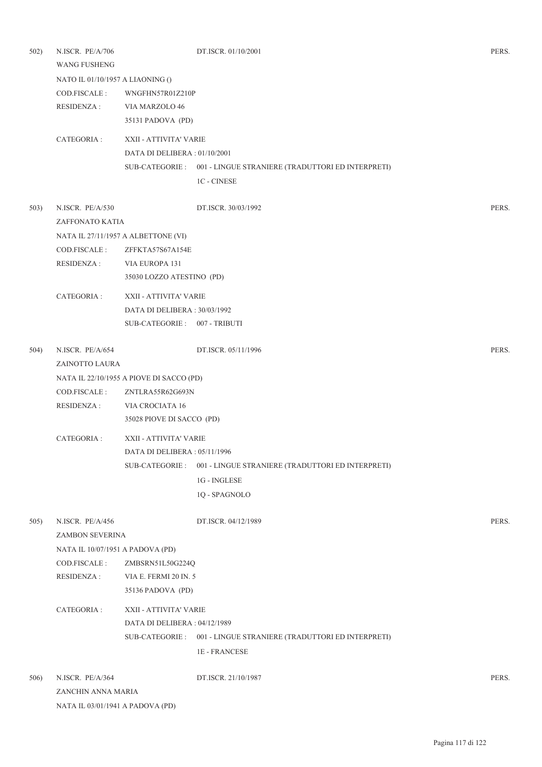502) N.ISCR. PE/A/706 DT.ISCR. 01/10/2001 PERS.

WANG FUSHENG

NATO IL 01/10/1957 A LIAONING ()

COD.FISCALE : WNGFHN57R01Z210P

RESIDENZA : VIA MARZOLO 46
35131 PADOVA (PD)

CATEGORIA : XXII - ATTIVITA' VARIE
DATA DI DELIBERA : 01/10/2001
SUB-CATEGORIE : 001 - LINGUE STRANIERE (TRADUTTORI ED INTERPRETI)
1C - CINESE

503) N.ISCR. PE/A/530 DT.ISCR. 30/03/1992 PERS.

ZAFFONATO KATIA

NATA IL 27/11/1957 A ALBETTONE (VI)

COD.FISCALE : ZFFKTA57S67A154E

RESIDENZA : VIA EUROPA 131
35030 LOZZO ATESTINO (PD)

CATEGORIA : XXII - ATTIVITA' VARIE
DATA DI DELIBERA : 30/03/1992
SUB-CATEGORIE : 007 - TRIBUTI

504) N.ISCR. PE/A/654 DT.ISCR. 05/11/1996 PERS.

ZAINOTTO LAURA

NATA IL 22/10/1955 A PIOVE DI SACCO (PD)

COD.FISCALE : ZNTLRA55R62G693N

RESIDENZA : VIA CROCIATA 16
35028 PIOVE DI SACCO (PD)

CATEGORIA : XXII - ATTIVITA' VARIE
DATA DI DELIBERA : 05/11/1996
SUB-CATEGORIE : 001 - LINGUE STRANIERE (TRADUTTORI ED INTERPRETI)
1G - INGLESE
1Q - SPAGNOLO

505) N.ISCR. PE/A/456 DT.ISCR. 04/12/1989 PERS.

ZAMBON SEVERINA

NATA IL 10/07/1951 A PADOVA (PD)

COD.FISCALE : ZMBSRN51L50G224Q

RESIDENZA : VIA E. FERMI 20 IN. 5
35136 PADOVA (PD)

CATEGORIA : XXII - ATTIVITA' VARIE
DATA DI DELIBERA : 04/12/1989
SUB-CATEGORIE : 001 - LINGUE STRANIERE (TRADUTTORI ED INTERPRETI)
1E - FRANCESE

506) N.ISCR. PE/A/364 DT.ISCR. 21/10/1987 PERS.

ZANCHIN ANNA MARIA

NATA IL 03/01/1941 A PADOVA (PD)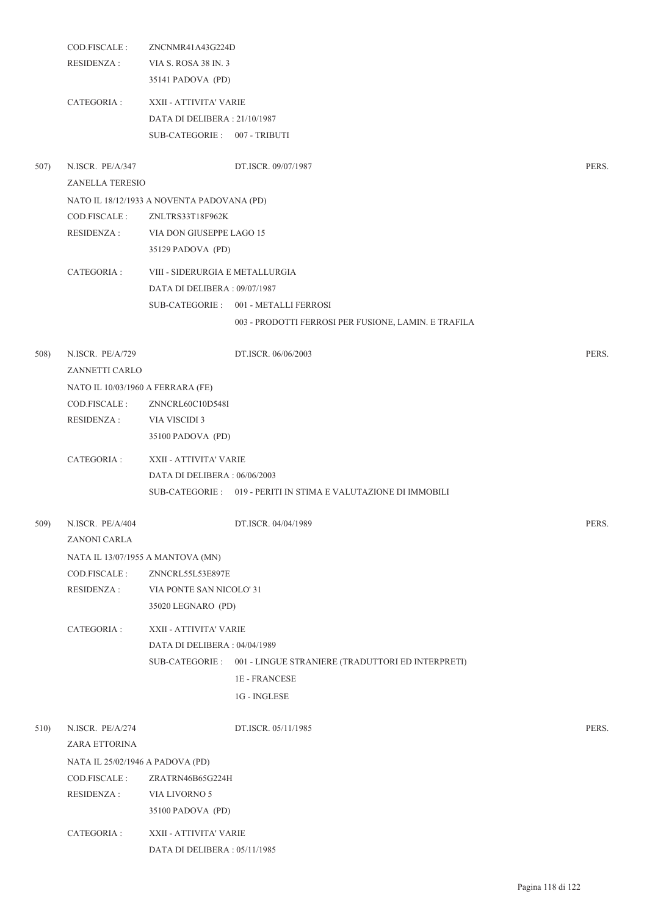COD.FISCALE : ZNCNMR41A43G224D
RESIDENZA : VIA S. ROSA 38 IN. 3
35141 PADOVA (PD)

CATEGORIA : XXII - ATTIVITA' VARIE
DATA DI DELIBERA : 21/10/1987
SUB-CATEGORIE : 007 - TRIBUTI

507) N.ISCR. PE/A/347 DT.ISCR. 09/07/1987 PERS.
ZANELLA TERESIO
NATO IL 18/12/1933 A NOVENTA PADOVANA (PD)
COD.FISCALE : ZNLTRS33T18F962K
RESIDENZA : VIA DON GIUSEPPE LAGO 15
35129 PADOVA (PD)

CATEGORIA : VIII - SIDERURGIA E METALLURGIA
DATA DI DELIBERA : 09/07/1987
SUB-CATEGORIE : 001 - METALLI FERROSI
003 - PRODOTTI FERROSI PER FUSIONE, LAMIN. E TRAFILA

508) N.ISCR. PE/A/729 DT.ISCR. 06/06/2003 PERS.
ZANNETTI CARLO
NATO IL 10/03/1960 A FERRARA (FE)
COD.FISCALE : ZNNCRL60C10D548I
RESIDENZA : VIA VISCIDI 3
35100 PADOVA (PD)

CATEGORIA : XXII - ATTIVITA' VARIE
DATA DI DELIBERA : 06/06/2003
SUB-CATEGORIE : 019 - PERITI IN STIMA E VALUTAZIONE DI IMMOBILI

509) N.ISCR. PE/A/404 DT.ISCR. 04/04/1989 PERS.
ZANONI CARLA
NATA IL 13/07/1955 A MANTOVA (MN)
COD.FISCALE : ZNNCRL55L53E897E
RESIDENZA : VIA PONTE SAN NICOLO' 31
35020 LEGNARO (PD)

CATEGORIA : XXII - ATTIVITA' VARIE
DATA DI DELIBERA : 04/04/1989
SUB-CATEGORIE : 001 - LINGUE STRANIERE (TRADUTTORI ED INTERPRETI)
1E - FRANCESE
1G - INGLESE

510) N.ISCR. PE/A/274 DT.ISCR. 05/11/1985 PERS.
ZARA ETTORINA
NATA IL 25/02/1946 A PADOVA (PD)
COD.FISCALE : ZRATRN46B65G224H
RESIDENZA : VIA LIVORNO 5
35100 PADOVA (PD)

CATEGORIA : XXII - ATTIVITA' VARIE
DATA DI DELIBERA : 05/11/1985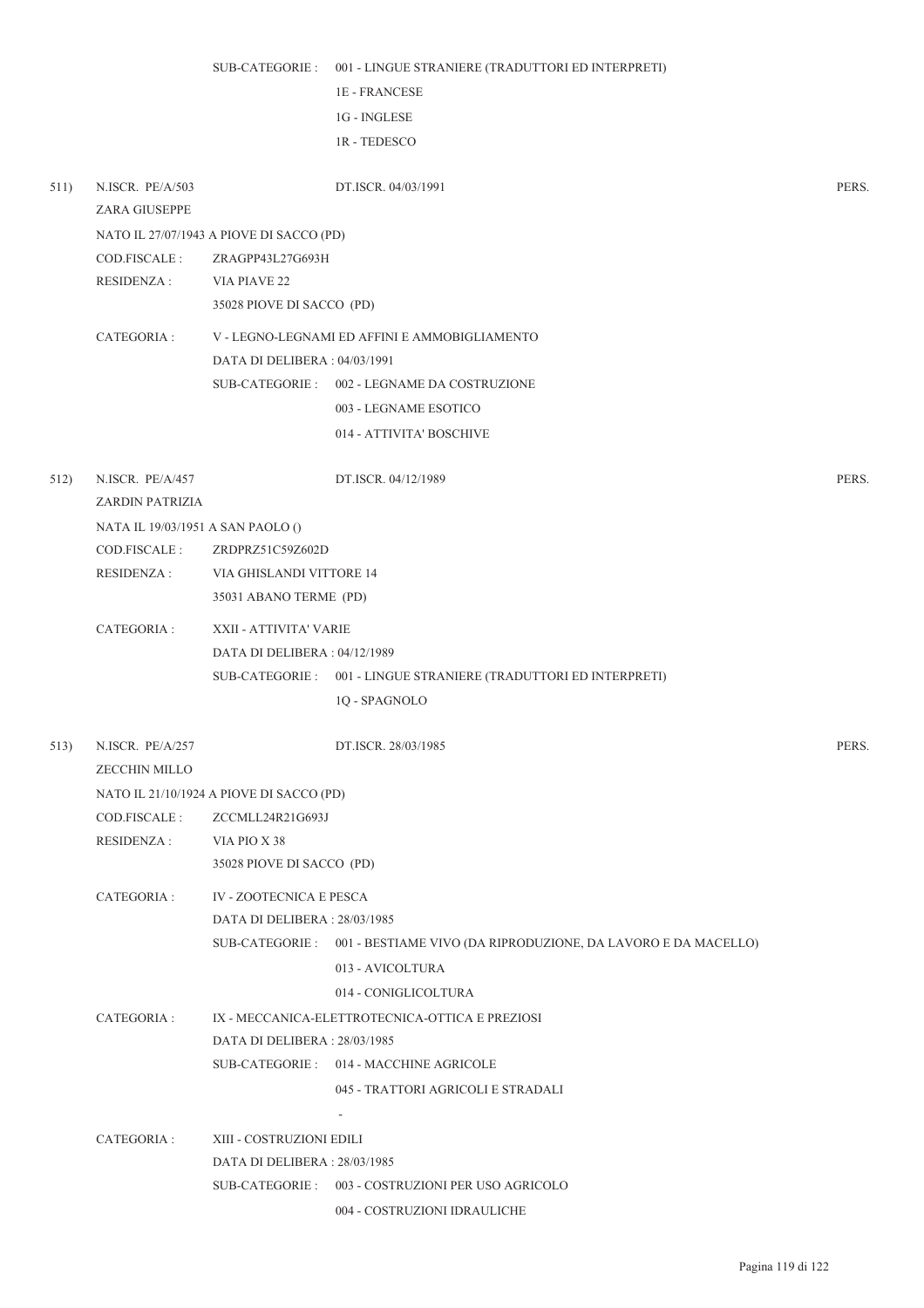SUB-CATEGORIE : 001 - LINGUE STRANIERE (TRADUTTORI ED INTERPRETI)

1E - FRANCESE

1G - INGLESE

1R - TEDESCO

511) N.ISCR. PE/A/503 DT.ISCR. 04/03/1991 PERS.

ZARA GIUSEPPE

NATO IL 27/07/1943 A PIOVE DI SACCO (PD)

COD.FISCALE : ZRAGPP43L27G693H

RESIDENZA : VIA PIAVE 22

35028 PIOVE DI SACCO (PD)

CATEGORIA : V - LEGNO-LEGNAMI ED AFFINI E AMMOBIGLIAMENTO

DATA DI DELIBERA : 04/03/1991

SUB-CATEGORIE : 002 - LEGNAME DA COSTRUZIONE

003 - LEGNAME ESOTICO

014 - ATTIVITA' BOSCHIVE

512) N.ISCR. PE/A/457 DT.ISCR. 04/12/1989 PERS.

ZARDIN PATRIZIA

NATA IL 19/03/1951 A SAN PAOLO ()

COD.FISCALE : ZRDPRZ51C59Z602D

RESIDENZA : VIA GHISLANDI VITTORE 14

35031 ABANO TERME (PD)

CATEGORIA : XXII - ATTIVITA' VARIE

DATA DI DELIBERA : 04/12/1989

SUB-CATEGORIE : 001 - LINGUE STRANIERE (TRADUTTORI ED INTERPRETI)

1Q - SPAGNOLO

513) N.ISCR. PE/A/257 DT.ISCR. 28/03/1985 PERS.

ZECCHIN MILLO

NATO IL 21/10/1924 A PIOVE DI SACCO (PD)

COD.FISCALE : ZCCMLL24R21G693J

RESIDENZA : VIA PIO X 38

35028 PIOVE DI SACCO (PD)

CATEGORIA : IV - ZOOTECNICA E PESCA

DATA DI DELIBERA : 28/03/1985

SUB-CATEGORIE : 001 - BESTIAME VIVO (DA RIPRODUZIONE, DA LAVORO E DA MACELLO)

013 - AVICOLTURA

014 - CONIGLICOLTURA

CATEGORIA : IX - MECCANICA-ELETTROTECNICA-OTTICA E PREZIOSI

DATA DI DELIBERA : 28/03/1985

SUB-CATEGORIE : 014 - MACCHINE AGRICOLE

045 - TRATTORI AGRICOLI E STRADALI

-

CATEGORIA : XIII - COSTRUZIONI EDILI

DATA DI DELIBERA : 28/03/1985

SUB-CATEGORIE : 003 - COSTRUZIONI PER USO AGRICOLO

004 - COSTRUZIONI IDRAULICHE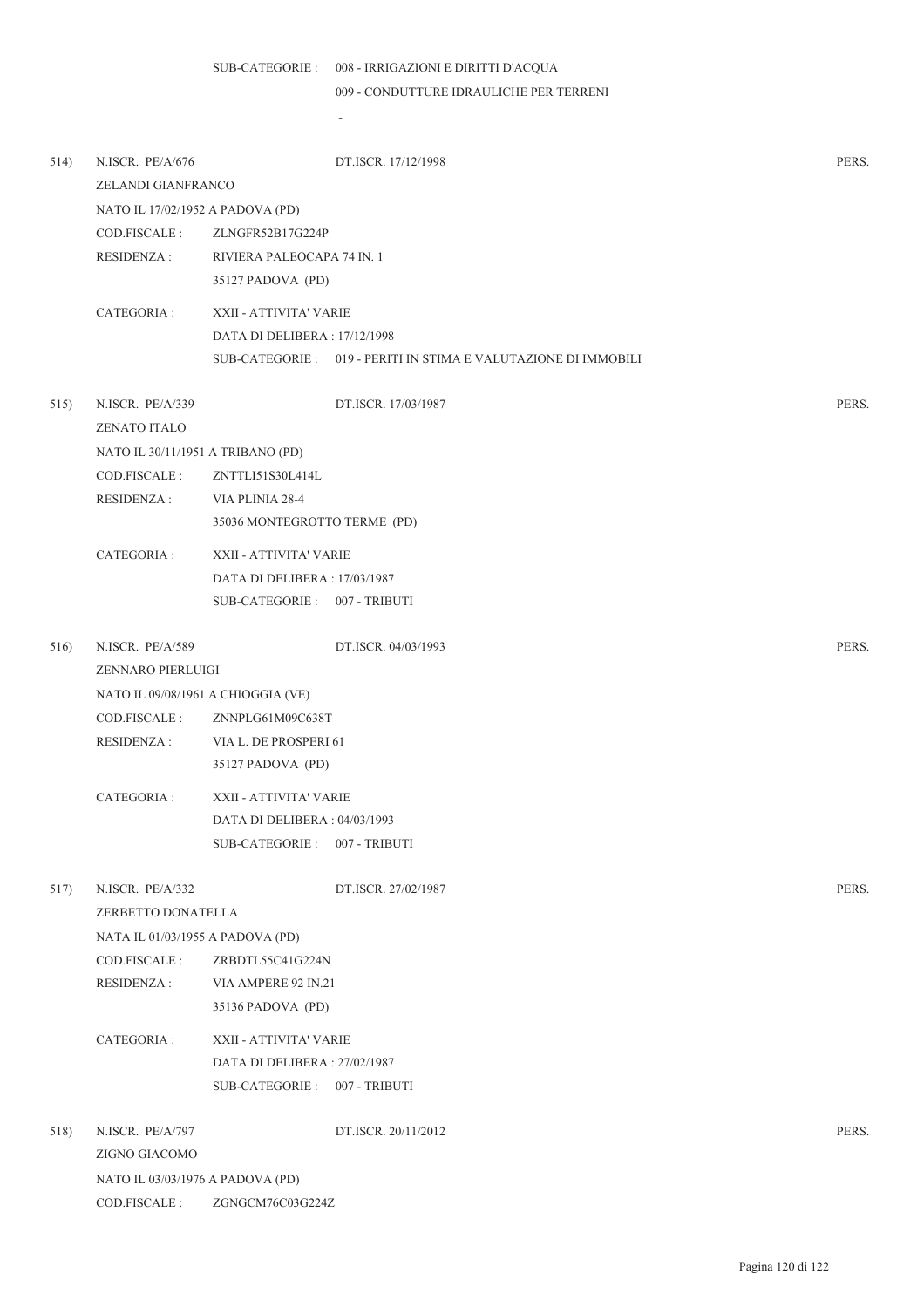SUB-CATEGORIE : 008 - IRRIGAZIONI E DIRITTI D'ACQUA
009 - CONDUTTURE IDRAULICHE PER TERRENI
-

514) N.ISCR. PE/A/676 DT.ISCR. 17/12/1998 PERS.
ZELANDI GIANFRANCO
NATO IL 17/02/1952 A PADOVA (PD)
COD.FISCALE : ZLNGFR52B17G224P
RESIDENZA : RIVIERA PALEOCAPA 74 IN. 1
35127 PADOVA (PD)

CATEGORIA : XXII - ATTIVITA' VARIE
DATA DI DELIBERA : 17/12/1998
SUB-CATEGORIE : 019 - PERITI IN STIMA E VALUTAZIONE DI IMMOBILI

515) N.ISCR. PE/A/339 DT.ISCR. 17/03/1987 PERS.
ZENATO ITALO
NATO IL 30/11/1951 A TRIBANO (PD)
COD.FISCALE : ZNTTLI51S30L414L
RESIDENZA : VIA PLINIA 28-4
35036 MONTEGROTTO TERME (PD)

CATEGORIA : XXII - ATTIVITA' VARIE
DATA DI DELIBERA : 17/03/1987
SUB-CATEGORIE : 007 - TRIBUTI

516) N.ISCR. PE/A/589 DT.ISCR. 04/03/1993 PERS.
ZENNARO PIERLUIGI
NATO IL 09/08/1961 A CHIOGGIA (VE)
COD.FISCALE : ZNNPLG61M09C638T
RESIDENZA : VIA L. DE PROSPERI 61
35127 PADOVA (PD)

CATEGORIA : XXII - ATTIVITA' VARIE
DATA DI DELIBERA : 04/03/1993
SUB-CATEGORIE : 007 - TRIBUTI

517) N.ISCR. PE/A/332 DT.ISCR. 27/02/1987 PERS.
ZERBETTO DONATELLA
NATA IL 01/03/1955 A PADOVA (PD)
COD.FISCALE : ZRBDTL55C41G224N
RESIDENZA : VIA AMPERE 92 IN.21
35136 PADOVA (PD)

CATEGORIA : XXII - ATTIVITA' VARIE
DATA DI DELIBERA : 27/02/1987
SUB-CATEGORIE : 007 - TRIBUTI

518) N.ISCR. PE/A/797 DT.ISCR. 20/11/2012 PERS.
ZIGNO GIACOMO
NATO IL 03/03/1976 A PADOVA (PD)
COD.FISCALE : ZGNGCM76C03G224Z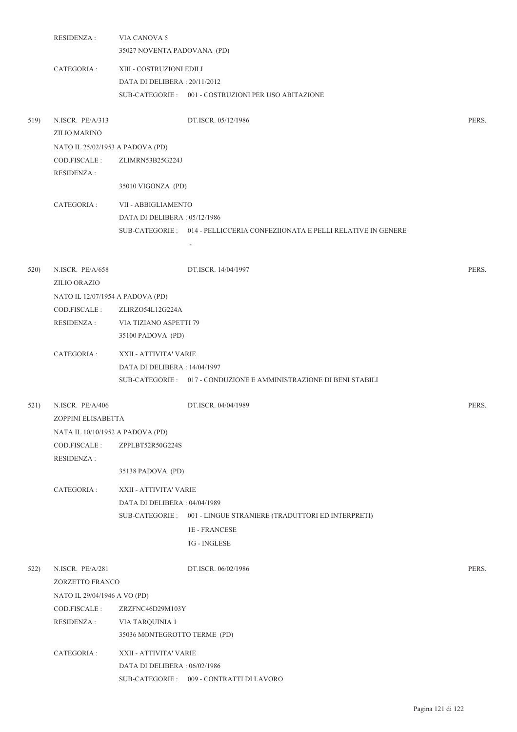RESIDENZA : VIA CANOVA 5
35027 NOVENTA PADOVANA (PD)

CATEGORIA : XIII - COSTRUZIONI EDILI
DATA DI DELIBERA : 20/11/2012
SUB-CATEGORIE : 001 - COSTRUZIONI PER USO ABITAZIONE

519) N.ISCR. PE/A/313 DT.ISCR. 05/12/1986 PERS.
ZILIO MARINO
NATO IL 25/02/1953 A PADOVA (PD)
COD.FISCALE : ZLIMRN53B25G224J
RESIDENZA :
35010 VIGONZA (PD)

CATEGORIA : VII - ABBIGLIAMENTO
DATA DI DELIBERA : 05/12/1986
SUB-CATEGORIE : 014 - PELLICCERIA CONFEZIIONATA E PELLI RELATIVE IN GENERE
-

520) N.ISCR. PE/A/658 DT.ISCR. 14/04/1997 PERS.
ZILIO ORAZIO
NATO IL 12/07/1954 A PADOVA (PD)
COD.FISCALE : ZLIRZO54L12G224A
RESIDENZA : VIA TIZIANO ASPETTI 79
35100 PADOVA (PD)

CATEGORIA : XXII - ATTIVITA' VARIE
DATA DI DELIBERA : 14/04/1997
SUB-CATEGORIE : 017 - CONDUZIONE E AMMINISTRAZIONE DI BENI STABILI

521) N.ISCR. PE/A/406 DT.ISCR. 04/04/1989 PERS.
ZOPPINI ELISABETTA
NATA IL 10/10/1952 A PADOVA (PD)
COD.FISCALE : ZPPLBT52R50G224S
RESIDENZA :
35138 PADOVA (PD)

CATEGORIA : XXII - ATTIVITA' VARIE
DATA DI DELIBERA : 04/04/1989
SUB-CATEGORIE : 001 - LINGUE STRANIERE (TRADUTTORI ED INTERPRETI)
1E - FRANCESE
1G - INGLESE

522) N.ISCR. PE/A/281 DT.ISCR. 06/02/1986 PERS.
ZORZETTO FRANCO
NATO IL 29/04/1946 A VO (PD)
COD.FISCALE : ZRZFNC46D29M103Y
RESIDENZA : VIA TARQUINIA 1
35036 MONTEGROTTO TERME (PD)

CATEGORIA : XXII - ATTIVITA' VARIE
DATA DI DELIBERA : 06/02/1986
SUB-CATEGORIE : 009 - CONTRATTI DI LAVORO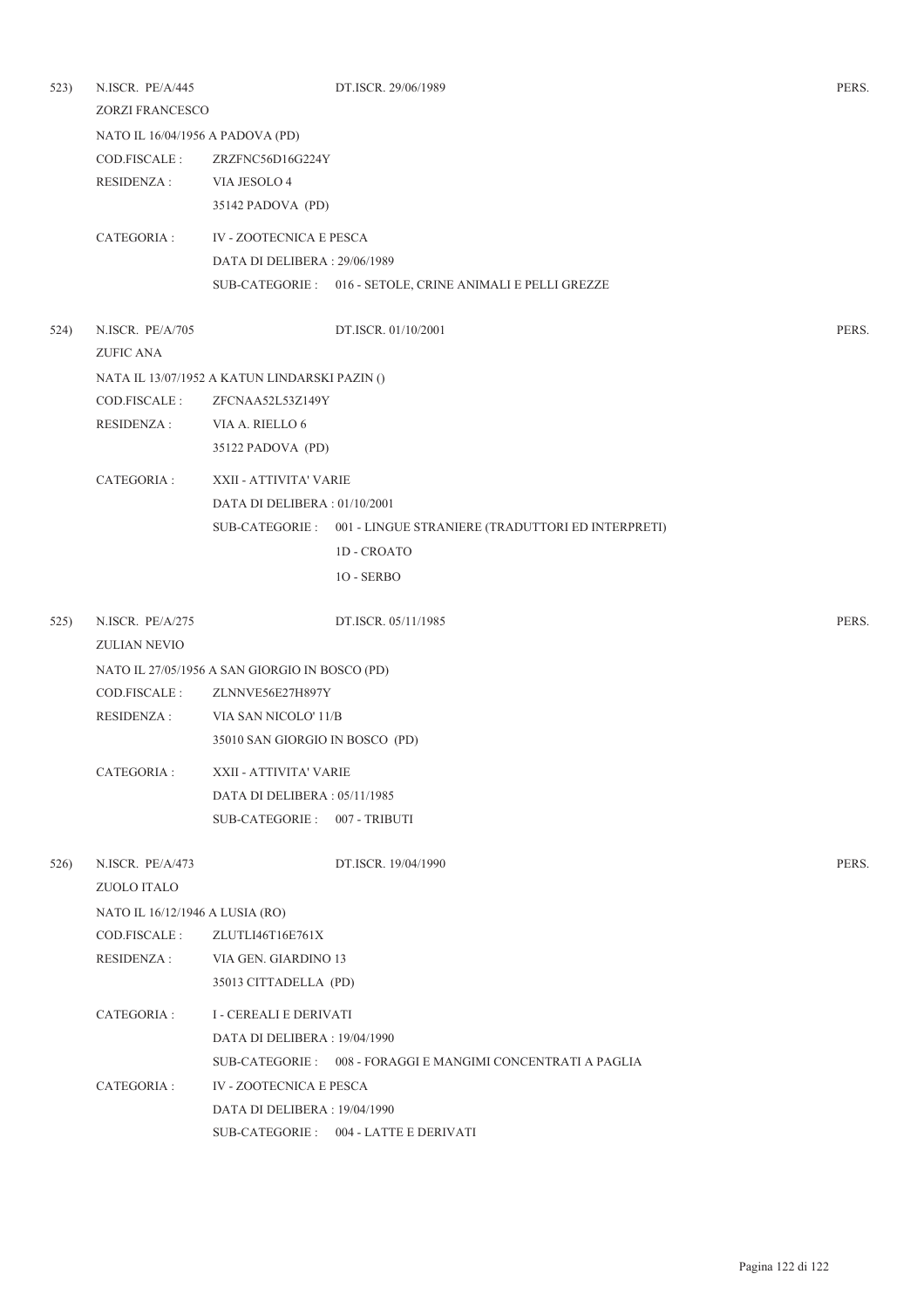523) N.ISCR. PE/A/445 DT.ISCR. 29/06/1989 PERS.

ZORZI FRANCESCO

NATO IL 16/04/1956 A PADOVA (PD)

COD.FISCALE : ZRZFNC56D16G224Y

RESIDENZA : VIA JESOLO 4
35142 PADOVA (PD)

CATEGORIA : IV - ZOOTECNICA E PESCA
DATA DI DELIBERA : 29/06/1989
SUB-CATEGORIE : 016 - SETOLE, CRINE ANIMALI E PELLI GREZZE

524) N.ISCR. PE/A/705 DT.ISCR. 01/10/2001 PERS.

ZUFIC ANA

NATA IL 13/07/1952 A KATUN LINDARSKI PAZIN ()

COD.FISCALE : ZFCNAA52L53Z149Y

RESIDENZA : VIA A. RIELLO 6
35122 PADOVA (PD)

CATEGORIA : XXII - ATTIVITA' VARIE
DATA DI DELIBERA : 01/10/2001
SUB-CATEGORIE : 001 - LINGUE STRANIERE (TRADUTTORI ED INTERPRETI)
1D - CROATO
1O - SERBO

525) N.ISCR. PE/A/275 DT.ISCR. 05/11/1985 PERS.

ZULIAN NEVIO

NATO IL 27/05/1956 A SAN GIORGIO IN BOSCO (PD)

COD.FISCALE : ZLNNVE56E27H897Y

RESIDENZA : VIA SAN NICOLO' 11/B
35010 SAN GIORGIO IN BOSCO (PD)

CATEGORIA : XXII - ATTIVITA' VARIE
DATA DI DELIBERA : 05/11/1985
SUB-CATEGORIE : 007 - TRIBUTI

526) N.ISCR. PE/A/473 DT.ISCR. 19/04/1990 PERS.

ZUOLO ITALO

NATO IL 16/12/1946 A LUSIA (RO)

COD.FISCALE : ZLUTLI46T16E761X

RESIDENZA : VIA GEN. GIARDINO 13
35013 CITTADELLA (PD)

CATEGORIA : I - CEREALI E DERIVATI
DATA DI DELIBERA : 19/04/1990
SUB-CATEGORIE : 008 - FORAGGI E MANGIMI CONCENTRATI A PAGLIA

CATEGORIA : IV - ZOOTECNICA E PESCA
DATA DI DELIBERA : 19/04/1990
SUB-CATEGORIE : 004 - LATTE E DERIVATI